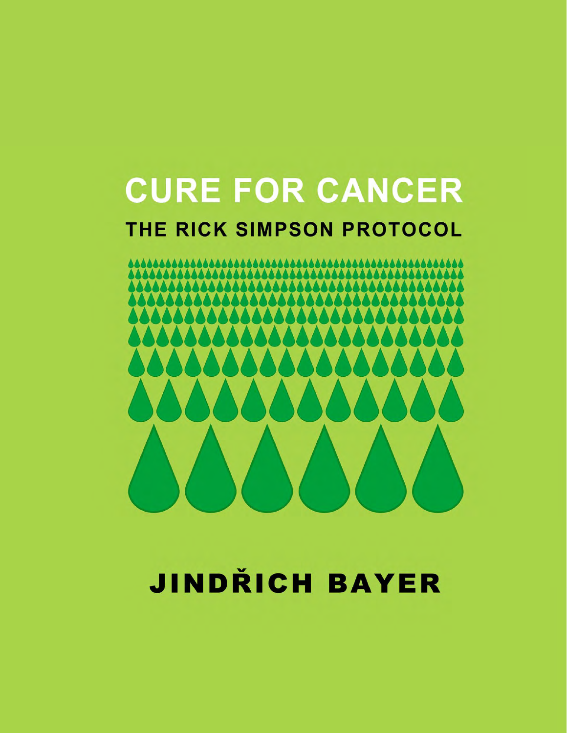# CURE FOR CANCER

## THE RICK SIMPSON PROTOCOL

JINDŘICH BAYER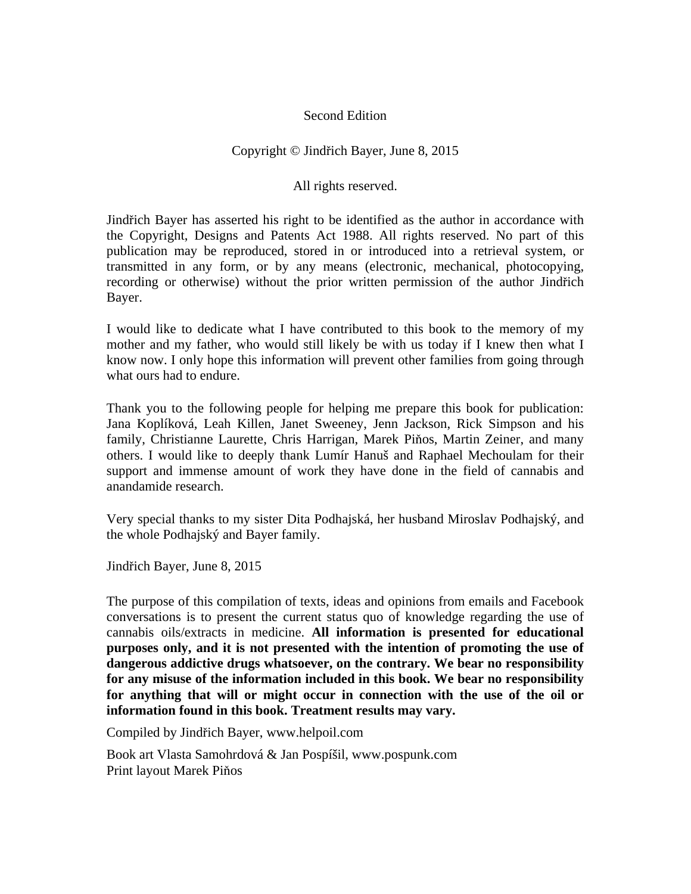Second Edition

Copyright © Jindřich Bayer, June 8, 2015

All rights reserved.

Jindřich Bayer has asserted his right to be identified as the author in accordance with the Copyright, Designs and Patents Act 1988. All rights reserved. No part of this publication may be reproduced, stored in or introduced into a retrieval system, or transmitted in any form, or by any means (electronic, mechanical, photocopying, recording or otherwise) without the prior written permission of the author Jindřich Bayer.

I would like to dedicate what I have contributed to this book to the memory of my mother and my father, who would still likely be with us today if I knew then what I know now. I only hope this information will prevent other families from going through what ours had to endure.

Thank you to the following people for helping me prepare this book for publication: Jana Koplíková, Leah Killen, Janet Sweeney, Jenn Jackson, Rick Simpson and his family, Christianne Laurette, Chris Harrigan, Marek Piňos, Martin Zeiner, and many others. I would like to deeply thank Lumír Hanuš and Raphael Mechoulam for their support and immense amount of work they have done in the field of cannabis and anandamide research.

Very special thanks to my sister Dita Podhajská, her husband Miroslav Podhajský, and the whole Podhajský and Bayer family.

Jindřich Bayer, June 8, 2015

The purpose of this compilation of texts, ideas and opinions from emails and Facebook conversations is to present the current status quo of knowledge regarding the use of cannabis oils/extracts in medicine. **All information is presented for educational purposes only, and it is not presented with the intention of promoting the use of dangerous addictive drugs whatsoever, on the contrary. We bear no responsibility for any misuse of the information included in this book. We bear no responsibility for anything that will or might occur in connection with the use of the oil or information found in this book. Treatment results may vary.**

Compiled by Jindřich Bayer, www.helpoil.com

Book art Vlasta Samohrdová & Jan Pospíšil, www.pospunk.com
Print layout Marek Piňos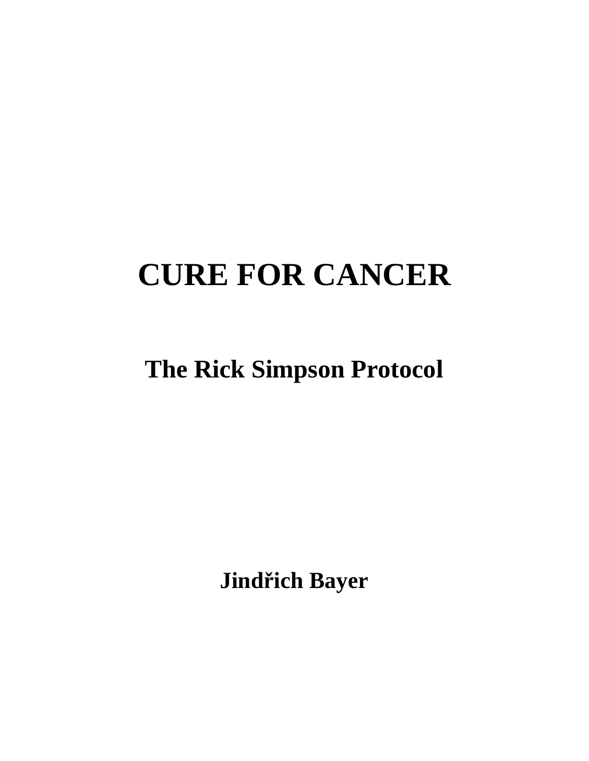# CURE FOR CANCER

## The Rick Simpson Protocol

**Jindřich Bayer**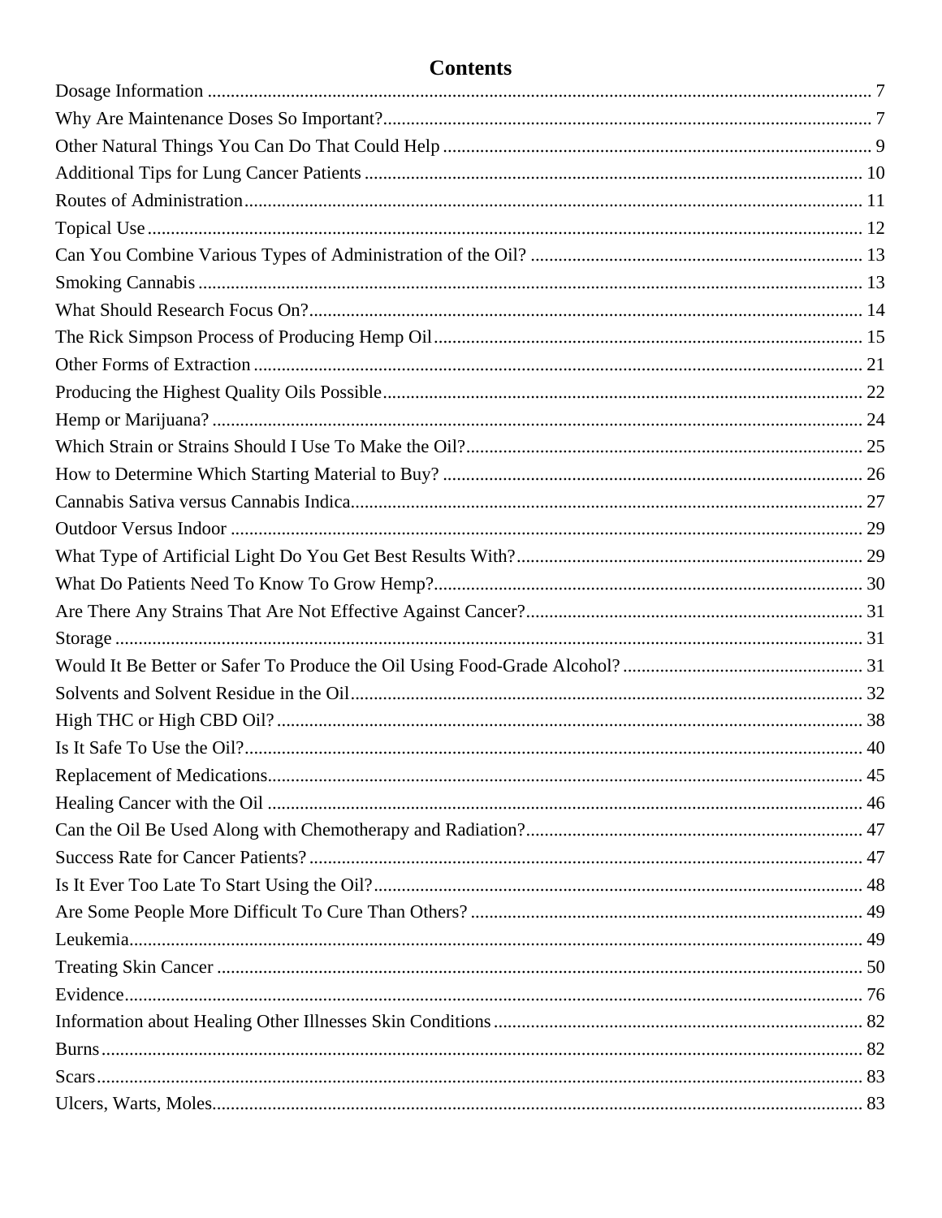# Contents

Dosage Information ..... 7
Why Are Maintenance Doses So Important? ..... 7
Other Natural Things You Can Do That Could Help ..... 9
Additional Tips for Lung Cancer Patients ..... 10
Routes of Administration ..... 11
Topical Use ..... 12
Can You Combine Various Types of Administration of the Oil? ..... 13
Smoking Cannabis ..... 13
What Should Research Focus On? ..... 14
The Rick Simpson Process of Producing Hemp Oil ..... 15
Other Forms of Extraction ..... 21
Producing the Highest Quality Oils Possible ..... 22
Hemp or Marijuana? ..... 24
Which Strain or Strains Should I Use To Make the Oil? ..... 25
How to Determine Which Starting Material to Buy? ..... 26
Cannabis Sativa versus Cannabis Indica ..... 27
Outdoor Versus Indoor ..... 29
What Type of Artificial Light Do You Get Best Results With? ..... 29
What Do Patients Need To Know To Grow Hemp? ..... 30
Are There Any Strains That Are Not Effective Against Cancer? ..... 31
Storage ..... 31
Would It Be Better or Safer To Produce the Oil Using Food-Grade Alcohol? ..... 31
Solvents and Solvent Residue in the Oil ..... 32
High THC or High CBD Oil? ..... 38
Is It Safe To Use the Oil? ..... 40
Replacement of Medications ..... 45
Healing Cancer with the Oil ..... 46
Can the Oil Be Used Along with Chemotherapy and Radiation? ..... 47
Success Rate for Cancer Patients? ..... 47
Is It Ever Too Late To Start Using the Oil? ..... 48
Are Some People More Difficult To Cure Than Others? ..... 49
Leukemia ..... 49
Treating Skin Cancer ..... 50
Evidence ..... 76
Information about Healing Other Illnesses Skin Conditions ..... 82
Burns ..... 82
Scars ..... 83
Ulcers, Warts, Moles ..... 83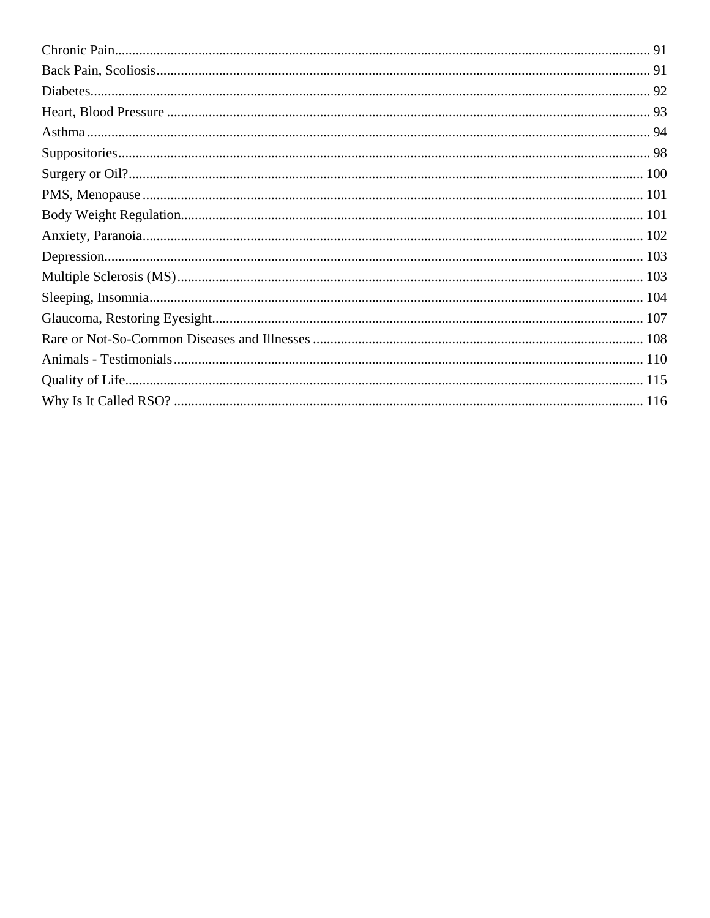Chronic Pain........................................................................................................................................ 91
Back Pain, Scoliosis............................................................................................................................ 91
Diabetes............................................................................................................................................... 92
Heart, Blood Pressure ......................................................................................................................... 93
Asthma ................................................................................................................................................ 94
Suppositories....................................................................................................................................... 98
Surgery or Oil?.................................................................................................................................. 100
PMS, Menopause .............................................................................................................................. 101
Body Weight Regulation................................................................................................................... 101
Anxiety, Paranoia.............................................................................................................................. 102
Depression......................................................................................................................................... 103
Multiple Sclerosis (MS).................................................................................................................... 103
Sleeping, Insomnia............................................................................................................................ 104
Glaucoma, Restoring Eyesight.......................................................................................................... 107
Rare or Not-So-Common Diseases and Illnesses .............................................................................. 108
Animals - Testimonials..................................................................................................................... 110
Quality of Life................................................................................................................................... 115
Why Is It Called RSO? ..................................................................................................................... 116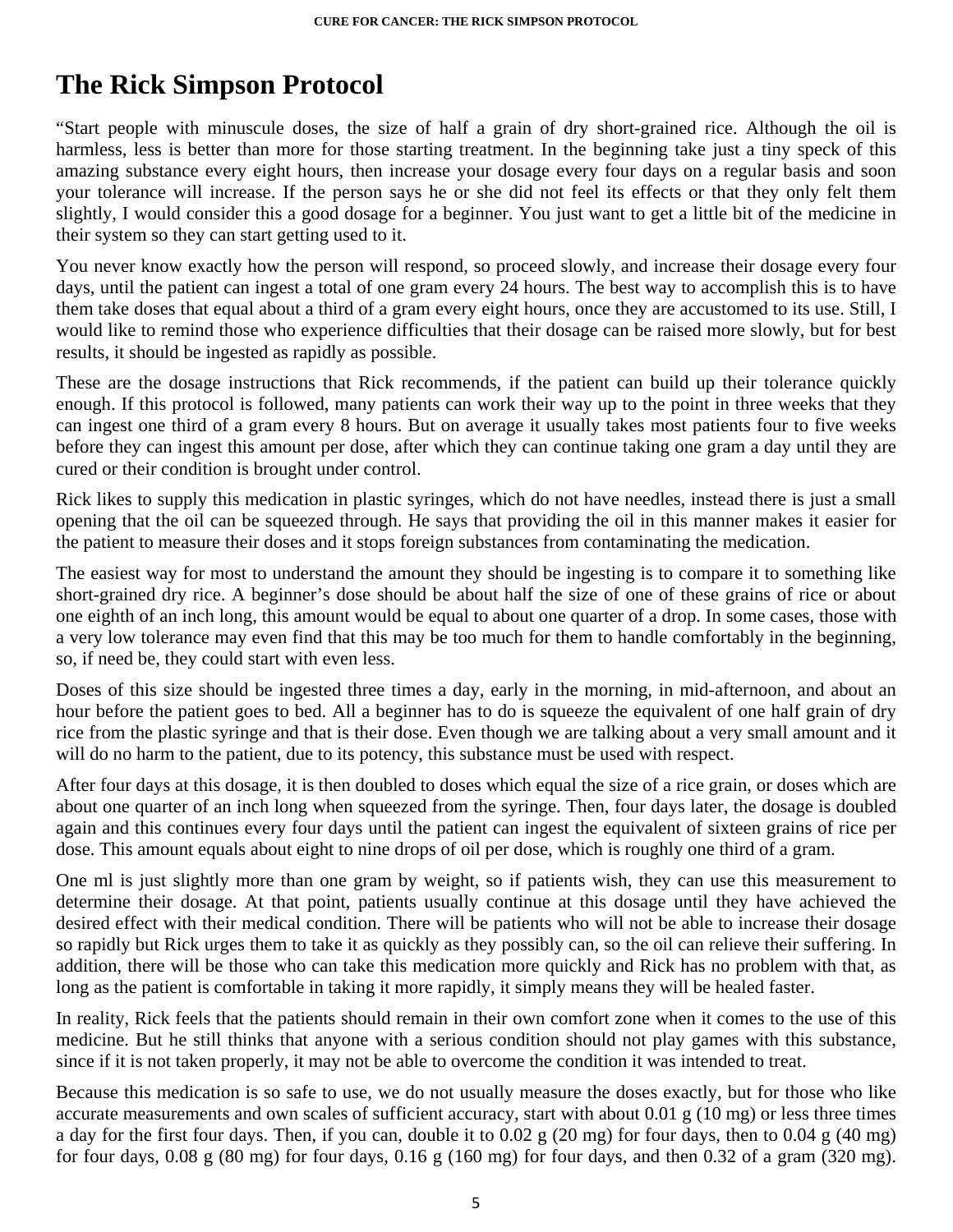# The Rick Simpson Protocol

"Start people with minuscule doses, the size of half a grain of dry short-grained rice. Although the oil is harmless, less is better than more for those starting treatment. In the beginning take just a tiny speck of this amazing substance every eight hours, then increase your dosage every four days on a regular basis and soon your tolerance will increase. If the person says he or she did not feel its effects or that they only felt them slightly, I would consider this a good dosage for a beginner. You just want to get a little bit of the medicine in their system so they can start getting used to it.

You never know exactly how the person will respond, so proceed slowly, and increase their dosage every four days, until the patient can ingest a total of one gram every 24 hours. The best way to accomplish this is to have them take doses that equal about a third of a gram every eight hours, once they are accustomed to its use. Still, I would like to remind those who experience difficulties that their dosage can be raised more slowly, but for best results, it should be ingested as rapidly as possible.

These are the dosage instructions that Rick recommends, if the patient can build up their tolerance quickly enough. If this protocol is followed, many patients can work their way up to the point in three weeks that they can ingest one third of a gram every 8 hours. But on average it usually takes most patients four to five weeks before they can ingest this amount per dose, after which they can continue taking one gram a day until they are cured or their condition is brought under control.

Rick likes to supply this medication in plastic syringes, which do not have needles, instead there is just a small opening that the oil can be squeezed through. He says that providing the oil in this manner makes it easier for the patient to measure their doses and it stops foreign substances from contaminating the medication.

The easiest way for most to understand the amount they should be ingesting is to compare it to something like short-grained dry rice. A beginner's dose should be about half the size of one of these grains of rice or about one eighth of an inch long, this amount would be equal to about one quarter of a drop. In some cases, those with a very low tolerance may even find that this may be too much for them to handle comfortably in the beginning, so, if need be, they could start with even less.

Doses of this size should be ingested three times a day, early in the morning, in mid-afternoon, and about an hour before the patient goes to bed. All a beginner has to do is squeeze the equivalent of one half grain of dry rice from the plastic syringe and that is their dose. Even though we are talking about a very small amount and it will do no harm to the patient, due to its potency, this substance must be used with respect.

After four days at this dosage, it is then doubled to doses which equal the size of a rice grain, or doses which are about one quarter of an inch long when squeezed from the syringe. Then, four days later, the dosage is doubled again and this continues every four days until the patient can ingest the equivalent of sixteen grains of rice per dose. This amount equals about eight to nine drops of oil per dose, which is roughly one third of a gram.

One ml is just slightly more than one gram by weight, so if patients wish, they can use this measurement to determine their dosage. At that point, patients usually continue at this dosage until they have achieved the desired effect with their medical condition. There will be patients who will not be able to increase their dosage so rapidly but Rick urges them to take it as quickly as they possibly can, so the oil can relieve their suffering. In addition, there will be those who can take this medication more quickly and Rick has no problem with that, as long as the patient is comfortable in taking it more rapidly, it simply means they will be healed faster.

In reality, Rick feels that the patients should remain in their own comfort zone when it comes to the use of this medicine. But he still thinks that anyone with a serious condition should not play games with this substance, since if it is not taken properly, it may not be able to overcome the condition it was intended to treat.

Because this medication is so safe to use, we do not usually measure the doses exactly, but for those who like accurate measurements and own scales of sufficient accuracy, start with about 0.01 g (10 mg) or less three times a day for the first four days. Then, if you can, double it to 0.02 g (20 mg) for four days, then to 0.04 g (40 mg) for four days, 0.08 g (80 mg) for four days, 0.16 g (160 mg) for four days, and then 0.32 of a gram (320 mg).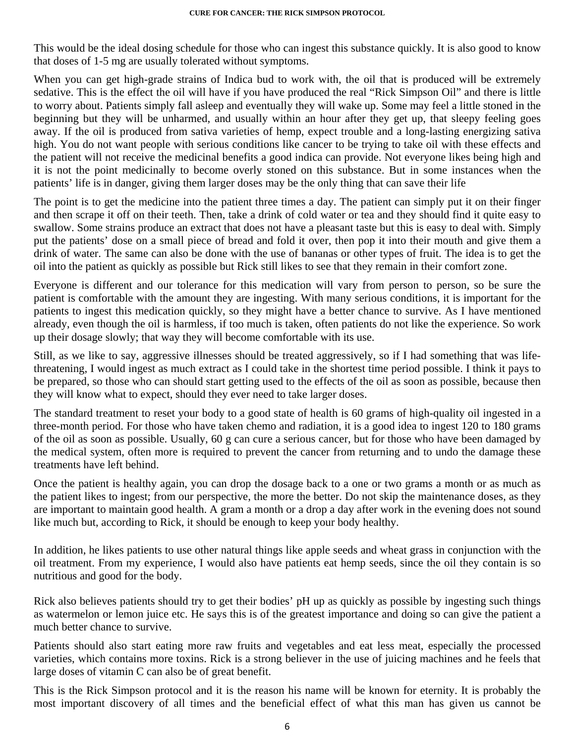This would be the ideal dosing schedule for those who can ingest this substance quickly. It is also good to know that doses of 1-5 mg are usually tolerated without symptoms.

When you can get high-grade strains of Indica bud to work with, the oil that is produced will be extremely sedative. This is the effect the oil will have if you have produced the real "Rick Simpson Oil" and there is little to worry about. Patients simply fall asleep and eventually they will wake up. Some may feel a little stoned in the beginning but they will be unharmed, and usually within an hour after they get up, that sleepy feeling goes away. If the oil is produced from sativa varieties of hemp, expect trouble and a long-lasting energizing sativa high. You do not want people with serious conditions like cancer to be trying to take oil with these effects and the patient will not receive the medicinal benefits a good indica can provide. Not everyone likes being high and it is not the point medicinally to become overly stoned on this substance. But in some instances when the patients' life is in danger, giving them larger doses may be the only thing that can save their life

The point is to get the medicine into the patient three times a day. The patient can simply put it on their finger and then scrape it off on their teeth. Then, take a drink of cold water or tea and they should find it quite easy to swallow. Some strains produce an extract that does not have a pleasant taste but this is easy to deal with. Simply put the patients' dose on a small piece of bread and fold it over, then pop it into their mouth and give them a drink of water. The same can also be done with the use of bananas or other types of fruit. The idea is to get the oil into the patient as quickly as possible but Rick still likes to see that they remain in their comfort zone.

Everyone is different and our tolerance for this medication will vary from person to person, so be sure the patient is comfortable with the amount they are ingesting. With many serious conditions, it is important for the patients to ingest this medication quickly, so they might have a better chance to survive. As I have mentioned already, even though the oil is harmless, if too much is taken, often patients do not like the experience. So work up their dosage slowly; that way they will become comfortable with its use.

Still, as we like to say, aggressive illnesses should be treated aggressively, so if I had something that was life-threatening, I would ingest as much extract as I could take in the shortest time period possible. I think it pays to be prepared, so those who can should start getting used to the effects of the oil as soon as possible, because then they will know what to expect, should they ever need to take larger doses.

The standard treatment to reset your body to a good state of health is 60 grams of high-quality oil ingested in a three-month period. For those who have taken chemo and radiation, it is a good idea to ingest 120 to 180 grams of the oil as soon as possible. Usually, 60 g can cure a serious cancer, but for those who have been damaged by the medical system, often more is required to prevent the cancer from returning and to undo the damage these treatments have left behind.

Once the patient is healthy again, you can drop the dosage back to a one or two grams a month or as much as the patient likes to ingest; from our perspective, the more the better. Do not skip the maintenance doses, as they are important to maintain good health. A gram a month or a drop a day after work in the evening does not sound like much but, according to Rick, it should be enough to keep your body healthy.

In addition, he likes patients to use other natural things like apple seeds and wheat grass in conjunction with the oil treatment. From my experience, I would also have patients eat hemp seeds, since the oil they contain is so nutritious and good for the body.

Rick also believes patients should try to get their bodies' pH up as quickly as possible by ingesting such things as watermelon or lemon juice etc. He says this is of the greatest importance and doing so can give the patient a much better chance to survive.

Patients should also start eating more raw fruits and vegetables and eat less meat, especially the processed varieties, which contains more toxins. Rick is a strong believer in the use of juicing machines and he feels that large doses of vitamin C can also be of great benefit.

This is the Rick Simpson protocol and it is the reason his name will be known for eternity. It is probably the most important discovery of all times and the beneficial effect of what this man has given us cannot be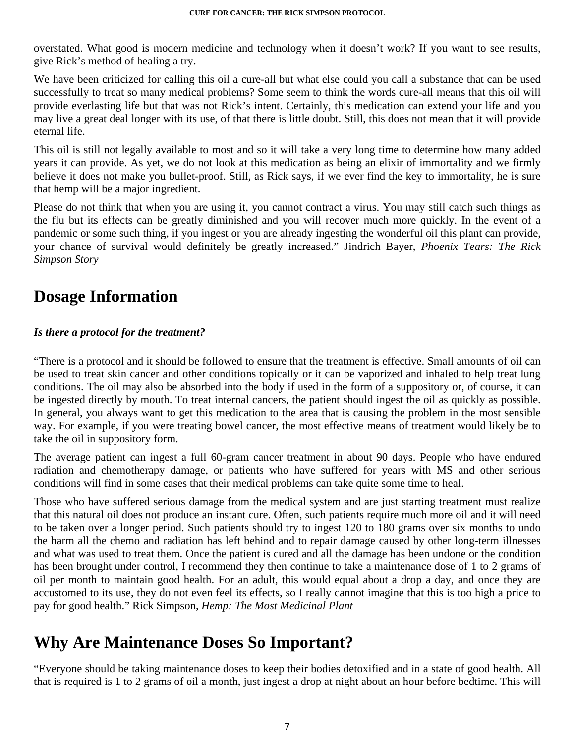overstated. What good is modern medicine and technology when it doesn't work? If you want to see results, give Rick's method of healing a try.

We have been criticized for calling this oil a cure-all but what else could you call a substance that can be used successfully to treat so many medical problems? Some seem to think the words cure-all means that this oil will provide everlasting life but that was not Rick's intent. Certainly, this medication can extend your life and you may live a great deal longer with its use, of that there is little doubt. Still, this does not mean that it will provide eternal life.

This oil is still not legally available to most and so it will take a very long time to determine how many added years it can provide. As yet, we do not look at this medication as being an elixir of immortality and we firmly believe it does not make you bullet-proof. Still, as Rick says, if we ever find the key to immortality, he is sure that hemp will be a major ingredient.

Please do not think that when you are using it, you cannot contract a virus. You may still catch such things as the flu but its effects can be greatly diminished and you will recover much more quickly. In the event of a pandemic or some such thing, if you ingest or you are already ingesting the wonderful oil this plant can provide, your chance of survival would definitely be greatly increased." Jindrich Bayer, *Phoenix Tears: The Rick Simpson Story*

# Dosage Information

***Is there a protocol for the treatment?***

"There is a protocol and it should be followed to ensure that the treatment is effective. Small amounts of oil can be used to treat skin cancer and other conditions topically or it can be vaporized and inhaled to help treat lung conditions. The oil may also be absorbed into the body if used in the form of a suppository or, of course, it can be ingested directly by mouth. To treat internal cancers, the patient should ingest the oil as quickly as possible. In general, you always want to get this medication to the area that is causing the problem in the most sensible way. For example, if you were treating bowel cancer, the most effective means of treatment would likely be to take the oil in suppository form.

The average patient can ingest a full 60-gram cancer treatment in about 90 days. People who have endured radiation and chemotherapy damage, or patients who have suffered for years with MS and other serious conditions will find in some cases that their medical problems can take quite some time to heal.

Those who have suffered serious damage from the medical system and are just starting treatment must realize that this natural oil does not produce an instant cure. Often, such patients require much more oil and it will need to be taken over a longer period. Such patients should try to ingest 120 to 180 grams over six months to undo the harm all the chemo and radiation has left behind and to repair damage caused by other long-term illnesses and what was used to treat them. Once the patient is cured and all the damage has been undone or the condition has been brought under control, I recommend they then continue to take a maintenance dose of 1 to 2 grams of oil per month to maintain good health. For an adult, this would equal about a drop a day, and once they are accustomed to its use, they do not even feel its effects, so I really cannot imagine that this is too high a price to pay for good health." Rick Simpson, *Hemp: The Most Medicinal Plant*

# Why Are Maintenance Doses So Important?

"Everyone should be taking maintenance doses to keep their bodies detoxified and in a state of good health. All that is required is 1 to 2 grams of oil a month, just ingest a drop at night about an hour before bedtime. This will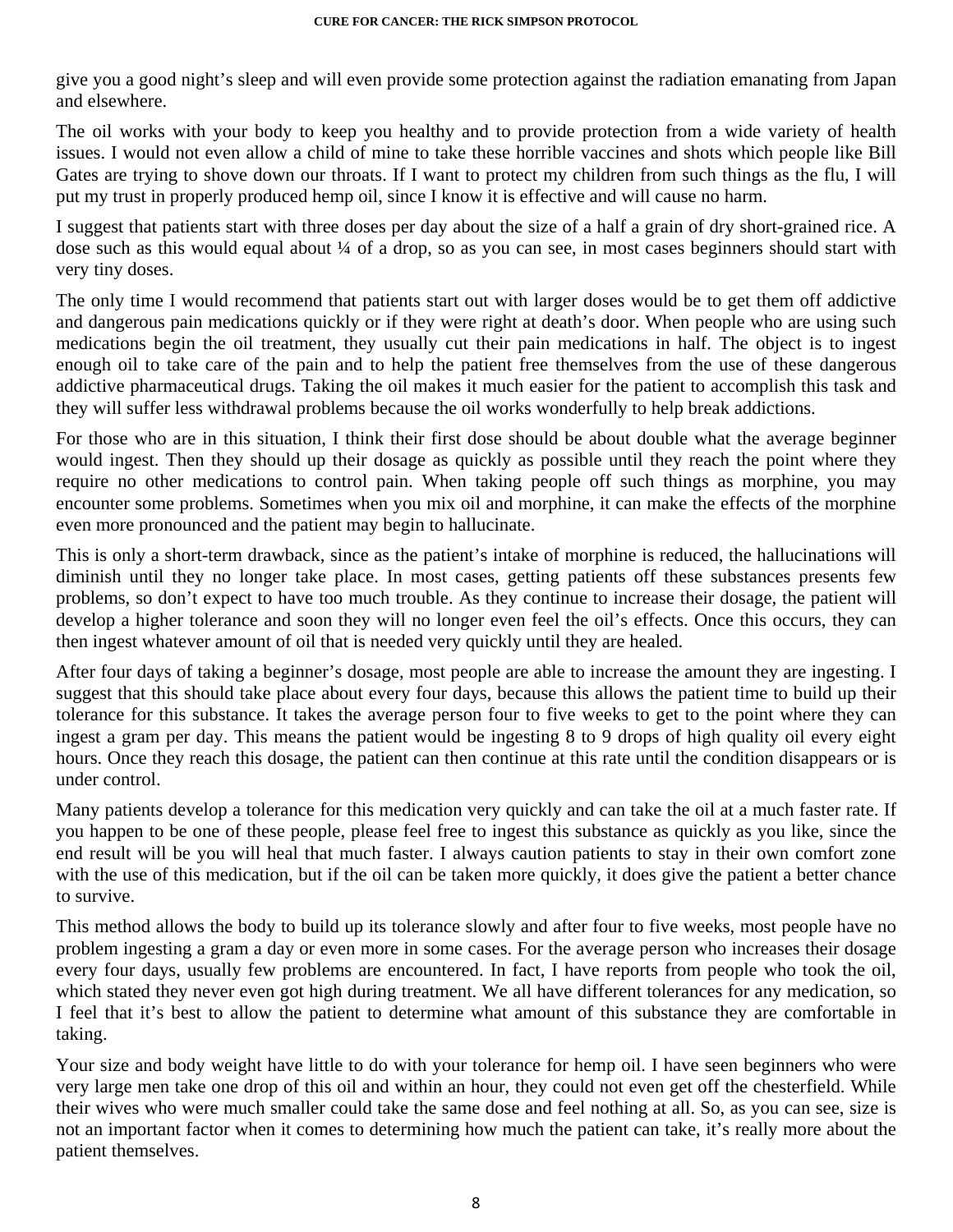give you a good night's sleep and will even provide some protection against the radiation emanating from Japan and elsewhere.

The oil works with your body to keep you healthy and to provide protection from a wide variety of health issues. I would not even allow a child of mine to take these horrible vaccines and shots which people like Bill Gates are trying to shove down our throats. If I want to protect my children from such things as the flu, I will put my trust in properly produced hemp oil, since I know it is effective and will cause no harm.

I suggest that patients start with three doses per day about the size of a half a grain of dry short-grained rice. A dose such as this would equal about ¼ of a drop, so as you can see, in most cases beginners should start with very tiny doses.

The only time I would recommend that patients start out with larger doses would be to get them off addictive and dangerous pain medications quickly or if they were right at death's door. When people who are using such medications begin the oil treatment, they usually cut their pain medications in half. The object is to ingest enough oil to take care of the pain and to help the patient free themselves from the use of these dangerous addictive pharmaceutical drugs. Taking the oil makes it much easier for the patient to accomplish this task and they will suffer less withdrawal problems because the oil works wonderfully to help break addictions.

For those who are in this situation, I think their first dose should be about double what the average beginner would ingest. Then they should up their dosage as quickly as possible until they reach the point where they require no other medications to control pain. When taking people off such things as morphine, you may encounter some problems. Sometimes when you mix oil and morphine, it can make the effects of the morphine even more pronounced and the patient may begin to hallucinate.

This is only a short-term drawback, since as the patient's intake of morphine is reduced, the hallucinations will diminish until they no longer take place. In most cases, getting patients off these substances presents few problems, so don't expect to have too much trouble. As they continue to increase their dosage, the patient will develop a higher tolerance and soon they will no longer even feel the oil's effects. Once this occurs, they can then ingest whatever amount of oil that is needed very quickly until they are healed.

After four days of taking a beginner's dosage, most people are able to increase the amount they are ingesting. I suggest that this should take place about every four days, because this allows the patient time to build up their tolerance for this substance. It takes the average person four to five weeks to get to the point where they can ingest a gram per day. This means the patient would be ingesting 8 to 9 drops of high quality oil every eight hours. Once they reach this dosage, the patient can then continue at this rate until the condition disappears or is under control.

Many patients develop a tolerance for this medication very quickly and can take the oil at a much faster rate. If you happen to be one of these people, please feel free to ingest this substance as quickly as you like, since the end result will be you will heal that much faster. I always caution patients to stay in their own comfort zone with the use of this medication, but if the oil can be taken more quickly, it does give the patient a better chance to survive.

This method allows the body to build up its tolerance slowly and after four to five weeks, most people have no problem ingesting a gram a day or even more in some cases. For the average person who increases their dosage every four days, usually few problems are encountered. In fact, I have reports from people who took the oil, which stated they never even got high during treatment. We all have different tolerances for any medication, so I feel that it's best to allow the patient to determine what amount of this substance they are comfortable in taking.

Your size and body weight have little to do with your tolerance for hemp oil. I have seen beginners who were very large men take one drop of this oil and within an hour, they could not even get off the chesterfield. While their wives who were much smaller could take the same dose and feel nothing at all. So, as you can see, size is not an important factor when it comes to determining how much the patient can take, it's really more about the patient themselves.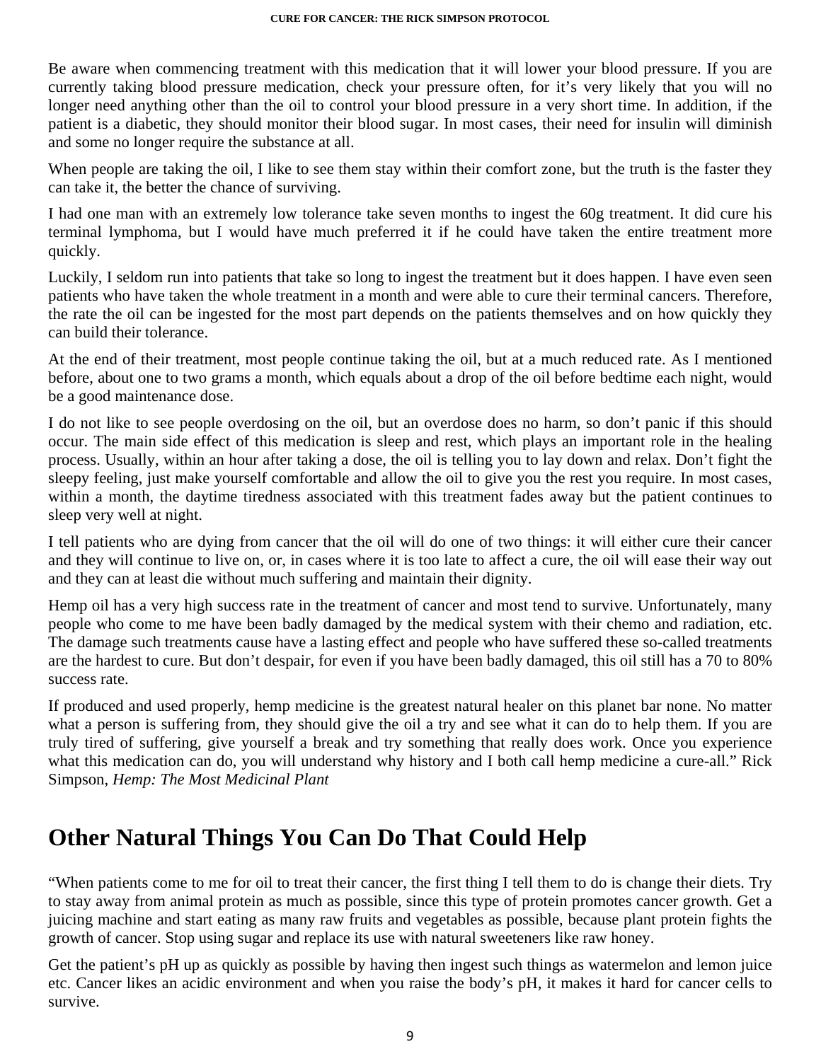Be aware when commencing treatment with this medication that it will lower your blood pressure. If you are currently taking blood pressure medication, check your pressure often, for it's very likely that you will no longer need anything other than the oil to control your blood pressure in a very short time. In addition, if the patient is a diabetic, they should monitor their blood sugar. In most cases, their need for insulin will diminish and some no longer require the substance at all.

When people are taking the oil, I like to see them stay within their comfort zone, but the truth is the faster they can take it, the better the chance of surviving.

I had one man with an extremely low tolerance take seven months to ingest the 60g treatment. It did cure his terminal lymphoma, but I would have much preferred it if he could have taken the entire treatment more quickly.

Luckily, I seldom run into patients that take so long to ingest the treatment but it does happen. I have even seen patients who have taken the whole treatment in a month and were able to cure their terminal cancers. Therefore, the rate the oil can be ingested for the most part depends on the patients themselves and on how quickly they can build their tolerance.

At the end of their treatment, most people continue taking the oil, but at a much reduced rate. As I mentioned before, about one to two grams a month, which equals about a drop of the oil before bedtime each night, would be a good maintenance dose.

I do not like to see people overdosing on the oil, but an overdose does no harm, so don't panic if this should occur. The main side effect of this medication is sleep and rest, which plays an important role in the healing process. Usually, within an hour after taking a dose, the oil is telling you to lay down and relax. Don't fight the sleepy feeling, just make yourself comfortable and allow the oil to give you the rest you require. In most cases, within a month, the daytime tiredness associated with this treatment fades away but the patient continues to sleep very well at night.

I tell patients who are dying from cancer that the oil will do one of two things: it will either cure their cancer and they will continue to live on, or, in cases where it is too late to affect a cure, the oil will ease their way out and they can at least die without much suffering and maintain their dignity.

Hemp oil has a very high success rate in the treatment of cancer and most tend to survive. Unfortunately, many people who come to me have been badly damaged by the medical system with their chemo and radiation, etc. The damage such treatments cause have a lasting effect and people who have suffered these so-called treatments are the hardest to cure. But don't despair, for even if you have been badly damaged, this oil still has a 70 to 80% success rate.

If produced and used properly, hemp medicine is the greatest natural healer on this planet bar none. No matter what a person is suffering from, they should give the oil a try and see what it can do to help them. If you are truly tired of suffering, give yourself a break and try something that really does work. Once you experience what this medication can do, you will understand why history and I both call hemp medicine a cure-all." Rick Simpson, *Hemp: The Most Medicinal Plant*

# Other Natural Things You Can Do That Could Help

"When patients come to me for oil to treat their cancer, the first thing I tell them to do is change their diets. Try to stay away from animal protein as much as possible, since this type of protein promotes cancer growth. Get a juicing machine and start eating as many raw fruits and vegetables as possible, because plant protein fights the growth of cancer. Stop using sugar and replace its use with natural sweeteners like raw honey.

Get the patient's pH up as quickly as possible by having then ingest such things as watermelon and lemon juice etc. Cancer likes an acidic environment and when you raise the body's pH, it makes it hard for cancer cells to survive.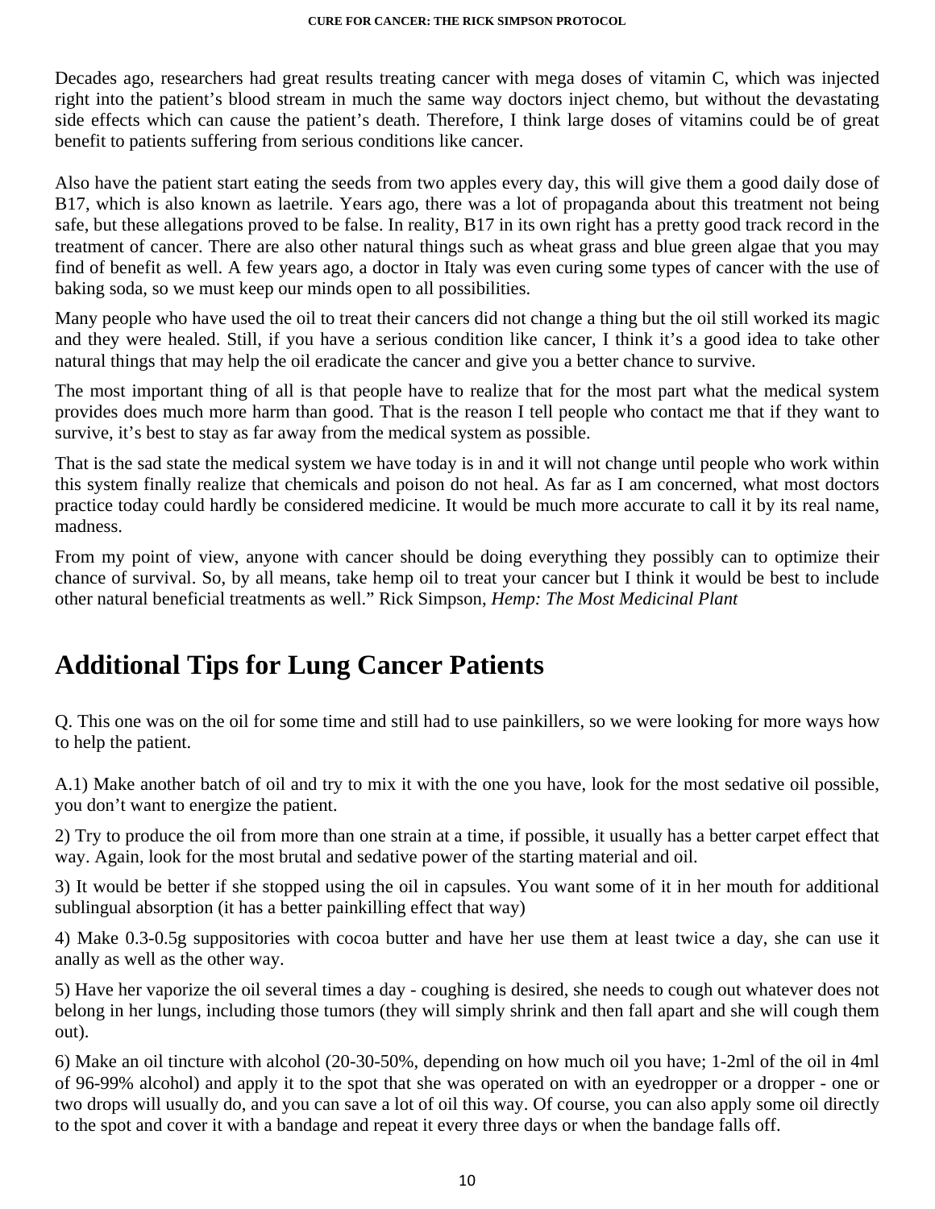Decades ago, researchers had great results treating cancer with mega doses of vitamin C, which was injected right into the patient's blood stream in much the same way doctors inject chemo, but without the devastating side effects which can cause the patient's death. Therefore, I think large doses of vitamins could be of great benefit to patients suffering from serious conditions like cancer.

Also have the patient start eating the seeds from two apples every day, this will give them a good daily dose of B17, which is also known as laetrile. Years ago, there was a lot of propaganda about this treatment not being safe, but these allegations proved to be false. In reality, B17 in its own right has a pretty good track record in the treatment of cancer. There are also other natural things such as wheat grass and blue green algae that you may find of benefit as well. A few years ago, a doctor in Italy was even curing some types of cancer with the use of baking soda, so we must keep our minds open to all possibilities.

Many people who have used the oil to treat their cancers did not change a thing but the oil still worked its magic and they were healed. Still, if you have a serious condition like cancer, I think it's a good idea to take other natural things that may help the oil eradicate the cancer and give you a better chance to survive.

The most important thing of all is that people have to realize that for the most part what the medical system provides does much more harm than good. That is the reason I tell people who contact me that if they want to survive, it's best to stay as far away from the medical system as possible.

That is the sad state the medical system we have today is in and it will not change until people who work within this system finally realize that chemicals and poison do not heal. As far as I am concerned, what most doctors practice today could hardly be considered medicine. It would be much more accurate to call it by its real name, madness.

From my point of view, anyone with cancer should be doing everything they possibly can to optimize their chance of survival. So, by all means, take hemp oil to treat your cancer but I think it would be best to include other natural beneficial treatments as well." Rick Simpson, *Hemp: The Most Medicinal Plant*

## Additional Tips for Lung Cancer Patients

Q. This one was on the oil for some time and still had to use painkillers, so we were looking for more ways how to help the patient.

A.1) Make another batch of oil and try to mix it with the one you have, look for the most sedative oil possible, you don't want to energize the patient.

2) Try to produce the oil from more than one strain at a time, if possible, it usually has a better carpet effect that way. Again, look for the most brutal and sedative power of the starting material and oil.

3) It would be better if she stopped using the oil in capsules. You want some of it in her mouth for additional sublingual absorption (it has a better painkilling effect that way)

4) Make 0.3-0.5g suppositories with cocoa butter and have her use them at least twice a day, she can use it anally as well as the other way.

5) Have her vaporize the oil several times a day - coughing is desired, she needs to cough out whatever does not belong in her lungs, including those tumors (they will simply shrink and then fall apart and she will cough them out).

6) Make an oil tincture with alcohol (20-30-50%, depending on how much oil you have; 1-2ml of the oil in 4ml of 96-99% alcohol) and apply it to the spot that she was operated on with an eyedropper or a dropper - one or two drops will usually do, and you can save a lot of oil this way. Of course, you can also apply some oil directly to the spot and cover it with a bandage and repeat it every three days or when the bandage falls off.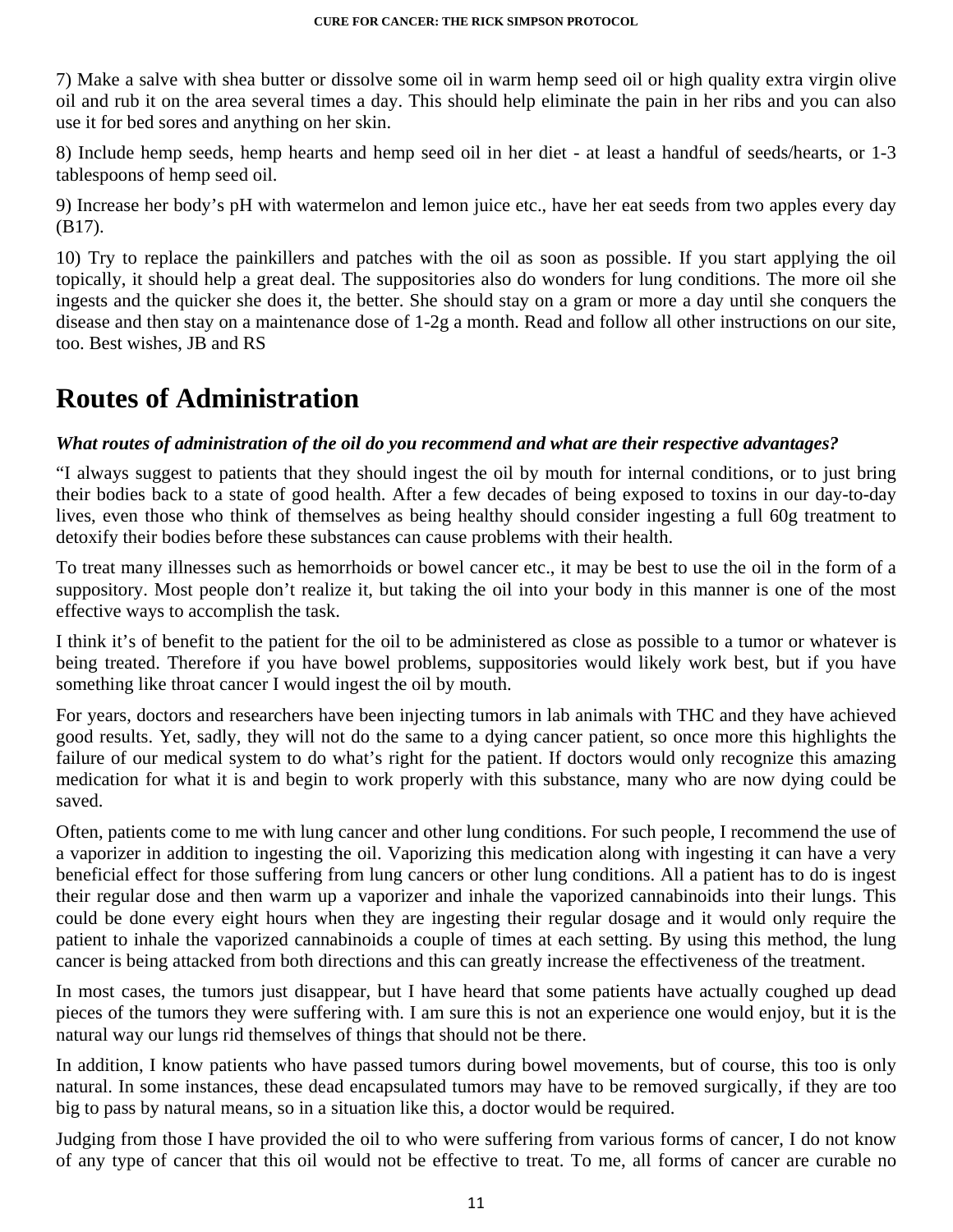7) Make a salve with shea butter or dissolve some oil in warm hemp seed oil or high quality extra virgin olive oil and rub it on the area several times a day. This should help eliminate the pain in her ribs and you can also use it for bed sores and anything on her skin.

8) Include hemp seeds, hemp hearts and hemp seed oil in her diet - at least a handful of seeds/hearts, or 1-3 tablespoons of hemp seed oil.

9) Increase her body's pH with watermelon and lemon juice etc., have her eat seeds from two apples every day (B17).

10) Try to replace the painkillers and patches with the oil as soon as possible. If you start applying the oil topically, it should help a great deal. The suppositories also do wonders for lung conditions. The more oil she ingests and the quicker she does it, the better. She should stay on a gram or more a day until she conquers the disease and then stay on a maintenance dose of 1-2g a month. Read and follow all other instructions on our site, too. Best wishes, JB and RS

# Routes of Administration

***What routes of administration of the oil do you recommend and what are their respective advantages?***

"I always suggest to patients that they should ingest the oil by mouth for internal conditions, or to just bring their bodies back to a state of good health. After a few decades of being exposed to toxins in our day-to-day lives, even those who think of themselves as being healthy should consider ingesting a full 60g treatment to detoxify their bodies before these substances can cause problems with their health.

To treat many illnesses such as hemorrhoids or bowel cancer etc., it may be best to use the oil in the form of a suppository. Most people don't realize it, but taking the oil into your body in this manner is one of the most effective ways to accomplish the task.

I think it's of benefit to the patient for the oil to be administered as close as possible to a tumor or whatever is being treated. Therefore if you have bowel problems, suppositories would likely work best, but if you have something like throat cancer I would ingest the oil by mouth.

For years, doctors and researchers have been injecting tumors in lab animals with THC and they have achieved good results. Yet, sadly, they will not do the same to a dying cancer patient, so once more this highlights the failure of our medical system to do what's right for the patient. If doctors would only recognize this amazing medication for what it is and begin to work properly with this substance, many who are now dying could be saved.

Often, patients come to me with lung cancer and other lung conditions. For such people, I recommend the use of a vaporizer in addition to ingesting the oil. Vaporizing this medication along with ingesting it can have a very beneficial effect for those suffering from lung cancers or other lung conditions. All a patient has to do is ingest their regular dose and then warm up a vaporizer and inhale the vaporized cannabinoids into their lungs. This could be done every eight hours when they are ingesting their regular dosage and it would only require the patient to inhale the vaporized cannabinoids a couple of times at each setting. By using this method, the lung cancer is being attacked from both directions and this can greatly increase the effectiveness of the treatment.

In most cases, the tumors just disappear, but I have heard that some patients have actually coughed up dead pieces of the tumors they were suffering with. I am sure this is not an experience one would enjoy, but it is the natural way our lungs rid themselves of things that should not be there.

In addition, I know patients who have passed tumors during bowel movements, but of course, this too is only natural. In some instances, these dead encapsulated tumors may have to be removed surgically, if they are too big to pass by natural means, so in a situation like this, a doctor would be required.

Judging from those I have provided the oil to who were suffering from various forms of cancer, I do not know of any type of cancer that this oil would not be effective to treat. To me, all forms of cancer are curable no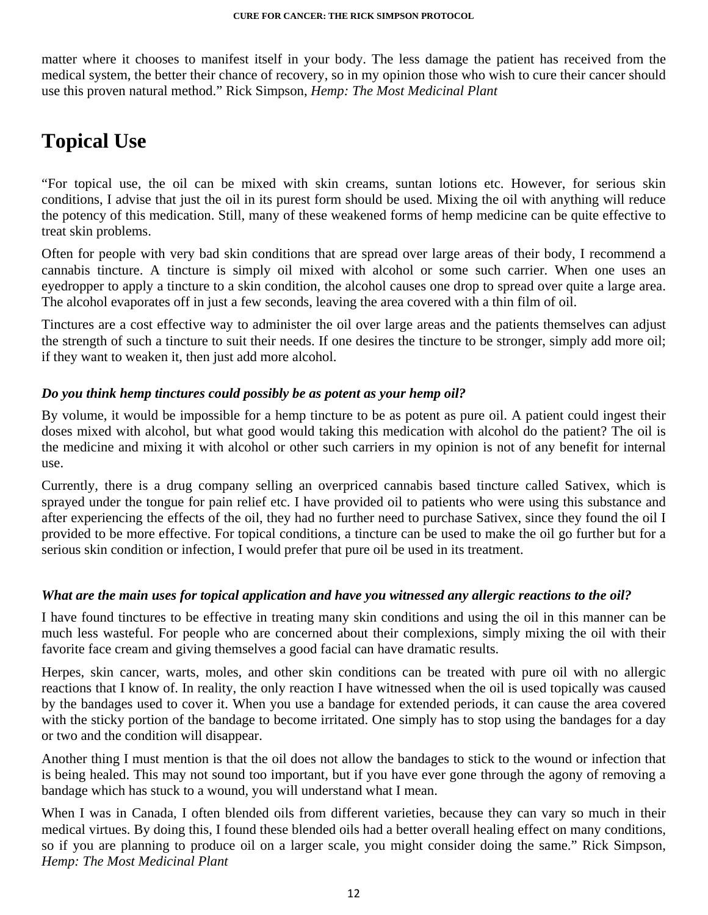matter where it chooses to manifest itself in your body. The less damage the patient has received from the medical system, the better their chance of recovery, so in my opinion those who wish to cure their cancer should use this proven natural method." Rick Simpson, *Hemp: The Most Medicinal Plant*

# Topical Use

"For topical use, the oil can be mixed with skin creams, suntan lotions etc. However, for serious skin conditions, I advise that just the oil in its purest form should be used. Mixing the oil with anything will reduce the potency of this medication. Still, many of these weakened forms of hemp medicine can be quite effective to treat skin problems.

Often for people with very bad skin conditions that are spread over large areas of their body, I recommend a cannabis tincture. A tincture is simply oil mixed with alcohol or some such carrier. When one uses an eyedropper to apply a tincture to a skin condition, the alcohol causes one drop to spread over quite a large area. The alcohol evaporates off in just a few seconds, leaving the area covered with a thin film of oil.

Tinctures are a cost effective way to administer the oil over large areas and the patients themselves can adjust the strength of such a tincture to suit their needs. If one desires the tincture to be stronger, simply add more oil; if they want to weaken it, then just add more alcohol.

***Do you think hemp tinctures could possibly be as potent as your hemp oil?***

By volume, it would be impossible for a hemp tincture to be as potent as pure oil. A patient could ingest their doses mixed with alcohol, but what good would taking this medication with alcohol do the patient? The oil is the medicine and mixing it with alcohol or other such carriers in my opinion is not of any benefit for internal use.

Currently, there is a drug company selling an overpriced cannabis based tincture called Sativex, which is sprayed under the tongue for pain relief etc. I have provided oil to patients who were using this substance and after experiencing the effects of the oil, they had no further need to purchase Sativex, since they found the oil I provided to be more effective. For topical conditions, a tincture can be used to make the oil go further but for a serious skin condition or infection, I would prefer that pure oil be used in its treatment.

***What are the main uses for topical application and have you witnessed any allergic reactions to the oil?***

I have found tinctures to be effective in treating many skin conditions and using the oil in this manner can be much less wasteful. For people who are concerned about their complexions, simply mixing the oil with their favorite face cream and giving themselves a good facial can have dramatic results.

Herpes, skin cancer, warts, moles, and other skin conditions can be treated with pure oil with no allergic reactions that I know of. In reality, the only reaction I have witnessed when the oil is used topically was caused by the bandages used to cover it. When you use a bandage for extended periods, it can cause the area covered with the sticky portion of the bandage to become irritated. One simply has to stop using the bandages for a day or two and the condition will disappear.

Another thing I must mention is that the oil does not allow the bandages to stick to the wound or infection that is being healed. This may not sound too important, but if you have ever gone through the agony of removing a bandage which has stuck to a wound, you will understand what I mean.

When I was in Canada, I often blended oils from different varieties, because they can vary so much in their medical virtues. By doing this, I found these blended oils had a better overall healing effect on many conditions, so if you are planning to produce oil on a larger scale, you might consider doing the same." Rick Simpson, *Hemp: The Most Medicinal Plant*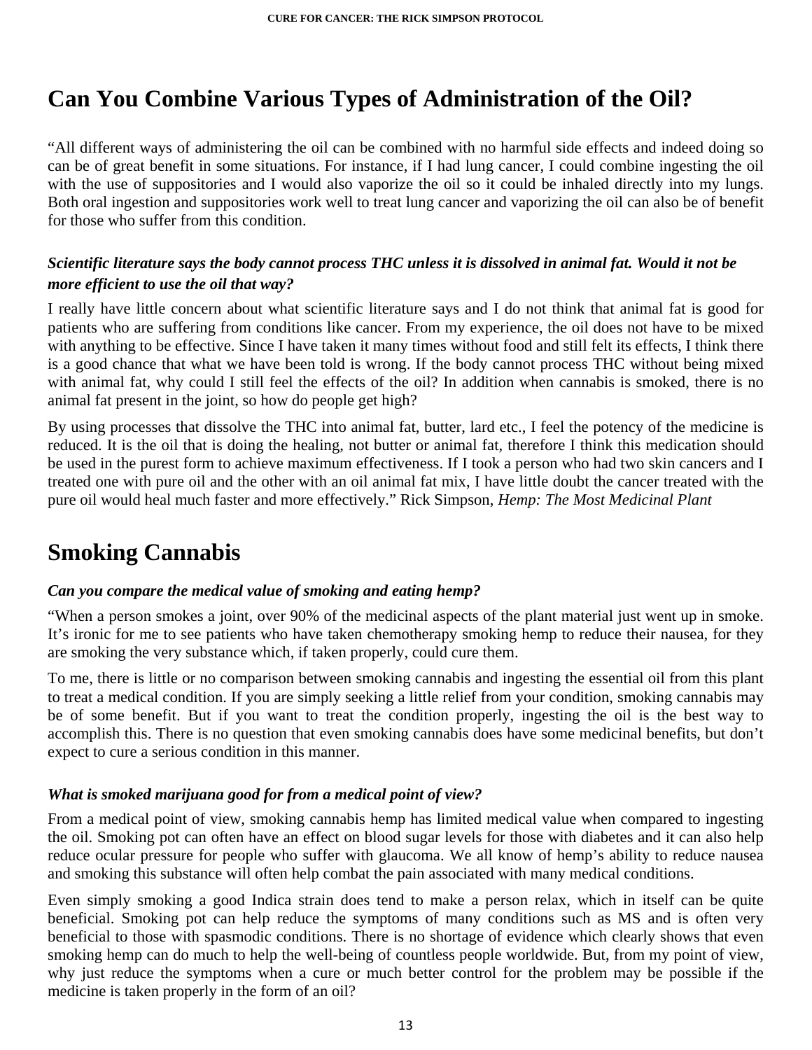## Can You Combine Various Types of Administration of the Oil?

"All different ways of administering the oil can be combined with no harmful side effects and indeed doing so can be of great benefit in some situations. For instance, if I had lung cancer, I could combine ingesting the oil with the use of suppositories and I would also vaporize the oil so it could be inhaled directly into my lungs. Both oral ingestion and suppositories work well to treat lung cancer and vaporizing the oil can also be of benefit for those who suffer from this condition.

### *Scientific literature says the body cannot process THC unless it is dissolved in animal fat. Would it not be more efficient to use the oil that way?*

I really have little concern about what scientific literature says and I do not think that animal fat is good for patients who are suffering from conditions like cancer. From my experience, the oil does not have to be mixed with anything to be effective. Since I have taken it many times without food and still felt its effects, I think there is a good chance that what we have been told is wrong. If the body cannot process THC without being mixed with animal fat, why could I still feel the effects of the oil? In addition when cannabis is smoked, there is no animal fat present in the joint, so how do people get high?

By using processes that dissolve the THC into animal fat, butter, lard etc., I feel the potency of the medicine is reduced. It is the oil that is doing the healing, not butter or animal fat, therefore I think this medication should be used in the purest form to achieve maximum effectiveness. If I took a person who had two skin cancers and I treated one with pure oil and the other with an oil animal fat mix, I have little doubt the cancer treated with the pure oil would heal much faster and more effectively." Rick Simpson, *Hemp: The Most Medicinal Plant*

## Smoking Cannabis

### *Can you compare the medical value of smoking and eating hemp?*

"When a person smokes a joint, over 90% of the medicinal aspects of the plant material just went up in smoke. It's ironic for me to see patients who have taken chemotherapy smoking hemp to reduce their nausea, for they are smoking the very substance which, if taken properly, could cure them.

To me, there is little or no comparison between smoking cannabis and ingesting the essential oil from this plant to treat a medical condition. If you are simply seeking a little relief from your condition, smoking cannabis may be of some benefit. But if you want to treat the condition properly, ingesting the oil is the best way to accomplish this. There is no question that even smoking cannabis does have some medicinal benefits, but don't expect to cure a serious condition in this manner.

### *What is smoked marijuana good for from a medical point of view?*

From a medical point of view, smoking cannabis hemp has limited medical value when compared to ingesting the oil. Smoking pot can often have an effect on blood sugar levels for those with diabetes and it can also help reduce ocular pressure for people who suffer with glaucoma. We all know of hemp's ability to reduce nausea and smoking this substance will often help combat the pain associated with many medical conditions.

Even simply smoking a good Indica strain does tend to make a person relax, which in itself can be quite beneficial. Smoking pot can help reduce the symptoms of many conditions such as MS and is often very beneficial to those with spasmodic conditions. There is no shortage of evidence which clearly shows that even smoking hemp can do much to help the well-being of countless people worldwide. But, from my point of view, why just reduce the symptoms when a cure or much better control for the problem may be possible if the medicine is taken properly in the form of an oil?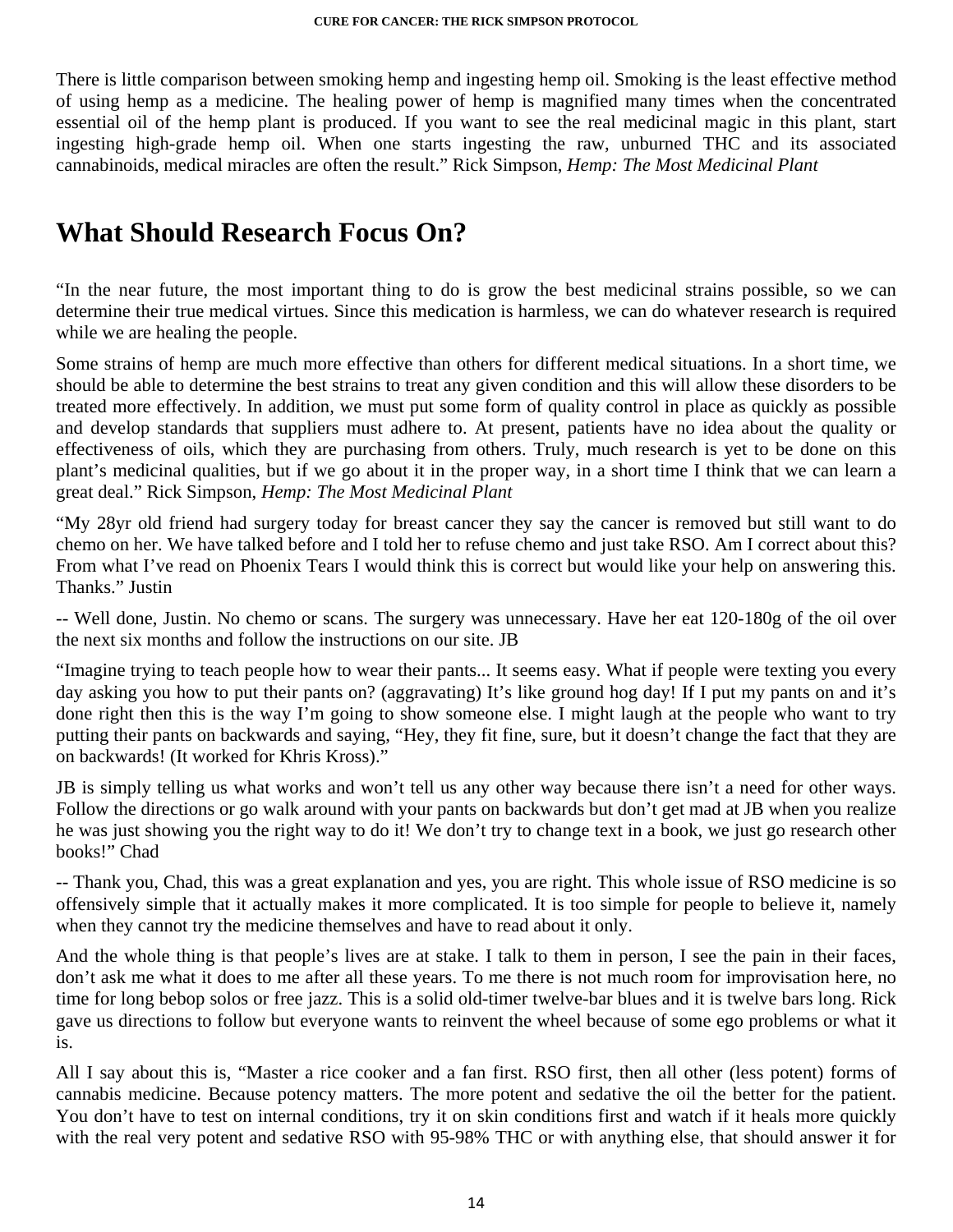There is little comparison between smoking hemp and ingesting hemp oil. Smoking is the least effective method of using hemp as a medicine. The healing power of hemp is magnified many times when the concentrated essential oil of the hemp plant is produced. If you want to see the real medicinal magic in this plant, start ingesting high-grade hemp oil. When one starts ingesting the raw, unburned THC and its associated cannabinoids, medical miracles are often the result." Rick Simpson, *Hemp: The Most Medicinal Plant*

## What Should Research Focus On?

"In the near future, the most important thing to do is grow the best medicinal strains possible, so we can determine their true medical virtues. Since this medication is harmless, we can do whatever research is required while we are healing the people.

Some strains of hemp are much more effective than others for different medical situations. In a short time, we should be able to determine the best strains to treat any given condition and this will allow these disorders to be treated more effectively. In addition, we must put some form of quality control in place as quickly as possible and develop standards that suppliers must adhere to. At present, patients have no idea about the quality or effectiveness of oils, which they are purchasing from others. Truly, much research is yet to be done on this plant's medicinal qualities, but if we go about it in the proper way, in a short time I think that we can learn a great deal." Rick Simpson, *Hemp: The Most Medicinal Plant*

"My 28yr old friend had surgery today for breast cancer they say the cancer is removed but still want to do chemo on her. We have talked before and I told her to refuse chemo and just take RSO. Am I correct about this? From what I've read on Phoenix Tears I would think this is correct but would like your help on answering this. Thanks." Justin

-- Well done, Justin. No chemo or scans. The surgery was unnecessary. Have her eat 120-180g of the oil over the next six months and follow the instructions on our site. JB

"Imagine trying to teach people how to wear their pants... It seems easy. What if people were texting you every day asking you how to put their pants on? (aggravating) It's like ground hog day! If I put my pants on and it's done right then this is the way I'm going to show someone else. I might laugh at the people who want to try putting their pants on backwards and saying, "Hey, they fit fine, sure, but it doesn't change the fact that they are on backwards! (It worked for Khris Kross)."

JB is simply telling us what works and won't tell us any other way because there isn't a need for other ways. Follow the directions or go walk around with your pants on backwards but don't get mad at JB when you realize he was just showing you the right way to do it! We don't try to change text in a book, we just go research other books!" Chad

-- Thank you, Chad, this was a great explanation and yes, you are right. This whole issue of RSO medicine is so offensively simple that it actually makes it more complicated. It is too simple for people to believe it, namely when they cannot try the medicine themselves and have to read about it only.

And the whole thing is that people's lives are at stake. I talk to them in person, I see the pain in their faces, don't ask me what it does to me after all these years. To me there is not much room for improvisation here, no time for long bebop solos or free jazz. This is a solid old-timer twelve-bar blues and it is twelve bars long. Rick gave us directions to follow but everyone wants to reinvent the wheel because of some ego problems or what it is.

All I say about this is, "Master a rice cooker and a fan first. RSO first, then all other (less potent) forms of cannabis medicine. Because potency matters. The more potent and sedative the oil the better for the patient. You don't have to test on internal conditions, try it on skin conditions first and watch if it heals more quickly with the real very potent and sedative RSO with 95-98% THC or with anything else, that should answer it for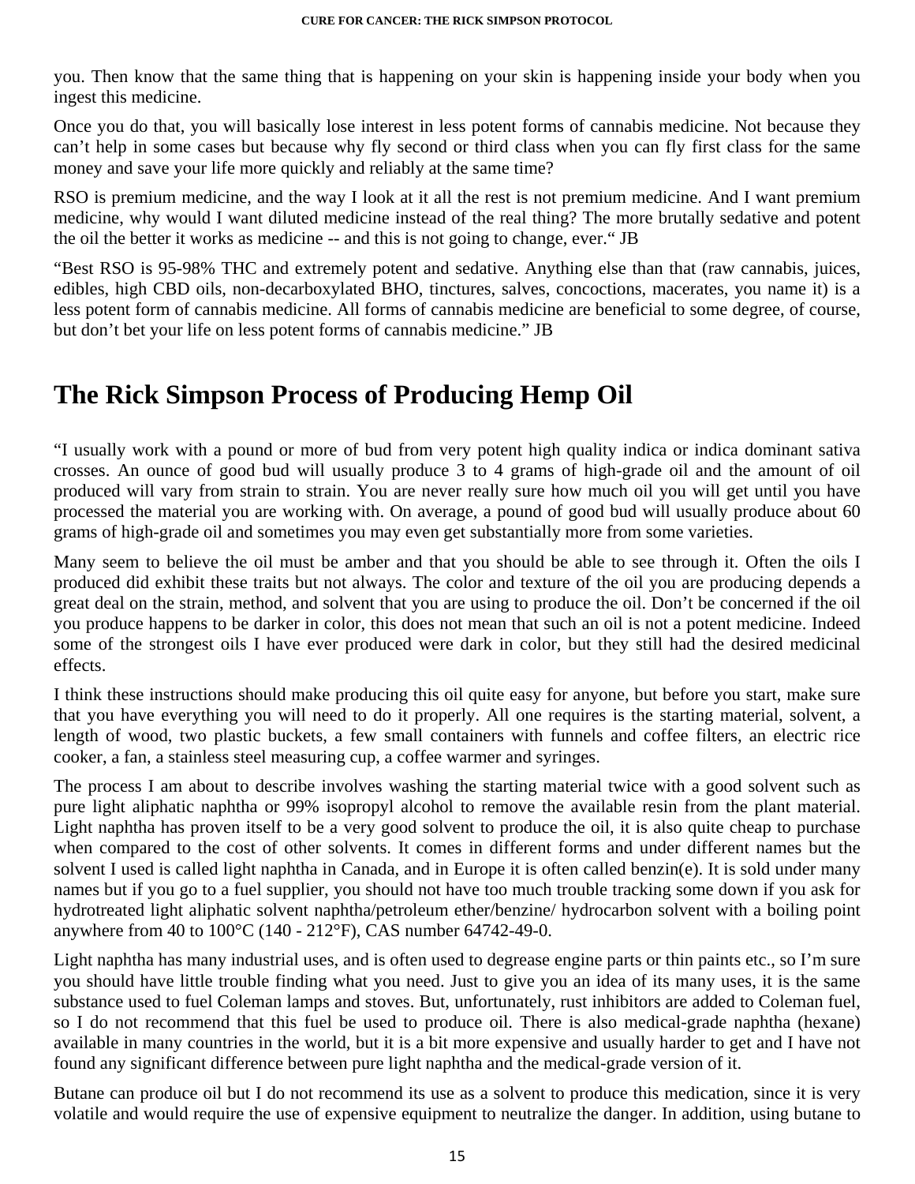you. Then know that the same thing that is happening on your skin is happening inside your body when you ingest this medicine.

Once you do that, you will basically lose interest in less potent forms of cannabis medicine. Not because they can't help in some cases but because why fly second or third class when you can fly first class for the same money and save your life more quickly and reliably at the same time?

RSO is premium medicine, and the way I look at it all the rest is not premium medicine. And I want premium medicine, why would I want diluted medicine instead of the real thing? The more brutally sedative and potent the oil the better it works as medicine -- and this is not going to change, ever." JB

"Best RSO is 95-98% THC and extremely potent and sedative. Anything else than that (raw cannabis, juices, edibles, high CBD oils, non-decarboxylated BHO, tinctures, salves, concoctions, macerates, you name it) is a less potent form of cannabis medicine. All forms of cannabis medicine are beneficial to some degree, of course, but don't bet your life on less potent forms of cannabis medicine." JB

# The Rick Simpson Process of Producing Hemp Oil

"I usually work with a pound or more of bud from very potent high quality indica or indica dominant sativa crosses. An ounce of good bud will usually produce 3 to 4 grams of high-grade oil and the amount of oil produced will vary from strain to strain. You are never really sure how much oil you will get until you have processed the material you are working with. On average, a pound of good bud will usually produce about 60 grams of high-grade oil and sometimes you may even get substantially more from some varieties.

Many seem to believe the oil must be amber and that you should be able to see through it. Often the oils I produced did exhibit these traits but not always. The color and texture of the oil you are producing depends a great deal on the strain, method, and solvent that you are using to produce the oil. Don't be concerned if the oil you produce happens to be darker in color, this does not mean that such an oil is not a potent medicine. Indeed some of the strongest oils I have ever produced were dark in color, but they still had the desired medicinal effects.

I think these instructions should make producing this oil quite easy for anyone, but before you start, make sure that you have everything you will need to do it properly. All one requires is the starting material, solvent, a length of wood, two plastic buckets, a few small containers with funnels and coffee filters, an electric rice cooker, a fan, a stainless steel measuring cup, a coffee warmer and syringes.

The process I am about to describe involves washing the starting material twice with a good solvent such as pure light aliphatic naphtha or 99% isopropyl alcohol to remove the available resin from the plant material. Light naphtha has proven itself to be a very good solvent to produce the oil, it is also quite cheap to purchase when compared to the cost of other solvents. It comes in different forms and under different names but the solvent I used is called light naphtha in Canada, and in Europe it is often called benzin(e). It is sold under many names but if you go to a fuel supplier, you should not have too much trouble tracking some down if you ask for hydrotreated light aliphatic solvent naphtha/petroleum ether/benzine/ hydrocarbon solvent with a boiling point anywhere from 40 to 100°C (140 - 212°F), CAS number 64742-49-0.

Light naphtha has many industrial uses, and is often used to degrease engine parts or thin paints etc., so I'm sure you should have little trouble finding what you need. Just to give you an idea of its many uses, it is the same substance used to fuel Coleman lamps and stoves. But, unfortunately, rust inhibitors are added to Coleman fuel, so I do not recommend that this fuel be used to produce oil. There is also medical-grade naphtha (hexane) available in many countries in the world, but it is a bit more expensive and usually harder to get and I have not found any significant difference between pure light naphtha and the medical-grade version of it.

Butane can produce oil but I do not recommend its use as a solvent to produce this medication, since it is very volatile and would require the use of expensive equipment to neutralize the danger. In addition, using butane to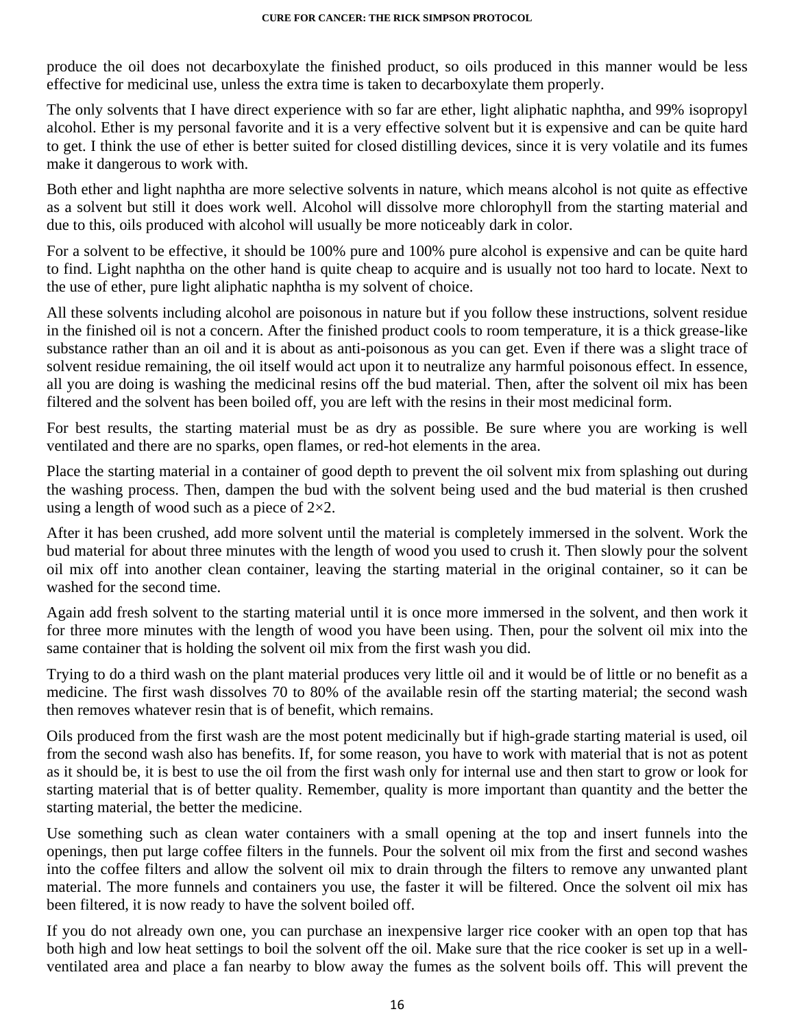produce the oil does not decarboxylate the finished product, so oils produced in this manner would be less effective for medicinal use, unless the extra time is taken to decarboxylate them properly.

The only solvents that I have direct experience with so far are ether, light aliphatic naphtha, and 99% isopropyl alcohol. Ether is my personal favorite and it is a very effective solvent but it is expensive and can be quite hard to get. I think the use of ether is better suited for closed distilling devices, since it is very volatile and its fumes make it dangerous to work with.

Both ether and light naphtha are more selective solvents in nature, which means alcohol is not quite as effective as a solvent but still it does work well. Alcohol will dissolve more chlorophyll from the starting material and due to this, oils produced with alcohol will usually be more noticeably dark in color.

For a solvent to be effective, it should be 100% pure and 100% pure alcohol is expensive and can be quite hard to find. Light naphtha on the other hand is quite cheap to acquire and is usually not too hard to locate. Next to the use of ether, pure light aliphatic naphtha is my solvent of choice.

All these solvents including alcohol are poisonous in nature but if you follow these instructions, solvent residue in the finished oil is not a concern. After the finished product cools to room temperature, it is a thick grease-like substance rather than an oil and it is about as anti-poisonous as you can get. Even if there was a slight trace of solvent residue remaining, the oil itself would act upon it to neutralize any harmful poisonous effect. In essence, all you are doing is washing the medicinal resins off the bud material. Then, after the solvent oil mix has been filtered and the solvent has been boiled off, you are left with the resins in their most medicinal form.

For best results, the starting material must be as dry as possible. Be sure where you are working is well ventilated and there are no sparks, open flames, or red-hot elements in the area.

Place the starting material in a container of good depth to prevent the oil solvent mix from splashing out during the washing process. Then, dampen the bud with the solvent being used and the bud material is then crushed using a length of wood such as a piece of 2×2.

After it has been crushed, add more solvent until the material is completely immersed in the solvent. Work the bud material for about three minutes with the length of wood you used to crush it. Then slowly pour the solvent oil mix off into another clean container, leaving the starting material in the original container, so it can be washed for the second time.

Again add fresh solvent to the starting material until it is once more immersed in the solvent, and then work it for three more minutes with the length of wood you have been using. Then, pour the solvent oil mix into the same container that is holding the solvent oil mix from the first wash you did.

Trying to do a third wash on the plant material produces very little oil and it would be of little or no benefit as a medicine. The first wash dissolves 70 to 80% of the available resin off the starting material; the second wash then removes whatever resin that is of benefit, which remains.

Oils produced from the first wash are the most potent medicinally but if high-grade starting material is used, oil from the second wash also has benefits. If, for some reason, you have to work with material that is not as potent as it should be, it is best to use the oil from the first wash only for internal use and then start to grow or look for starting material that is of better quality. Remember, quality is more important than quantity and the better the starting material, the better the medicine.

Use something such as clean water containers with a small opening at the top and insert funnels into the openings, then put large coffee filters in the funnels. Pour the solvent oil mix from the first and second washes into the coffee filters and allow the solvent oil mix to drain through the filters to remove any unwanted plant material. The more funnels and containers you use, the faster it will be filtered. Once the solvent oil mix has been filtered, it is now ready to have the solvent boiled off.

If you do not already own one, you can purchase an inexpensive larger rice cooker with an open top that has both high and low heat settings to boil the solvent off the oil. Make sure that the rice cooker is set up in a well-ventilated area and place a fan nearby to blow away the fumes as the solvent boils off. This will prevent the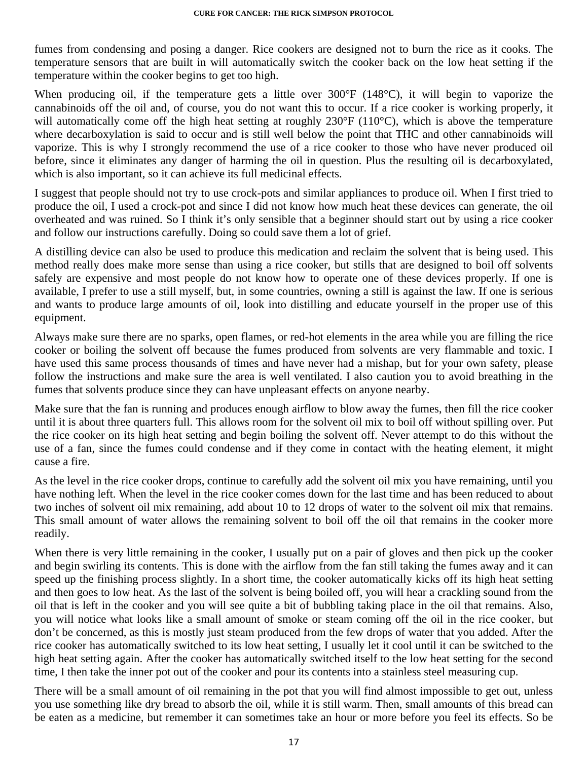fumes from condensing and posing a danger. Rice cookers are designed not to burn the rice as it cooks. The temperature sensors that are built in will automatically switch the cooker back on the low heat setting if the temperature within the cooker begins to get too high.

When producing oil, if the temperature gets a little over 300°F (148°C), it will begin to vaporize the cannabinoids off the oil and, of course, you do not want this to occur. If a rice cooker is working properly, it will automatically come off the high heat setting at roughly 230°F (110°C), which is above the temperature where decarboxylation is said to occur and is still well below the point that THC and other cannabinoids will vaporize. This is why I strongly recommend the use of a rice cooker to those who have never produced oil before, since it eliminates any danger of harming the oil in question. Plus the resulting oil is decarboxylated, which is also important, so it can achieve its full medicinal effects.

I suggest that people should not try to use crock-pots and similar appliances to produce oil. When I first tried to produce the oil, I used a crock-pot and since I did not know how much heat these devices can generate, the oil overheated and was ruined. So I think it's only sensible that a beginner should start out by using a rice cooker and follow our instructions carefully. Doing so could save them a lot of grief.

A distilling device can also be used to produce this medication and reclaim the solvent that is being used. This method really does make more sense than using a rice cooker, but stills that are designed to boil off solvents safely are expensive and most people do not know how to operate one of these devices properly. If one is available, I prefer to use a still myself, but, in some countries, owning a still is against the law. If one is serious and wants to produce large amounts of oil, look into distilling and educate yourself in the proper use of this equipment.

Always make sure there are no sparks, open flames, or red-hot elements in the area while you are filling the rice cooker or boiling the solvent off because the fumes produced from solvents are very flammable and toxic. I have used this same process thousands of times and have never had a mishap, but for your own safety, please follow the instructions and make sure the area is well ventilated. I also caution you to avoid breathing in the fumes that solvents produce since they can have unpleasant effects on anyone nearby.

Make sure that the fan is running and produces enough airflow to blow away the fumes, then fill the rice cooker until it is about three quarters full. This allows room for the solvent oil mix to boil off without spilling over. Put the rice cooker on its high heat setting and begin boiling the solvent off. Never attempt to do this without the use of a fan, since the fumes could condense and if they come in contact with the heating element, it might cause a fire.

As the level in the rice cooker drops, continue to carefully add the solvent oil mix you have remaining, until you have nothing left. When the level in the rice cooker comes down for the last time and has been reduced to about two inches of solvent oil mix remaining, add about 10 to 12 drops of water to the solvent oil mix that remains. This small amount of water allows the remaining solvent to boil off the oil that remains in the cooker more readily.

When there is very little remaining in the cooker, I usually put on a pair of gloves and then pick up the cooker and begin swirling its contents. This is done with the airflow from the fan still taking the fumes away and it can speed up the finishing process slightly. In a short time, the cooker automatically kicks off its high heat setting and then goes to low heat. As the last of the solvent is being boiled off, you will hear a crackling sound from the oil that is left in the cooker and you will see quite a bit of bubbling taking place in the oil that remains. Also, you will notice what looks like a small amount of smoke or steam coming off the oil in the rice cooker, but don't be concerned, as this is mostly just steam produced from the few drops of water that you added. After the rice cooker has automatically switched to its low heat setting, I usually let it cool until it can be switched to the high heat setting again. After the cooker has automatically switched itself to the low heat setting for the second time, I then take the inner pot out of the cooker and pour its contents into a stainless steel measuring cup.

There will be a small amount of oil remaining in the pot that you will find almost impossible to get out, unless you use something like dry bread to absorb the oil, while it is still warm. Then, small amounts of this bread can be eaten as a medicine, but remember it can sometimes take an hour or more before you feel its effects. So be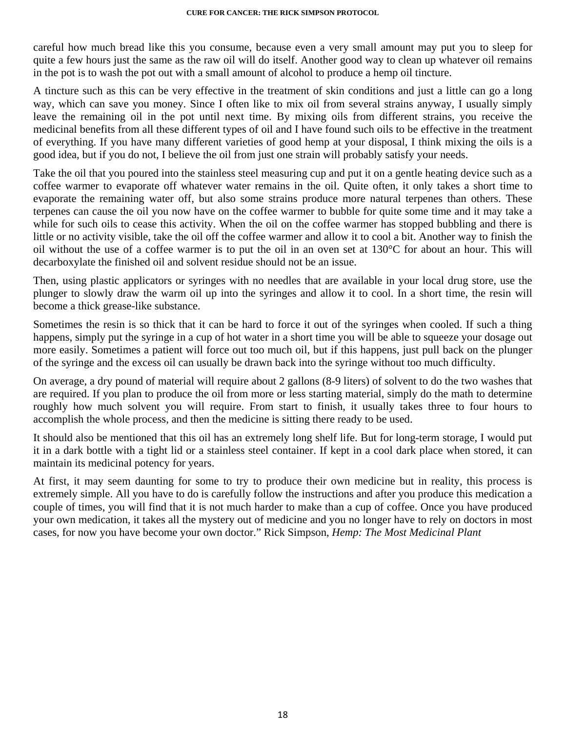careful how much bread like this you consume, because even a very small amount may put you to sleep for quite a few hours just the same as the raw oil will do itself. Another good way to clean up whatever oil remains in the pot is to wash the pot out with a small amount of alcohol to produce a hemp oil tincture.

A tincture such as this can be very effective in the treatment of skin conditions and just a little can go a long way, which can save you money. Since I often like to mix oil from several strains anyway, I usually simply leave the remaining oil in the pot until next time. By mixing oils from different strains, you receive the medicinal benefits from all these different types of oil and I have found such oils to be effective in the treatment of everything. If you have many different varieties of good hemp at your disposal, I think mixing the oils is a good idea, but if you do not, I believe the oil from just one strain will probably satisfy your needs.

Take the oil that you poured into the stainless steel measuring cup and put it on a gentle heating device such as a coffee warmer to evaporate off whatever water remains in the oil. Quite often, it only takes a short time to evaporate the remaining water off, but also some strains produce more natural terpenes than others. These terpenes can cause the oil you now have on the coffee warmer to bubble for quite some time and it may take a while for such oils to cease this activity. When the oil on the coffee warmer has stopped bubbling and there is little or no activity visible, take the oil off the coffee warmer and allow it to cool a bit. Another way to finish the oil without the use of a coffee warmer is to put the oil in an oven set at 130°C for about an hour. This will decarboxylate the finished oil and solvent residue should not be an issue.

Then, using plastic applicators or syringes with no needles that are available in your local drug store, use the plunger to slowly draw the warm oil up into the syringes and allow it to cool. In a short time, the resin will become a thick grease-like substance.

Sometimes the resin is so thick that it can be hard to force it out of the syringes when cooled. If such a thing happens, simply put the syringe in a cup of hot water in a short time you will be able to squeeze your dosage out more easily. Sometimes a patient will force out too much oil, but if this happens, just pull back on the plunger of the syringe and the excess oil can usually be drawn back into the syringe without too much difficulty.

On average, a dry pound of material will require about 2 gallons (8-9 liters) of solvent to do the two washes that are required. If you plan to produce the oil from more or less starting material, simply do the math to determine roughly how much solvent you will require. From start to finish, it usually takes three to four hours to accomplish the whole process, and then the medicine is sitting there ready to be used.

It should also be mentioned that this oil has an extremely long shelf life. But for long-term storage, I would put it in a dark bottle with a tight lid or a stainless steel container. If kept in a cool dark place when stored, it can maintain its medicinal potency for years.

At first, it may seem daunting for some to try to produce their own medicine but in reality, this process is extremely simple. All you have to do is carefully follow the instructions and after you produce this medication a couple of times, you will find that it is not much harder to make than a cup of coffee. Once you have produced your own medication, it takes all the mystery out of medicine and you no longer have to rely on doctors in most cases, for now you have become your own doctor." Rick Simpson, *Hemp: The Most Medicinal Plant*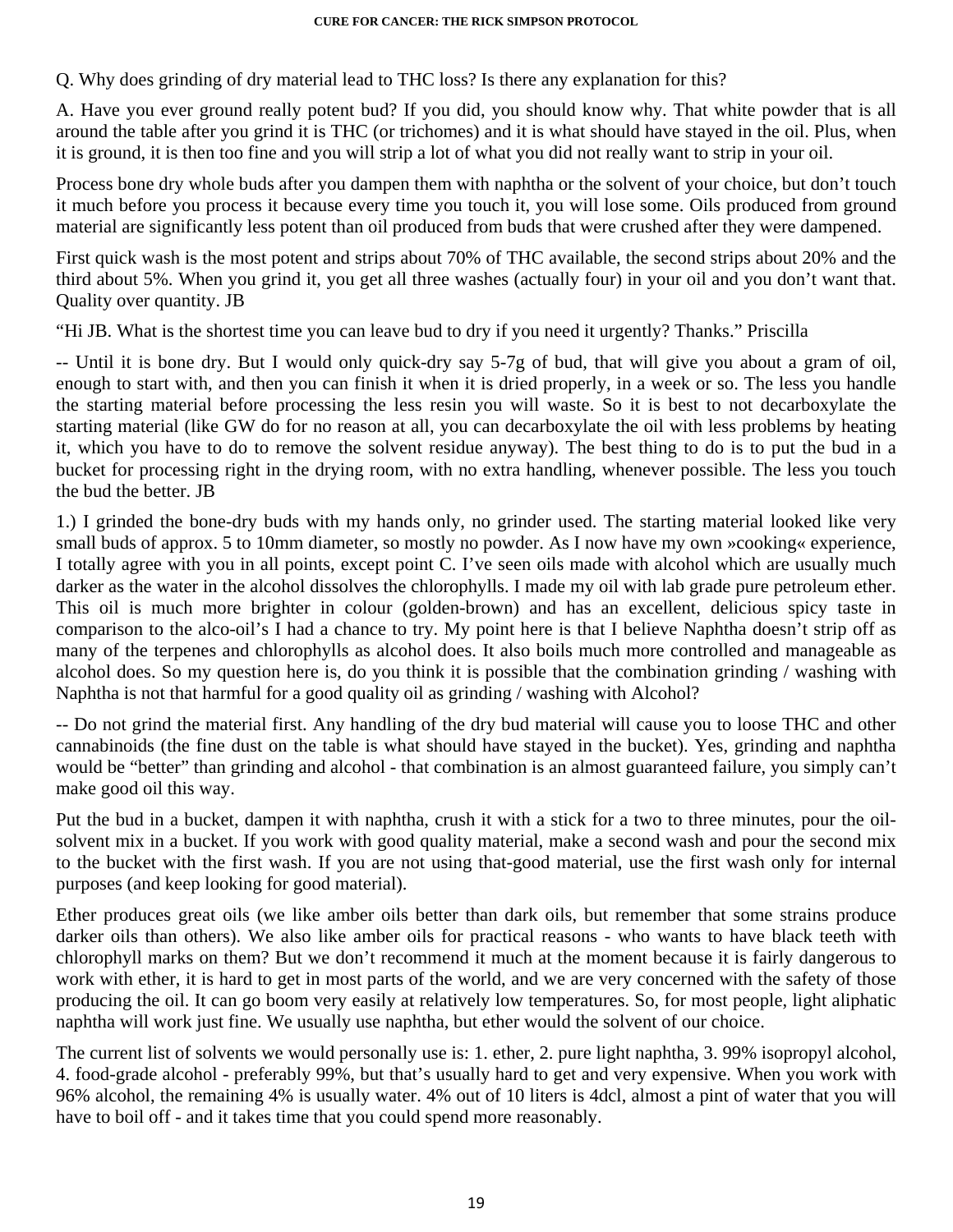Q. Why does grinding of dry material lead to THC loss? Is there any explanation for this?

A. Have you ever ground really potent bud? If you did, you should know why. That white powder that is all around the table after you grind it is THC (or trichomes) and it is what should have stayed in the oil. Plus, when it is ground, it is then too fine and you will strip a lot of what you did not really want to strip in your oil.

Process bone dry whole buds after you dampen them with naphtha or the solvent of your choice, but don't touch it much before you process it because every time you touch it, you will lose some. Oils produced from ground material are significantly less potent than oil produced from buds that were crushed after they were dampened.

First quick wash is the most potent and strips about 70% of THC available, the second strips about 20% and the third about 5%. When you grind it, you get all three washes (actually four) in your oil and you don't want that. Quality over quantity. JB

"Hi JB. What is the shortest time you can leave bud to dry if you need it urgently? Thanks." Priscilla

-- Until it is bone dry. But I would only quick-dry say 5-7g of bud, that will give you about a gram of oil, enough to start with, and then you can finish it when it is dried properly, in a week or so. The less you handle the starting material before processing the less resin you will waste. So it is best to not decarboxylate the starting material (like GW do for no reason at all, you can decarboxylate the oil with less problems by heating it, which you have to do to remove the solvent residue anyway). The best thing to do is to put the bud in a bucket for processing right in the drying room, with no extra handling, whenever possible. The less you touch the bud the better. JB

1.) I grinded the bone-dry buds with my hands only, no grinder used. The starting material looked like very small buds of approx. 5 to 10mm diameter, so mostly no powder. As I now have my own »cooking« experience, I totally agree with you in all points, except point C. I've seen oils made with alcohol which are usually much darker as the water in the alcohol dissolves the chlorophylls. I made my oil with lab grade pure petroleum ether. This oil is much more brighter in colour (golden-brown) and has an excellent, delicious spicy taste in comparison to the alco-oil's I had a chance to try. My point here is that I believe Naphtha doesn't strip off as many of the terpenes and chlorophylls as alcohol does. It also boils much more controlled and manageable as alcohol does. So my question here is, do you think it is possible that the combination grinding / washing with Naphtha is not that harmful for a good quality oil as grinding / washing with Alcohol?

-- Do not grind the material first. Any handling of the dry bud material will cause you to loose THC and other cannabinoids (the fine dust on the table is what should have stayed in the bucket). Yes, grinding and naphtha would be "better" than grinding and alcohol - that combination is an almost guaranteed failure, you simply can't make good oil this way.

Put the bud in a bucket, dampen it with naphtha, crush it with a stick for a two to three minutes, pour the oil-solvent mix in a bucket. If you work with good quality material, make a second wash and pour the second mix to the bucket with the first wash. If you are not using that-good material, use the first wash only for internal purposes (and keep looking for good material).

Ether produces great oils (we like amber oils better than dark oils, but remember that some strains produce darker oils than others). We also like amber oils for practical reasons - who wants to have black teeth with chlorophyll marks on them? But we don't recommend it much at the moment because it is fairly dangerous to work with ether, it is hard to get in most parts of the world, and we are very concerned with the safety of those producing the oil. It can go boom very easily at relatively low temperatures. So, for most people, light aliphatic naphtha will work just fine. We usually use naphtha, but ether would the solvent of our choice.

The current list of solvents we would personally use is: 1. ether, 2. pure light naphtha, 3. 99% isopropyl alcohol, 4. food-grade alcohol - preferably 99%, but that's usually hard to get and very expensive. When you work with 96% alcohol, the remaining 4% is usually water. 4% out of 10 liters is 4dcl, almost a pint of water that you will have to boil off - and it takes time that you could spend more reasonably.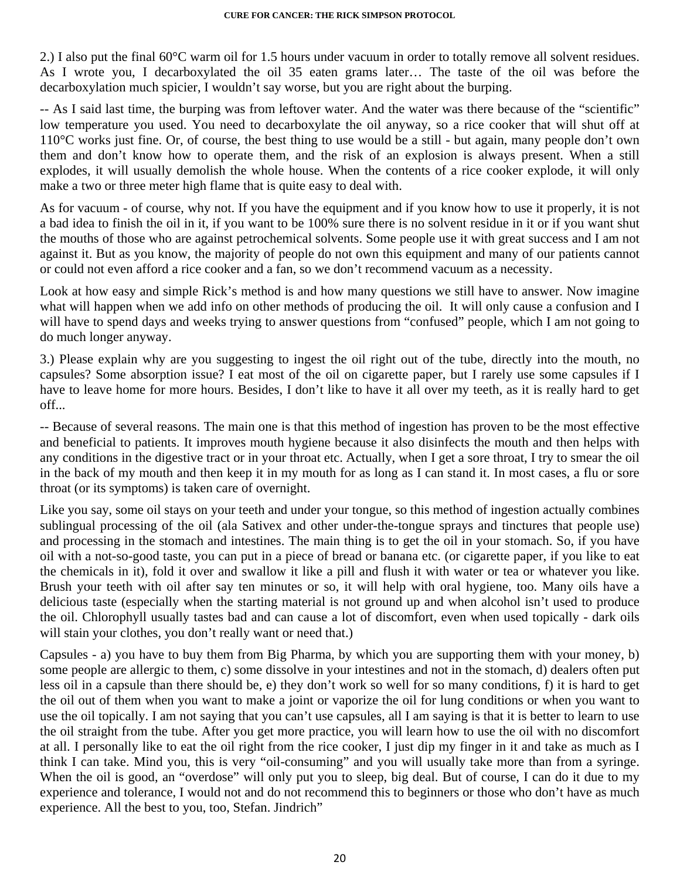2.) I also put the final 60°C warm oil for 1.5 hours under vacuum in order to totally remove all solvent residues. As I wrote you, I decarboxylated the oil 35 eaten grams later… The taste of the oil was before the decarboxylation much spicier, I wouldn't say worse, but you are right about the burping.

-- As I said last time, the burping was from leftover water. And the water was there because of the "scientific" low temperature you used. You need to decarboxylate the oil anyway, so a rice cooker that will shut off at 110°C works just fine. Or, of course, the best thing to use would be a still - but again, many people don't own them and don't know how to operate them, and the risk of an explosion is always present. When a still explodes, it will usually demolish the whole house. When the contents of a rice cooker explode, it will only make a two or three meter high flame that is quite easy to deal with.

As for vacuum - of course, why not. If you have the equipment and if you know how to use it properly, it is not a bad idea to finish the oil in it, if you want to be 100% sure there is no solvent residue in it or if you want shut the mouths of those who are against petrochemical solvents. Some people use it with great success and I am not against it. But as you know, the majority of people do not own this equipment and many of our patients cannot or could not even afford a rice cooker and a fan, so we don't recommend vacuum as a necessity.

Look at how easy and simple Rick's method is and how many questions we still have to answer. Now imagine what will happen when we add info on other methods of producing the oil. It will only cause a confusion and I will have to spend days and weeks trying to answer questions from "confused" people, which I am not going to do much longer anyway.

3.) Please explain why are you suggesting to ingest the oil right out of the tube, directly into the mouth, no capsules? Some absorption issue? I eat most of the oil on cigarette paper, but I rarely use some capsules if I have to leave home for more hours. Besides, I don't like to have it all over my teeth, as it is really hard to get off...

-- Because of several reasons. The main one is that this method of ingestion has proven to be the most effective and beneficial to patients. It improves mouth hygiene because it also disinfects the mouth and then helps with any conditions in the digestive tract or in your throat etc. Actually, when I get a sore throat, I try to smear the oil in the back of my mouth and then keep it in my mouth for as long as I can stand it. In most cases, a flu or sore throat (or its symptoms) is taken care of overnight.

Like you say, some oil stays on your teeth and under your tongue, so this method of ingestion actually combines sublingual processing of the oil (ala Sativex and other under-the-tongue sprays and tinctures that people use) and processing in the stomach and intestines. The main thing is to get the oil in your stomach. So, if you have oil with a not-so-good taste, you can put in a piece of bread or banana etc. (or cigarette paper, if you like to eat the chemicals in it), fold it over and swallow it like a pill and flush it with water or tea or whatever you like. Brush your teeth with oil after say ten minutes or so, it will help with oral hygiene, too. Many oils have a delicious taste (especially when the starting material is not ground up and when alcohol isn't used to produce the oil. Chlorophyll usually tastes bad and can cause a lot of discomfort, even when used topically - dark oils will stain your clothes, you don't really want or need that.)

Capsules - a) you have to buy them from Big Pharma, by which you are supporting them with your money, b) some people are allergic to them, c) some dissolve in your intestines and not in the stomach, d) dealers often put less oil in a capsule than there should be, e) they don't work so well for so many conditions, f) it is hard to get the oil out of them when you want to make a joint or vaporize the oil for lung conditions or when you want to use the oil topically. I am not saying that you can't use capsules, all I am saying is that it is better to learn to use the oil straight from the tube. After you get more practice, you will learn how to use the oil with no discomfort at all. I personally like to eat the oil right from the rice cooker, I just dip my finger in it and take as much as I think I can take. Mind you, this is very "oil-consuming" and you will usually take more than from a syringe. When the oil is good, an "overdose" will only put you to sleep, big deal. But of course, I can do it due to my experience and tolerance, I would not and do not recommend this to beginners or those who don't have as much experience. All the best to you, too, Stefan. Jindrich"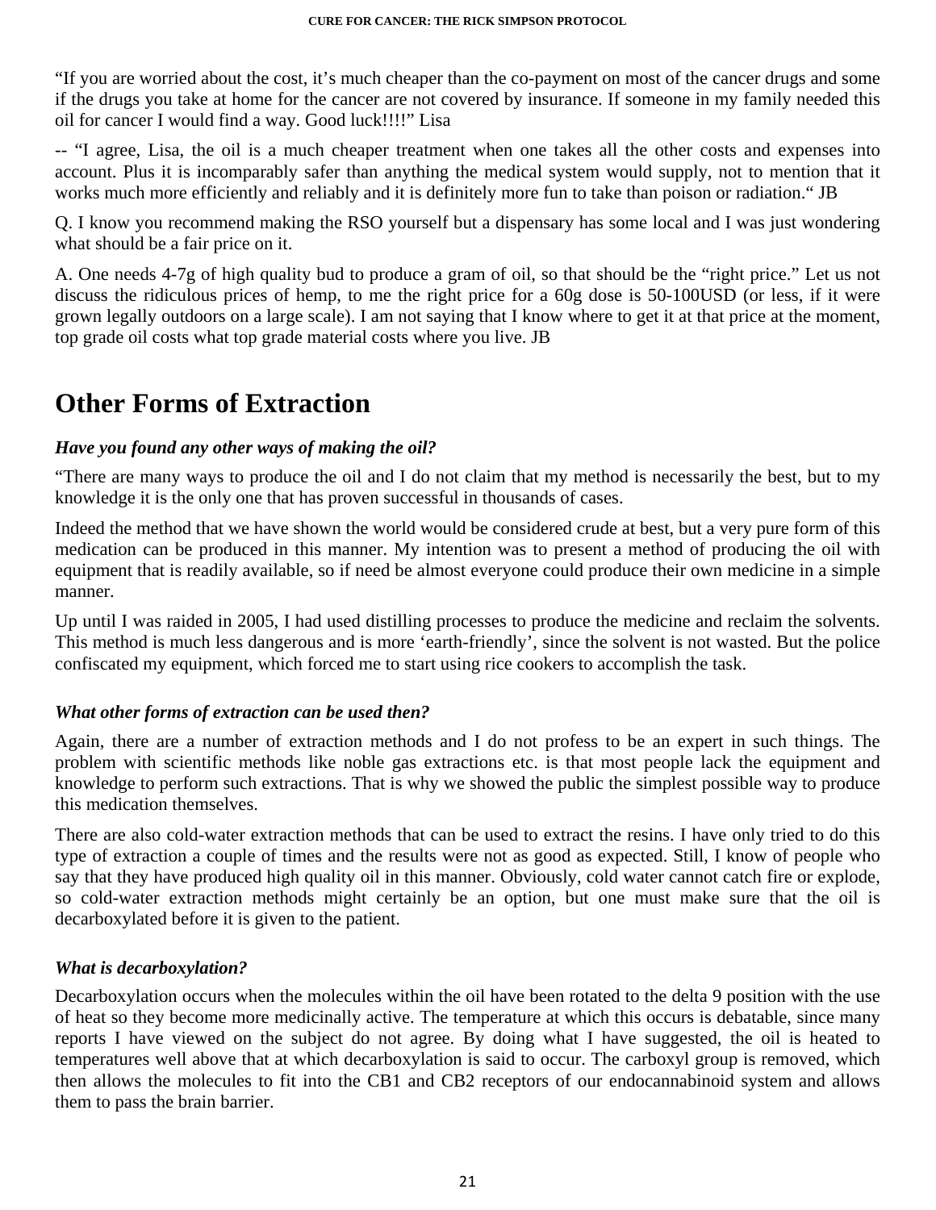"If you are worried about the cost, it's much cheaper than the co-payment on most of the cancer drugs and some if the drugs you take at home for the cancer are not covered by insurance. If someone in my family needed this oil for cancer I would find a way. Good luck!!!!" Lisa

-- "I agree, Lisa, the oil is a much cheaper treatment when one takes all the other costs and expenses into account. Plus it is incomparably safer than anything the medical system would supply, not to mention that it works much more efficiently and reliably and it is definitely more fun to take than poison or radiation." JB

Q. I know you recommend making the RSO yourself but a dispensary has some local and I was just wondering what should be a fair price on it.

A. One needs 4-7g of high quality bud to produce a gram of oil, so that should be the "right price." Let us not discuss the ridiculous prices of hemp, to me the right price for a 60g dose is 50-100USD (or less, if it were grown legally outdoors on a large scale). I am not saying that I know where to get it at that price at the moment, top grade oil costs what top grade material costs where you live. JB

# Other Forms of Extraction

### *Have you found any other ways of making the oil?*

"There are many ways to produce the oil and I do not claim that my method is necessarily the best, but to my knowledge it is the only one that has proven successful in thousands of cases.

Indeed the method that we have shown the world would be considered crude at best, but a very pure form of this medication can be produced in this manner. My intention was to present a method of producing the oil with equipment that is readily available, so if need be almost everyone could produce their own medicine in a simple manner.

Up until I was raided in 2005, I had used distilling processes to produce the medicine and reclaim the solvents. This method is much less dangerous and is more 'earth-friendly', since the solvent is not wasted. But the police confiscated my equipment, which forced me to start using rice cookers to accomplish the task.

### *What other forms of extraction can be used then?*

Again, there are a number of extraction methods and I do not profess to be an expert in such things. The problem with scientific methods like noble gas extractions etc. is that most people lack the equipment and knowledge to perform such extractions. That is why we showed the public the simplest possible way to produce this medication themselves.

There are also cold-water extraction methods that can be used to extract the resins. I have only tried to do this type of extraction a couple of times and the results were not as good as expected. Still, I know of people who say that they have produced high quality oil in this manner. Obviously, cold water cannot catch fire or explode, so cold-water extraction methods might certainly be an option, but one must make sure that the oil is decarboxylated before it is given to the patient.

### *What is decarboxylation?*

Decarboxylation occurs when the molecules within the oil have been rotated to the delta 9 position with the use of heat so they become more medicinally active. The temperature at which this occurs is debatable, since many reports I have viewed on the subject do not agree. By doing what I have suggested, the oil is heated to temperatures well above that at which decarboxylation is said to occur. The carboxyl group is removed, which then allows the molecules to fit into the CB1 and CB2 receptors of our endocannabinoid system and allows them to pass the brain barrier.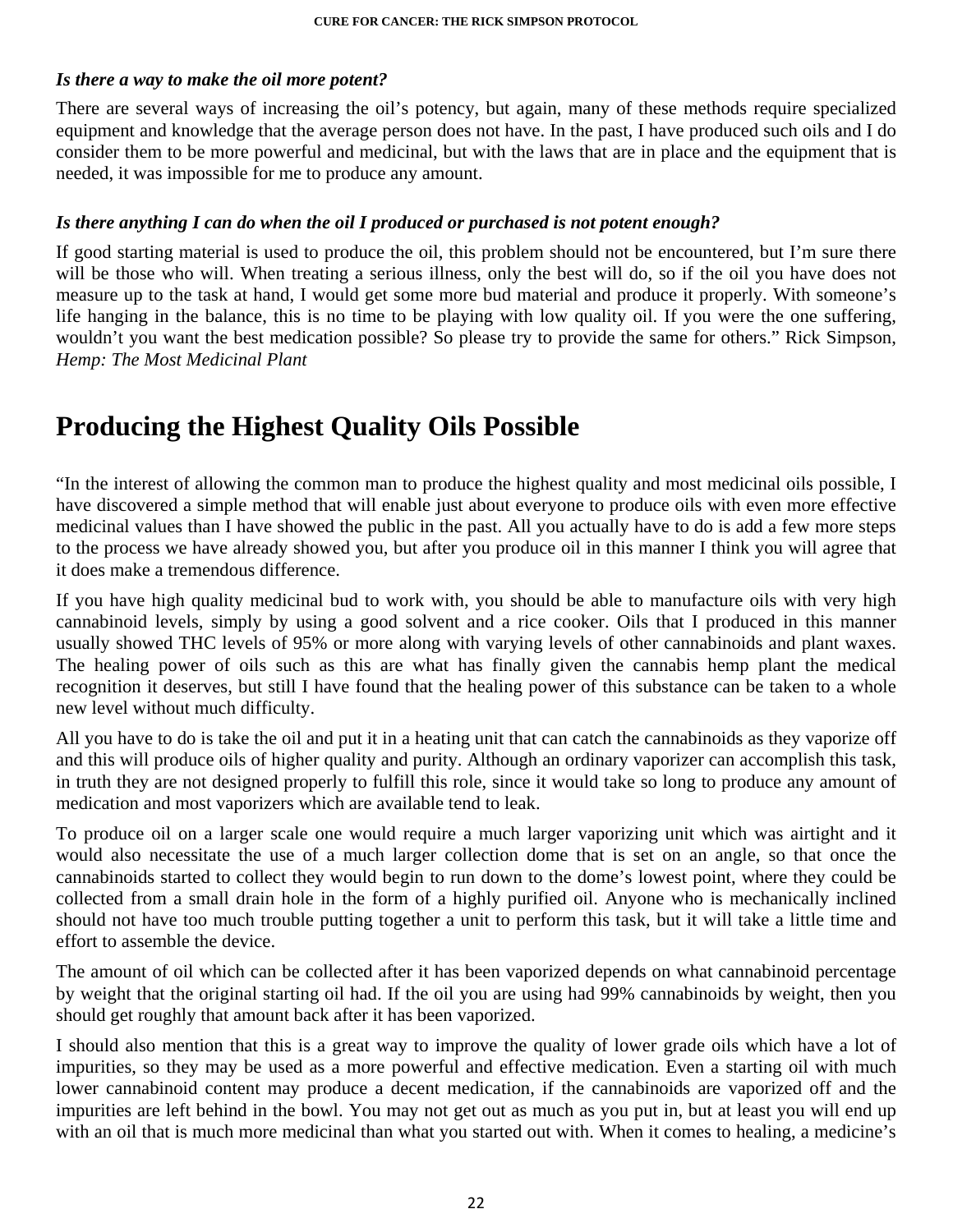***Is there a way to make the oil more potent?***

There are several ways of increasing the oil's potency, but again, many of these methods require specialized equipment and knowledge that the average person does not have. In the past, I have produced such oils and I do consider them to be more powerful and medicinal, but with the laws that are in place and the equipment that is needed, it was impossible for me to produce any amount.

***Is there anything I can do when the oil I produced or purchased is not potent enough?***

If good starting material is used to produce the oil, this problem should not be encountered, but I'm sure there will be those who will. When treating a serious illness, only the best will do, so if the oil you have does not measure up to the task at hand, I would get some more bud material and produce it properly. With someone's life hanging in the balance, this is no time to be playing with low quality oil. If you were the one suffering, wouldn't you want the best medication possible? So please try to provide the same for others." Rick Simpson, *Hemp: The Most Medicinal Plant*

# Producing the Highest Quality Oils Possible

"In the interest of allowing the common man to produce the highest quality and most medicinal oils possible, I have discovered a simple method that will enable just about everyone to produce oils with even more effective medicinal values than I have showed the public in the past. All you actually have to do is add a few more steps to the process we have already showed you, but after you produce oil in this manner I think you will agree that it does make a tremendous difference.

If you have high quality medicinal bud to work with, you should be able to manufacture oils with very high cannabinoid levels, simply by using a good solvent and a rice cooker. Oils that I produced in this manner usually showed THC levels of 95% or more along with varying levels of other cannabinoids and plant waxes. The healing power of oils such as this are what has finally given the cannabis hemp plant the medical recognition it deserves, but still I have found that the healing power of this substance can be taken to a whole new level without much difficulty.

All you have to do is take the oil and put it in a heating unit that can catch the cannabinoids as they vaporize off and this will produce oils of higher quality and purity. Although an ordinary vaporizer can accomplish this task, in truth they are not designed properly to fulfill this role, since it would take so long to produce any amount of medication and most vaporizers which are available tend to leak.

To produce oil on a larger scale one would require a much larger vaporizing unit which was airtight and it would also necessitate the use of a much larger collection dome that is set on an angle, so that once the cannabinoids started to collect they would begin to run down to the dome's lowest point, where they could be collected from a small drain hole in the form of a highly purified oil. Anyone who is mechanically inclined should not have too much trouble putting together a unit to perform this task, but it will take a little time and effort to assemble the device.

The amount of oil which can be collected after it has been vaporized depends on what cannabinoid percentage by weight that the original starting oil had. If the oil you are using had 99% cannabinoids by weight, then you should get roughly that amount back after it has been vaporized.

I should also mention that this is a great way to improve the quality of lower grade oils which have a lot of impurities, so they may be used as a more powerful and effective medication. Even a starting oil with much lower cannabinoid content may produce a decent medication, if the cannabinoids are vaporized off and the impurities are left behind in the bowl. You may not get out as much as you put in, but at least you will end up with an oil that is much more medicinal than what you started out with. When it comes to healing, a medicine's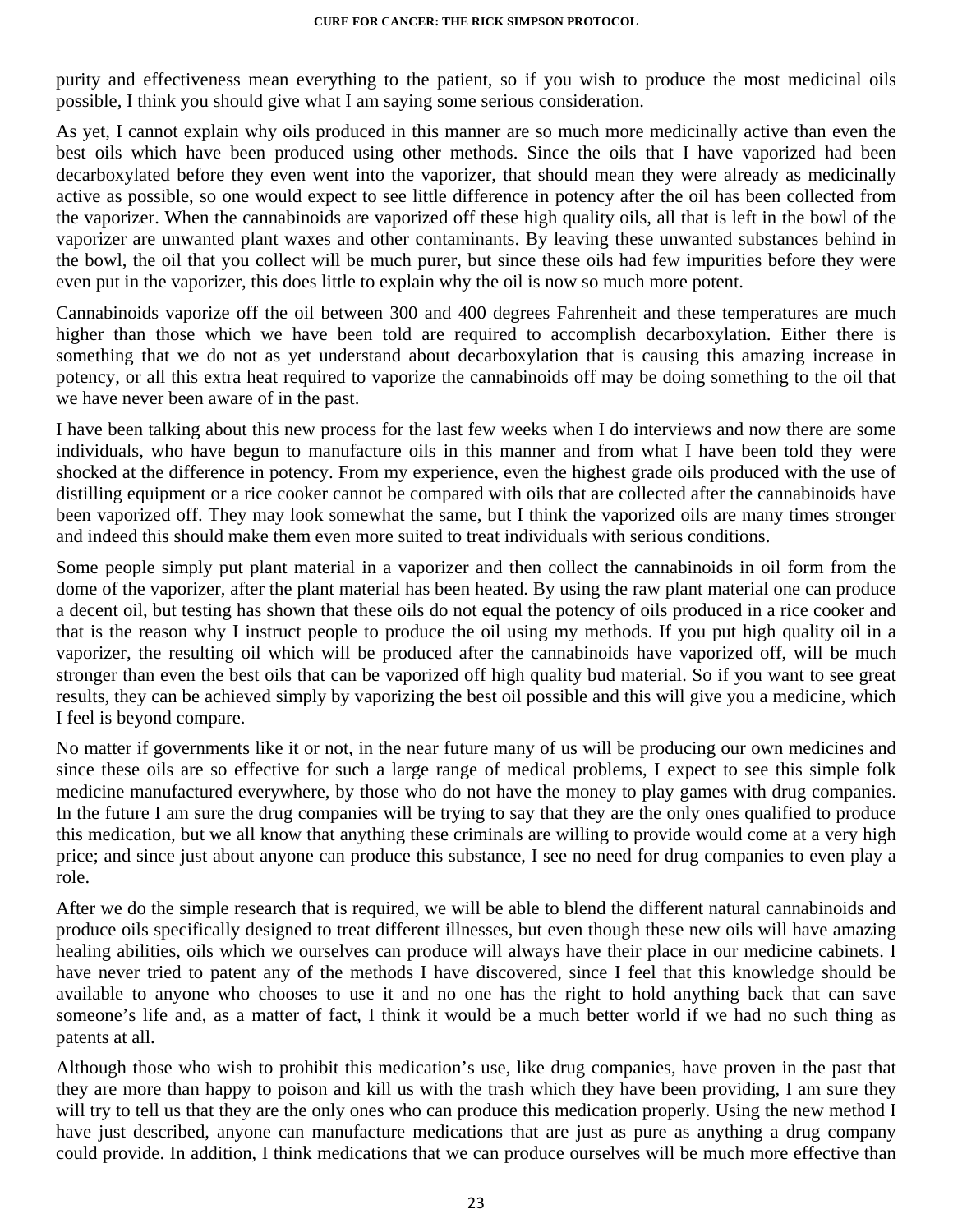purity and effectiveness mean everything to the patient, so if you wish to produce the most medicinal oils possible, I think you should give what I am saying some serious consideration.

As yet, I cannot explain why oils produced in this manner are so much more medicinally active than even the best oils which have been produced using other methods. Since the oils that I have vaporized had been decarboxylated before they even went into the vaporizer, that should mean they were already as medicinally active as possible, so one would expect to see little difference in potency after the oil has been collected from the vaporizer. When the cannabinoids are vaporized off these high quality oils, all that is left in the bowl of the vaporizer are unwanted plant waxes and other contaminants. By leaving these unwanted substances behind in the bowl, the oil that you collect will be much purer, but since these oils had few impurities before they were even put in the vaporizer, this does little to explain why the oil is now so much more potent.

Cannabinoids vaporize off the oil between 300 and 400 degrees Fahrenheit and these temperatures are much higher than those which we have been told are required to accomplish decarboxylation. Either there is something that we do not as yet understand about decarboxylation that is causing this amazing increase in potency, or all this extra heat required to vaporize the cannabinoids off may be doing something to the oil that we have never been aware of in the past.

I have been talking about this new process for the last few weeks when I do interviews and now there are some individuals, who have begun to manufacture oils in this manner and from what I have been told they were shocked at the difference in potency. From my experience, even the highest grade oils produced with the use of distilling equipment or a rice cooker cannot be compared with oils that are collected after the cannabinoids have been vaporized off. They may look somewhat the same, but I think the vaporized oils are many times stronger and indeed this should make them even more suited to treat individuals with serious conditions.

Some people simply put plant material in a vaporizer and then collect the cannabinoids in oil form from the dome of the vaporizer, after the plant material has been heated. By using the raw plant material one can produce a decent oil, but testing has shown that these oils do not equal the potency of oils produced in a rice cooker and that is the reason why I instruct people to produce the oil using my methods. If you put high quality oil in a vaporizer, the resulting oil which will be produced after the cannabinoids have vaporized off, will be much stronger than even the best oils that can be vaporized off high quality bud material. So if you want to see great results, they can be achieved simply by vaporizing the best oil possible and this will give you a medicine, which I feel is beyond compare.

No matter if governments like it or not, in the near future many of us will be producing our own medicines and since these oils are so effective for such a large range of medical problems, I expect to see this simple folk medicine manufactured everywhere, by those who do not have the money to play games with drug companies. In the future I am sure the drug companies will be trying to say that they are the only ones qualified to produce this medication, but we all know that anything these criminals are willing to provide would come at a very high price; and since just about anyone can produce this substance, I see no need for drug companies to even play a role.

After we do the simple research that is required, we will be able to blend the different natural cannabinoids and produce oils specifically designed to treat different illnesses, but even though these new oils will have amazing healing abilities, oils which we ourselves can produce will always have their place in our medicine cabinets. I have never tried to patent any of the methods I have discovered, since I feel that this knowledge should be available to anyone who chooses to use it and no one has the right to hold anything back that can save someone's life and, as a matter of fact, I think it would be a much better world if we had no such thing as patents at all.

Although those who wish to prohibit this medication's use, like drug companies, have proven in the past that they are more than happy to poison and kill us with the trash which they have been providing, I am sure they will try to tell us that they are the only ones who can produce this medication properly. Using the new method I have just described, anyone can manufacture medications that are just as pure as anything a drug company could provide. In addition, I think medications that we can produce ourselves will be much more effective than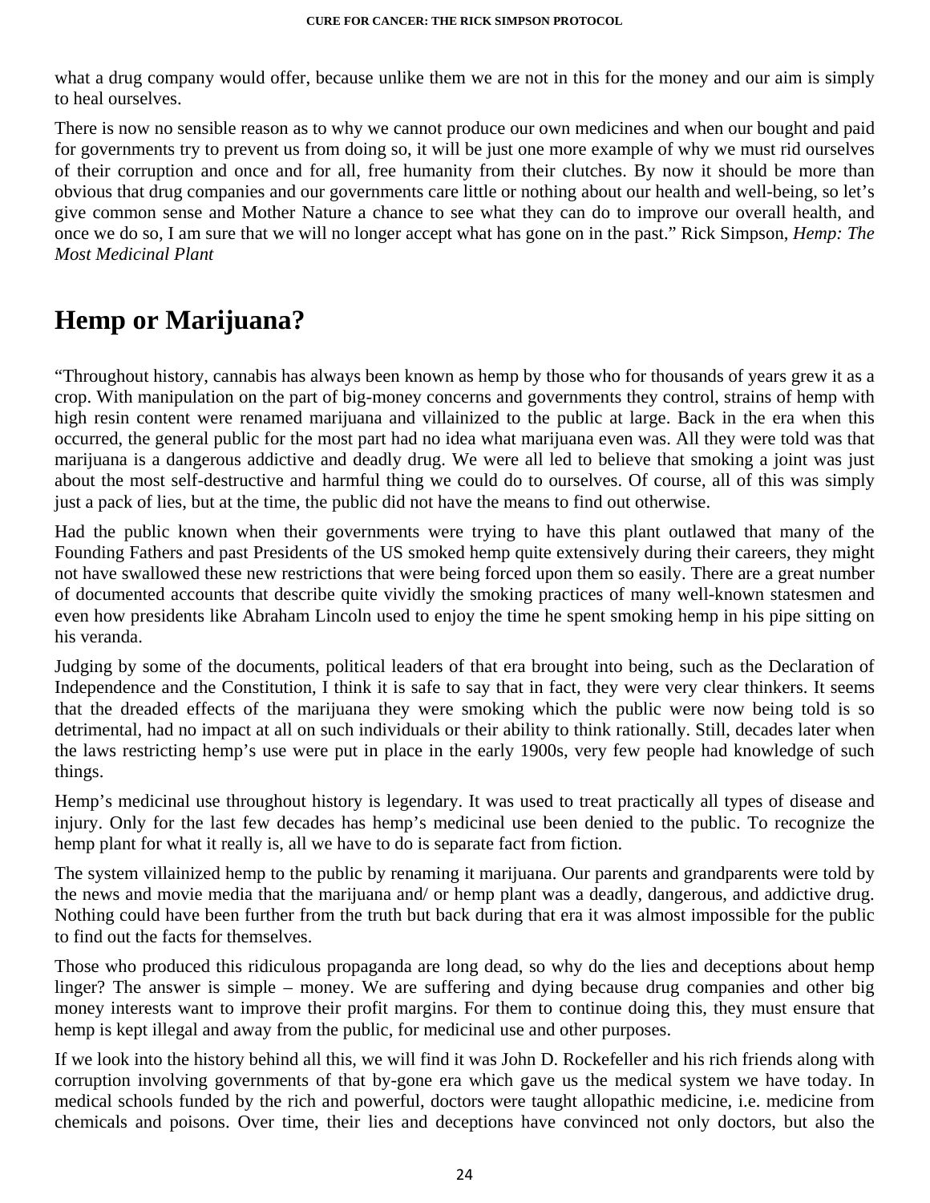what a drug company would offer, because unlike them we are not in this for the money and our aim is simply to heal ourselves.

There is now no sensible reason as to why we cannot produce our own medicines and when our bought and paid for governments try to prevent us from doing so, it will be just one more example of why we must rid ourselves of their corruption and once and for all, free humanity from their clutches. By now it should be more than obvious that drug companies and our governments care little or nothing about our health and well-being, so let's give common sense and Mother Nature a chance to see what they can do to improve our overall health, and once we do so, I am sure that we will no longer accept what has gone on in the past." Rick Simpson, *Hemp: The Most Medicinal Plant*

## Hemp or Marijuana?

"Throughout history, cannabis has always been known as hemp by those who for thousands of years grew it as a crop. With manipulation on the part of big-money concerns and governments they control, strains of hemp with high resin content were renamed marijuana and villainized to the public at large. Back in the era when this occurred, the general public for the most part had no idea what marijuana even was. All they were told was that marijuana is a dangerous addictive and deadly drug. We were all led to believe that smoking a joint was just about the most self-destructive and harmful thing we could do to ourselves. Of course, all of this was simply just a pack of lies, but at the time, the public did not have the means to find out otherwise.

Had the public known when their governments were trying to have this plant outlawed that many of the Founding Fathers and past Presidents of the US smoked hemp quite extensively during their careers, they might not have swallowed these new restrictions that were being forced upon them so easily. There are a great number of documented accounts that describe quite vividly the smoking practices of many well-known statesmen and even how presidents like Abraham Lincoln used to enjoy the time he spent smoking hemp in his pipe sitting on his veranda.

Judging by some of the documents, political leaders of that era brought into being, such as the Declaration of Independence and the Constitution, I think it is safe to say that in fact, they were very clear thinkers. It seems that the dreaded effects of the marijuana they were smoking which the public were now being told is so detrimental, had no impact at all on such individuals or their ability to think rationally. Still, decades later when the laws restricting hemp's use were put in place in the early 1900s, very few people had knowledge of such things.

Hemp's medicinal use throughout history is legendary. It was used to treat practically all types of disease and injury. Only for the last few decades has hemp's medicinal use been denied to the public. To recognize the hemp plant for what it really is, all we have to do is separate fact from fiction.

The system villainized hemp to the public by renaming it marijuana. Our parents and grandparents were told by the news and movie media that the marijuana and/ or hemp plant was a deadly, dangerous, and addictive drug. Nothing could have been further from the truth but back during that era it was almost impossible for the public to find out the facts for themselves.

Those who produced this ridiculous propaganda are long dead, so why do the lies and deceptions about hemp linger? The answer is simple – money. We are suffering and dying because drug companies and other big money interests want to improve their profit margins. For them to continue doing this, they must ensure that hemp is kept illegal and away from the public, for medicinal use and other purposes.

If we look into the history behind all this, we will find it was John D. Rockefeller and his rich friends along with corruption involving governments of that by-gone era which gave us the medical system we have today. In medical schools funded by the rich and powerful, doctors were taught allopathic medicine, i.e. medicine from chemicals and poisons. Over time, their lies and deceptions have convinced not only doctors, but also the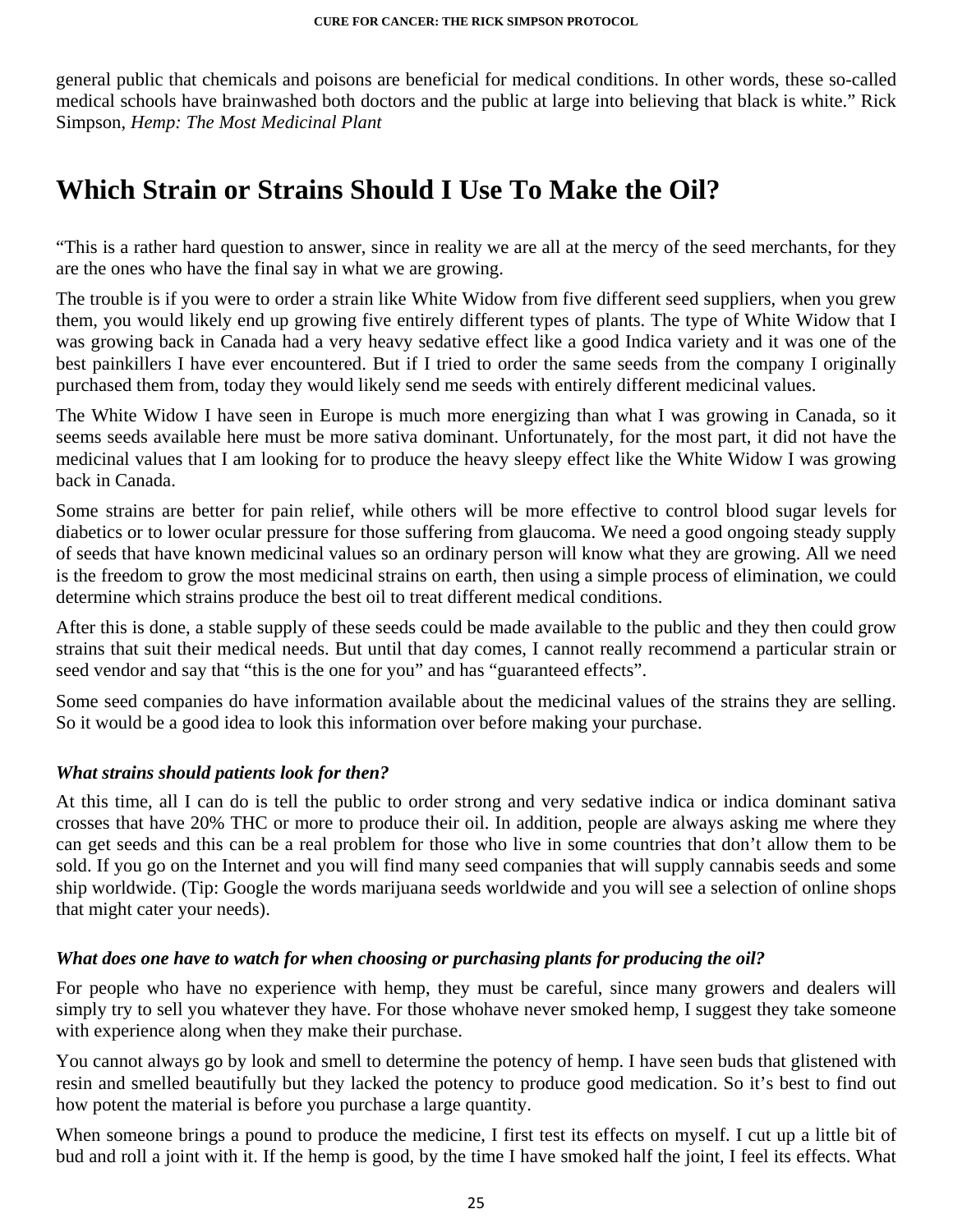general public that chemicals and poisons are beneficial for medical conditions. In other words, these so-called medical schools have brainwashed both doctors and the public at large into believing that black is white." Rick Simpson, *Hemp: The Most Medicinal Plant*

# Which Strain or Strains Should I Use To Make the Oil?

"This is a rather hard question to answer, since in reality we are all at the mercy of the seed merchants, for they are the ones who have the final say in what we are growing.

The trouble is if you were to order a strain like White Widow from five different seed suppliers, when you grew them, you would likely end up growing five entirely different types of plants. The type of White Widow that I was growing back in Canada had a very heavy sedative effect like a good Indica variety and it was one of the best painkillers I have ever encountered. But if I tried to order the same seeds from the company I originally purchased them from, today they would likely send me seeds with entirely different medicinal values.

The White Widow I have seen in Europe is much more energizing than what I was growing in Canada, so it seems seeds available here must be more sativa dominant. Unfortunately, for the most part, it did not have the medicinal values that I am looking for to produce the heavy sleepy effect like the White Widow I was growing back in Canada.

Some strains are better for pain relief, while others will be more effective to control blood sugar levels for diabetics or to lower ocular pressure for those suffering from glaucoma. We need a good ongoing steady supply of seeds that have known medicinal values so an ordinary person will know what they are growing. All we need is the freedom to grow the most medicinal strains on earth, then using a simple process of elimination, we could determine which strains produce the best oil to treat different medical conditions.

After this is done, a stable supply of these seeds could be made available to the public and they then could grow strains that suit their medical needs. But until that day comes, I cannot really recommend a particular strain or seed vendor and say that "this is the one for you" and has "guaranteed effects".

Some seed companies do have information available about the medicinal values of the strains they are selling. So it would be a good idea to look this information over before making your purchase.

### *What strains should patients look for then?*

At this time, all I can do is tell the public to order strong and very sedative indica or indica dominant sativa crosses that have 20% THC or more to produce their oil. In addition, people are always asking me where they can get seeds and this can be a real problem for those who live in some countries that don't allow them to be sold. If you go on the Internet and you will find many seed companies that will supply cannabis seeds and some ship worldwide. (Tip: Google the words marijuana seeds worldwide and you will see a selection of online shops that might cater your needs).

### *What does one have to watch for when choosing or purchasing plants for producing the oil?*

For people who have no experience with hemp, they must be careful, since many growers and dealers will simply try to sell you whatever they have. For those whohave never smoked hemp, I suggest they take someone with experience along when they make their purchase.

You cannot always go by look and smell to determine the potency of hemp. I have seen buds that glistened with resin and smelled beautifully but they lacked the potency to produce good medication. So it's best to find out how potent the material is before you purchase a large quantity.

When someone brings a pound to produce the medicine, I first test its effects on myself. I cut up a little bit of bud and roll a joint with it. If the hemp is good, by the time I have smoked half the joint, I feel its effects. What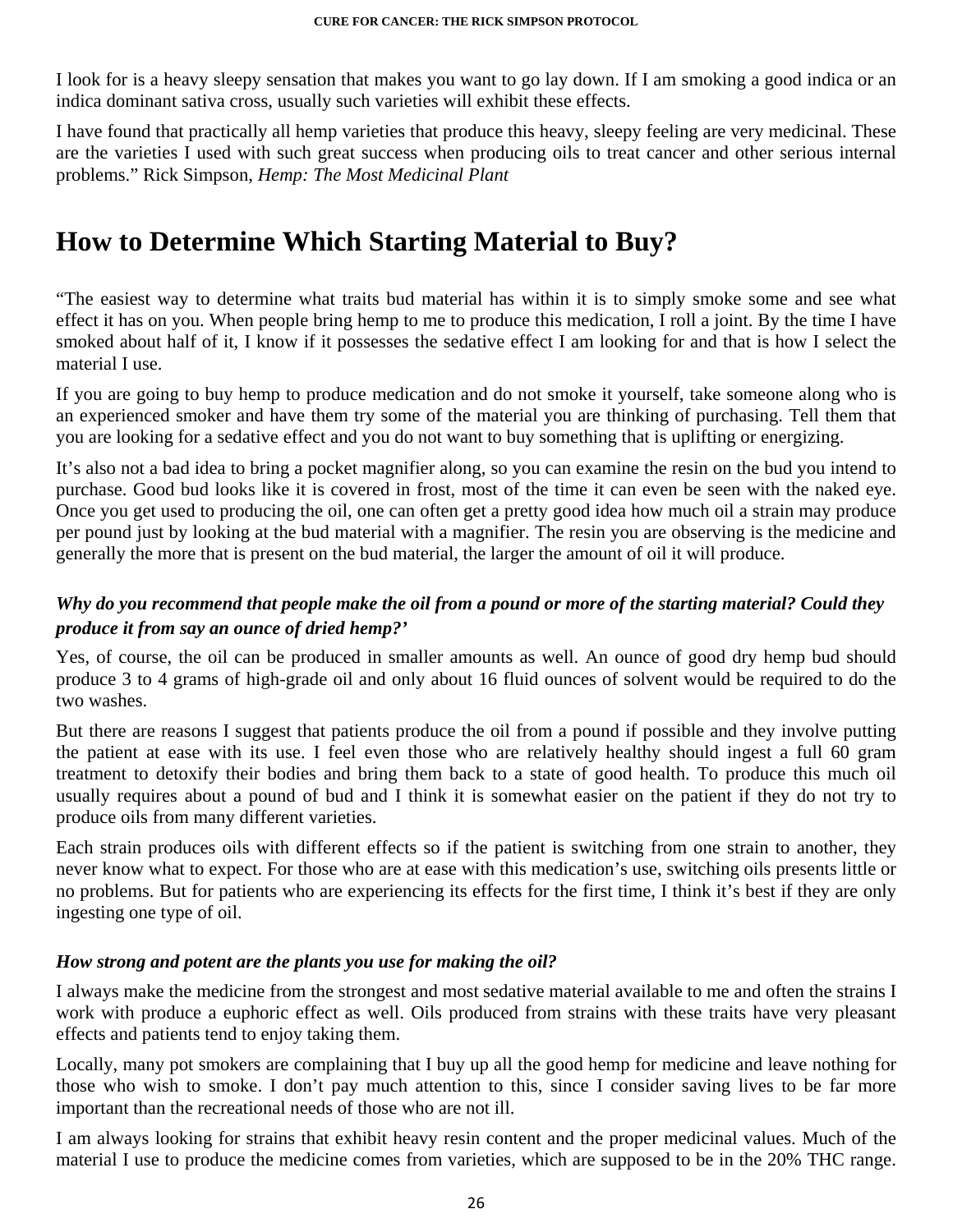I look for is a heavy sleepy sensation that makes you want to go lay down. If I am smoking a good indica or an indica dominant sativa cross, usually such varieties will exhibit these effects.

I have found that practically all hemp varieties that produce this heavy, sleepy feeling are very medicinal. These are the varieties I used with such great success when producing oils to treat cancer and other serious internal problems." Rick Simpson, *Hemp: The Most Medicinal Plant*

## How to Determine Which Starting Material to Buy?

"The easiest way to determine what traits bud material has within it is to simply smoke some and see what effect it has on you. When people bring hemp to me to produce this medication, I roll a joint. By the time I have smoked about half of it, I know if it possesses the sedative effect I am looking for and that is how I select the material I use.

If you are going to buy hemp to produce medication and do not smoke it yourself, take someone along who is an experienced smoker and have them try some of the material you are thinking of purchasing. Tell them that you are looking for a sedative effect and you do not want to buy something that is uplifting or energizing.

It's also not a bad idea to bring a pocket magnifier along, so you can examine the resin on the bud you intend to purchase. Good bud looks like it is covered in frost, most of the time it can even be seen with the naked eye. Once you get used to producing the oil, one can often get a pretty good idea how much oil a strain may produce per pound just by looking at the bud material with a magnifier. The resin you are observing is the medicine and generally the more that is present on the bud material, the larger the amount of oil it will produce.

### *Why do you recommend that people make the oil from a pound or more of the starting material? Could they produce it from say an ounce of dried hemp?'*

Yes, of course, the oil can be produced in smaller amounts as well. An ounce of good dry hemp bud should produce 3 to 4 grams of high-grade oil and only about 16 fluid ounces of solvent would be required to do the two washes.

But there are reasons I suggest that patients produce the oil from a pound if possible and they involve putting the patient at ease with its use. I feel even those who are relatively healthy should ingest a full 60 gram treatment to detoxify their bodies and bring them back to a state of good health. To produce this much oil usually requires about a pound of bud and I think it is somewhat easier on the patient if they do not try to produce oils from many different varieties.

Each strain produces oils with different effects so if the patient is switching from one strain to another, they never know what to expect. For those who are at ease with this medication's use, switching oils presents little or no problems. But for patients who are experiencing its effects for the first time, I think it's best if they are only ingesting one type of oil.

### *How strong and potent are the plants you use for making the oil?*

I always make the medicine from the strongest and most sedative material available to me and often the strains I work with produce a euphoric effect as well. Oils produced from strains with these traits have very pleasant effects and patients tend to enjoy taking them.

Locally, many pot smokers are complaining that I buy up all the good hemp for medicine and leave nothing for those who wish to smoke. I don't pay much attention to this, since I consider saving lives to be far more important than the recreational needs of those who are not ill.

I am always looking for strains that exhibit heavy resin content and the proper medicinal values. Much of the material I use to produce the medicine comes from varieties, which are supposed to be in the 20% THC range.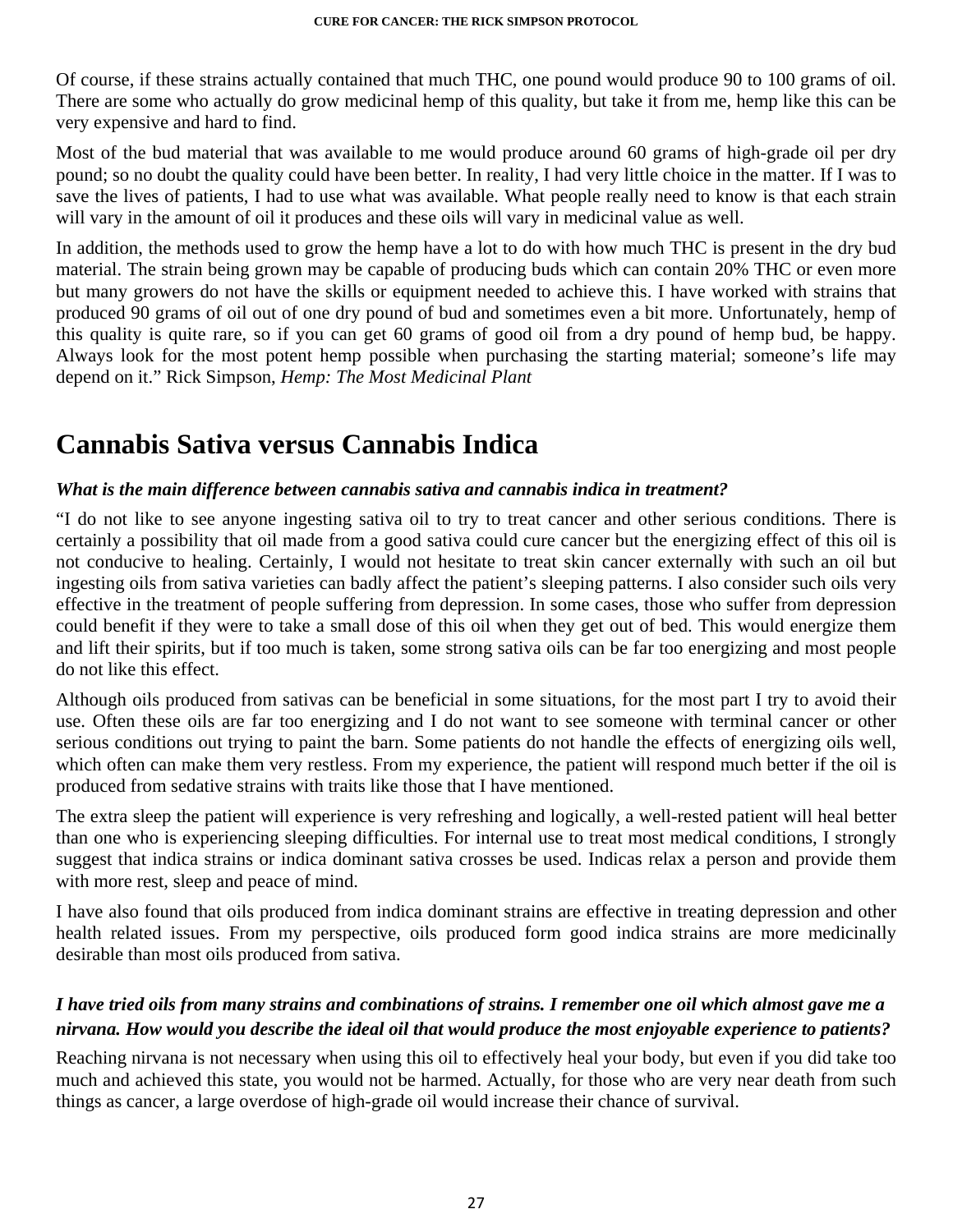Of course, if these strains actually contained that much THC, one pound would produce 90 to 100 grams of oil. There are some who actually do grow medicinal hemp of this quality, but take it from me, hemp like this can be very expensive and hard to find.

Most of the bud material that was available to me would produce around 60 grams of high-grade oil per dry pound; so no doubt the quality could have been better. In reality, I had very little choice in the matter. If I was to save the lives of patients, I had to use what was available. What people really need to know is that each strain will vary in the amount of oil it produces and these oils will vary in medicinal value as well.

In addition, the methods used to grow the hemp have a lot to do with how much THC is present in the dry bud material. The strain being grown may be capable of producing buds which can contain 20% THC or even more but many growers do not have the skills or equipment needed to achieve this. I have worked with strains that produced 90 grams of oil out of one dry pound of bud and sometimes even a bit more. Unfortunately, hemp of this quality is quite rare, so if you can get 60 grams of good oil from a dry pound of hemp bud, be happy. Always look for the most potent hemp possible when purchasing the starting material; someone's life may depend on it." Rick Simpson, *Hemp: The Most Medicinal Plant*

# Cannabis Sativa versus Cannabis Indica

***What is the main difference between cannabis sativa and cannabis indica in treatment?***

"I do not like to see anyone ingesting sativa oil to try to treat cancer and other serious conditions. There is certainly a possibility that oil made from a good sativa could cure cancer but the energizing effect of this oil is not conducive to healing. Certainly, I would not hesitate to treat skin cancer externally with such an oil but ingesting oils from sativa varieties can badly affect the patient's sleeping patterns. I also consider such oils very effective in the treatment of people suffering from depression. In some cases, those who suffer from depression could benefit if they were to take a small dose of this oil when they get out of bed. This would energize them and lift their spirits, but if too much is taken, some strong sativa oils can be far too energizing and most people do not like this effect.

Although oils produced from sativas can be beneficial in some situations, for the most part I try to avoid their use. Often these oils are far too energizing and I do not want to see someone with terminal cancer or other serious conditions out trying to paint the barn. Some patients do not handle the effects of energizing oils well, which often can make them very restless. From my experience, the patient will respond much better if the oil is produced from sedative strains with traits like those that I have mentioned.

The extra sleep the patient will experience is very refreshing and logically, a well-rested patient will heal better than one who is experiencing sleeping difficulties. For internal use to treat most medical conditions, I strongly suggest that indica strains or indica dominant sativa crosses be used. Indicas relax a person and provide them with more rest, sleep and peace of mind.

I have also found that oils produced from indica dominant strains are effective in treating depression and other health related issues. From my perspective, oils produced form good indica strains are more medicinally desirable than most oils produced from sativa.

***I have tried oils from many strains and combinations of strains. I remember one oil which almost gave me a nirvana. How would you describe the ideal oil that would produce the most enjoyable experience to patients?***

Reaching nirvana is not necessary when using this oil to effectively heal your body, but even if you did take too much and achieved this state, you would not be harmed. Actually, for those who are very near death from such things as cancer, a large overdose of high-grade oil would increase their chance of survival.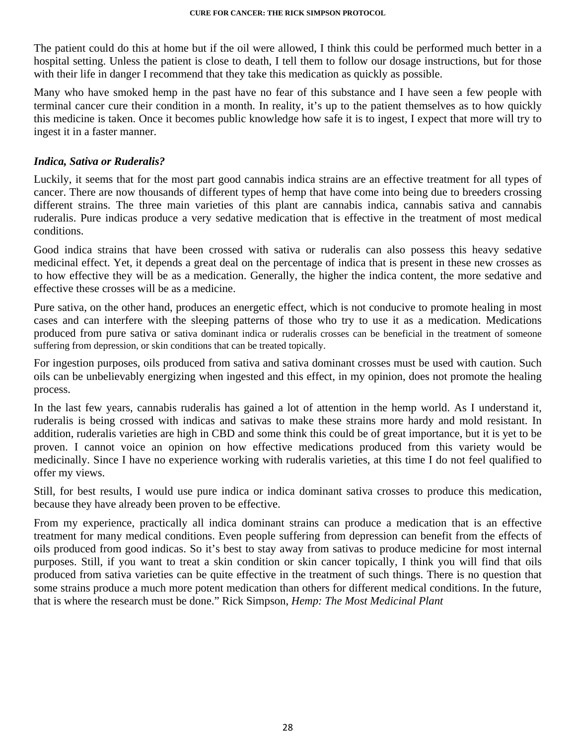The patient could do this at home but if the oil were allowed, I think this could be performed much better in a hospital setting. Unless the patient is close to death, I tell them to follow our dosage instructions, but for those with their life in danger I recommend that they take this medication as quickly as possible.

Many who have smoked hemp in the past have no fear of this substance and I have seen a few people with terminal cancer cure their condition in a month. In reality, it's up to the patient themselves as to how quickly this medicine is taken. Once it becomes public knowledge how safe it is to ingest, I expect that more will try to ingest it in a faster manner.

### *Indica, Sativa or Ruderalis?*

Luckily, it seems that for the most part good cannabis indica strains are an effective treatment for all types of cancer. There are now thousands of different types of hemp that have come into being due to breeders crossing different strains. The three main varieties of this plant are cannabis indica, cannabis sativa and cannabis ruderalis. Pure indicas produce a very sedative medication that is effective in the treatment of most medical conditions.

Good indica strains that have been crossed with sativa or ruderalis can also possess this heavy sedative medicinal effect. Yet, it depends a great deal on the percentage of indica that is present in these new crosses as to how effective they will be as a medication. Generally, the higher the indica content, the more sedative and effective these crosses will be as a medicine.

Pure sativa, on the other hand, produces an energetic effect, which is not conducive to promote healing in most cases and can interfere with the sleeping patterns of those who try to use it as a medication. Medications produced from pure sativa or sativa dominant indica or ruderalis crosses can be beneficial in the treatment of someone suffering from depression, or skin conditions that can be treated topically.

For ingestion purposes, oils produced from sativa and sativa dominant crosses must be used with caution. Such oils can be unbelievably energizing when ingested and this effect, in my opinion, does not promote the healing process.

In the last few years, cannabis ruderalis has gained a lot of attention in the hemp world. As I understand it, ruderalis is being crossed with indicas and sativas to make these strains more hardy and mold resistant. In addition, ruderalis varieties are high in CBD and some think this could be of great importance, but it is yet to be proven. I cannot voice an opinion on how effective medications produced from this variety would be medicinally. Since I have no experience working with ruderalis varieties, at this time I do not feel qualified to offer my views.

Still, for best results, I would use pure indica or indica dominant sativa crosses to produce this medication, because they have already been proven to be effective.

From my experience, practically all indica dominant strains can produce a medication that is an effective treatment for many medical conditions. Even people suffering from depression can benefit from the effects of oils produced from good indicas. So it's best to stay away from sativas to produce medicine for most internal purposes. Still, if you want to treat a skin condition or skin cancer topically, I think you will find that oils produced from sativa varieties can be quite effective in the treatment of such things. There is no question that some strains produce a much more potent medication than others for different medical conditions. In the future, that is where the research must be done." Rick Simpson, *Hemp: The Most Medicinal Plant*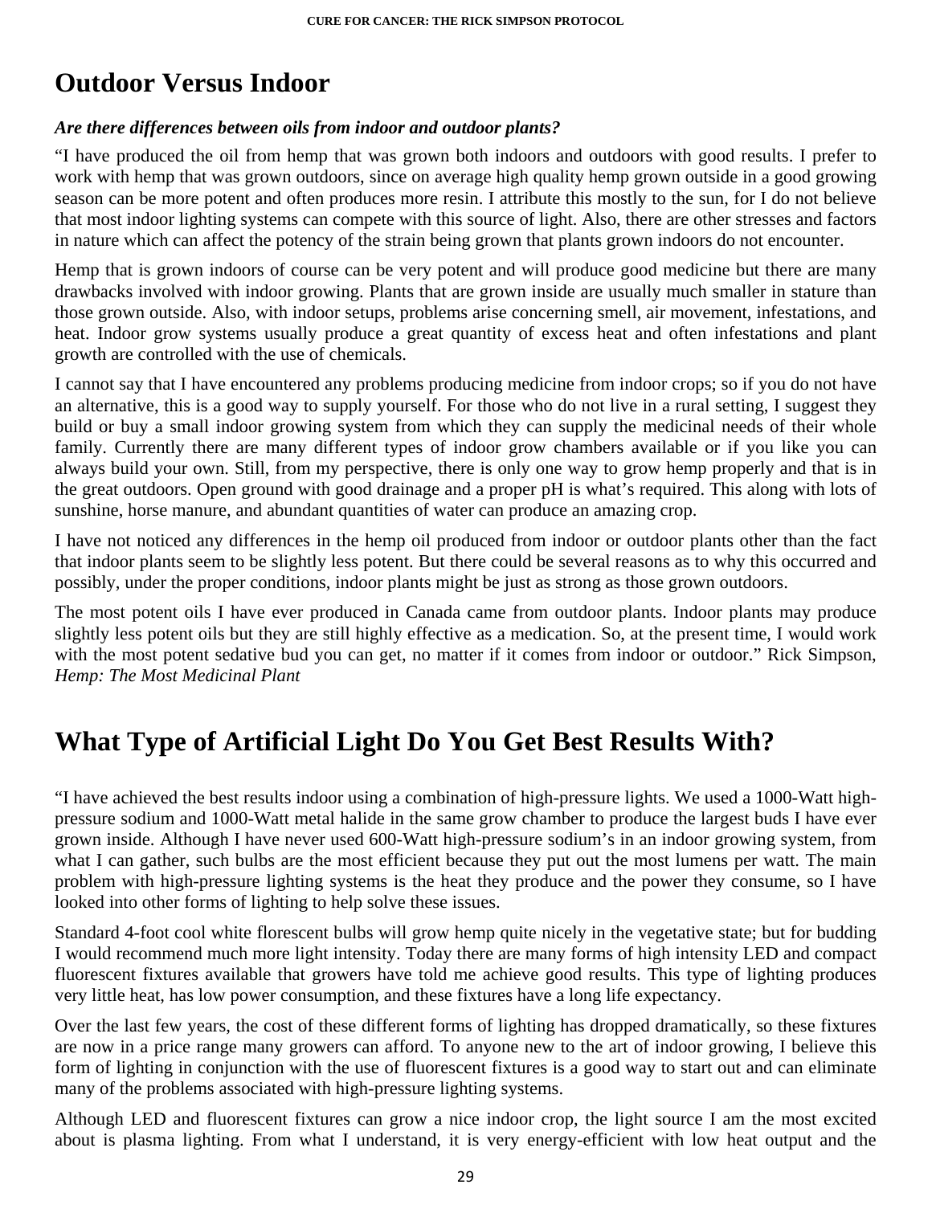# Outdoor Versus Indoor

***Are there differences between oils from indoor and outdoor plants?***

"I have produced the oil from hemp that was grown both indoors and outdoors with good results. I prefer to work with hemp that was grown outdoors, since on average high quality hemp grown outside in a good growing season can be more potent and often produces more resin. I attribute this mostly to the sun, for I do not believe that most indoor lighting systems can compete with this source of light. Also, there are other stresses and factors in nature which can affect the potency of the strain being grown that plants grown indoors do not encounter.

Hemp that is grown indoors of course can be very potent and will produce good medicine but there are many drawbacks involved with indoor growing. Plants that are grown inside are usually much smaller in stature than those grown outside. Also, with indoor setups, problems arise concerning smell, air movement, infestations, and heat. Indoor grow systems usually produce a great quantity of excess heat and often infestations and plant growth are controlled with the use of chemicals.

I cannot say that I have encountered any problems producing medicine from indoor crops; so if you do not have an alternative, this is a good way to supply yourself. For those who do not live in a rural setting, I suggest they build or buy a small indoor growing system from which they can supply the medicinal needs of their whole family. Currently there are many different types of indoor grow chambers available or if you like you can always build your own. Still, from my perspective, there is only one way to grow hemp properly and that is in the great outdoors. Open ground with good drainage and a proper pH is what's required. This along with lots of sunshine, horse manure, and abundant quantities of water can produce an amazing crop.

I have not noticed any differences in the hemp oil produced from indoor or outdoor plants other than the fact that indoor plants seem to be slightly less potent. But there could be several reasons as to why this occurred and possibly, under the proper conditions, indoor plants might be just as strong as those grown outdoors.

The most potent oils I have ever produced in Canada came from outdoor plants. Indoor plants may produce slightly less potent oils but they are still highly effective as a medication. So, at the present time, I would work with the most potent sedative bud you can get, no matter if it comes from indoor or outdoor." Rick Simpson, *Hemp: The Most Medicinal Plant*

# What Type of Artificial Light Do You Get Best Results With?

"I have achieved the best results indoor using a combination of high-pressure lights. We used a 1000-Watt high-pressure sodium and 1000-Watt metal halide in the same grow chamber to produce the largest buds I have ever grown inside. Although I have never used 600-Watt high-pressure sodium's in an indoor growing system, from what I can gather, such bulbs are the most efficient because they put out the most lumens per watt. The main problem with high-pressure lighting systems is the heat they produce and the power they consume, so I have looked into other forms of lighting to help solve these issues.

Standard 4-foot cool white florescent bulbs will grow hemp quite nicely in the vegetative state; but for budding I would recommend much more light intensity. Today there are many forms of high intensity LED and compact fluorescent fixtures available that growers have told me achieve good results. This type of lighting produces very little heat, has low power consumption, and these fixtures have a long life expectancy.

Over the last few years, the cost of these different forms of lighting has dropped dramatically, so these fixtures are now in a price range many growers can afford. To anyone new to the art of indoor growing, I believe this form of lighting in conjunction with the use of fluorescent fixtures is a good way to start out and can eliminate many of the problems associated with high-pressure lighting systems.

Although LED and fluorescent fixtures can grow a nice indoor crop, the light source I am the most excited about is plasma lighting. From what I understand, it is very energy-efficient with low heat output and the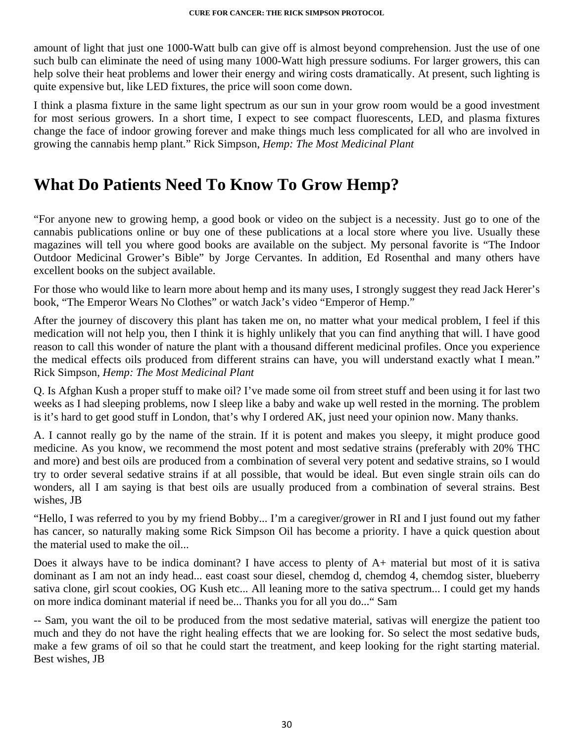amount of light that just one 1000-Watt bulb can give off is almost beyond comprehension. Just the use of one such bulb can eliminate the need of using many 1000-Watt high pressure sodiums. For larger growers, this can help solve their heat problems and lower their energy and wiring costs dramatically. At present, such lighting is quite expensive but, like LED fixtures, the price will soon come down.

I think a plasma fixture in the same light spectrum as our sun in your grow room would be a good investment for most serious growers. In a short time, I expect to see compact fluorescents, LED, and plasma fixtures change the face of indoor growing forever and make things much less complicated for all who are involved in growing the cannabis hemp plant." Rick Simpson, *Hemp: The Most Medicinal Plant*

# What Do Patients Need To Know To Grow Hemp?

"For anyone new to growing hemp, a good book or video on the subject is a necessity. Just go to one of the cannabis publications online or buy one of these publications at a local store where you live. Usually these magazines will tell you where good books are available on the subject. My personal favorite is "The Indoor Outdoor Medicinal Grower's Bible" by Jorge Cervantes. In addition, Ed Rosenthal and many others have excellent books on the subject available.

For those who would like to learn more about hemp and its many uses, I strongly suggest they read Jack Herer's book, "The Emperor Wears No Clothes" or watch Jack's video "Emperor of Hemp."

After the journey of discovery this plant has taken me on, no matter what your medical problem, I feel if this medication will not help you, then I think it is highly unlikely that you can find anything that will. I have good reason to call this wonder of nature the plant with a thousand different medicinal profiles. Once you experience the medical effects oils produced from different strains can have, you will understand exactly what I mean." Rick Simpson, *Hemp: The Most Medicinal Plant*

Q. Is Afghan Kush a proper stuff to make oil? I've made some oil from street stuff and been using it for last two weeks as I had sleeping problems, now I sleep like a baby and wake up well rested in the morning. The problem is it's hard to get good stuff in London, that's why I ordered AK, just need your opinion now. Many thanks.

A. I cannot really go by the name of the strain. If it is potent and makes you sleepy, it might produce good medicine. As you know, we recommend the most potent and most sedative strains (preferably with 20% THC and more) and best oils are produced from a combination of several very potent and sedative strains, so I would try to order several sedative strains if at all possible, that would be ideal. But even single strain oils can do wonders, all I am saying is that best oils are usually produced from a combination of several strains. Best wishes, JB

"Hello, I was referred to you by my friend Bobby... I'm a caregiver/grower in RI and I just found out my father has cancer, so naturally making some Rick Simpson Oil has become a priority. I have a quick question about the material used to make the oil...

Does it always have to be indica dominant? I have access to plenty of A+ material but most of it is sativa dominant as I am not an indy head... east coast sour diesel, chemdog d, chemdog 4, chemdog sister, blueberry sativa clone, girl scout cookies, OG Kush etc... All leaning more to the sativa spectrum... I could get my hands on more indica dominant material if need be... Thanks you for all you do..." Sam

-- Sam, you want the oil to be produced from the most sedative material, sativas will energize the patient too much and they do not have the right healing effects that we are looking for. So select the most sedative buds, make a few grams of oil so that he could start the treatment, and keep looking for the right starting material. Best wishes, JB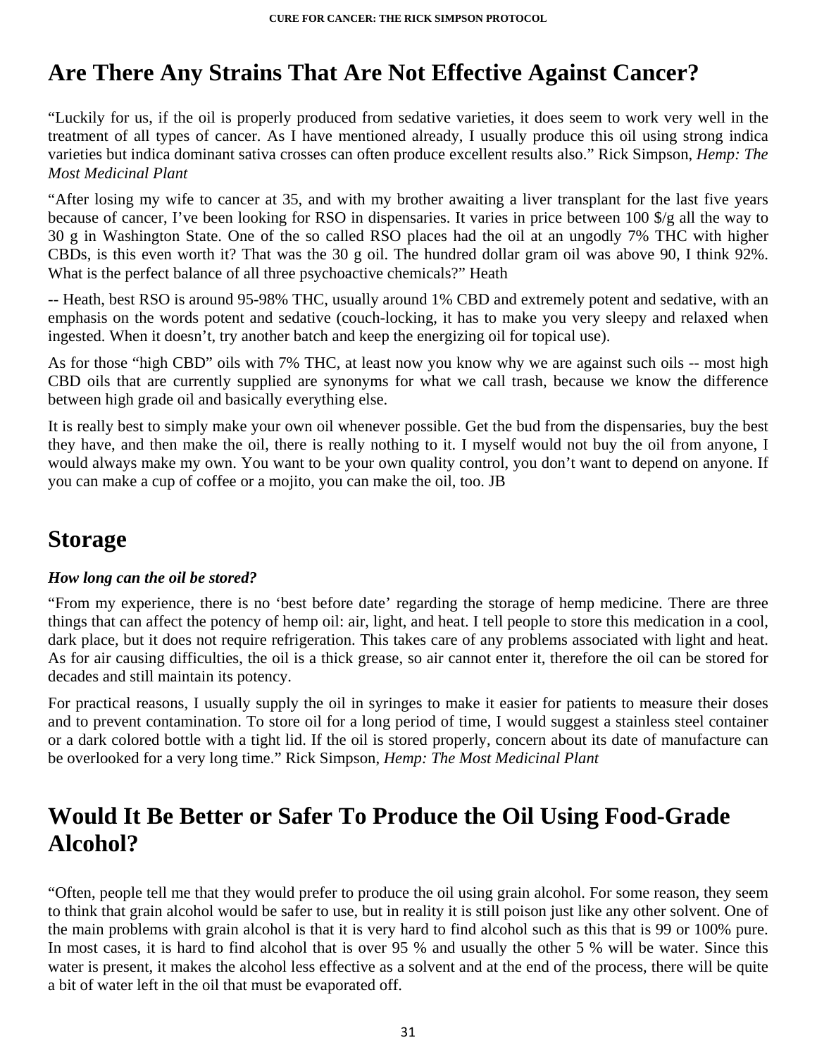## Are There Any Strains That Are Not Effective Against Cancer?

“Luckily for us, if the oil is properly produced from sedative varieties, it does seem to work very well in the treatment of all types of cancer. As I have mentioned already, I usually produce this oil using strong indica varieties but indica dominant sativa crosses can often produce excellent results also.” Rick Simpson, *Hemp: The Most Medicinal Plant*

“After losing my wife to cancer at 35, and with my brother awaiting a liver transplant for the last five years because of cancer, I’ve been looking for RSO in dispensaries. It varies in price between 100 $/g all the way to 30 g in Washington State. One of the so called RSO places had the oil at an ungodly 7% THC with higher CBDs, is this even worth it? That was the 30 g oil. The hundred dollar gram oil was above 90, I think 92%. What is the perfect balance of all three psychoactive chemicals?” Heath

-- Heath, best RSO is around 95-98% THC, usually around 1% CBD and extremely potent and sedative, with an emphasis on the words potent and sedative (couch-locking, it has to make you very sleepy and relaxed when ingested. When it doesn’t, try another batch and keep the energizing oil for topical use).

As for those “high CBD” oils with 7% THC, at least now you know why we are against such oils -- most high CBD oils that are currently supplied are synonyms for what we call trash, because we know the difference between high grade oil and basically everything else.

It is really best to simply make your own oil whenever possible. Get the bud from the dispensaries, buy the best they have, and then make the oil, there is really nothing to it. I myself would not buy the oil from anyone, I would always make my own. You want to be your own quality control, you don’t want to depend on anyone. If you can make a cup of coffee or a mojito, you can make the oil, too. JB

## Storage

***How long can the oil be stored?***

“From my experience, there is no ‘best before date’ regarding the storage of hemp medicine. There are three things that can affect the potency of hemp oil: air, light, and heat. I tell people to store this medication in a cool, dark place, but it does not require refrigeration. This takes care of any problems associated with light and heat. As for air causing difficulties, the oil is a thick grease, so air cannot enter it, therefore the oil can be stored for decades and still maintain its potency.

For practical reasons, I usually supply the oil in syringes to make it easier for patients to measure their doses and to prevent contamination. To store oil for a long period of time, I would suggest a stainless steel container or a dark colored bottle with a tight lid. If the oil is stored properly, concern about its date of manufacture can be overlooked for a very long time.” Rick Simpson, *Hemp: The Most Medicinal Plant*

## Would It Be Better or Safer To Produce the Oil Using Food-Grade Alcohol?

“Often, people tell me that they would prefer to produce the oil using grain alcohol. For some reason, they seem to think that grain alcohol would be safer to use, but in reality it is still poison just like any other solvent. One of the main problems with grain alcohol is that it is very hard to find alcohol such as this that is 99 or 100% pure. In most cases, it is hard to find alcohol that is over 95 % and usually the other 5 % will be water. Since this water is present, it makes the alcohol less effective as a solvent and at the end of the process, there will be quite a bit of water left in the oil that must be evaporated off.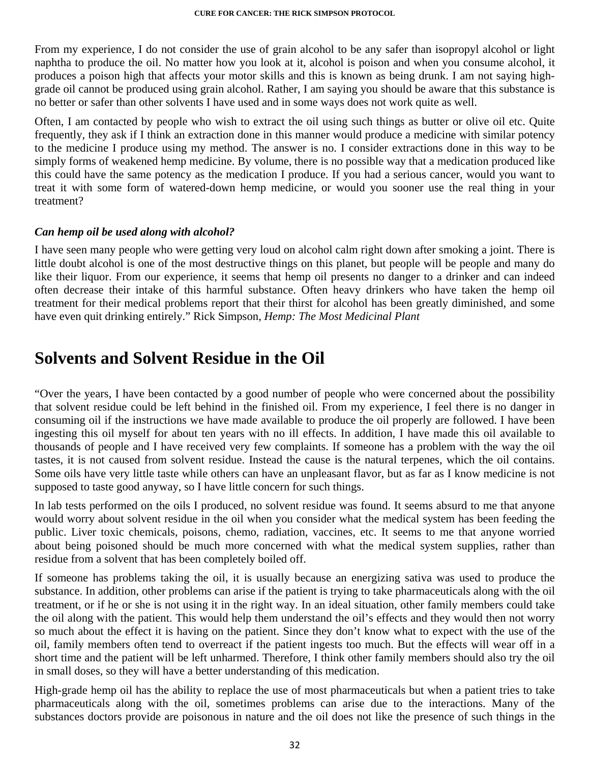From my experience, I do not consider the use of grain alcohol to be any safer than isopropyl alcohol or light naphtha to produce the oil. No matter how you look at it, alcohol is poison and when you consume alcohol, it produces a poison high that affects your motor skills and this is known as being drunk. I am not saying high-grade oil cannot be produced using grain alcohol. Rather, I am saying you should be aware that this substance is no better or safer than other solvents I have used and in some ways does not work quite as well.

Often, I am contacted by people who wish to extract the oil using such things as butter or olive oil etc. Quite frequently, they ask if I think an extraction done in this manner would produce a medicine with similar potency to the medicine I produce using my method. The answer is no. I consider extractions done in this way to be simply forms of weakened hemp medicine. By volume, there is no possible way that a medication produced like this could have the same potency as the medication I produce. If you had a serious cancer, would you want to treat it with some form of watered-down hemp medicine, or would you sooner use the real thing in your treatment?

***Can hemp oil be used along with alcohol?***

I have seen many people who were getting very loud on alcohol calm right down after smoking a joint. There is little doubt alcohol is one of the most destructive things on this planet, but people will be people and many do like their liquor. From our experience, it seems that hemp oil presents no danger to a drinker and can indeed often decrease their intake of this harmful substance. Often heavy drinkers who have taken the hemp oil treatment for their medical problems report that their thirst for alcohol has been greatly diminished, and some have even quit drinking entirely." Rick Simpson, *Hemp: The Most Medicinal Plant*

# Solvents and Solvent Residue in the Oil

"Over the years, I have been contacted by a good number of people who were concerned about the possibility that solvent residue could be left behind in the finished oil. From my experience, I feel there is no danger in consuming oil if the instructions we have made available to produce the oil properly are followed. I have been ingesting this oil myself for about ten years with no ill effects. In addition, I have made this oil available to thousands of people and I have received very few complaints. If someone has a problem with the way the oil tastes, it is not caused from solvent residue. Instead the cause is the natural terpenes, which the oil contains. Some oils have very little taste while others can have an unpleasant flavor, but as far as I know medicine is not supposed to taste good anyway, so I have little concern for such things.

In lab tests performed on the oils I produced, no solvent residue was found. It seems absurd to me that anyone would worry about solvent residue in the oil when you consider what the medical system has been feeding the public. Liver toxic chemicals, poisons, chemo, radiation, vaccines, etc. It seems to me that anyone worried about being poisoned should be much more concerned with what the medical system supplies, rather than residue from a solvent that has been completely boiled off.

If someone has problems taking the oil, it is usually because an energizing sativa was used to produce the substance. In addition, other problems can arise if the patient is trying to take pharmaceuticals along with the oil treatment, or if he or she is not using it in the right way. In an ideal situation, other family members could take the oil along with the patient. This would help them understand the oil's effects and they would then not worry so much about the effect it is having on the patient. Since they don't know what to expect with the use of the oil, family members often tend to overreact if the patient ingests too much. But the effects will wear off in a short time and the patient will be left unharmed. Therefore, I think other family members should also try the oil in small doses, so they will have a better understanding of this medication.

High-grade hemp oil has the ability to replace the use of most pharmaceuticals but when a patient tries to take pharmaceuticals along with the oil, sometimes problems can arise due to the interactions. Many of the substances doctors provide are poisonous in nature and the oil does not like the presence of such things in the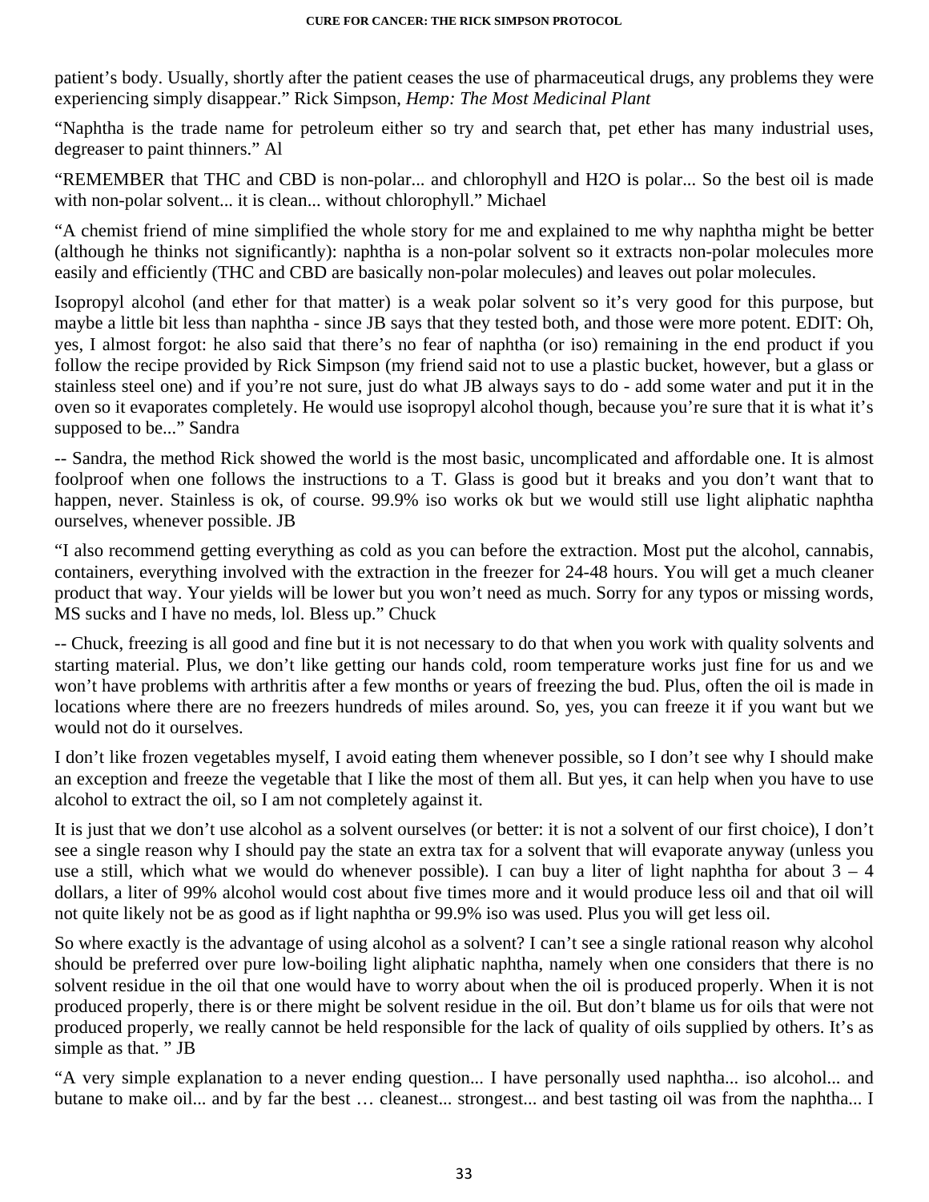patient's body. Usually, shortly after the patient ceases the use of pharmaceutical drugs, any problems they were experiencing simply disappear." Rick Simpson, *Hemp: The Most Medicinal Plant*

"Naphtha is the trade name for petroleum either so try and search that, pet ether has many industrial uses, degreaser to paint thinners." Al

"REMEMBER that THC and CBD is non-polar... and chlorophyll and H2O is polar... So the best oil is made with non-polar solvent... it is clean... without chlorophyll." Michael

"A chemist friend of mine simplified the whole story for me and explained to me why naphtha might be better (although he thinks not significantly): naphtha is a non-polar solvent so it extracts non-polar molecules more easily and efficiently (THC and CBD are basically non-polar molecules) and leaves out polar molecules.

Isopropyl alcohol (and ether for that matter) is a weak polar solvent so it's very good for this purpose, but maybe a little bit less than naphtha - since JB says that they tested both, and those were more potent. EDIT: Oh, yes, I almost forgot: he also said that there's no fear of naphtha (or iso) remaining in the end product if you follow the recipe provided by Rick Simpson (my friend said not to use a plastic bucket, however, but a glass or stainless steel one) and if you're not sure, just do what JB always says to do - add some water and put it in the oven so it evaporates completely. He would use isopropyl alcohol though, because you're sure that it is what it's supposed to be..." Sandra

-- Sandra, the method Rick showed the world is the most basic, uncomplicated and affordable one. It is almost foolproof when one follows the instructions to a T. Glass is good but it breaks and you don't want that to happen, never. Stainless is ok, of course. 99.9% iso works ok but we would still use light aliphatic naphtha ourselves, whenever possible. JB

"I also recommend getting everything as cold as you can before the extraction. Most put the alcohol, cannabis, containers, everything involved with the extraction in the freezer for 24-48 hours. You will get a much cleaner product that way. Your yields will be lower but you won't need as much. Sorry for any typos or missing words, MS sucks and I have no meds, lol. Bless up." Chuck

-- Chuck, freezing is all good and fine but it is not necessary to do that when you work with quality solvents and starting material. Plus, we don't like getting our hands cold, room temperature works just fine for us and we won't have problems with arthritis after a few months or years of freezing the bud. Plus, often the oil is made in locations where there are no freezers hundreds of miles around. So, yes, you can freeze it if you want but we would not do it ourselves.

I don't like frozen vegetables myself, I avoid eating them whenever possible, so I don't see why I should make an exception and freeze the vegetable that I like the most of them all. But yes, it can help when you have to use alcohol to extract the oil, so I am not completely against it.

It is just that we don't use alcohol as a solvent ourselves (or better: it is not a solvent of our first choice), I don't see a single reason why I should pay the state an extra tax for a solvent that will evaporate anyway (unless you use a still, which what we would do whenever possible). I can buy a liter of light naphtha for about 3 – 4 dollars, a liter of 99% alcohol would cost about five times more and it would produce less oil and that oil will not quite likely not be as good as if light naphtha or 99.9% iso was used. Plus you will get less oil.

So where exactly is the advantage of using alcohol as a solvent? I can't see a single rational reason why alcohol should be preferred over pure low-boiling light aliphatic naphtha, namely when one considers that there is no solvent residue in the oil that one would have to worry about when the oil is produced properly. When it is not produced properly, there is or there might be solvent residue in the oil. But don't blame us for oils that were not produced properly, we really cannot be held responsible for the lack of quality of oils supplied by others. It's as simple as that. " JB

"A very simple explanation to a never ending question... I have personally used naphtha... iso alcohol... and butane to make oil... and by far the best … cleanest... strongest... and best tasting oil was from the naphtha... I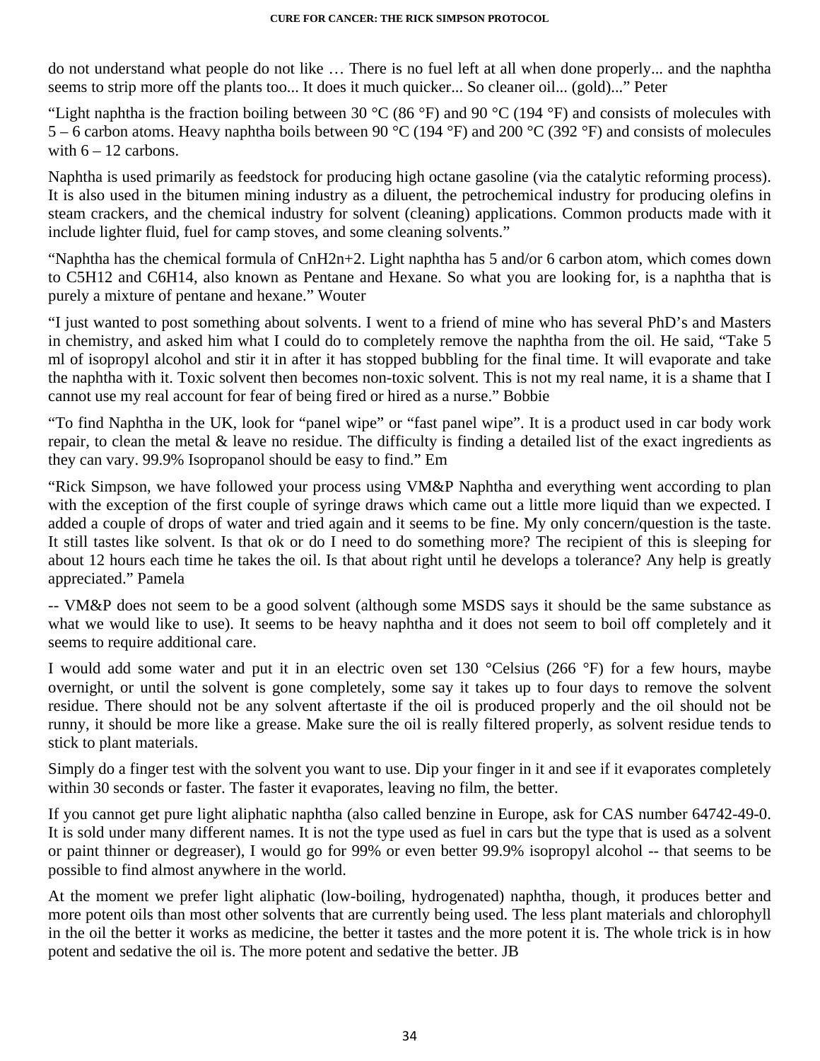do not understand what people do not like … There is no fuel left at all when done properly... and the naphtha seems to strip more off the plants too... It does it much quicker... So cleaner oil... (gold)...” Peter

“Light naphtha is the fraction boiling between 30 °C (86 °F) and 90 °C (194 °F) and consists of molecules with 5 – 6 carbon atoms. Heavy naphtha boils between 90 °C (194 °F) and 200 °C (392 °F) and consists of molecules with 6 – 12 carbons.

Naphtha is used primarily as feedstock for producing high octane gasoline (via the catalytic reforming process). It is also used in the bitumen mining industry as a diluent, the petrochemical industry for producing olefins in steam crackers, and the chemical industry for solvent (cleaning) applications. Common products made with it include lighter fluid, fuel for camp stoves, and some cleaning solvents.”

“Naphtha has the chemical formula of $C_nH_{2n+2}$. Light naphtha has 5 and/or 6 carbon atom, which comes down to $C_5H_{12}$ and $C_6H_{14}$, also known as Pentane and Hexane. So what you are looking for, is a naphtha that is purely a mixture of pentane and hexane.” Wouter

“I just wanted to post something about solvents. I went to a friend of mine who has several PhD’s and Masters in chemistry, and asked him what I could do to completely remove the naphtha from the oil. He said, “Take 5 ml of isopropyl alcohol and stir it in after it has stopped bubbling for the final time. It will evaporate and take the naphtha with it. Toxic solvent then becomes non-toxic solvent. This is not my real name, it is a shame that I cannot use my real account for fear of being fired or hired as a nurse.” Bobbie

“To find Naphtha in the UK, look for “panel wipe” or “fast panel wipe”. It is a product used in car body work repair, to clean the metal & leave no residue. The difficulty is finding a detailed list of the exact ingredients as they can vary. 99.9% Isopropanol should be easy to find.” Em

“Rick Simpson, we have followed your process using VM&P Naphtha and everything went according to plan with the exception of the first couple of syringe draws which came out a little more liquid than we expected. I added a couple of drops of water and tried again and it seems to be fine. My only concern/question is the taste. It still tastes like solvent. Is that ok or do I need to do something more? The recipient of this is sleeping for about 12 hours each time he takes the oil. Is that about right until he develops a tolerance? Any help is greatly appreciated.” Pamela

-- VM&P does not seem to be a good solvent (although some MSDS says it should be the same substance as what we would like to use). It seems to be heavy naphtha and it does not seem to boil off completely and it seems to require additional care.

I would add some water and put it in an electric oven set 130 °Celsius (266 °F) for a few hours, maybe overnight, or until the solvent is gone completely, some say it takes up to four days to remove the solvent residue. There should not be any solvent aftertaste if the oil is produced properly and the oil should not be runny, it should be more like a grease. Make sure the oil is really filtered properly, as solvent residue tends to stick to plant materials.

Simply do a finger test with the solvent you want to use. Dip your finger in it and see if it evaporates completely within 30 seconds or faster. The faster it evaporates, leaving no film, the better.

If you cannot get pure light aliphatic naphtha (also called benzine in Europe, ask for CAS number 64742-49-0. It is sold under many different names. It is not the type used as fuel in cars but the type that is used as a solvent or paint thinner or degreaser), I would go for 99% or even better 99.9% isopropyl alcohol -- that seems to be possible to find almost anywhere in the world.

At the moment we prefer light aliphatic (low-boiling, hydrogenated) naphtha, though, it produces better and more potent oils than most other solvents that are currently being used. The less plant materials and chlorophyll in the oil the better it works as medicine, the better it tastes and the more potent it is. The whole trick is in how potent and sedative the oil is. The more potent and sedative the better. JB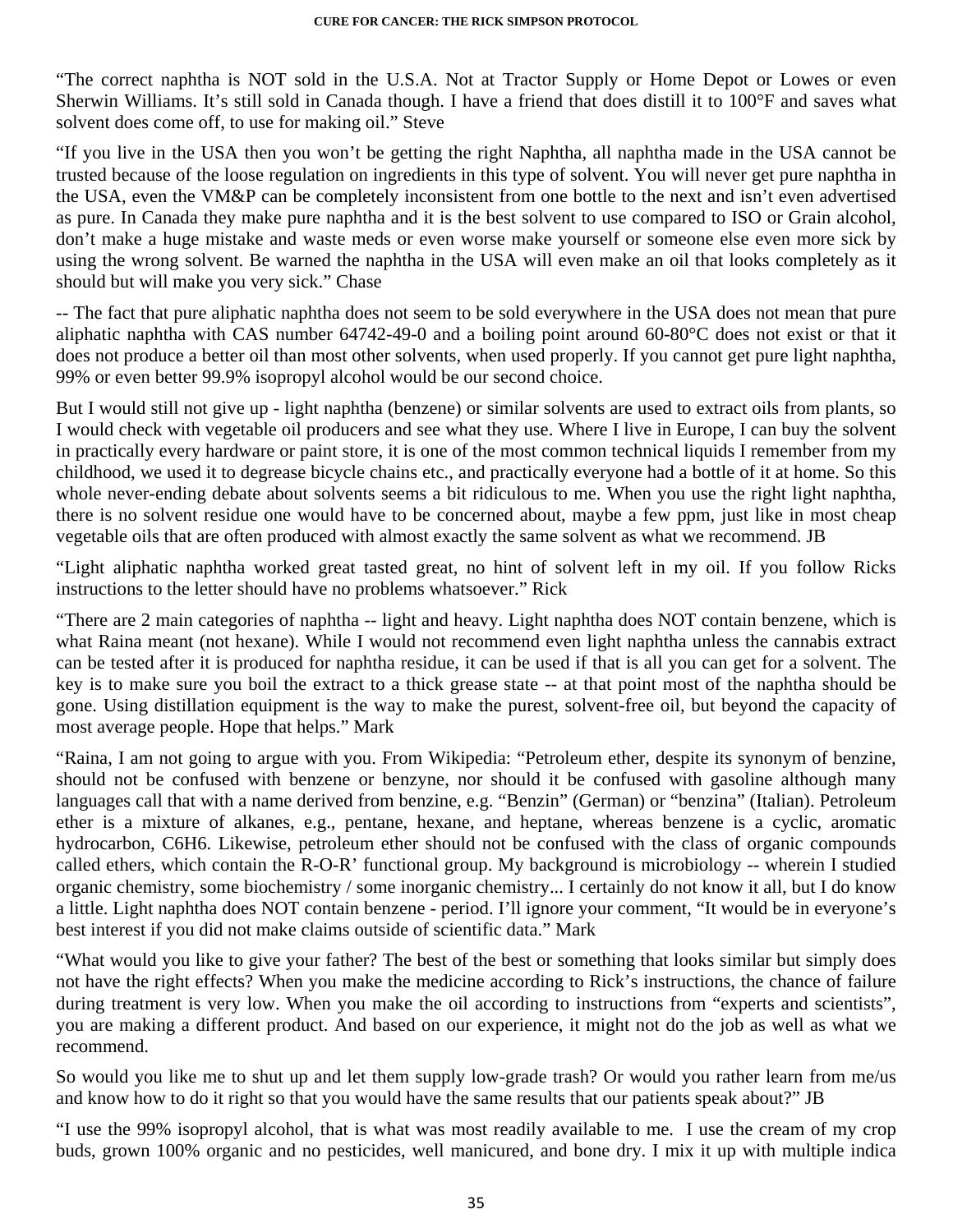“The correct naphtha is NOT sold in the U.S.A. Not at Tractor Supply or Home Depot or Lowes or even Sherwin Williams. It’s still sold in Canada though. I have a friend that does distill it to 100°F and saves what solvent does come off, to use for making oil.” Steve

“If you live in the USA then you won’t be getting the right Naphtha, all naphtha made in the USA cannot be trusted because of the loose regulation on ingredients in this type of solvent. You will never get pure naphtha in the USA, even the VM&P can be completely inconsistent from one bottle to the next and isn’t even advertised as pure. In Canada they make pure naphtha and it is the best solvent to use compared to ISO or Grain alcohol, don’t make a huge mistake and waste meds or even worse make yourself or someone else even more sick by using the wrong solvent. Be warned the naphtha in the USA will even make an oil that looks completely as it should but will make you very sick.” Chase

-- The fact that pure aliphatic naphtha does not seem to be sold everywhere in the USA does not mean that pure aliphatic naphtha with CAS number 64742-49-0 and a boiling point around 60-80°C does not exist or that it does not produce a better oil than most other solvents, when used properly. If you cannot get pure light naphtha, 99% or even better 99.9% isopropyl alcohol would be our second choice.

But I would still not give up - light naphtha (benzene) or similar solvents are used to extract oils from plants, so I would check with vegetable oil producers and see what they use. Where I live in Europe, I can buy the solvent in practically every hardware or paint store, it is one of the most common technical liquids I remember from my childhood, we used it to degrease bicycle chains etc., and practically everyone had a bottle of it at home. So this whole never-ending debate about solvents seems a bit ridiculous to me. When you use the right light naphtha, there is no solvent residue one would have to be concerned about, maybe a few ppm, just like in most cheap vegetable oils that are often produced with almost exactly the same solvent as what we recommend. JB

“Light aliphatic naphtha worked great tasted great, no hint of solvent left in my oil. If you follow Ricks instructions to the letter should have no problems whatsoever.” Rick

“There are 2 main categories of naphtha -- light and heavy. Light naphtha does NOT contain benzene, which is what Raina meant (not hexane). While I would not recommend even light naphtha unless the cannabis extract can be tested after it is produced for naphtha residue, it can be used if that is all you can get for a solvent. The key is to make sure you boil the extract to a thick grease state -- at that point most of the naphtha should be gone. Using distillation equipment is the way to make the purest, solvent-free oil, but beyond the capacity of most average people. Hope that helps.” Mark

“Raina, I am not going to argue with you. From Wikipedia: “Petroleum ether, despite its synonym of benzine, should not be confused with benzene or benzyne, nor should it be confused with gasoline although many languages call that with a name derived from benzine, e.g. “Benzin” (German) or “benzina” (Italian). Petroleum ether is a mixture of alkanes, e.g., pentane, hexane, and heptane, whereas benzene is a cyclic, aromatic hydrocarbon, $C_6H_6$. Likewise, petroleum ether should not be confused with the class of organic compounds called ethers, which contain the R-O-R’ functional group. My background is microbiology -- wherein I studied organic chemistry, some biochemistry / some inorganic chemistry... I certainly do not know it all, but I do know a little. Light naphtha does NOT contain benzene - period. I’ll ignore your comment, “It would be in everyone’s best interest if you did not make claims outside of scientific data.” Mark

“What would you like to give your father? The best of the best or something that looks similar but simply does not have the right effects? When you make the medicine according to Rick’s instructions, the chance of failure during treatment is very low. When you make the oil according to instructions from “experts and scientists”, you are making a different product. And based on our experience, it might not do the job as well as what we recommend.

So would you like me to shut up and let them supply low-grade trash? Or would you rather learn from me/us and know how to do it right so that you would have the same results that our patients speak about?” JB

“I use the 99% isopropyl alcohol, that is what was most readily available to me. I use the cream of my crop buds, grown 100% organic and no pesticides, well manicured, and bone dry. I mix it up with multiple indica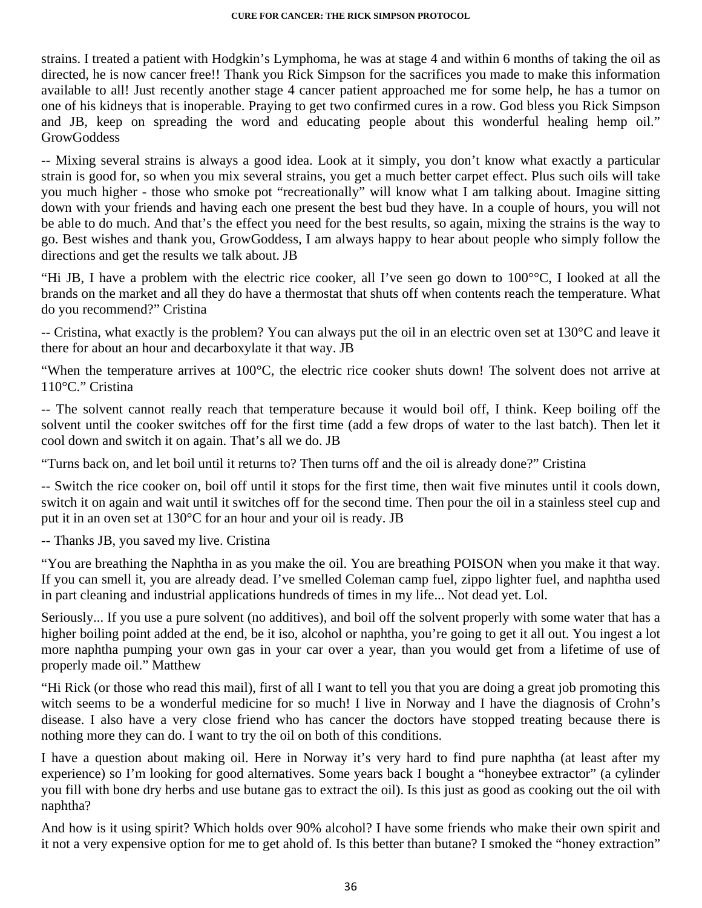strains. I treated a patient with Hodgkin's Lymphoma, he was at stage 4 and within 6 months of taking the oil as directed, he is now cancer free!! Thank you Rick Simpson for the sacrifices you made to make this information available to all! Just recently another stage 4 cancer patient approached me for some help, he has a tumor on one of his kidneys that is inoperable. Praying to get two confirmed cures in a row. God bless you Rick Simpson and JB, keep on spreading the word and educating people about this wonderful healing hemp oil." GrowGoddess

-- Mixing several strains is always a good idea. Look at it simply, you don't know what exactly a particular strain is good for, so when you mix several strains, you get a much better carpet effect. Plus such oils will take you much higher - those who smoke pot "recreationally" will know what I am talking about. Imagine sitting down with your friends and having each one present the best bud they have. In a couple of hours, you will not be able to do much. And that's the effect you need for the best results, so again, mixing the strains is the way to go. Best wishes and thank you, GrowGoddess, I am always happy to hear about people who simply follow the directions and get the results we talk about. JB

"Hi JB, I have a problem with the electric rice cooker, all I've seen go down to 100°°C, I looked at all the brands on the market and all they do have a thermostat that shuts off when contents reach the temperature. What do you recommend?" Cristina

-- Cristina, what exactly is the problem? You can always put the oil in an electric oven set at 130°C and leave it there for about an hour and decarboxylate it that way. JB

"When the temperature arrives at 100°C, the electric rice cooker shuts down! The solvent does not arrive at 110°C." Cristina

-- The solvent cannot really reach that temperature because it would boil off, I think. Keep boiling off the solvent until the cooker switches off for the first time (add a few drops of water to the last batch). Then let it cool down and switch it on again. That's all we do. JB

"Turns back on, and let boil until it returns to? Then turns off and the oil is already done?" Cristina

-- Switch the rice cooker on, boil off until it stops for the first time, then wait five minutes until it cools down, switch it on again and wait until it switches off for the second time. Then pour the oil in a stainless steel cup and put it in an oven set at 130°C for an hour and your oil is ready. JB

-- Thanks JB, you saved my live. Cristina

"You are breathing the Naphtha in as you make the oil. You are breathing POISON when you make it that way. If you can smell it, you are already dead. I've smelled Coleman camp fuel, zippo lighter fuel, and naphtha used in part cleaning and industrial applications hundreds of times in my life... Not dead yet. Lol.

Seriously... If you use a pure solvent (no additives), and boil off the solvent properly with some water that has a higher boiling point added at the end, be it iso, alcohol or naphtha, you're going to get it all out. You ingest a lot more naphtha pumping your own gas in your car over a year, than you would get from a lifetime of use of properly made oil." Matthew

"Hi Rick (or those who read this mail), first of all I want to tell you that you are doing a great job promoting this witch seems to be a wonderful medicine for so much! I live in Norway and I have the diagnosis of Crohn's disease. I also have a very close friend who has cancer the doctors have stopped treating because there is nothing more they can do. I want to try the oil on both of this conditions.

I have a question about making oil. Here in Norway it's very hard to find pure naphtha (at least after my experience) so I'm looking for good alternatives. Some years back I bought a "honeybee extractor" (a cylinder you fill with bone dry herbs and use butane gas to extract the oil). Is this just as good as cooking out the oil with naphtha?

And how is it using spirit? Which holds over 90% alcohol? I have some friends who make their own spirit and it not a very expensive option for me to get ahold of. Is this better than butane? I smoked the "honey extraction"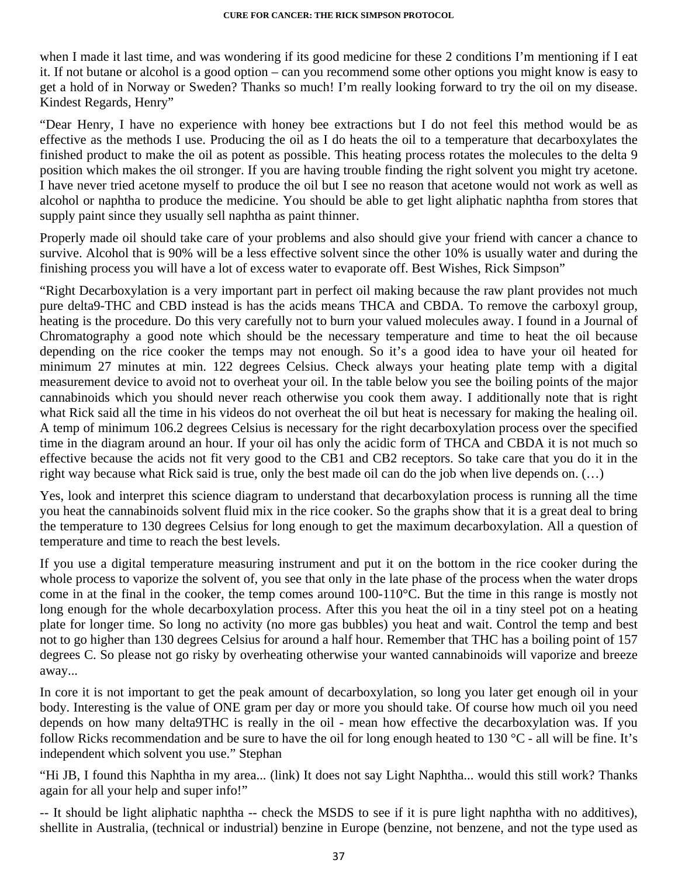when I made it last time, and was wondering if its good medicine for these 2 conditions I'm mentioning if I eat it. If not butane or alcohol is a good option – can you recommend some other options you might know is easy to get a hold of in Norway or Sweden? Thanks so much! I'm really looking forward to try the oil on my disease. Kindest Regards, Henry"

"Dear Henry, I have no experience with honey bee extractions but I do not feel this method would be as effective as the methods I use. Producing the oil as I do heats the oil to a temperature that decarboxylates the finished product to make the oil as potent as possible. This heating process rotates the molecules to the delta 9 position which makes the oil stronger. If you are having trouble finding the right solvent you might try acetone. I have never tried acetone myself to produce the oil but I see no reason that acetone would not work as well as alcohol or naphtha to produce the medicine. You should be able to get light aliphatic naphtha from stores that supply paint since they usually sell naphtha as paint thinner.

Properly made oil should take care of your problems and also should give your friend with cancer a chance to survive. Alcohol that is 90% will be a less effective solvent since the other 10% is usually water and during the finishing process you will have a lot of excess water to evaporate off. Best Wishes, Rick Simpson"

"Right Decarboxylation is a very important part in perfect oil making because the raw plant provides not much pure delta9-THC and CBD instead is has the acids means THCA and CBDA. To remove the carboxyl group, heating is the procedure. Do this very carefully not to burn your valued molecules away. I found in a Journal of Chromatography a good note which should be the necessary temperature and time to heat the oil because depending on the rice cooker the temps may not enough. So it's a good idea to have your oil heated for minimum 27 minutes at min. 122 degrees Celsius. Check always your heating plate temp with a digital measurement device to avoid not to overheat your oil. In the table below you see the boiling points of the major cannabinoids which you should never reach otherwise you cook them away. I additionally note that is right what Rick said all the time in his videos do not overheat the oil but heat is necessary for making the healing oil. A temp of minimum 106.2 degrees Celsius is necessary for the right decarboxylation process over the specified time in the diagram around an hour. If your oil has only the acidic form of THCA and CBDA it is not much so effective because the acids not fit very good to the CB1 and CB2 receptors. So take care that you do it in the right way because what Rick said is true, only the best made oil can do the job when live depends on. (…)

Yes, look and interpret this science diagram to understand that decarboxylation process is running all the time you heat the cannabinoids solvent fluid mix in the rice cooker. So the graphs show that it is a great deal to bring the temperature to 130 degrees Celsius for long enough to get the maximum decarboxylation. All a question of temperature and time to reach the best levels.

If you use a digital temperature measuring instrument and put it on the bottom in the rice cooker during the whole process to vaporize the solvent of, you see that only in the late phase of the process when the water drops come in at the final in the cooker, the temp comes around 100-110°C. But the time in this range is mostly not long enough for the whole decarboxylation process. After this you heat the oil in a tiny steel pot on a heating plate for longer time. So long no activity (no more gas bubbles) you heat and wait. Control the temp and best not to go higher than 130 degrees Celsius for around a half hour. Remember that THC has a boiling point of 157 degrees C. So please not go risky by overheating otherwise your wanted cannabinoids will vaporize and breeze away...

In core it is not important to get the peak amount of decarboxylation, so long you later get enough oil in your body. Interesting is the value of ONE gram per day or more you should take. Of course how much oil you need depends on how many delta9THC is really in the oil - mean how effective the decarboxylation was. If you follow Ricks recommendation and be sure to have the oil for long enough heated to 130 °C - all will be fine. It's independent which solvent you use." Stephan

"Hi JB, I found this Naphtha in my area... (link) It does not say Light Naphtha... would this still work? Thanks again for all your help and super info!"

-- It should be light aliphatic naphtha -- check the MSDS to see if it is pure light naphtha with no additives), shellite in Australia, (technical or industrial) benzine in Europe (benzine, not benzene, and not the type used as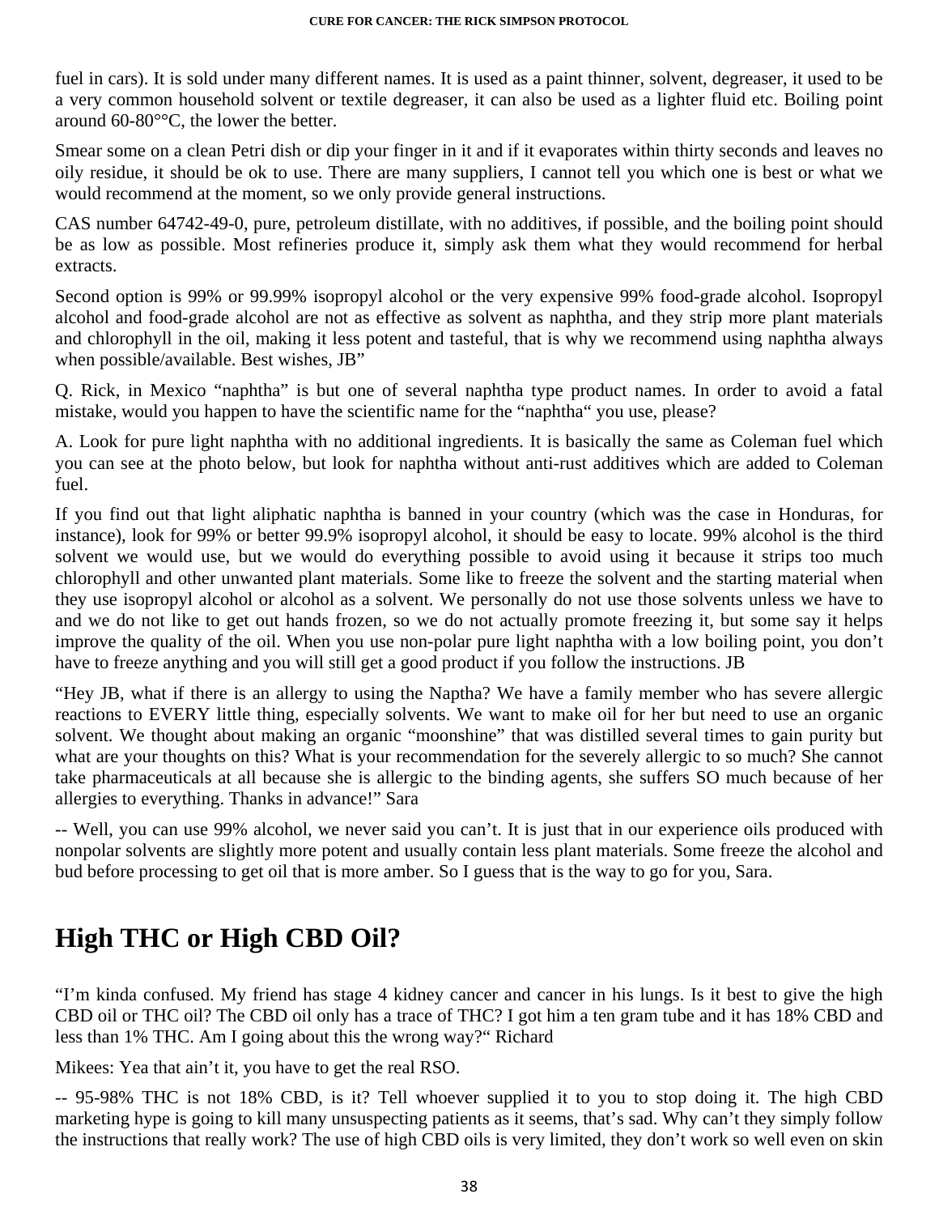fuel in cars). It is sold under many different names. It is used as a paint thinner, solvent, degreaser, it used to be a very common household solvent or textile degreaser, it can also be used as a lighter fluid etc. Boiling point around 60-80°°C, the lower the better.

Smear some on a clean Petri dish or dip your finger in it and if it evaporates within thirty seconds and leaves no oily residue, it should be ok to use. There are many suppliers, I cannot tell you which one is best or what we would recommend at the moment, so we only provide general instructions.

CAS number 64742-49-0, pure, petroleum distillate, with no additives, if possible, and the boiling point should be as low as possible. Most refineries produce it, simply ask them what they would recommend for herbal extracts.

Second option is 99% or 99.99% isopropyl alcohol or the very expensive 99% food-grade alcohol. Isopropyl alcohol and food-grade alcohol are not as effective as solvent as naphtha, and they strip more plant materials and chlorophyll in the oil, making it less potent and tasteful, that is why we recommend using naphtha always when possible/available. Best wishes, JB"

Q. Rick, in Mexico "naphtha" is but one of several naphtha type product names. In order to avoid a fatal mistake, would you happen to have the scientific name for the "naphtha" you use, please?

A. Look for pure light naphtha with no additional ingredients. It is basically the same as Coleman fuel which you can see at the photo below, but look for naphtha without anti-rust additives which are added to Coleman fuel.

If you find out that light aliphatic naphtha is banned in your country (which was the case in Honduras, for instance), look for 99% or better 99.9% isopropyl alcohol, it should be easy to locate. 99% alcohol is the third solvent we would use, but we would do everything possible to avoid using it because it strips too much chlorophyll and other unwanted plant materials. Some like to freeze the solvent and the starting material when they use isopropyl alcohol or alcohol as a solvent. We personally do not use those solvents unless we have to and we do not like to get out hands frozen, so we do not actually promote freezing it, but some say it helps improve the quality of the oil. When you use non-polar pure light naphtha with a low boiling point, you don't have to freeze anything and you will still get a good product if you follow the instructions. JB

"Hey JB, what if there is an allergy to using the Naptha? We have a family member who has severe allergic reactions to EVERY little thing, especially solvents. We want to make oil for her but need to use an organic solvent. We thought about making an organic "moonshine" that was distilled several times to gain purity but what are your thoughts on this? What is your recommendation for the severely allergic to so much? She cannot take pharmaceuticals at all because she is allergic to the binding agents, she suffers SO much because of her allergies to everything. Thanks in advance!" Sara

-- Well, you can use 99% alcohol, we never said you can't. It is just that in our experience oils produced with nonpolar solvents are slightly more potent and usually contain less plant materials. Some freeze the alcohol and bud before processing to get oil that is more amber. So I guess that is the way to go for you, Sara.

# High THC or High CBD Oil?

"I'm kinda confused. My friend has stage 4 kidney cancer and cancer in his lungs. Is it best to give the high CBD oil or THC oil? The CBD oil only has a trace of THC? I got him a ten gram tube and it has 18% CBD and less than 1% THC. Am I going about this the wrong way?" Richard

Mikees: Yea that ain't it, you have to get the real RSO.

-- 95-98% THC is not 18% CBD, is it? Tell whoever supplied it to you to stop doing it. The high CBD marketing hype is going to kill many unsuspecting patients as it seems, that's sad. Why can't they simply follow the instructions that really work? The use of high CBD oils is very limited, they don't work so well even on skin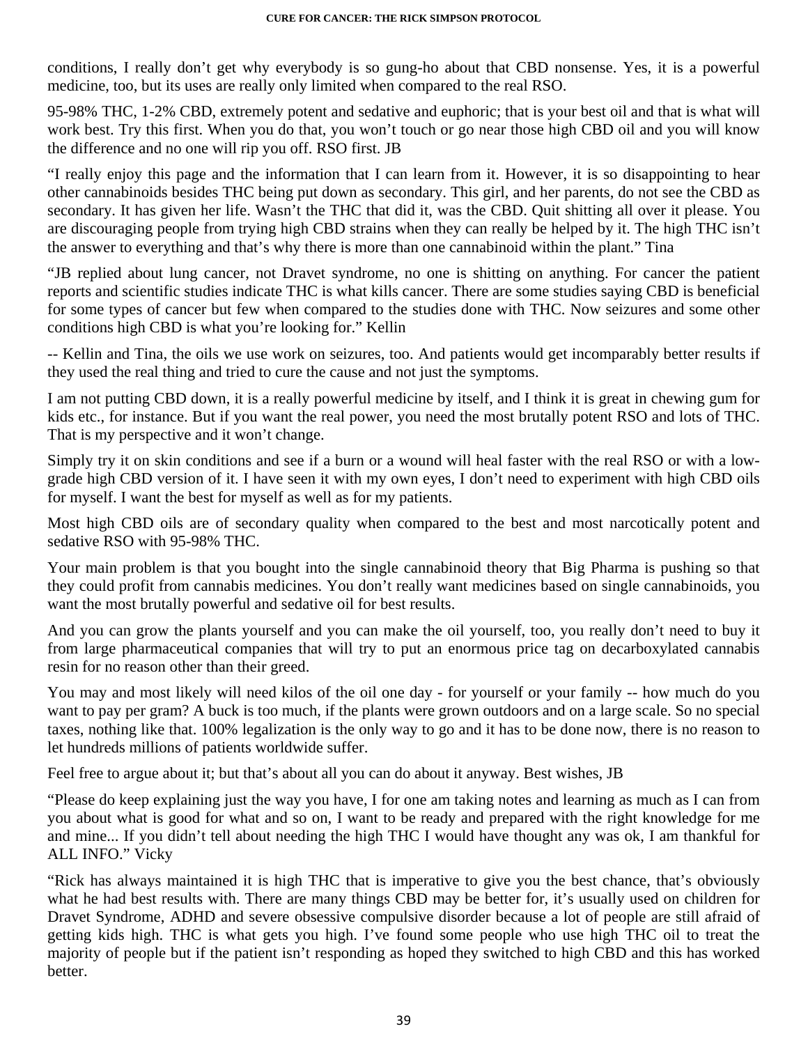conditions, I really don't get why everybody is so gung-ho about that CBD nonsense. Yes, it is a powerful medicine, too, but its uses are really only limited when compared to the real RSO.

95-98% THC, 1-2% CBD, extremely potent and sedative and euphoric; that is your best oil and that is what will work best. Try this first. When you do that, you won't touch or go near those high CBD oil and you will know the difference and no one will rip you off. RSO first. JB

"I really enjoy this page and the information that I can learn from it. However, it is so disappointing to hear other cannabinoids besides THC being put down as secondary. This girl, and her parents, do not see the CBD as secondary. It has given her life. Wasn't the THC that did it, was the CBD. Quit shitting all over it please. You are discouraging people from trying high CBD strains when they can really be helped by it. The high THC isn't the answer to everything and that's why there is more than one cannabinoid within the plant." Tina

"JB replied about lung cancer, not Dravet syndrome, no one is shitting on anything. For cancer the patient reports and scientific studies indicate THC is what kills cancer. There are some studies saying CBD is beneficial for some types of cancer but few when compared to the studies done with THC. Now seizures and some other conditions high CBD is what you're looking for." Kellin

-- Kellin and Tina, the oils we use work on seizures, too. And patients would get incomparably better results if they used the real thing and tried to cure the cause and not just the symptoms.

I am not putting CBD down, it is a really powerful medicine by itself, and I think it is great in chewing gum for kids etc., for instance. But if you want the real power, you need the most brutally potent RSO and lots of THC. That is my perspective and it won't change.

Simply try it on skin conditions and see if a burn or a wound will heal faster with the real RSO or with a low-grade high CBD version of it. I have seen it with my own eyes, I don't need to experiment with high CBD oils for myself. I want the best for myself as well as for my patients.

Most high CBD oils are of secondary quality when compared to the best and most narcotically potent and sedative RSO with 95-98% THC.

Your main problem is that you bought into the single cannabinoid theory that Big Pharma is pushing so that they could profit from cannabis medicines. You don't really want medicines based on single cannabinoids, you want the most brutally powerful and sedative oil for best results.

And you can grow the plants yourself and you can make the oil yourself, too, you really don't need to buy it from large pharmaceutical companies that will try to put an enormous price tag on decarboxylated cannabis resin for no reason other than their greed.

You may and most likely will need kilos of the oil one day - for yourself or your family -- how much do you want to pay per gram? A buck is too much, if the plants were grown outdoors and on a large scale. So no special taxes, nothing like that. 100% legalization is the only way to go and it has to be done now, there is no reason to let hundreds millions of patients worldwide suffer.

Feel free to argue about it; but that's about all you can do about it anyway. Best wishes, JB

"Please do keep explaining just the way you have, I for one am taking notes and learning as much as I can from you about what is good for what and so on, I want to be ready and prepared with the right knowledge for me and mine... If you didn't tell about needing the high THC I would have thought any was ok, I am thankful for ALL INFO." Vicky

"Rick has always maintained it is high THC that is imperative to give you the best chance, that's obviously what he had best results with. There are many things CBD may be better for, it's usually used on children for Dravet Syndrome, ADHD and severe obsessive compulsive disorder because a lot of people are still afraid of getting kids high. THC is what gets you high. I've found some people who use high THC oil to treat the majority of people but if the patient isn't responding as hoped they switched to high CBD and this has worked better.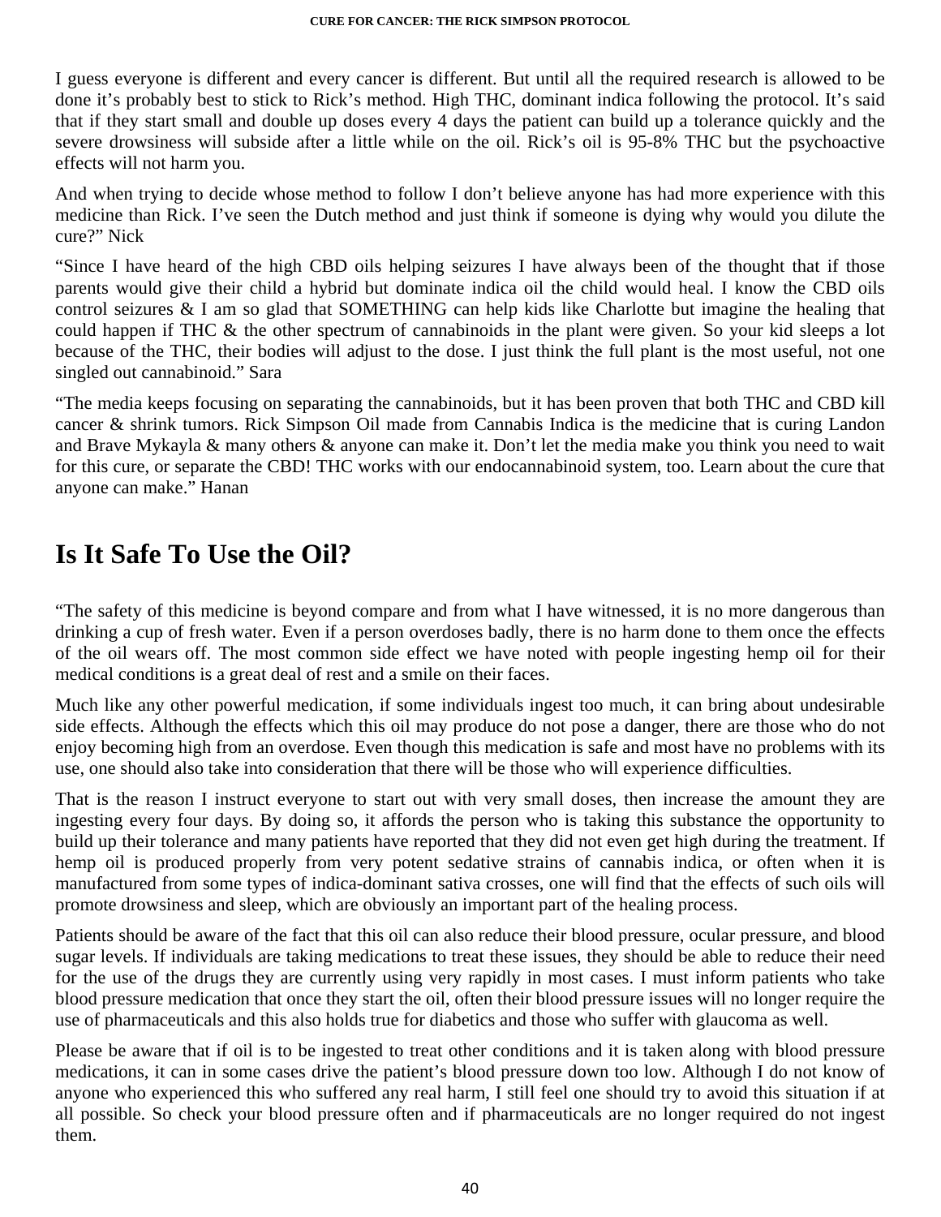I guess everyone is different and every cancer is different. But until all the required research is allowed to be done it’s probably best to stick to Rick’s method. High THC, dominant indica following the protocol. It’s said that if they start small and double up doses every 4 days the patient can build up a tolerance quickly and the severe drowsiness will subside after a little while on the oil. Rick’s oil is 95-8% THC but the psychoactive effects will not harm you.

And when trying to decide whose method to follow I don’t believe anyone has had more experience with this medicine than Rick. I’ve seen the Dutch method and just think if someone is dying why would you dilute the cure?” Nick

“Since I have heard of the high CBD oils helping seizures I have always been of the thought that if those parents would give their child a hybrid but dominate indica oil the child would heal. I know the CBD oils control seizures & I am so glad that SOMETHING can help kids like Charlotte but imagine the healing that could happen if THC & the other spectrum of cannabinoids in the plant were given. So your kid sleeps a lot because of the THC, their bodies will adjust to the dose. I just think the full plant is the most useful, not one singled out cannabinoid.” Sara

“The media keeps focusing on separating the cannabinoids, but it has been proven that both THC and CBD kill cancer & shrink tumors. Rick Simpson Oil made from Cannabis Indica is the medicine that is curing Landon and Brave Mykayla & many others & anyone can make it. Don’t let the media make you think you need to wait for this cure, or separate the CBD! THC works with our endocannabinoid system, too. Learn about the cure that anyone can make.” Hanan

## Is It Safe To Use the Oil?

“The safety of this medicine is beyond compare and from what I have witnessed, it is no more dangerous than drinking a cup of fresh water. Even if a person overdoses badly, there is no harm done to them once the effects of the oil wears off. The most common side effect we have noted with people ingesting hemp oil for their medical conditions is a great deal of rest and a smile on their faces.

Much like any other powerful medication, if some individuals ingest too much, it can bring about undesirable side effects. Although the effects which this oil may produce do not pose a danger, there are those who do not enjoy becoming high from an overdose. Even though this medication is safe and most have no problems with its use, one should also take into consideration that there will be those who will experience difficulties.

That is the reason I instruct everyone to start out with very small doses, then increase the amount they are ingesting every four days. By doing so, it affords the person who is taking this substance the opportunity to build up their tolerance and many patients have reported that they did not even get high during the treatment. If hemp oil is produced properly from very potent sedative strains of cannabis indica, or often when it is manufactured from some types of indica-dominant sativa crosses, one will find that the effects of such oils will promote drowsiness and sleep, which are obviously an important part of the healing process.

Patients should be aware of the fact that this oil can also reduce their blood pressure, ocular pressure, and blood sugar levels. If individuals are taking medications to treat these issues, they should be able to reduce their need for the use of the drugs they are currently using very rapidly in most cases. I must inform patients who take blood pressure medication that once they start the oil, often their blood pressure issues will no longer require the use of pharmaceuticals and this also holds true for diabetics and those who suffer with glaucoma as well.

Please be aware that if oil is to be ingested to treat other conditions and it is taken along with blood pressure medications, it can in some cases drive the patient’s blood pressure down too low. Although I do not know of anyone who experienced this who suffered any real harm, I still feel one should try to avoid this situation if at all possible. So check your blood pressure often and if pharmaceuticals are no longer required do not ingest them.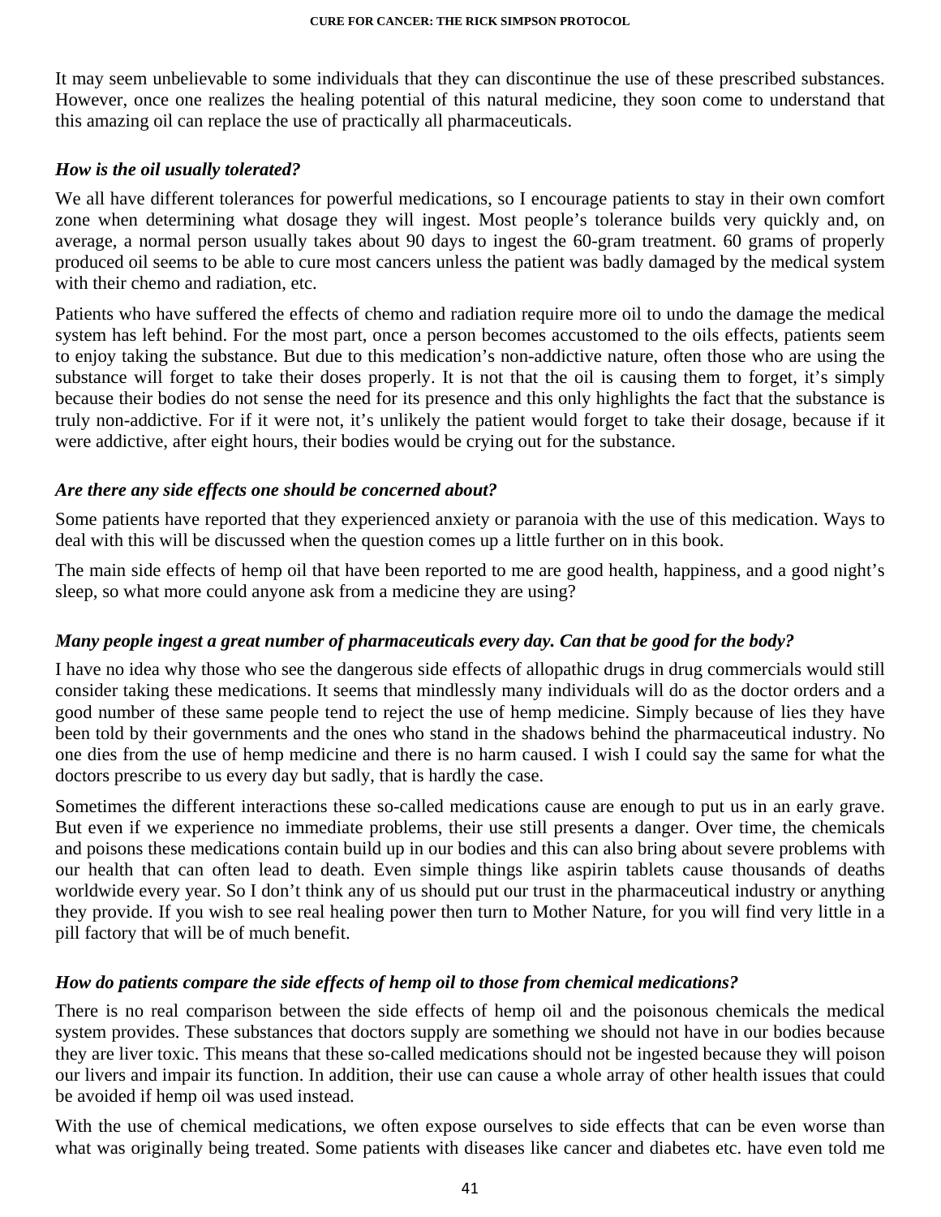It may seem unbelievable to some individuals that they can discontinue the use of these prescribed substances. However, once one realizes the healing potential of this natural medicine, they soon come to understand that this amazing oil can replace the use of practically all pharmaceuticals.

***How is the oil usually tolerated?***

We all have different tolerances for powerful medications, so I encourage patients to stay in their own comfort zone when determining what dosage they will ingest. Most people's tolerance builds very quickly and, on average, a normal person usually takes about 90 days to ingest the 60-gram treatment. 60 grams of properly produced oil seems to be able to cure most cancers unless the patient was badly damaged by the medical system with their chemo and radiation, etc.

Patients who have suffered the effects of chemo and radiation require more oil to undo the damage the medical system has left behind. For the most part, once a person becomes accustomed to the oils effects, patients seem to enjoy taking the substance. But due to this medication's non-addictive nature, often those who are using the substance will forget to take their doses properly. It is not that the oil is causing them to forget, it's simply because their bodies do not sense the need for its presence and this only highlights the fact that the substance is truly non-addictive. For if it were not, it's unlikely the patient would forget to take their dosage, because if it were addictive, after eight hours, their bodies would be crying out for the substance.

***Are there any side effects one should be concerned about?***

Some patients have reported that they experienced anxiety or paranoia with the use of this medication. Ways to deal with this will be discussed when the question comes up a little further on in this book.

The main side effects of hemp oil that have been reported to me are good health, happiness, and a good night's sleep, so what more could anyone ask from a medicine they are using?

***Many people ingest a great number of pharmaceuticals every day. Can that be good for the body?***

I have no idea why those who see the dangerous side effects of allopathic drugs in drug commercials would still consider taking these medications. It seems that mindlessly many individuals will do as the doctor orders and a good number of these same people tend to reject the use of hemp medicine. Simply because of lies they have been told by their governments and the ones who stand in the shadows behind the pharmaceutical industry. No one dies from the use of hemp medicine and there is no harm caused. I wish I could say the same for what the doctors prescribe to us every day but sadly, that is hardly the case.

Sometimes the different interactions these so-called medications cause are enough to put us in an early grave. But even if we experience no immediate problems, their use still presents a danger. Over time, the chemicals and poisons these medications contain build up in our bodies and this can also bring about severe problems with our health that can often lead to death. Even simple things like aspirin tablets cause thousands of deaths worldwide every year. So I don't think any of us should put our trust in the pharmaceutical industry or anything they provide. If you wish to see real healing power then turn to Mother Nature, for you will find very little in a pill factory that will be of much benefit.

***How do patients compare the side effects of hemp oil to those from chemical medications?***

There is no real comparison between the side effects of hemp oil and the poisonous chemicals the medical system provides. These substances that doctors supply are something we should not have in our bodies because they are liver toxic. This means that these so-called medications should not be ingested because they will poison our livers and impair its function. In addition, their use can cause a whole array of other health issues that could be avoided if hemp oil was used instead.

With the use of chemical medications, we often expose ourselves to side effects that can be even worse than what was originally being treated. Some patients with diseases like cancer and diabetes etc. have even told me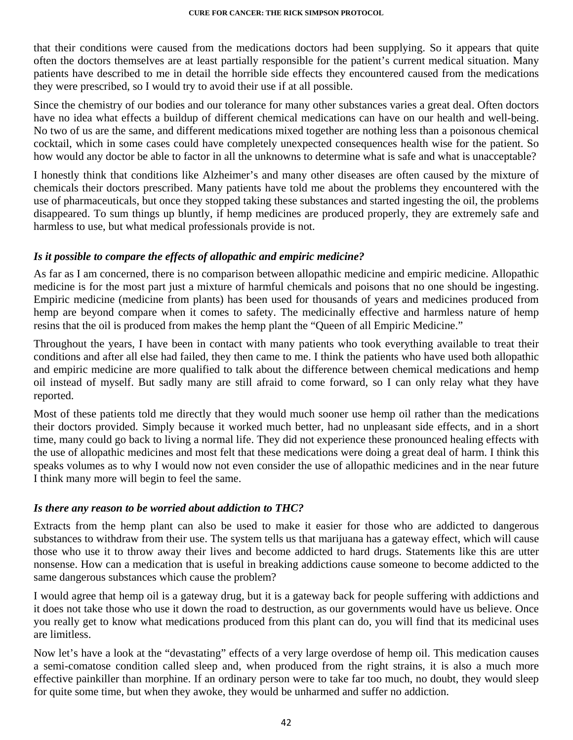that their conditions were caused from the medications doctors had been supplying. So it appears that quite often the doctors themselves are at least partially responsible for the patient's current medical situation. Many patients have described to me in detail the horrible side effects they encountered caused from the medications they were prescribed, so I would try to avoid their use if at all possible.

Since the chemistry of our bodies and our tolerance for many other substances varies a great deal. Often doctors have no idea what effects a buildup of different chemical medications can have on our health and well-being. No two of us are the same, and different medications mixed together are nothing less than a poisonous chemical cocktail, which in some cases could have completely unexpected consequences health wise for the patient. So how would any doctor be able to factor in all the unknowns to determine what is safe and what is unacceptable?

I honestly think that conditions like Alzheimer's and many other diseases are often caused by the mixture of chemicals their doctors prescribed. Many patients have told me about the problems they encountered with the use of pharmaceuticals, but once they stopped taking these substances and started ingesting the oil, the problems disappeared. To sum things up bluntly, if hemp medicines are produced properly, they are extremely safe and harmless to use, but what medical professionals provide is not.

### *Is it possible to compare the effects of allopathic and empiric medicine?*

As far as I am concerned, there is no comparison between allopathic medicine and empiric medicine. Allopathic medicine is for the most part just a mixture of harmful chemicals and poisons that no one should be ingesting. Empiric medicine (medicine from plants) has been used for thousands of years and medicines produced from hemp are beyond compare when it comes to safety. The medicinally effective and harmless nature of hemp resins that the oil is produced from makes the hemp plant the "Queen of all Empiric Medicine."

Throughout the years, I have been in contact with many patients who took everything available to treat their conditions and after all else had failed, they then came to me. I think the patients who have used both allopathic and empiric medicine are more qualified to talk about the difference between chemical medications and hemp oil instead of myself. But sadly many are still afraid to come forward, so I can only relay what they have reported.

Most of these patients told me directly that they would much sooner use hemp oil rather than the medications their doctors provided. Simply because it worked much better, had no unpleasant side effects, and in a short time, many could go back to living a normal life. They did not experience these pronounced healing effects with the use of allopathic medicines and most felt that these medications were doing a great deal of harm. I think this speaks volumes as to why I would now not even consider the use of allopathic medicines and in the near future I think many more will begin to feel the same.

### *Is there any reason to be worried about addiction to THC?*

Extracts from the hemp plant can also be used to make it easier for those who are addicted to dangerous substances to withdraw from their use. The system tells us that marijuana has a gateway effect, which will cause those who use it to throw away their lives and become addicted to hard drugs. Statements like this are utter nonsense. How can a medication that is useful in breaking addictions cause someone to become addicted to the same dangerous substances which cause the problem?

I would agree that hemp oil is a gateway drug, but it is a gateway back for people suffering with addictions and it does not take those who use it down the road to destruction, as our governments would have us believe. Once you really get to know what medications produced from this plant can do, you will find that its medicinal uses are limitless.

Now let's have a look at the "devastating" effects of a very large overdose of hemp oil. This medication causes a semi-comatose condition called sleep and, when produced from the right strains, it is also a much more effective painkiller than morphine. If an ordinary person were to take far too much, no doubt, they would sleep for quite some time, but when they awoke, they would be unharmed and suffer no addiction.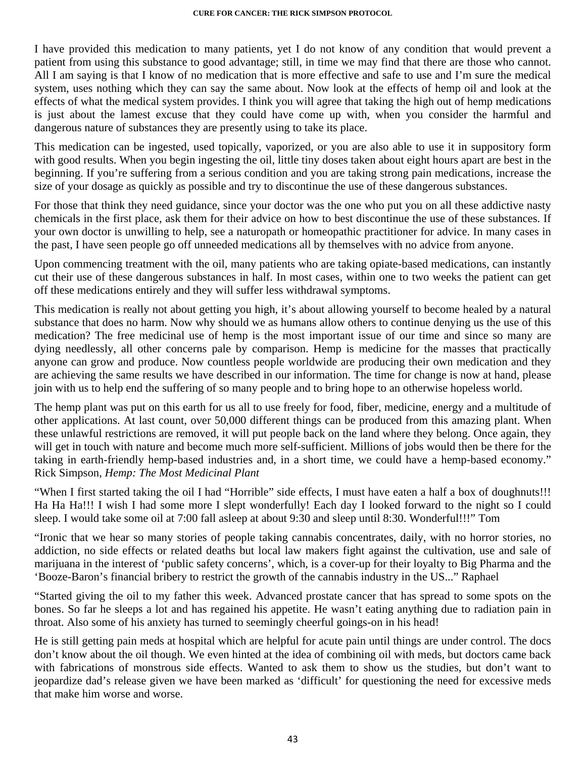I have provided this medication to many patients, yet I do not know of any condition that would prevent a patient from using this substance to good advantage; still, in time we may find that there are those who cannot. All I am saying is that I know of no medication that is more effective and safe to use and I'm sure the medical system, uses nothing which they can say the same about. Now look at the effects of hemp oil and look at the effects of what the medical system provides. I think you will agree that taking the high out of hemp medications is just about the lamest excuse that they could have come up with, when you consider the harmful and dangerous nature of substances they are presently using to take its place.

This medication can be ingested, used topically, vaporized, or you are also able to use it in suppository form with good results. When you begin ingesting the oil, little tiny doses taken about eight hours apart are best in the beginning. If you're suffering from a serious condition and you are taking strong pain medications, increase the size of your dosage as quickly as possible and try to discontinue the use of these dangerous substances.

For those that think they need guidance, since your doctor was the one who put you on all these addictive nasty chemicals in the first place, ask them for their advice on how to best discontinue the use of these substances. If your own doctor is unwilling to help, see a naturopath or homeopathic practitioner for advice. In many cases in the past, I have seen people go off unneeded medications all by themselves with no advice from anyone.

Upon commencing treatment with the oil, many patients who are taking opiate-based medications, can instantly cut their use of these dangerous substances in half. In most cases, within one to two weeks the patient can get off these medications entirely and they will suffer less withdrawal symptoms.

This medication is really not about getting you high, it's about allowing yourself to become healed by a natural substance that does no harm. Now why should we as humans allow others to continue denying us the use of this medication? The free medicinal use of hemp is the most important issue of our time and since so many are dying needlessly, all other concerns pale by comparison. Hemp is medicine for the masses that practically anyone can grow and produce. Now countless people worldwide are producing their own medication and they are achieving the same results we have described in our information. The time for change is now at hand, please join with us to help end the suffering of so many people and to bring hope to an otherwise hopeless world.

The hemp plant was put on this earth for us all to use freely for food, fiber, medicine, energy and a multitude of other applications. At last count, over 50,000 different things can be produced from this amazing plant. When these unlawful restrictions are removed, it will put people back on the land where they belong. Once again, they will get in touch with nature and become much more self-sufficient. Millions of jobs would then be there for the taking in earth-friendly hemp-based industries and, in a short time, we could have a hemp-based economy." Rick Simpson, *Hemp: The Most Medicinal Plant*

"When I first started taking the oil I had "Horrible" side effects, I must have eaten a half a box of doughnuts!!! Ha Ha Ha!!! I wish I had some more I slept wonderfully! Each day I looked forward to the night so I could sleep. I would take some oil at 7:00 fall asleep at about 9:30 and sleep until 8:30. Wonderful!!!" Tom

"Ironic that we hear so many stories of people taking cannabis concentrates, daily, with no horror stories, no addiction, no side effects or related deaths but local law makers fight against the cultivation, use and sale of marijuana in the interest of 'public safety concerns', which, is a cover-up for their loyalty to Big Pharma and the 'Booze-Baron's financial bribery to restrict the growth of the cannabis industry in the US..." Raphael

"Started giving the oil to my father this week. Advanced prostate cancer that has spread to some spots on the bones. So far he sleeps a lot and has regained his appetite. He wasn't eating anything due to radiation pain in throat. Also some of his anxiety has turned to seemingly cheerful goings-on in his head!

He is still getting pain meds at hospital which are helpful for acute pain until things are under control. The docs don't know about the oil though. We even hinted at the idea of combining oil with meds, but doctors came back with fabrications of monstrous side effects. Wanted to ask them to show us the studies, but don't want to jeopardize dad's release given we have been marked as 'difficult' for questioning the need for excessive meds that make him worse and worse.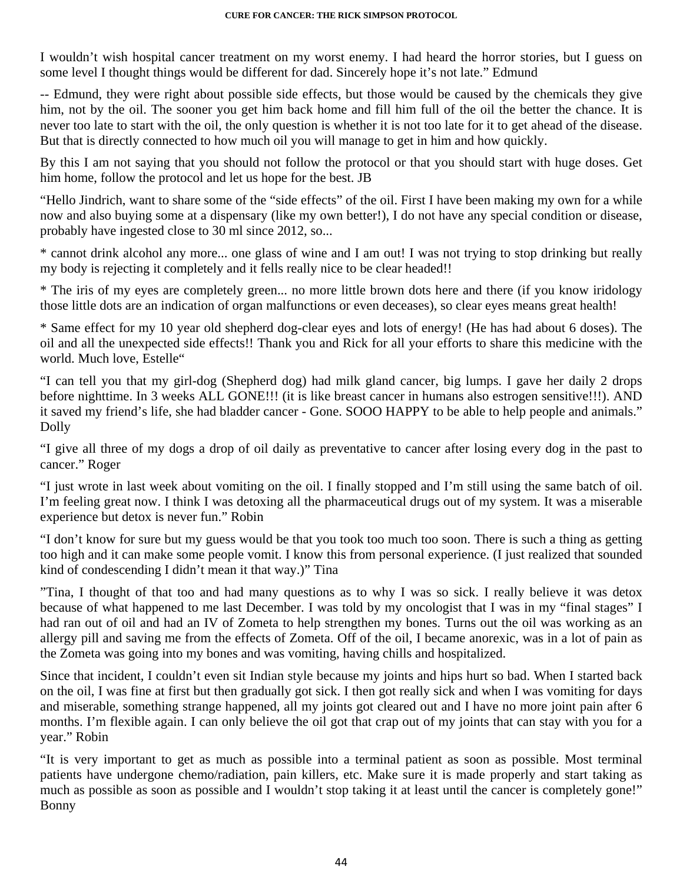I wouldn't wish hospital cancer treatment on my worst enemy. I had heard the horror stories, but I guess on some level I thought things would be different for dad. Sincerely hope it's not late." Edmund

-- Edmund, they were right about possible side effects, but those would be caused by the chemicals they give him, not by the oil. The sooner you get him back home and fill him full of the oil the better the chance. It is never too late to start with the oil, the only question is whether it is not too late for it to get ahead of the disease. But that is directly connected to how much oil you will manage to get in him and how quickly.

By this I am not saying that you should not follow the protocol or that you should start with huge doses. Get him home, follow the protocol and let us hope for the best. JB

"Hello Jindrich, want to share some of the "side effects" of the oil. First I have been making my own for a while now and also buying some at a dispensary (like my own better!), I do not have any special condition or disease, probably have ingested close to 30 ml since 2012, so...

* cannot drink alcohol any more... one glass of wine and I am out! I was not trying to stop drinking but really my body is rejecting it completely and it fells really nice to be clear headed!!

* The iris of my eyes are completely green... no more little brown dots here and there (if you know iridology those little dots are an indication of organ malfunctions or even deceases), so clear eyes means great health!

* Same effect for my 10 year old shepherd dog-clear eyes and lots of energy! (He has had about 6 doses). The oil and all the unexpected side effects!! Thank you and Rick for all your efforts to share this medicine with the world. Much love, Estelle"

"I can tell you that my girl-dog (Shepherd dog) had milk gland cancer, big lumps. I gave her daily 2 drops before nighttime. In 3 weeks ALL GONE!!! (it is like breast cancer in humans also estrogen sensitive!!!). AND it saved my friend's life, she had bladder cancer - Gone. SOOO HAPPY to be able to help people and animals." Dolly

"I give all three of my dogs a drop of oil daily as preventative to cancer after losing every dog in the past to cancer." Roger

"I just wrote in last week about vomiting on the oil. I finally stopped and I'm still using the same batch of oil. I'm feeling great now. I think I was detoxing all the pharmaceutical drugs out of my system. It was a miserable experience but detox is never fun." Robin

"I don't know for sure but my guess would be that you took too much too soon. There is such a thing as getting too high and it can make some people vomit. I know this from personal experience. (I just realized that sounded kind of condescending I didn't mean it that way.)" Tina

"Tina, I thought of that too and had many questions as to why I was so sick. I really believe it was detox because of what happened to me last December. I was told by my oncologist that I was in my "final stages" I had ran out of oil and had an IV of Zometa to help strengthen my bones. Turns out the oil was working as an allergy pill and saving me from the effects of Zometa. Off of the oil, I became anorexic, was in a lot of pain as the Zometa was going into my bones and was vomiting, having chills and hospitalized.

Since that incident, I couldn't even sit Indian style because my joints and hips hurt so bad. When I started back on the oil, I was fine at first but then gradually got sick. I then got really sick and when I was vomiting for days and miserable, something strange happened, all my joints got cleared out and I have no more joint pain after 6 months. I'm flexible again. I can only believe the oil got that crap out of my joints that can stay with you for a year." Robin

"It is very important to get as much as possible into a terminal patient as soon as possible. Most terminal patients have undergone chemo/radiation, pain killers, etc. Make sure it is made properly and start taking as much as possible as soon as possible and I wouldn't stop taking it at least until the cancer is completely gone!" Bonny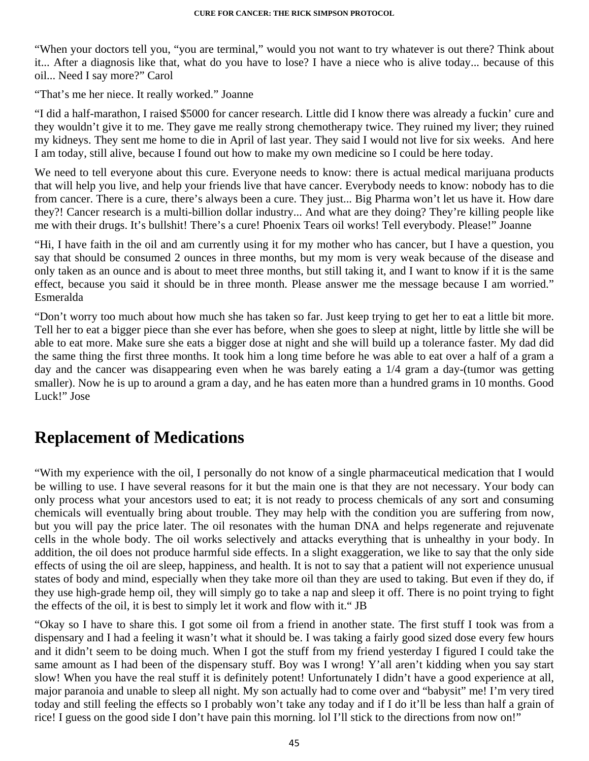“When your doctors tell you, “you are terminal,” would you not want to try whatever is out there? Think about it... After a diagnosis like that, what do you have to lose? I have a niece who is alive today... because of this oil... Need I say more?” Carol

“That’s me her niece. It really worked.” Joanne

“I did a half-marathon, I raised $5000 for cancer research. Little did I know there was already a fuckin’ cure and they wouldn’t give it to me. They gave me really strong chemotherapy twice. They ruined my liver; they ruined my kidneys. They sent me home to die in April of last year. They said I would not live for six weeks. And here I am today, still alive, because I found out how to make my own medicine so I could be here today.

We need to tell everyone about this cure. Everyone needs to know: there is actual medical marijuana products that will help you live, and help your friends live that have cancer. Everybody needs to know: nobody has to die from cancer. There is a cure, there’s always been a cure. They just... Big Pharma won’t let us have it. How dare they?! Cancer research is a multi-billion dollar industry... And what are they doing? They’re killing people like me with their drugs. It’s bullshit! There’s a cure! Phoenix Tears oil works! Tell everybody. Please!” Joanne

“Hi, I have faith in the oil and am currently using it for my mother who has cancer, but I have a question, you say that should be consumed 2 ounces in three months, but my mom is very weak because of the disease and only taken as an ounce and is about to meet three months, but still taking it, and I want to know if it is the same effect, because you said it should be in three month. Please answer me the message because I am worried.” Esmeralda

“Don’t worry too much about how much she has taken so far. Just keep trying to get her to eat a little bit more. Tell her to eat a bigger piece than she ever has before, when she goes to sleep at night, little by little she will be able to eat more. Make sure she eats a bigger dose at night and she will build up a tolerance faster. My dad did the same thing the first three months. It took him a long time before he was able to eat over a half of a gram a day and the cancer was disappearing even when he was barely eating a 1/4 gram a day-(tumor was getting smaller). Now he is up to around a gram a day, and he has eaten more than a hundred grams in 10 months. Good Luck!” Jose

## Replacement of Medications

“With my experience with the oil, I personally do not know of a single pharmaceutical medication that I would be willing to use. I have several reasons for it but the main one is that they are not necessary. Your body can only process what your ancestors used to eat; it is not ready to process chemicals of any sort and consuming chemicals will eventually bring about trouble. They may help with the condition you are suffering from now, but you will pay the price later. The oil resonates with the human DNA and helps regenerate and rejuvenate cells in the whole body. The oil works selectively and attacks everything that is unhealthy in your body. In addition, the oil does not produce harmful side effects. In a slight exaggeration, we like to say that the only side effects of using the oil are sleep, happiness, and health. It is not to say that a patient will not experience unusual states of body and mind, especially when they take more oil than they are used to taking. But even if they do, if they use high-grade hemp oil, they will simply go to take a nap and sleep it off. There is no point trying to fight the effects of the oil, it is best to simply let it work and flow with it.“ JB

“Okay so I have to share this. I got some oil from a friend in another state. The first stuff I took was from a dispensary and I had a feeling it wasn’t what it should be. I was taking a fairly good sized dose every few hours and it didn’t seem to be doing much. When I got the stuff from my friend yesterday I figured I could take the same amount as I had been of the dispensary stuff. Boy was I wrong! Y’all aren’t kidding when you say start slow! When you have the real stuff it is definitely potent! Unfortunately I didn’t have a good experience at all, major paranoia and unable to sleep all night. My son actually had to come over and “babysit” me! I’m very tired today and still feeling the effects so I probably won’t take any today and if I do it’ll be less than half a grain of rice! I guess on the good side I don’t have pain this morning. lol I’ll stick to the directions from now on!”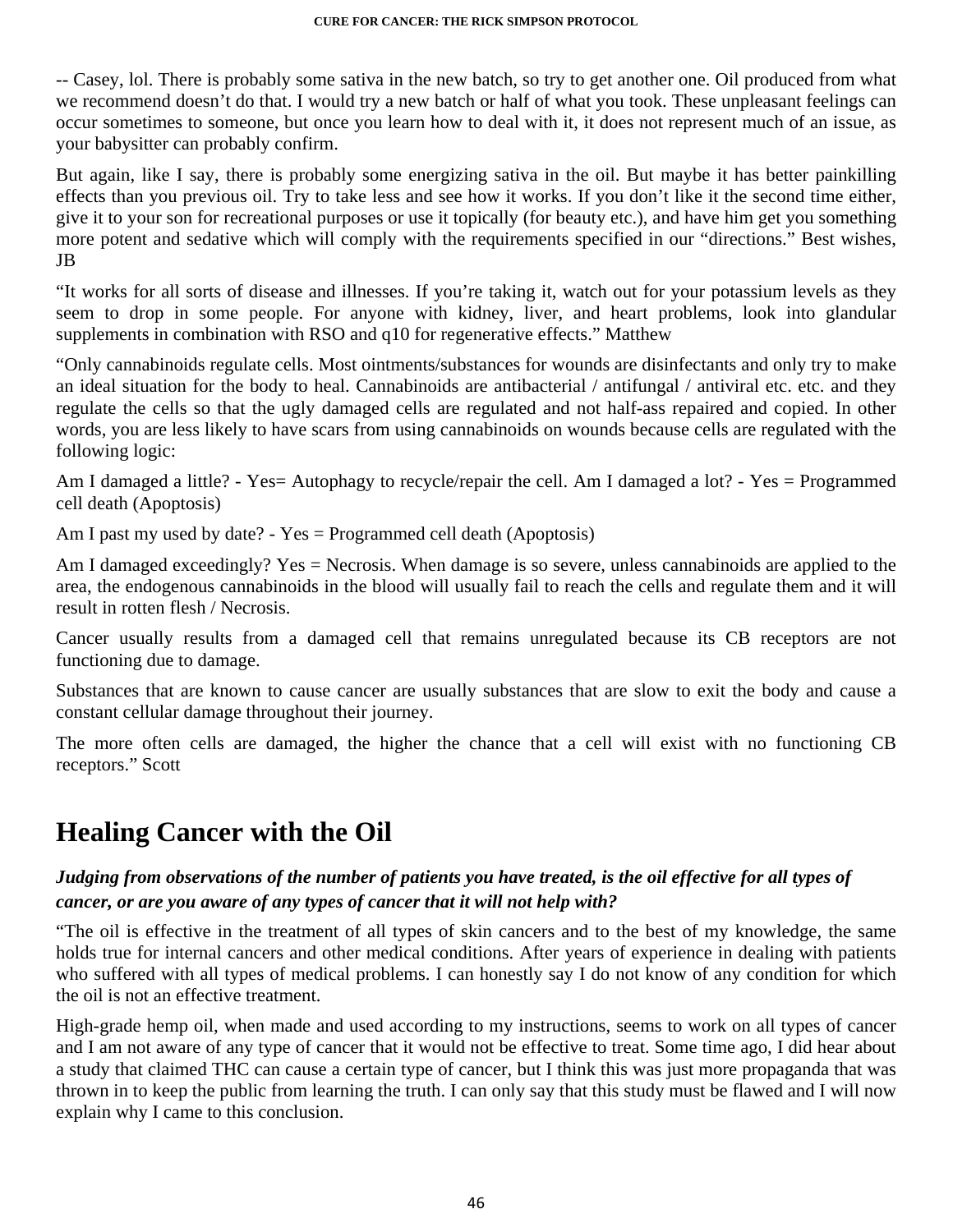-- Casey, lol. There is probably some sativa in the new batch, so try to get another one. Oil produced from what we recommend doesn't do that. I would try a new batch or half of what you took. These unpleasant feelings can occur sometimes to someone, but once you learn how to deal with it, it does not represent much of an issue, as your babysitter can probably confirm.

But again, like I say, there is probably some energizing sativa in the oil. But maybe it has better painkilling effects than you previous oil. Try to take less and see how it works. If you don't like it the second time either, give it to your son for recreational purposes or use it topically (for beauty etc.), and have him get you something more potent and sedative which will comply with the requirements specified in our "directions." Best wishes, JB

"It works for all sorts of disease and illnesses. If you're taking it, watch out for your potassium levels as they seem to drop in some people. For anyone with kidney, liver, and heart problems, look into glandular supplements in combination with RSO and q10 for regenerative effects." Matthew

"Only cannabinoids regulate cells. Most ointments/substances for wounds are disinfectants and only try to make an ideal situation for the body to heal. Cannabinoids are antibacterial / antifungal / antiviral etc. etc. and they regulate the cells so that the ugly damaged cells are regulated and not half-ass repaired and copied. In other words, you are less likely to have scars from using cannabinoids on wounds because cells are regulated with the following logic:

Am I damaged a little? - Yes= Autophagy to recycle/repair the cell. Am I damaged a lot? - Yes = Programmed cell death (Apoptosis)

Am I past my used by date? - Yes = Programmed cell death (Apoptosis)

Am I damaged exceedingly? Yes = Necrosis. When damage is so severe, unless cannabinoids are applied to the area, the endogenous cannabinoids in the blood will usually fail to reach the cells and regulate them and it will result in rotten flesh / Necrosis.

Cancer usually results from a damaged cell that remains unregulated because its CB receptors are not functioning due to damage.

Substances that are known to cause cancer are usually substances that are slow to exit the body and cause a constant cellular damage throughout their journey.

The more often cells are damaged, the higher the chance that a cell will exist with no functioning CB receptors." Scott

# Healing Cancer with the Oil

***Judging from observations of the number of patients you have treated, is the oil effective for all types of cancer, or are you aware of any types of cancer that it will not help with?***

"The oil is effective in the treatment of all types of skin cancers and to the best of my knowledge, the same holds true for internal cancers and other medical conditions. After years of experience in dealing with patients who suffered with all types of medical problems. I can honestly say I do not know of any condition for which the oil is not an effective treatment.

High-grade hemp oil, when made and used according to my instructions, seems to work on all types of cancer and I am not aware of any type of cancer that it would not be effective to treat. Some time ago, I did hear about a study that claimed THC can cause a certain type of cancer, but I think this was just more propaganda that was thrown in to keep the public from learning the truth. I can only say that this study must be flawed and I will now explain why I came to this conclusion.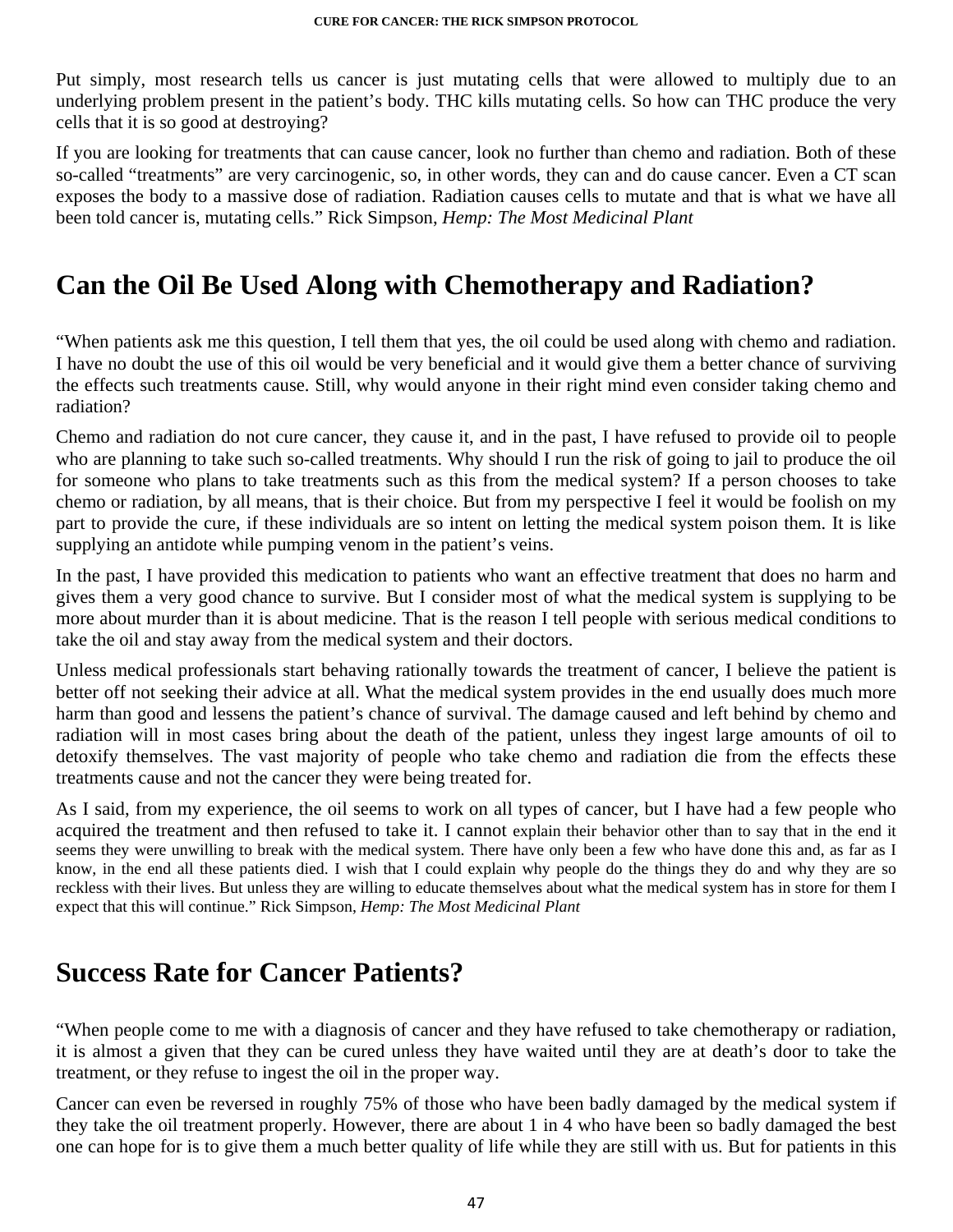Put simply, most research tells us cancer is just mutating cells that were allowed to multiply due to an underlying problem present in the patient's body. THC kills mutating cells. So how can THC produce the very cells that it is so good at destroying?

If you are looking for treatments that can cause cancer, look no further than chemo and radiation. Both of these so-called "treatments" are very carcinogenic, so, in other words, they can and do cause cancer. Even a CT scan exposes the body to a massive dose of radiation. Radiation causes cells to mutate and that is what we have all been told cancer is, mutating cells." Rick Simpson, *Hemp: The Most Medicinal Plant*

## Can the Oil Be Used Along with Chemotherapy and Radiation?

"When patients ask me this question, I tell them that yes, the oil could be used along with chemo and radiation. I have no doubt the use of this oil would be very beneficial and it would give them a better chance of surviving the effects such treatments cause. Still, why would anyone in their right mind even consider taking chemo and radiation?

Chemo and radiation do not cure cancer, they cause it, and in the past, I have refused to provide oil to people who are planning to take such so-called treatments. Why should I run the risk of going to jail to produce the oil for someone who plans to take treatments such as this from the medical system? If a person chooses to take chemo or radiation, by all means, that is their choice. But from my perspective I feel it would be foolish on my part to provide the cure, if these individuals are so intent on letting the medical system poison them. It is like supplying an antidote while pumping venom in the patient's veins.

In the past, I have provided this medication to patients who want an effective treatment that does no harm and gives them a very good chance to survive. But I consider most of what the medical system is supplying to be more about murder than it is about medicine. That is the reason I tell people with serious medical conditions to take the oil and stay away from the medical system and their doctors.

Unless medical professionals start behaving rationally towards the treatment of cancer, I believe the patient is better off not seeking their advice at all. What the medical system provides in the end usually does much more harm than good and lessens the patient's chance of survival. The damage caused and left behind by chemo and radiation will in most cases bring about the death of the patient, unless they ingest large amounts of oil to detoxify themselves. The vast majority of people who take chemo and radiation die from the effects these treatments cause and not the cancer they were being treated for.

As I said, from my experience, the oil seems to work on all types of cancer, but I have had a few people who acquired the treatment and then refused to take it. I cannot explain their behavior other than to say that in the end it seems they were unwilling to break with the medical system. There have only been a few who have done this and, as far as I know, in the end all these patients died. I wish that I could explain why people do the things they do and why they are so reckless with their lives. But unless they are willing to educate themselves about what the medical system has in store for them I expect that this will continue." Rick Simpson, *Hemp: The Most Medicinal Plant*

## Success Rate for Cancer Patients?

"When people come to me with a diagnosis of cancer and they have refused to take chemotherapy or radiation, it is almost a given that they can be cured unless they have waited until they are at death's door to take the treatment, or they refuse to ingest the oil in the proper way.

Cancer can even be reversed in roughly 75% of those who have been badly damaged by the medical system if they take the oil treatment properly. However, there are about 1 in 4 who have been so badly damaged the best one can hope for is to give them a much better quality of life while they are still with us. But for patients in this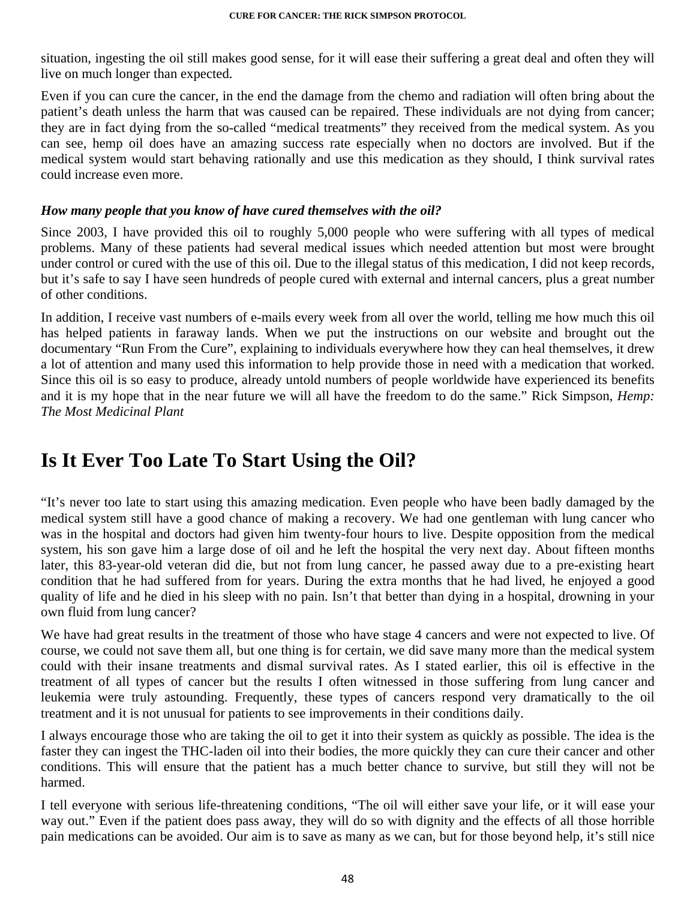situation, ingesting the oil still makes good sense, for it will ease their suffering a great deal and often they will live on much longer than expected.

Even if you can cure the cancer, in the end the damage from the chemo and radiation will often bring about the patient's death unless the harm that was caused can be repaired. These individuals are not dying from cancer; they are in fact dying from the so-called "medical treatments" they received from the medical system. As you can see, hemp oil does have an amazing success rate especially when no doctors are involved. But if the medical system would start behaving rationally and use this medication as they should, I think survival rates could increase even more.

***How many people that you know of have cured themselves with the oil?***

Since 2003, I have provided this oil to roughly 5,000 people who were suffering with all types of medical problems. Many of these patients had several medical issues which needed attention but most were brought under control or cured with the use of this oil. Due to the illegal status of this medication, I did not keep records, but it's safe to say I have seen hundreds of people cured with external and internal cancers, plus a great number of other conditions.

In addition, I receive vast numbers of e-mails every week from all over the world, telling me how much this oil has helped patients in faraway lands. When we put the instructions on our website and brought out the documentary "Run From the Cure", explaining to individuals everywhere how they can heal themselves, it drew a lot of attention and many used this information to help provide those in need with a medication that worked. Since this oil is so easy to produce, already untold numbers of people worldwide have experienced its benefits and it is my hope that in the near future we will all have the freedom to do the same." Rick Simpson, *Hemp: The Most Medicinal Plant*

# Is It Ever Too Late To Start Using the Oil?

"It's never too late to start using this amazing medication. Even people who have been badly damaged by the medical system still have a good chance of making a recovery. We had one gentleman with lung cancer who was in the hospital and doctors had given him twenty-four hours to live. Despite opposition from the medical system, his son gave him a large dose of oil and he left the hospital the very next day. About fifteen months later, this 83-year-old veteran did die, but not from lung cancer, he passed away due to a pre-existing heart condition that he had suffered from for years. During the extra months that he had lived, he enjoyed a good quality of life and he died in his sleep with no pain. Isn't that better than dying in a hospital, drowning in your own fluid from lung cancer?

We have had great results in the treatment of those who have stage 4 cancers and were not expected to live. Of course, we could not save them all, but one thing is for certain, we did save many more than the medical system could with their insane treatments and dismal survival rates. As I stated earlier, this oil is effective in the treatment of all types of cancer but the results I often witnessed in those suffering from lung cancer and leukemia were truly astounding. Frequently, these types of cancers respond very dramatically to the oil treatment and it is not unusual for patients to see improvements in their conditions daily.

I always encourage those who are taking the oil to get it into their system as quickly as possible. The idea is the faster they can ingest the THC-laden oil into their bodies, the more quickly they can cure their cancer and other conditions. This will ensure that the patient has a much better chance to survive, but still they will not be harmed.

I tell everyone with serious life-threatening conditions, "The oil will either save your life, or it will ease your way out." Even if the patient does pass away, they will do so with dignity and the effects of all those horrible pain medications can be avoided. Our aim is to save as many as we can, but for those beyond help, it's still nice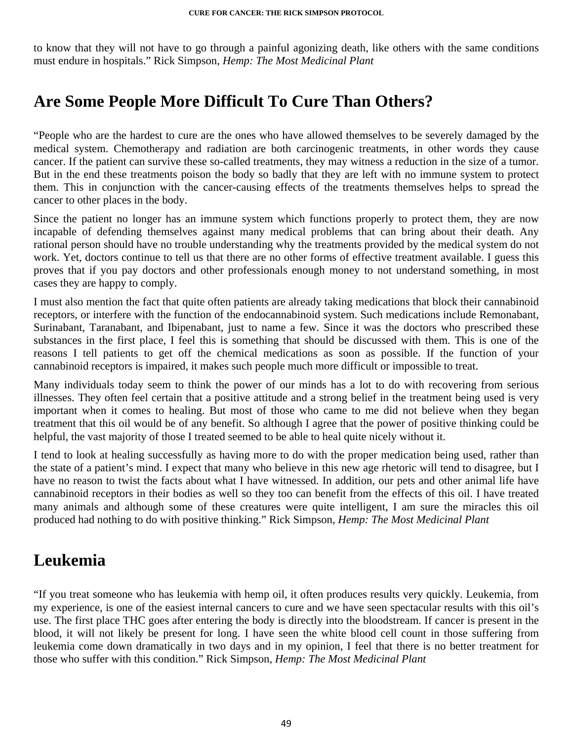to know that they will not have to go through a painful agonizing death, like others with the same conditions must endure in hospitals." Rick Simpson, *Hemp: The Most Medicinal Plant*

## Are Some People More Difficult To Cure Than Others?

"People who are the hardest to cure are the ones who have allowed themselves to be severely damaged by the medical system. Chemotherapy and radiation are both carcinogenic treatments, in other words they cause cancer. If the patient can survive these so-called treatments, they may witness a reduction in the size of a tumor. But in the end these treatments poison the body so badly that they are left with no immune system to protect them. This in conjunction with the cancer-causing effects of the treatments themselves helps to spread the cancer to other places in the body.

Since the patient no longer has an immune system which functions properly to protect them, they are now incapable of defending themselves against many medical problems that can bring about their death. Any rational person should have no trouble understanding why the treatments provided by the medical system do not work. Yet, doctors continue to tell us that there are no other forms of effective treatment available. I guess this proves that if you pay doctors and other professionals enough money to not understand something, in most cases they are happy to comply.

I must also mention the fact that quite often patients are already taking medications that block their cannabinoid receptors, or interfere with the function of the endocannabinoid system. Such medications include Remonabant, Surinabant, Taranabant, and Ibipenabant, just to name a few. Since it was the doctors who prescribed these substances in the first place, I feel this is something that should be discussed with them. This is one of the reasons I tell patients to get off the chemical medications as soon as possible. If the function of your cannabinoid receptors is impaired, it makes such people much more difficult or impossible to treat.

Many individuals today seem to think the power of our minds has a lot to do with recovering from serious illnesses. They often feel certain that a positive attitude and a strong belief in the treatment being used is very important when it comes to healing. But most of those who came to me did not believe when they began treatment that this oil would be of any benefit. So although I agree that the power of positive thinking could be helpful, the vast majority of those I treated seemed to be able to heal quite nicely without it.

I tend to look at healing successfully as having more to do with the proper medication being used, rather than the state of a patient's mind. I expect that many who believe in this new age rhetoric will tend to disagree, but I have no reason to twist the facts about what I have witnessed. In addition, our pets and other animal life have cannabinoid receptors in their bodies as well so they too can benefit from the effects of this oil. I have treated many animals and although some of these creatures were quite intelligent, I am sure the miracles this oil produced had nothing to do with positive thinking." Rick Simpson, *Hemp: The Most Medicinal Plant*

## Leukemia

"If you treat someone who has leukemia with hemp oil, it often produces results very quickly. Leukemia, from my experience, is one of the easiest internal cancers to cure and we have seen spectacular results with this oil's use. The first place THC goes after entering the body is directly into the bloodstream. If cancer is present in the blood, it will not likely be present for long. I have seen the white blood cell count in those suffering from leukemia come down dramatically in two days and in my opinion, I feel that there is no better treatment for those who suffer with this condition." Rick Simpson, *Hemp: The Most Medicinal Plant*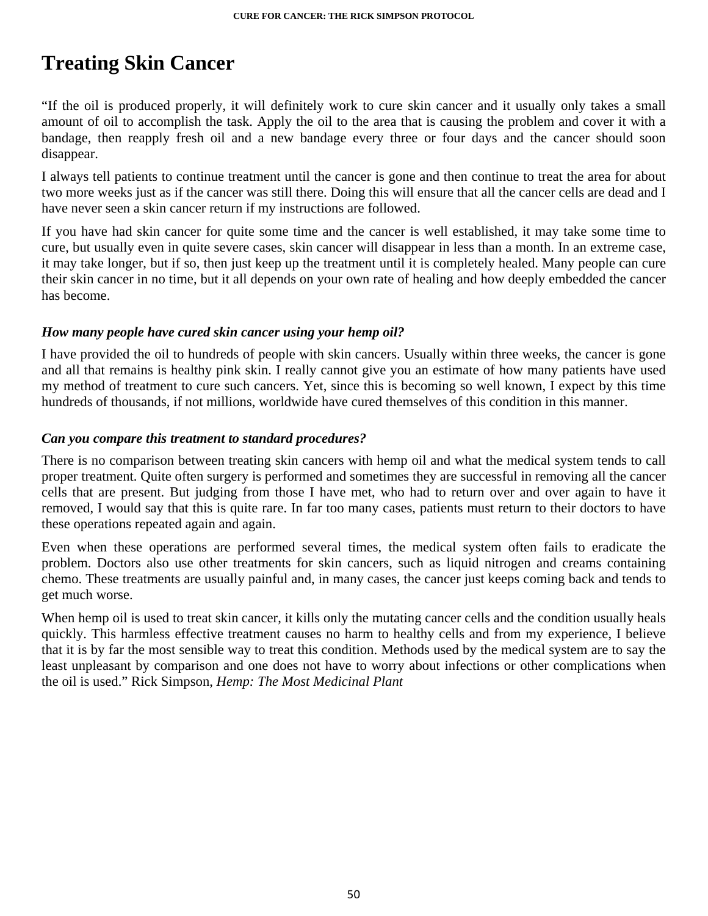# Treating Skin Cancer

"If the oil is produced properly, it will definitely work to cure skin cancer and it usually only takes a small amount of oil to accomplish the task. Apply the oil to the area that is causing the problem and cover it with a bandage, then reapply fresh oil and a new bandage every three or four days and the cancer should soon disappear.

I always tell patients to continue treatment until the cancer is gone and then continue to treat the area for about two more weeks just as if the cancer was still there. Doing this will ensure that all the cancer cells are dead and I have never seen a skin cancer return if my instructions are followed.

If you have had skin cancer for quite some time and the cancer is well established, it may take some time to cure, but usually even in quite severe cases, skin cancer will disappear in less than a month. In an extreme case, it may take longer, but if so, then just keep up the treatment until it is completely healed. Many people can cure their skin cancer in no time, but it all depends on your own rate of healing and how deeply embedded the cancer has become.

***How many people have cured skin cancer using your hemp oil?***

I have provided the oil to hundreds of people with skin cancers. Usually within three weeks, the cancer is gone and all that remains is healthy pink skin. I really cannot give you an estimate of how many patients have used my method of treatment to cure such cancers. Yet, since this is becoming so well known, I expect by this time hundreds of thousands, if not millions, worldwide have cured themselves of this condition in this manner.

***Can you compare this treatment to standard procedures?***

There is no comparison between treating skin cancers with hemp oil and what the medical system tends to call proper treatment. Quite often surgery is performed and sometimes they are successful in removing all the cancer cells that are present. But judging from those I have met, who had to return over and over again to have it removed, I would say that this is quite rare. In far too many cases, patients must return to their doctors to have these operations repeated again and again.

Even when these operations are performed several times, the medical system often fails to eradicate the problem. Doctors also use other treatments for skin cancers, such as liquid nitrogen and creams containing chemo. These treatments are usually painful and, in many cases, the cancer just keeps coming back and tends to get much worse.

When hemp oil is used to treat skin cancer, it kills only the mutating cancer cells and the condition usually heals quickly. This harmless effective treatment causes no harm to healthy cells and from my experience, I believe that it is by far the most sensible way to treat this condition. Methods used by the medical system are to say the least unpleasant by comparison and one does not have to worry about infections or other complications when the oil is used." Rick Simpson, *Hemp: The Most Medicinal Plant*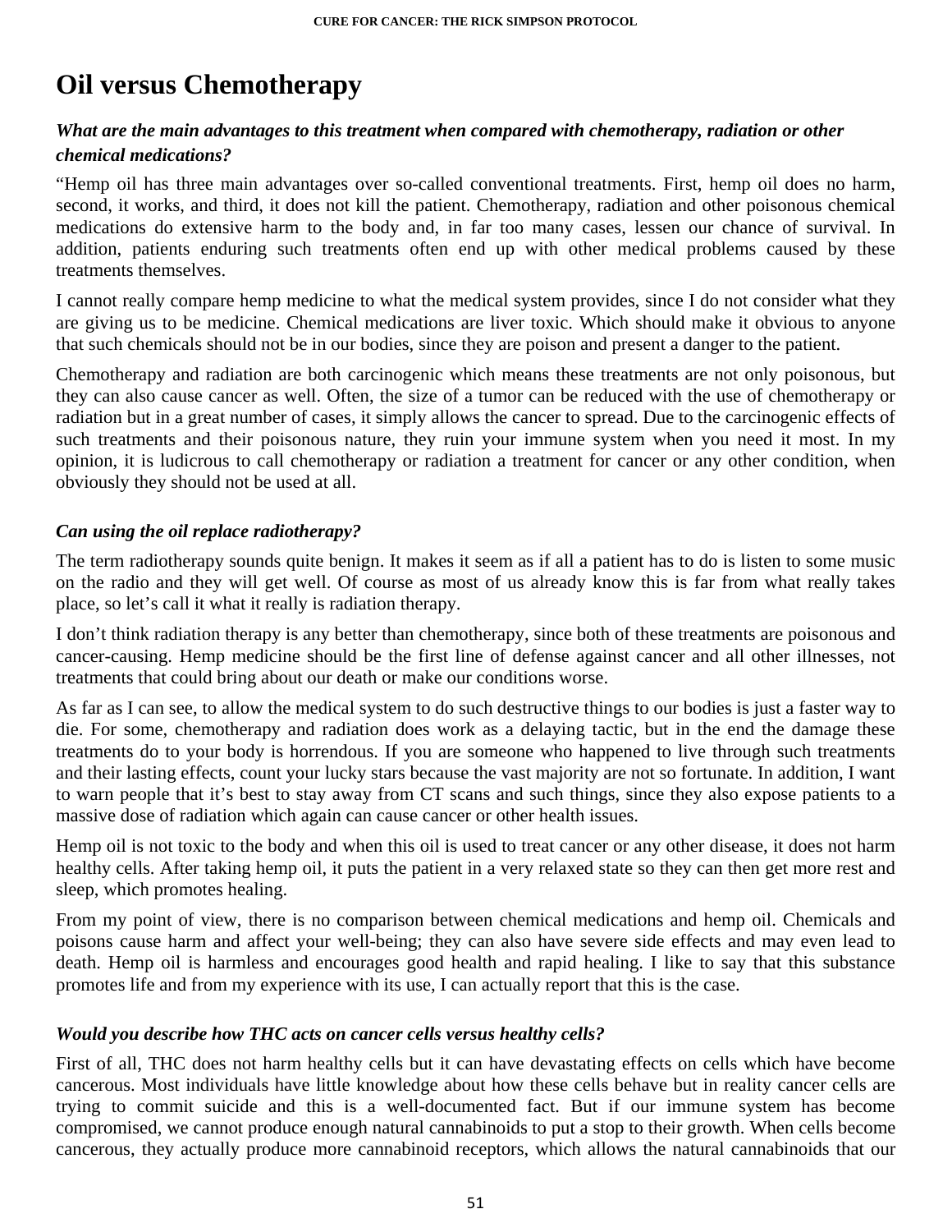# Oil versus Chemotherapy

***What are the main advantages to this treatment when compared with chemotherapy, radiation or other chemical medications?***

"Hemp oil has three main advantages over so-called conventional treatments. First, hemp oil does no harm, second, it works, and third, it does not kill the patient. Chemotherapy, radiation and other poisonous chemical medications do extensive harm to the body and, in far too many cases, lessen our chance of survival. In addition, patients enduring such treatments often end up with other medical problems caused by these treatments themselves.

I cannot really compare hemp medicine to what the medical system provides, since I do not consider what they are giving us to be medicine. Chemical medications are liver toxic. Which should make it obvious to anyone that such chemicals should not be in our bodies, since they are poison and present a danger to the patient.

Chemotherapy and radiation are both carcinogenic which means these treatments are not only poisonous, but they can also cause cancer as well. Often, the size of a tumor can be reduced with the use of chemotherapy or radiation but in a great number of cases, it simply allows the cancer to spread. Due to the carcinogenic effects of such treatments and their poisonous nature, they ruin your immune system when you need it most. In my opinion, it is ludicrous to call chemotherapy or radiation a treatment for cancer or any other condition, when obviously they should not be used at all.

***Can using the oil replace radiotherapy?***

The term radiotherapy sounds quite benign. It makes it seem as if all a patient has to do is listen to some music on the radio and they will get well. Of course as most of us already know this is far from what really takes place, so let's call it what it really is radiation therapy.

I don't think radiation therapy is any better than chemotherapy, since both of these treatments are poisonous and cancer-causing. Hemp medicine should be the first line of defense against cancer and all other illnesses, not treatments that could bring about our death or make our conditions worse.

As far as I can see, to allow the medical system to do such destructive things to our bodies is just a faster way to die. For some, chemotherapy and radiation does work as a delaying tactic, but in the end the damage these treatments do to your body is horrendous. If you are someone who happened to live through such treatments and their lasting effects, count your lucky stars because the vast majority are not so fortunate. In addition, I want to warn people that it's best to stay away from CT scans and such things, since they also expose patients to a massive dose of radiation which again can cause cancer or other health issues.

Hemp oil is not toxic to the body and when this oil is used to treat cancer or any other disease, it does not harm healthy cells. After taking hemp oil, it puts the patient in a very relaxed state so they can then get more rest and sleep, which promotes healing.

From my point of view, there is no comparison between chemical medications and hemp oil. Chemicals and poisons cause harm and affect your well-being; they can also have severe side effects and may even lead to death. Hemp oil is harmless and encourages good health and rapid healing. I like to say that this substance promotes life and from my experience with its use, I can actually report that this is the case.

***Would you describe how THC acts on cancer cells versus healthy cells?***

First of all, THC does not harm healthy cells but it can have devastating effects on cells which have become cancerous. Most individuals have little knowledge about how these cells behave but in reality cancer cells are trying to commit suicide and this is a well-documented fact. But if our immune system has become compromised, we cannot produce enough natural cannabinoids to put a stop to their growth. When cells become cancerous, they actually produce more cannabinoid receptors, which allows the natural cannabinoids that our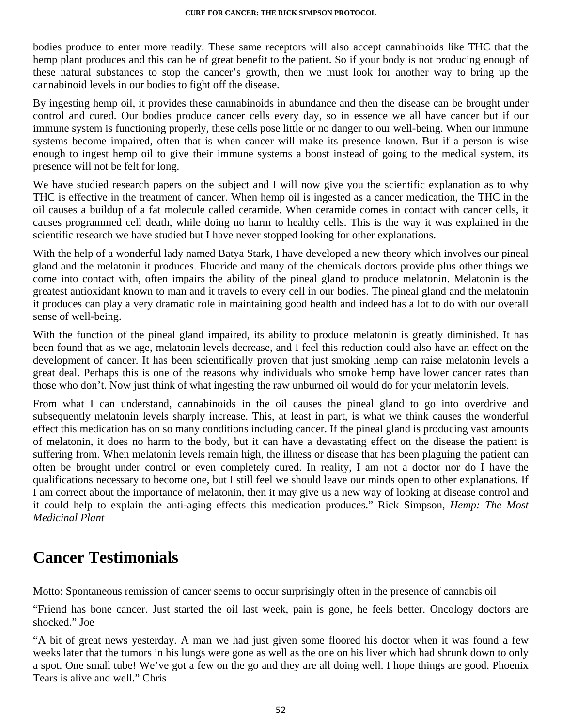bodies produce to enter more readily. These same receptors will also accept cannabinoids like THC that the hemp plant produces and this can be of great benefit to the patient. So if your body is not producing enough of these natural substances to stop the cancer's growth, then we must look for another way to bring up the cannabinoid levels in our bodies to fight off the disease.

By ingesting hemp oil, it provides these cannabinoids in abundance and then the disease can be brought under control and cured. Our bodies produce cancer cells every day, so in essence we all have cancer but if our immune system is functioning properly, these cells pose little or no danger to our well-being. When our immune systems become impaired, often that is when cancer will make its presence known. But if a person is wise enough to ingest hemp oil to give their immune systems a boost instead of going to the medical system, its presence will not be felt for long.

We have studied research papers on the subject and I will now give you the scientific explanation as to why THC is effective in the treatment of cancer. When hemp oil is ingested as a cancer medication, the THC in the oil causes a buildup of a fat molecule called ceramide. When ceramide comes in contact with cancer cells, it causes programmed cell death, while doing no harm to healthy cells. This is the way it was explained in the scientific research we have studied but I have never stopped looking for other explanations.

With the help of a wonderful lady named Batya Stark, I have developed a new theory which involves our pineal gland and the melatonin it produces. Fluoride and many of the chemicals doctors provide plus other things we come into contact with, often impairs the ability of the pineal gland to produce melatonin. Melatonin is the greatest antioxidant known to man and it travels to every cell in our bodies. The pineal gland and the melatonin it produces can play a very dramatic role in maintaining good health and indeed has a lot to do with our overall sense of well-being.

With the function of the pineal gland impaired, its ability to produce melatonin is greatly diminished. It has been found that as we age, melatonin levels decrease, and I feel this reduction could also have an effect on the development of cancer. It has been scientifically proven that just smoking hemp can raise melatonin levels a great deal. Perhaps this is one of the reasons why individuals who smoke hemp have lower cancer rates than those who don't. Now just think of what ingesting the raw unburned oil would do for your melatonin levels.

From what I can understand, cannabinoids in the oil causes the pineal gland to go into overdrive and subsequently melatonin levels sharply increase. This, at least in part, is what we think causes the wonderful effect this medication has on so many conditions including cancer. If the pineal gland is producing vast amounts of melatonin, it does no harm to the body, but it can have a devastating effect on the disease the patient is suffering from. When melatonin levels remain high, the illness or disease that has been plaguing the patient can often be brought under control or even completely cured. In reality, I am not a doctor nor do I have the qualifications necessary to become one, but I still feel we should leave our minds open to other explanations. If I am correct about the importance of melatonin, then it may give us a new way of looking at disease control and it could help to explain the anti-aging effects this medication produces." Rick Simpson, *Hemp: The Most Medicinal Plant*

# Cancer Testimonials

Motto: Spontaneous remission of cancer seems to occur surprisingly often in the presence of cannabis oil

"Friend has bone cancer. Just started the oil last week, pain is gone, he feels better. Oncology doctors are shocked." Joe

"A bit of great news yesterday. A man we had just given some floored his doctor when it was found a few weeks later that the tumors in his lungs were gone as well as the one on his liver which had shrunk down to only a spot. One small tube! We've got a few on the go and they are all doing well. I hope things are good. Phoenix Tears is alive and well." Chris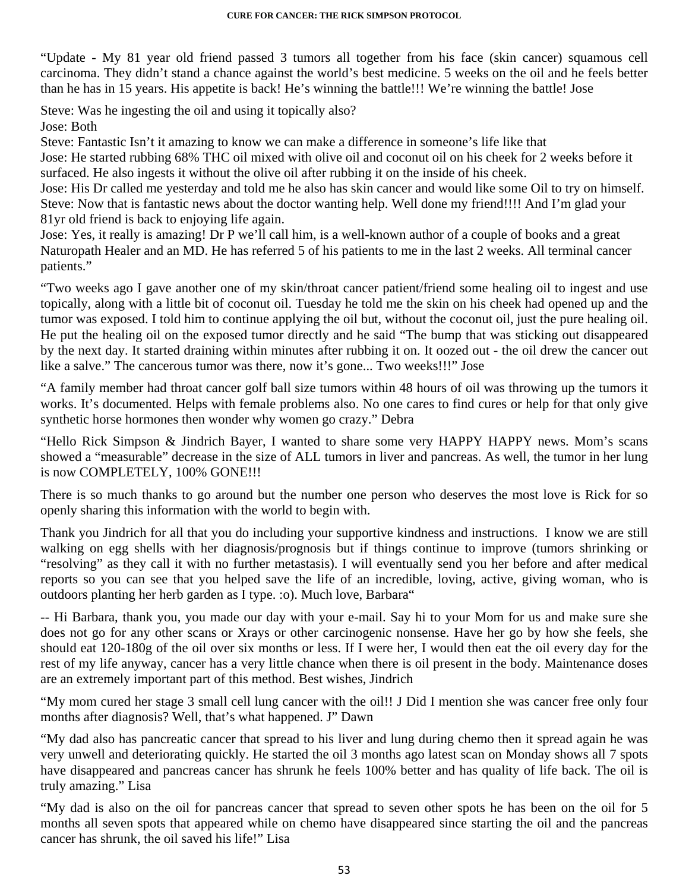"Update - My 81 year old friend passed 3 tumors all together from his face (skin cancer) squamous cell carcinoma. They didn't stand a chance against the world's best medicine. 5 weeks on the oil and he feels better than he has in 15 years. His appetite is back! He's winning the battle!!! We're winning the battle! Jose

Steve: Was he ingesting the oil and using it topically also?
Jose: Both
Steve: Fantastic Isn't it amazing to know we can make a difference in someone's life like that
Jose: He started rubbing 68% THC oil mixed with olive oil and coconut oil on his cheek for 2 weeks before it surfaced. He also ingests it without the olive oil after rubbing it on the inside of his cheek.
Jose: His Dr called me yesterday and told me he also has skin cancer and would like some Oil to try on himself.
Steve: Now that is fantastic news about the doctor wanting help. Well done my friend!!!! And I'm glad your 81yr old friend is back to enjoying life again.
Jose: Yes, it really is amazing! Dr P we'll call him, is a well-known author of a couple of books and a great Naturopath Healer and an MD. He has referred 5 of his patients to me in the last 2 weeks. All terminal cancer patients."

"Two weeks ago I gave another one of my skin/throat cancer patient/friend some healing oil to ingest and use topically, along with a little bit of coconut oil. Tuesday he told me the skin on his cheek had opened up and the tumor was exposed. I told him to continue applying the oil but, without the coconut oil, just the pure healing oil. He put the healing oil on the exposed tumor directly and he said "The bump that was sticking out disappeared by the next day. It started draining within minutes after rubbing it on. It oozed out - the oil drew the cancer out like a salve." The cancerous tumor was there, now it's gone... Two weeks!!!" Jose

"A family member had throat cancer golf ball size tumors within 48 hours of oil was throwing up the tumors it works. It's documented. Helps with female problems also. No one cares to find cures or help for that only give synthetic horse hormones then wonder why women go crazy." Debra

"Hello Rick Simpson & Jindrich Bayer, I wanted to share some very HAPPY HAPPY news. Mom's scans showed a "measurable" decrease in the size of ALL tumors in liver and pancreas. As well, the tumor in her lung is now COMPLETELY, 100% GONE!!!

There is so much thanks to go around but the number one person who deserves the most love is Rick for so openly sharing this information with the world to begin with.

Thank you Jindrich for all that you do including your supportive kindness and instructions. I know we are still walking on egg shells with her diagnosis/prognosis but if things continue to improve (tumors shrinking or "resolving" as they call it with no further metastasis). I will eventually send you her before and after medical reports so you can see that you helped save the life of an incredible, loving, active, giving woman, who is outdoors planting her herb garden as I type. :o). Much love, Barbara"

-- Hi Barbara, thank you, you made our day with your e-mail. Say hi to your Mom for us and make sure she does not go for any other scans or Xrays or other carcinogenic nonsense. Have her go by how she feels, she should eat 120-180g of the oil over six months or less. If I were her, I would then eat the oil every day for the rest of my life anyway, cancer has a very little chance when there is oil present in the body. Maintenance doses are an extremely important part of this method. Best wishes, Jindrich

"My mom cured her stage 3 small cell lung cancer with the oil!! J Did I mention she was cancer free only four months after diagnosis? Well, that's what happened. J" Dawn

"My dad also has pancreatic cancer that spread to his liver and lung during chemo then it spread again he was very unwell and deteriorating quickly. He started the oil 3 months ago latest scan on Monday shows all 7 spots have disappeared and pancreas cancer has shrunk he feels 100% better and has quality of life back. The oil is truly amazing." Lisa

"My dad is also on the oil for pancreas cancer that spread to seven other spots he has been on the oil for 5 months all seven spots that appeared while on chemo have disappeared since starting the oil and the pancreas cancer has shrunk, the oil saved his life!" Lisa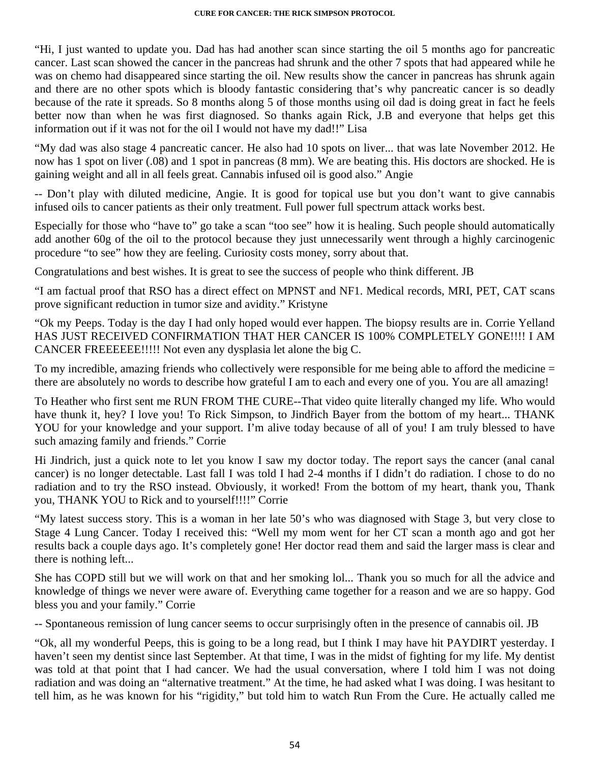"Hi, I just wanted to update you. Dad has had another scan since starting the oil 5 months ago for pancreatic cancer. Last scan showed the cancer in the pancreas had shrunk and the other 7 spots that had appeared while he was on chemo had disappeared since starting the oil. New results show the cancer in pancreas has shrunk again and there are no other spots which is bloody fantastic considering that's why pancreatic cancer is so deadly because of the rate it spreads. So 8 months along 5 of those months using oil dad is doing great in fact he feels better now than when he was first diagnosed. So thanks again Rick, J.B and everyone that helps get this information out if it was not for the oil I would not have my dad!!" Lisa

"My dad was also stage 4 pancreatic cancer. He also had 10 spots on liver... that was late November 2012. He now has 1 spot on liver (.08) and 1 spot in pancreas (8 mm). We are beating this. His doctors are shocked. He is gaining weight and all in all feels great. Cannabis infused oil is good also." Angie

-- Don't play with diluted medicine, Angie. It is good for topical use but you don't want to give cannabis infused oils to cancer patients as their only treatment. Full power full spectrum attack works best.

Especially for those who "have to" go take a scan "too see" how it is healing. Such people should automatically add another 60g of the oil to the protocol because they just unnecessarily went through a highly carcinogenic procedure "to see" how they are feeling. Curiosity costs money, sorry about that.

Congratulations and best wishes. It is great to see the success of people who think different. JB

"I am factual proof that RSO has a direct effect on MPNST and NF1. Medical records, MRI, PET, CAT scans prove significant reduction in tumor size and avidity." Kristyne

"Ok my Peeps. Today is the day I had only hoped would ever happen. The biopsy results are in. Corrie Yelland HAS JUST RECEIVED CONFIRMATION THAT HER CANCER IS 100% COMPLETELY GONE!!!! I AM CANCER FREEEEEE!!!!! Not even any dysplasia let alone the big C.

To my incredible, amazing friends who collectively were responsible for me being able to afford the medicine = there are absolutely no words to describe how grateful I am to each and every one of you. You are all amazing!

To Heather who first sent me RUN FROM THE CURE--That video quite literally changed my life. Who would have thunk it, hey? I love you! To Rick Simpson, to Jindřich Bayer from the bottom of my heart... THANK YOU for your knowledge and your support. I'm alive today because of all of you! I am truly blessed to have such amazing family and friends." Corrie

Hi Jindrich, just a quick note to let you know I saw my doctor today. The report says the cancer (anal canal cancer) is no longer detectable. Last fall I was told I had 2-4 months if I didn't do radiation. I chose to do no radiation and to try the RSO instead. Obviously, it worked! From the bottom of my heart, thank you, Thank you, THANK YOU to Rick and to yourself!!!!" Corrie

"My latest success story. This is a woman in her late 50's who was diagnosed with Stage 3, but very close to Stage 4 Lung Cancer. Today I received this: "Well my mom went for her CT scan a month ago and got her results back a couple days ago. It's completely gone! Her doctor read them and said the larger mass is clear and there is nothing left...

She has COPD still but we will work on that and her smoking lol... Thank you so much for all the advice and knowledge of things we never were aware of. Everything came together for a reason and we are so happy. God bless you and your family." Corrie

-- Spontaneous remission of lung cancer seems to occur surprisingly often in the presence of cannabis oil. JB

"Ok, all my wonderful Peeps, this is going to be a long read, but I think I may have hit PAYDIRT yesterday. I haven't seen my dentist since last September. At that time, I was in the midst of fighting for my life. My dentist was told at that point that I had cancer. We had the usual conversation, where I told him I was not doing radiation and was doing an "alternative treatment." At the time, he had asked what I was doing. I was hesitant to tell him, as he was known for his "rigidity," but told him to watch Run From the Cure. He actually called me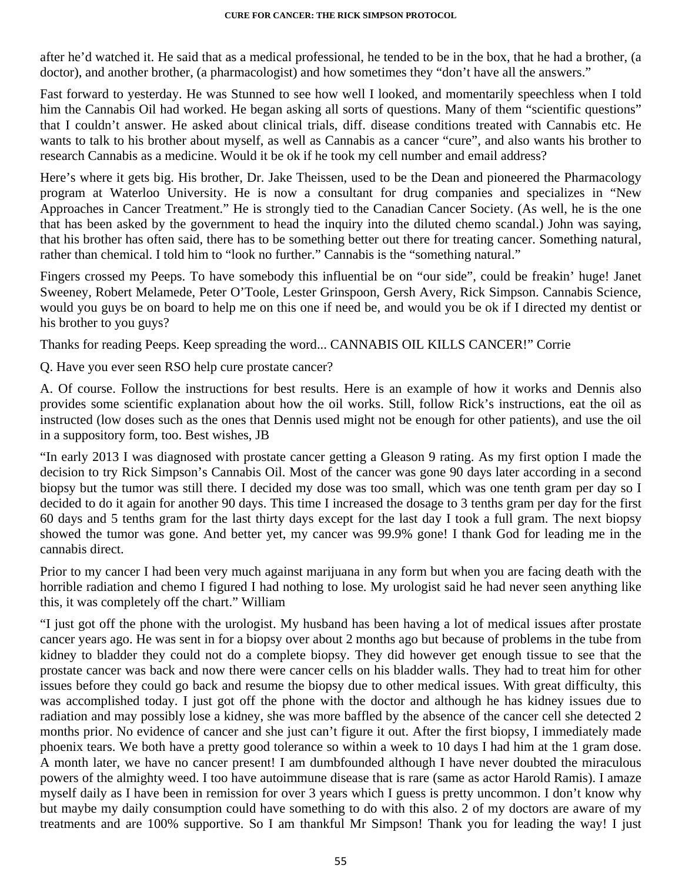after he'd watched it. He said that as a medical professional, he tended to be in the box, that he had a brother, (a doctor), and another brother, (a pharmacologist) and how sometimes they "don't have all the answers."

Fast forward to yesterday. He was Stunned to see how well I looked, and momentarily speechless when I told him the Cannabis Oil had worked. He began asking all sorts of questions. Many of them "scientific questions" that I couldn't answer. He asked about clinical trials, diff. disease conditions treated with Cannabis etc. He wants to talk to his brother about myself, as well as Cannabis as a cancer "cure", and also wants his brother to research Cannabis as a medicine. Would it be ok if he took my cell number and email address?

Here's where it gets big. His brother, Dr. Jake Theissen, used to be the Dean and pioneered the Pharmacology program at Waterloo University. He is now a consultant for drug companies and specializes in "New Approaches in Cancer Treatment." He is strongly tied to the Canadian Cancer Society. (As well, he is the one that has been asked by the government to head the inquiry into the diluted chemo scandal.) John was saying, that his brother has often said, there has to be something better out there for treating cancer. Something natural, rather than chemical. I told him to "look no further." Cannabis is the "something natural."

Fingers crossed my Peeps. To have somebody this influential be on "our side", could be freakin' huge! Janet Sweeney, Robert Melamede, Peter O'Toole, Lester Grinspoon, Gersh Avery, Rick Simpson. Cannabis Science, would you guys be on board to help me on this one if need be, and would you be ok if I directed my dentist or his brother to you guys?

Thanks for reading Peeps. Keep spreading the word... CANNABIS OIL KILLS CANCER!" Corrie

Q. Have you ever seen RSO help cure prostate cancer?

A. Of course. Follow the instructions for best results. Here is an example of how it works and Dennis also provides some scientific explanation about how the oil works. Still, follow Rick's instructions, eat the oil as instructed (low doses such as the ones that Dennis used might not be enough for other patients), and use the oil in a suppository form, too. Best wishes, JB

"In early 2013 I was diagnosed with prostate cancer getting a Gleason 9 rating. As my first option I made the decision to try Rick Simpson's Cannabis Oil. Most of the cancer was gone 90 days later according in a second biopsy but the tumor was still there. I decided my dose was too small, which was one tenth gram per day so I decided to do it again for another 90 days. This time I increased the dosage to 3 tenths gram per day for the first 60 days and 5 tenths gram for the last thirty days except for the last day I took a full gram. The next biopsy showed the tumor was gone. And better yet, my cancer was 99.9% gone! I thank God for leading me in the cannabis direct.

Prior to my cancer I had been very much against marijuana in any form but when you are facing death with the horrible radiation and chemo I figured I had nothing to lose. My urologist said he had never seen anything like this, it was completely off the chart." William

"I just got off the phone with the urologist. My husband has been having a lot of medical issues after prostate cancer years ago. He was sent in for a biopsy over about 2 months ago but because of problems in the tube from kidney to bladder they could not do a complete biopsy. They did however get enough tissue to see that the prostate cancer was back and now there were cancer cells on his bladder walls. They had to treat him for other issues before they could go back and resume the biopsy due to other medical issues. With great difficulty, this was accomplished today. I just got off the phone with the doctor and although he has kidney issues due to radiation and may possibly lose a kidney, she was more baffled by the absence of the cancer cell she detected 2 months prior. No evidence of cancer and she just can't figure it out. After the first biopsy, I immediately made phoenix tears. We both have a pretty good tolerance so within a week to 10 days I had him at the 1 gram dose. A month later, we have no cancer present! I am dumbfounded although I have never doubted the miraculous powers of the almighty weed. I too have autoimmune disease that is rare (same as actor Harold Ramis). I amaze myself daily as I have been in remission for over 3 years which I guess is pretty uncommon. I don't know why but maybe my daily consumption could have something to do with this also. 2 of my doctors are aware of my treatments and are 100% supportive. So I am thankful Mr Simpson! Thank you for leading the way! I just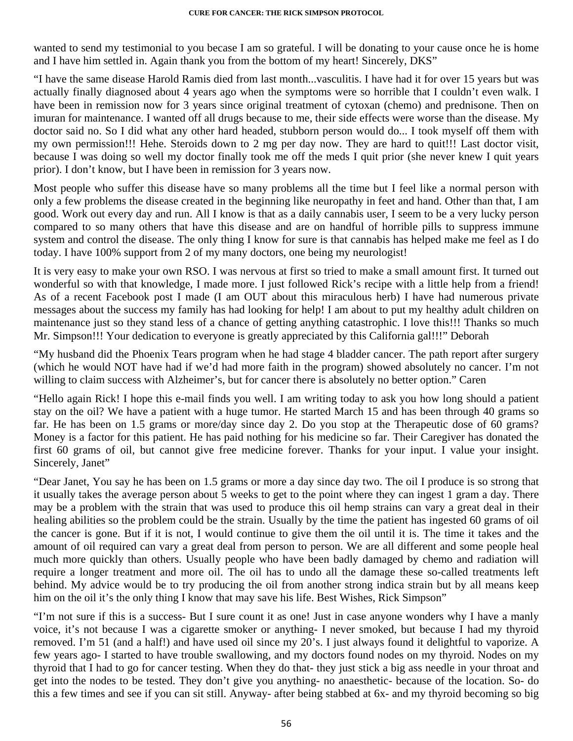wanted to send my testimonial to you becase I am so grateful. I will be donating to your cause once he is home and I have him settled in. Again thank you from the bottom of my heart! Sincerely, DKS"

"I have the same disease Harold Ramis died from last month...vasculitis. I have had it for over 15 years but was actually finally diagnosed about 4 years ago when the symptoms were so horrible that I couldn't even walk. I have been in remission now for 3 years since original treatment of cytoxan (chemo) and prednisone. Then on imuran for maintenance. I wanted off all drugs because to me, their side effects were worse than the disease. My doctor said no. So I did what any other hard headed, stubborn person would do... I took myself off them with my own permission!!! Hehe. Steroids down to 2 mg per day now. They are hard to quit!!! Last doctor visit, because I was doing so well my doctor finally took me off the meds I quit prior (she never knew I quit years prior). I don't know, but I have been in remission for 3 years now.

Most people who suffer this disease have so many problems all the time but I feel like a normal person with only a few problems the disease created in the beginning like neuropathy in feet and hand. Other than that, I am good. Work out every day and run. All I know is that as a daily cannabis user, I seem to be a very lucky person compared to so many others that have this disease and are on handful of horrible pills to suppress immune system and control the disease. The only thing I know for sure is that cannabis has helped make me feel as I do today. I have 100% support from 2 of my many doctors, one being my neurologist!

It is very easy to make your own RSO. I was nervous at first so tried to make a small amount first. It turned out wonderful so with that knowledge, I made more. I just followed Rick's recipe with a little help from a friend! As of a recent Facebook post I made (I am OUT about this miraculous herb) I have had numerous private messages about the success my family has had looking for help! I am about to put my healthy adult children on maintenance just so they stand less of a chance of getting anything catastrophic. I love this!!! Thanks so much Mr. Simpson!!! Your dedication to everyone is greatly appreciated by this California gal!!!" Deborah

"My husband did the Phoenix Tears program when he had stage 4 bladder cancer. The path report after surgery (which he would NOT have had if we'd had more faith in the program) showed absolutely no cancer. I'm not willing to claim success with Alzheimer's, but for cancer there is absolutely no better option." Caren

"Hello again Rick! I hope this e-mail finds you well. I am writing today to ask you how long should a patient stay on the oil? We have a patient with a huge tumor. He started March 15 and has been through 40 grams so far. He has been on 1.5 grams or more/day since day 2. Do you stop at the Therapeutic dose of 60 grams? Money is a factor for this patient. He has paid nothing for his medicine so far. Their Caregiver has donated the first 60 grams of oil, but cannot give free medicine forever. Thanks for your input. I value your insight. Sincerely, Janet"

"Dear Janet, You say he has been on 1.5 grams or more a day since day two. The oil I produce is so strong that it usually takes the average person about 5 weeks to get to the point where they can ingest 1 gram a day. There may be a problem with the strain that was used to produce this oil hemp strains can vary a great deal in their healing abilities so the problem could be the strain. Usually by the time the patient has ingested 60 grams of oil the cancer is gone. But if it is not, I would continue to give them the oil until it is. The time it takes and the amount of oil required can vary a great deal from person to person. We are all different and some people heal much more quickly than others. Usually people who have been badly damaged by chemo and radiation will require a longer treatment and more oil. The oil has to undo all the damage these so-called treatments left behind. My advice would be to try producing the oil from another strong indica strain but by all means keep him on the oil it's the only thing I know that may save his life. Best Wishes, Rick Simpson"

"I'm not sure if this is a success- But I sure count it as one! Just in case anyone wonders why I have a manly voice, it's not because I was a cigarette smoker or anything- I never smoked, but because I had my thyroid removed. I'm 51 (and a half!) and have used oil since my 20's. I just always found it delightful to vaporize. A few years ago- I started to have trouble swallowing, and my doctors found nodes on my thyroid. Nodes on my thyroid that I had to go for cancer testing. When they do that- they just stick a big ass needle in your throat and get into the nodes to be tested. They don't give you anything- no anaesthetic- because of the location. So- do this a few times and see if you can sit still. Anyway- after being stabbed at 6x- and my thyroid becoming so big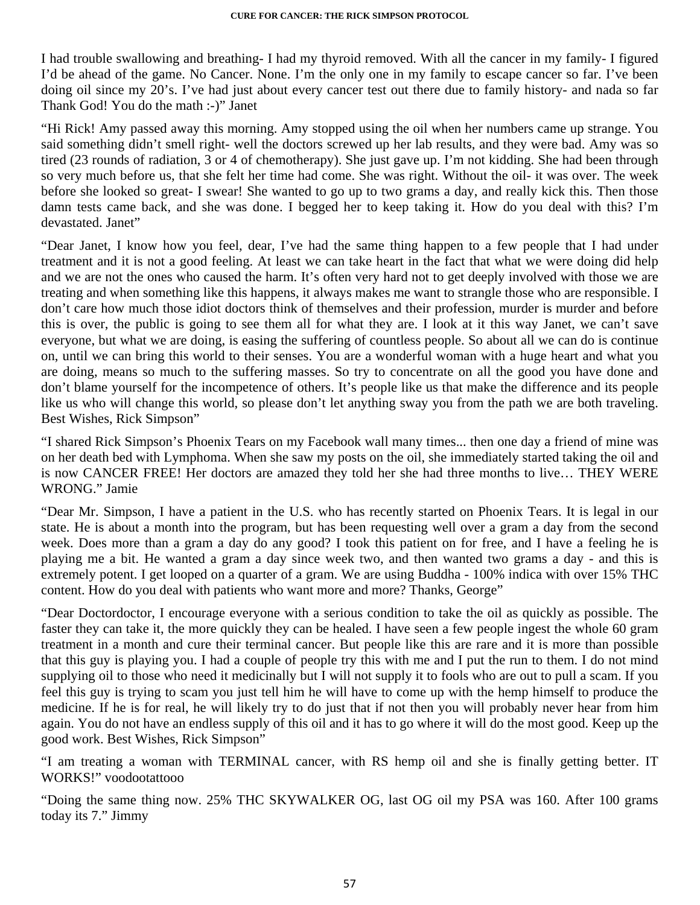I had trouble swallowing and breathing- I had my thyroid removed. With all the cancer in my family- I figured I'd be ahead of the game. No Cancer. None. I'm the only one in my family to escape cancer so far. I've been doing oil since my 20's. I've had just about every cancer test out there due to family history- and nada so far Thank God! You do the math :-)" Janet

"Hi Rick! Amy passed away this morning. Amy stopped using the oil when her numbers came up strange. You said something didn't smell right- well the doctors screwed up her lab results, and they were bad. Amy was so tired (23 rounds of radiation, 3 or 4 of chemotherapy). She just gave up. I'm not kidding. She had been through so very much before us, that she felt her time had come. She was right. Without the oil- it was over. The week before she looked so great- I swear! She wanted to go up to two grams a day, and really kick this. Then those damn tests came back, and she was done. I begged her to keep taking it. How do you deal with this? I'm devastated. Janet"

"Dear Janet, I know how you feel, dear, I've had the same thing happen to a few people that I had under treatment and it is not a good feeling. At least we can take heart in the fact that what we were doing did help and we are not the ones who caused the harm. It's often very hard not to get deeply involved with those we are treating and when something like this happens, it always makes me want to strangle those who are responsible. I don't care how much those idiot doctors think of themselves and their profession, murder is murder and before this is over, the public is going to see them all for what they are. I look at it this way Janet, we can't save everyone, but what we are doing, is easing the suffering of countless people. So about all we can do is continue on, until we can bring this world to their senses. You are a wonderful woman with a huge heart and what you are doing, means so much to the suffering masses. So try to concentrate on all the good you have done and don't blame yourself for the incompetence of others. It's people like us that make the difference and its people like us who will change this world, so please don't let anything sway you from the path we are both traveling. Best Wishes, Rick Simpson"

"I shared Rick Simpson's Phoenix Tears on my Facebook wall many times... then one day a friend of mine was on her death bed with Lymphoma. When she saw my posts on the oil, she immediately started taking the oil and is now CANCER FREE! Her doctors are amazed they told her she had three months to live… THEY WERE WRONG." Jamie

"Dear Mr. Simpson, I have a patient in the U.S. who has recently started on Phoenix Tears. It is legal in our state. He is about a month into the program, but has been requesting well over a gram a day from the second week. Does more than a gram a day do any good? I took this patient on for free, and I have a feeling he is playing me a bit. He wanted a gram a day since week two, and then wanted two grams a day - and this is extremely potent. I get looped on a quarter of a gram. We are using Buddha - 100% indica with over 15% THC content. How do you deal with patients who want more and more? Thanks, George"

"Dear Doctordoctor, I encourage everyone with a serious condition to take the oil as quickly as possible. The faster they can take it, the more quickly they can be healed. I have seen a few people ingest the whole 60 gram treatment in a month and cure their terminal cancer. But people like this are rare and it is more than possible that this guy is playing you. I had a couple of people try this with me and I put the run to them. I do not mind supplying oil to those who need it medicinally but I will not supply it to fools who are out to pull a scam. If you feel this guy is trying to scam you just tell him he will have to come up with the hemp himself to produce the medicine. If he is for real, he will likely try to do just that if not then you will probably never hear from him again. You do not have an endless supply of this oil and it has to go where it will do the most good. Keep up the good work. Best Wishes, Rick Simpson"

"I am treating a woman with TERMINAL cancer, with RS hemp oil and she is finally getting better. IT WORKS!" voodootattooo

"Doing the same thing now. 25% THC SKYWALKER OG, last OG oil my PSA was 160. After 100 grams today its 7." Jimmy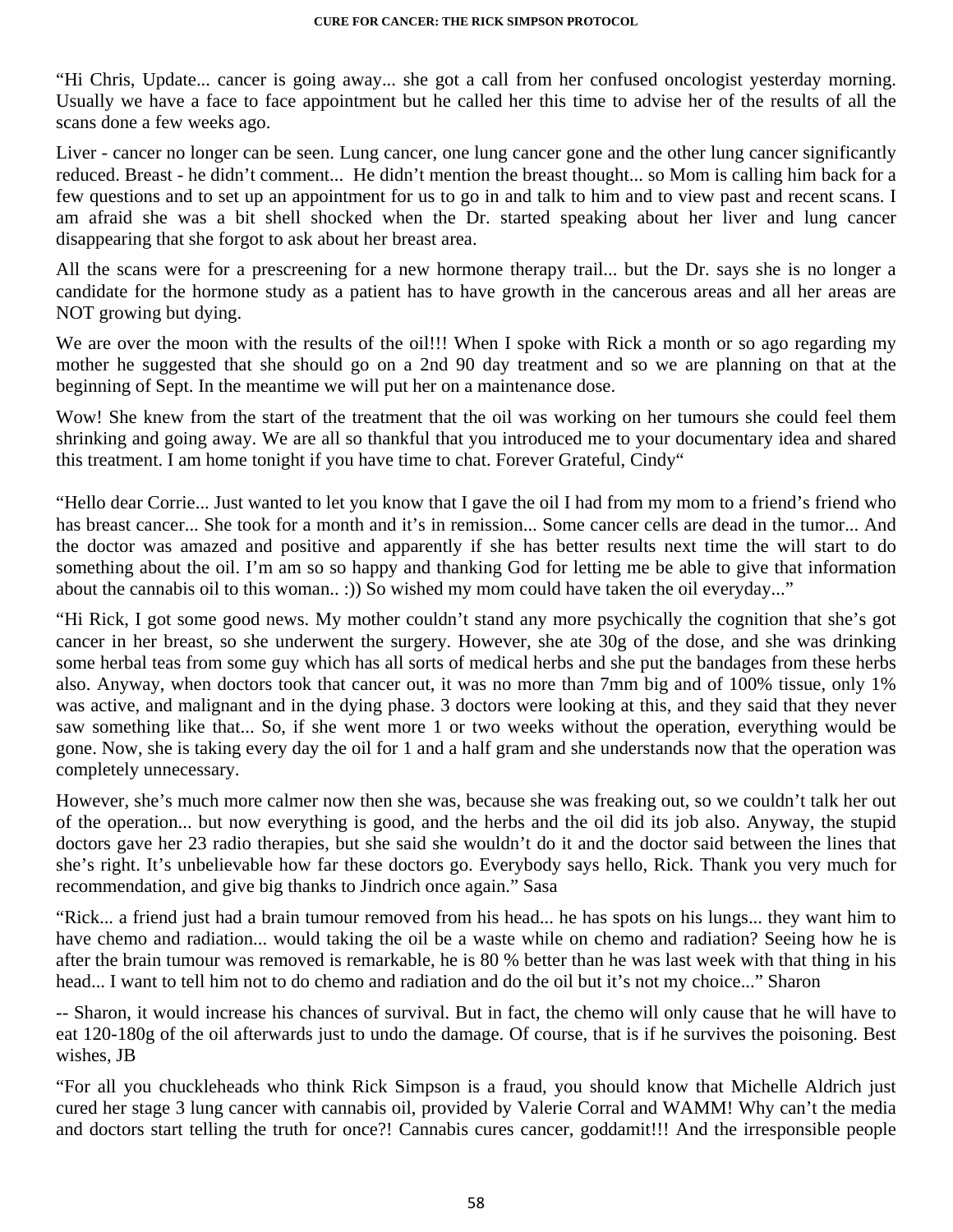"Hi Chris, Update... cancer is going away... she got a call from her confused oncologist yesterday morning. Usually we have a face to face appointment but he called her this time to advise her of the results of all the scans done a few weeks ago.

Liver - cancer no longer can be seen. Lung cancer, one lung cancer gone and the other lung cancer significantly reduced. Breast - he didn't comment... He didn't mention the breast thought... so Mom is calling him back for a few questions and to set up an appointment for us to go in and talk to him and to view past and recent scans. I am afraid she was a bit shell shocked when the Dr. started speaking about her liver and lung cancer disappearing that she forgot to ask about her breast area.

All the scans were for a prescreening for a new hormone therapy trail... but the Dr. says she is no longer a candidate for the hormone study as a patient has to have growth in the cancerous areas and all her areas are NOT growing but dying.

We are over the moon with the results of the oil!!! When I spoke with Rick a month or so ago regarding my mother he suggested that she should go on a 2nd 90 day treatment and so we are planning on that at the beginning of Sept. In the meantime we will put her on a maintenance dose.

Wow! She knew from the start of the treatment that the oil was working on her tumours she could feel them shrinking and going away. We are all so thankful that you introduced me to your documentary idea and shared this treatment. I am home tonight if you have time to chat. Forever Grateful, Cindy"

"Hello dear Corrie... Just wanted to let you know that I gave the oil I had from my mom to a friend's friend who has breast cancer... She took for a month and it's in remission... Some cancer cells are dead in the tumor... And the doctor was amazed and positive and apparently if she has better results next time the will start to do something about the oil. I'm am so so happy and thanking God for letting me be able to give that information about the cannabis oil to this woman.. :)) So wished my mom could have taken the oil everyday..."

"Hi Rick, I got some good news. My mother couldn't stand any more psychically the cognition that she's got cancer in her breast, so she underwent the surgery. However, she ate 30g of the dose, and she was drinking some herbal teas from some guy which has all sorts of medical herbs and she put the bandages from these herbs also. Anyway, when doctors took that cancer out, it was no more than 7mm big and of 100% tissue, only 1% was active, and malignant and in the dying phase. 3 doctors were looking at this, and they said that they never saw something like that... So, if she went more 1 or two weeks without the operation, everything would be gone. Now, she is taking every day the oil for 1 and a half gram and she understands now that the operation was completely unnecessary.

However, she's much more calmer now then she was, because she was freaking out, so we couldn't talk her out of the operation... but now everything is good, and the herbs and the oil did its job also. Anyway, the stupid doctors gave her 23 radio therapies, but she said she wouldn't do it and the doctor said between the lines that she's right. It's unbelievable how far these doctors go. Everybody says hello, Rick. Thank you very much for recommendation, and give big thanks to Jindrich once again." Sasa

"Rick... a friend just had a brain tumour removed from his head... he has spots on his lungs... they want him to have chemo and radiation... would taking the oil be a waste while on chemo and radiation? Seeing how he is after the brain tumour was removed is remarkable, he is 80 % better than he was last week with that thing in his head... I want to tell him not to do chemo and radiation and do the oil but it's not my choice..." Sharon

-- Sharon, it would increase his chances of survival. But in fact, the chemo will only cause that he will have to eat 120-180g of the oil afterwards just to undo the damage. Of course, that is if he survives the poisoning. Best wishes, JB

"For all you chuckleheads who think Rick Simpson is a fraud, you should know that Michelle Aldrich just cured her stage 3 lung cancer with cannabis oil, provided by Valerie Corral and WAMM! Why can't the media and doctors start telling the truth for once?! Cannabis cures cancer, goddamit!!! And the irresponsible people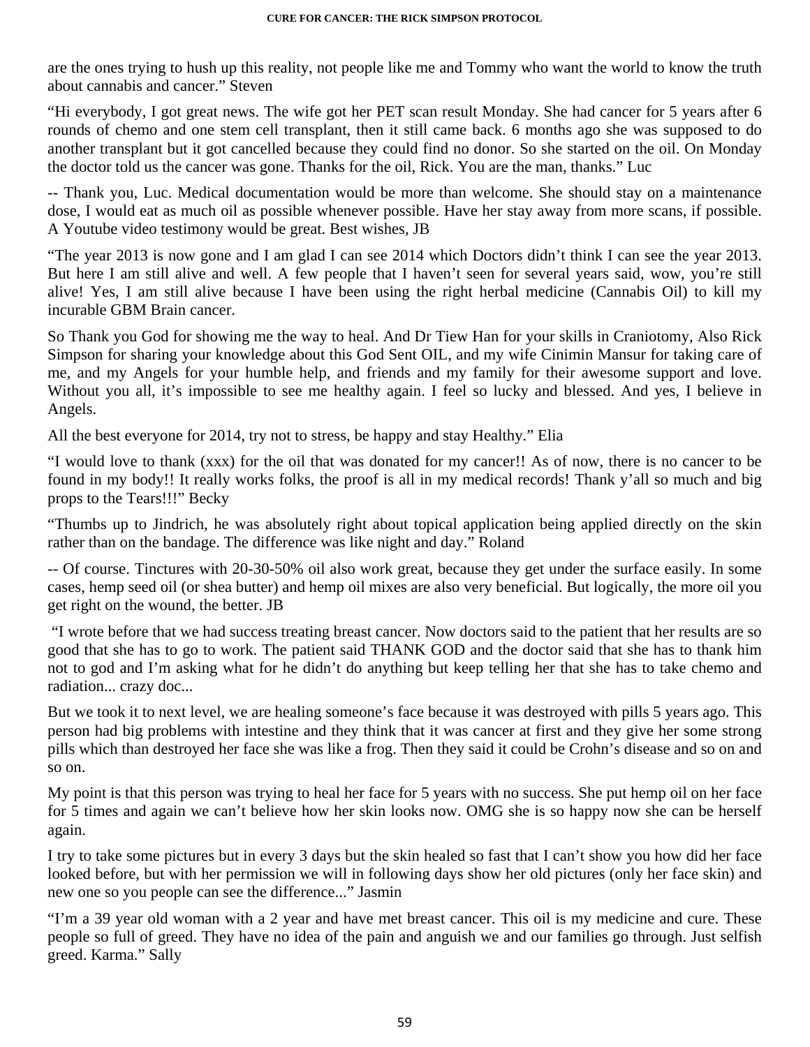are the ones trying to hush up this reality, not people like me and Tommy who want the world to know the truth about cannabis and cancer." Steven

"Hi everybody, I got great news. The wife got her PET scan result Monday. She had cancer for 5 years after 6 rounds of chemo and one stem cell transplant, then it still came back. 6 months ago she was supposed to do another transplant but it got cancelled because they could find no donor. So she started on the oil. On Monday the doctor told us the cancer was gone. Thanks for the oil, Rick. You are the man, thanks." Luc

-- Thank you, Luc. Medical documentation would be more than welcome. She should stay on a maintenance dose, I would eat as much oil as possible whenever possible. Have her stay away from more scans, if possible. A Youtube video testimony would be great. Best wishes, JB

"The year 2013 is now gone and I am glad I can see 2014 which Doctors didn't think I can see the year 2013. But here I am still alive and well. A few people that I haven't seen for several years said, wow, you're still alive! Yes, I am still alive because I have been using the right herbal medicine (Cannabis Oil) to kill my incurable GBM Brain cancer.

So Thank you God for showing me the way to heal. And Dr Tiew Han for your skills in Craniotomy, Also Rick Simpson for sharing your knowledge about this God Sent OIL, and my wife Cinimin Mansur for taking care of me, and my Angels for your humble help, and friends and my family for their awesome support and love. Without you all, it's impossible to see me healthy again. I feel so lucky and blessed. And yes, I believe in Angels.

All the best everyone for 2014, try not to stress, be happy and stay Healthy." Elia

"I would love to thank (xxx) for the oil that was donated for my cancer!! As of now, there is no cancer to be found in my body!! It really works folks, the proof is all in my medical records! Thank y'all so much and big props to the Tears!!!" Becky

"Thumbs up to Jindrich, he was absolutely right about topical application being applied directly on the skin rather than on the bandage. The difference was like night and day." Roland

-- Of course. Tinctures with 20-30-50% oil also work great, because they get under the surface easily. In some cases, hemp seed oil (or shea butter) and hemp oil mixes are also very beneficial. But logically, the more oil you get right on the wound, the better. JB

"I wrote before that we had success treating breast cancer. Now doctors said to the patient that her results are so good that she has to go to work. The patient said THANK GOD and the doctor said that she has to thank him not to god and I'm asking what for he didn't do anything but keep telling her that she has to take chemo and radiation... crazy doc...

But we took it to next level, we are healing someone's face because it was destroyed with pills 5 years ago. This person had big problems with intestine and they think that it was cancer at first and they give her some strong pills which than destroyed her face she was like a frog. Then they said it could be Crohn's disease and so on and so on.

My point is that this person was trying to heal her face for 5 years with no success. She put hemp oil on her face for 5 times and again we can't believe how her skin looks now. OMG she is so happy now she can be herself again.

I try to take some pictures but in every 3 days but the skin healed so fast that I can't show you how did her face looked before, but with her permission we will in following days show her old pictures (only her face skin) and new one so you people can see the difference..." Jasmin

"I'm a 39 year old woman with a 2 year and have met breast cancer. This oil is my medicine and cure. These people so full of greed. They have no idea of the pain and anguish we and our families go through. Just selfish greed. Karma." Sally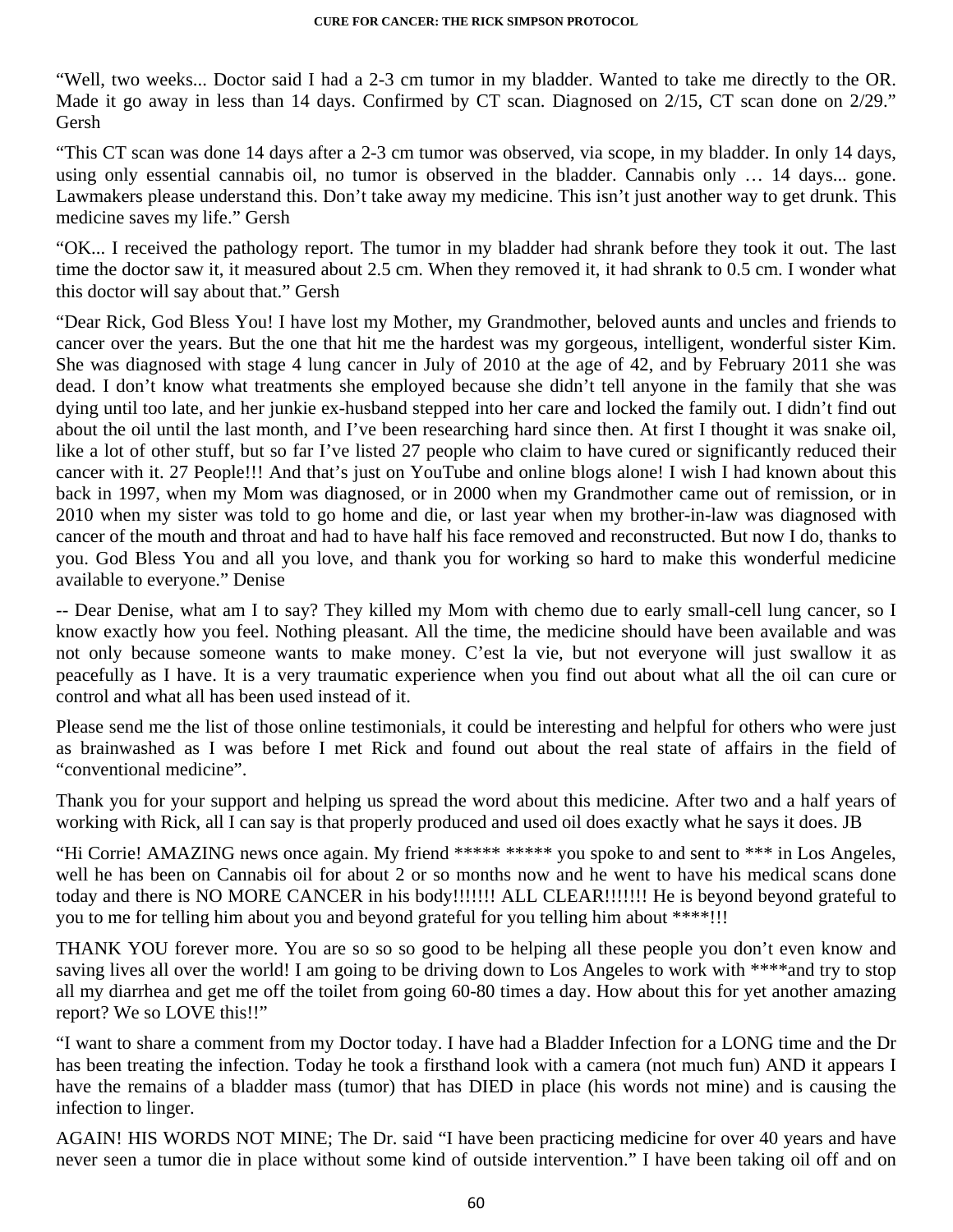“Well, two weeks... Doctor said I had a 2-3 cm tumor in my bladder. Wanted to take me directly to the OR. Made it go away in less than 14 days. Confirmed by CT scan. Diagnosed on 2/15, CT scan done on 2/29.” Gersh

“This CT scan was done 14 days after a 2-3 cm tumor was observed, via scope, in my bladder. In only 14 days, using only essential cannabis oil, no tumor is observed in the bladder. Cannabis only … 14 days... gone. Lawmakers please understand this. Don’t take away my medicine. This isn’t just another way to get drunk. This medicine saves my life.” Gersh

“OK... I received the pathology report. The tumor in my bladder had shrank before they took it out. The last time the doctor saw it, it measured about 2.5 cm. When they removed it, it had shrank to 0.5 cm. I wonder what this doctor will say about that.” Gersh

“Dear Rick, God Bless You! I have lost my Mother, my Grandmother, beloved aunts and uncles and friends to cancer over the years. But the one that hit me the hardest was my gorgeous, intelligent, wonderful sister Kim. She was diagnosed with stage 4 lung cancer in July of 2010 at the age of 42, and by February 2011 she was dead. I don’t know what treatments she employed because she didn’t tell anyone in the family that she was dying until too late, and her junkie ex-husband stepped into her care and locked the family out. I didn’t find out about the oil until the last month, and I’ve been researching hard since then. At first I thought it was snake oil, like a lot of other stuff, but so far I’ve listed 27 people who claim to have cured or significantly reduced their cancer with it. 27 People!!! And that’s just on YouTube and online blogs alone! I wish I had known about this back in 1997, when my Mom was diagnosed, or in 2000 when my Grandmother came out of remission, or in 2010 when my sister was told to go home and die, or last year when my brother-in-law was diagnosed with cancer of the mouth and throat and had to have half his face removed and reconstructed. But now I do, thanks to you. God Bless You and all you love, and thank you for working so hard to make this wonderful medicine available to everyone.” Denise

-- Dear Denise, what am I to say? They killed my Mom with chemo due to early small-cell lung cancer, so I know exactly how you feel. Nothing pleasant. All the time, the medicine should have been available and was not only because someone wants to make money. C’est la vie, but not everyone will just swallow it as peacefully as I have. It is a very traumatic experience when you find out about what all the oil can cure or control and what all has been used instead of it.

Please send me the list of those online testimonials, it could be interesting and helpful for others who were just as brainwashed as I was before I met Rick and found out about the real state of affairs in the field of “conventional medicine”.

Thank you for your support and helping us spread the word about this medicine. After two and a half years of working with Rick, all I can say is that properly produced and used oil does exactly what he says it does. JB

“Hi Corrie! AMAZING news once again. My friend ***** ***** you spoke to and sent to *** in Los Angeles, well he has been on Cannabis oil for about 2 or so months now and he went to have his medical scans done today and there is NO MORE CANCER in his body!!!!!!! ALL CLEAR!!!!!!! He is beyond beyond grateful to you to me for telling him about you and beyond grateful for you telling him about ****!!!

THANK YOU forever more. You are so so so good to be helping all these people you don’t even know and saving lives all over the world! I am going to be driving down to Los Angeles to work with ****and try to stop all my diarrhea and get me off the toilet from going 60-80 times a day. How about this for yet another amazing report? We so LOVE this!!”

“I want to share a comment from my Doctor today. I have had a Bladder Infection for a LONG time and the Dr has been treating the infection. Today he took a firsthand look with a camera (not much fun) AND it appears I have the remains of a bladder mass (tumor) that has DIED in place (his words not mine) and is causing the infection to linger.

AGAIN! HIS WORDS NOT MINE; The Dr. said “I have been practicing medicine for over 40 years and have never seen a tumor die in place without some kind of outside intervention.” I have been taking oil off and on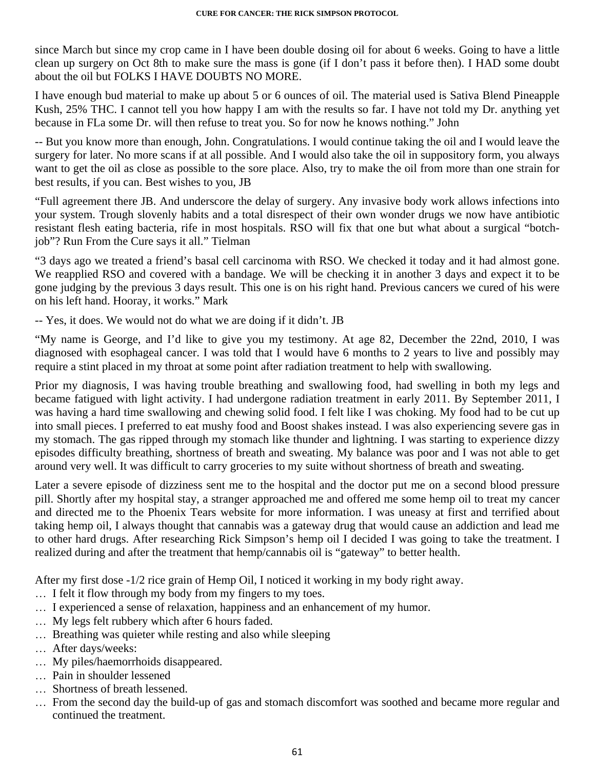since March but since my crop came in I have been double dosing oil for about 6 weeks. Going to have a little clean up surgery on Oct 8th to make sure the mass is gone (if I don't pass it before then). I HAD some doubt about the oil but FOLKS I HAVE DOUBTS NO MORE.

I have enough bud material to make up about 5 or 6 ounces of oil. The material used is Sativa Blend Pineapple Kush, 25% THC. I cannot tell you how happy I am with the results so far. I have not told my Dr. anything yet because in FLa some Dr. will then refuse to treat you. So for now he knows nothing." John

-- But you know more than enough, John. Congratulations. I would continue taking the oil and I would leave the surgery for later. No more scans if at all possible. And I would also take the oil in suppository form, you always want to get the oil as close as possible to the sore place. Also, try to make the oil from more than one strain for best results, if you can. Best wishes to you, JB

"Full agreement there JB. And underscore the delay of surgery. Any invasive body work allows infections into your system. Trough slovenly habits and a total disrespect of their own wonder drugs we now have antibiotic resistant flesh eating bacteria, rife in most hospitals. RSO will fix that one but what about a surgical "botch-job"? Run From the Cure says it all." Tielman

"3 days ago we treated a friend's basal cell carcinoma with RSO. We checked it today and it had almost gone. We reapplied RSO and covered with a bandage. We will be checking it in another 3 days and expect it to be gone judging by the previous 3 days result. This one is on his right hand. Previous cancers we cured of his were on his left hand. Hooray, it works." Mark

-- Yes, it does. We would not do what we are doing if it didn't. JB

"My name is George, and I'd like to give you my testimony. At age 82, December the 22nd, 2010, I was diagnosed with esophageal cancer. I was told that I would have 6 months to 2 years to live and possibly may require a stint placed in my throat at some point after radiation treatment to help with swallowing.

Prior my diagnosis, I was having trouble breathing and swallowing food, had swelling in both my legs and became fatigued with light activity. I had undergone radiation treatment in early 2011. By September 2011, I was having a hard time swallowing and chewing solid food. I felt like I was choking. My food had to be cut up into small pieces. I preferred to eat mushy food and Boost shakes instead. I was also experiencing severe gas in my stomach. The gas ripped through my stomach like thunder and lightning. I was starting to experience dizzy episodes difficulty breathing, shortness of breath and sweating. My balance was poor and I was not able to get around very well. It was difficult to carry groceries to my suite without shortness of breath and sweating.

Later a severe episode of dizziness sent me to the hospital and the doctor put me on a second blood pressure pill. Shortly after my hospital stay, a stranger approached me and offered me some hemp oil to treat my cancer and directed me to the Phoenix Tears website for more information. I was uneasy at first and terrified about taking hemp oil, I always thought that cannabis was a gateway drug that would cause an addiction and lead me to other hard drugs. After researching Rick Simpson's hemp oil I decided I was going to take the treatment. I realized during and after the treatment that hemp/cannabis oil is "gateway" to better health.

After my first dose -1/2 rice grain of Hemp Oil, I noticed it working in my body right away.

- … I felt it flow through my body from my fingers to my toes.
- … I experienced a sense of relaxation, happiness and an enhancement of my humor.
- … My legs felt rubbery which after 6 hours faded.
- … Breathing was quieter while resting and also while sleeping
- … After days/weeks:
- … My piles/haemorrhoids disappeared.
- … Pain in shoulder lessened
- … Shortness of breath lessened.
- … From the second day the build-up of gas and stomach discomfort was soothed and became more regular and continued the treatment.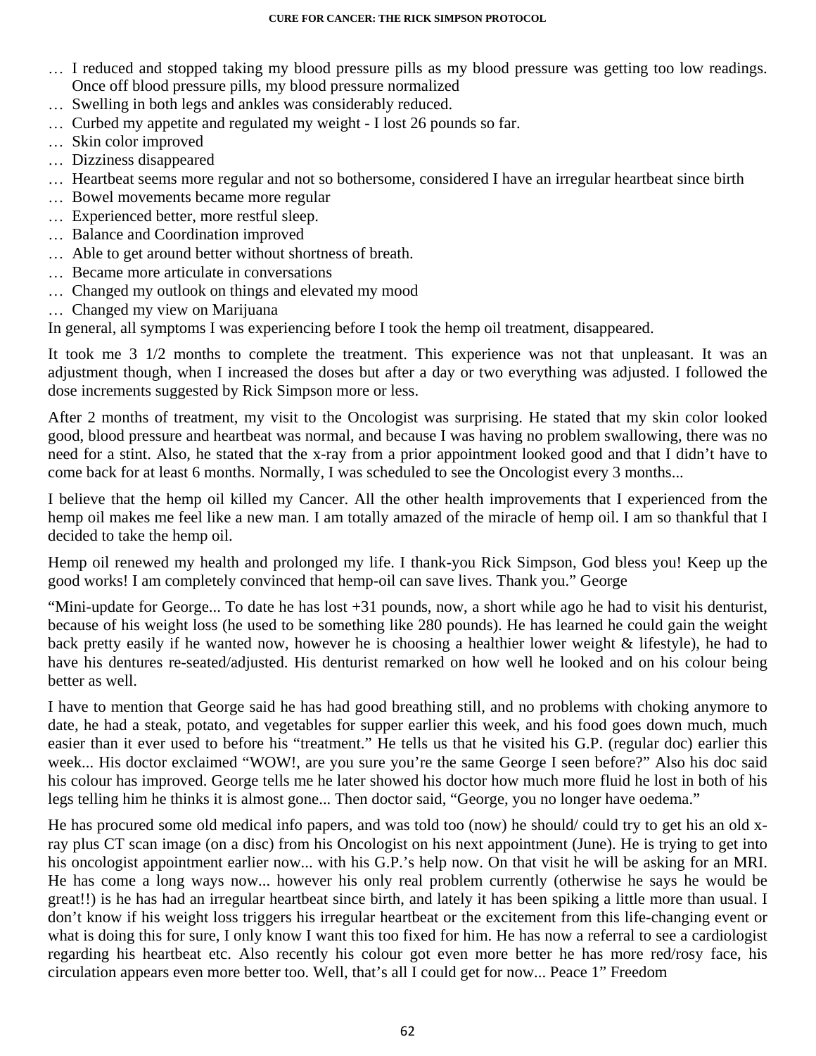… I reduced and stopped taking my blood pressure pills as my blood pressure was getting too low readings. Once off blood pressure pills, my blood pressure normalized
… Swelling in both legs and ankles was considerably reduced.
… Curbed my appetite and regulated my weight - I lost 26 pounds so far.
… Skin color improved
… Dizziness disappeared
… Heartbeat seems more regular and not so bothersome, considered I have an irregular heartbeat since birth
… Bowel movements became more regular
… Experienced better, more restful sleep.
… Balance and Coordination improved
… Able to get around better without shortness of breath.
… Became more articulate in conversations
… Changed my outlook on things and elevated my mood
… Changed my view on Marijuana

In general, all symptoms I was experiencing before I took the hemp oil treatment, disappeared.

It took me 3 1/2 months to complete the treatment. This experience was not that unpleasant. It was an adjustment though, when I increased the doses but after a day or two everything was adjusted. I followed the dose increments suggested by Rick Simpson more or less.

After 2 months of treatment, my visit to the Oncologist was surprising. He stated that my skin color looked good, blood pressure and heartbeat was normal, and because I was having no problem swallowing, there was no need for a stint. Also, he stated that the x-ray from a prior appointment looked good and that I didn't have to come back for at least 6 months. Normally, I was scheduled to see the Oncologist every 3 months...

I believe that the hemp oil killed my Cancer. All the other health improvements that I experienced from the hemp oil makes me feel like a new man. I am totally amazed of the miracle of hemp oil. I am so thankful that I decided to take the hemp oil.

Hemp oil renewed my health and prolonged my life. I thank-you Rick Simpson, God bless you! Keep up the good works! I am completely convinced that hemp-oil can save lives. Thank you." George

"Mini-update for George... To date he has lost +31 pounds, now, a short while ago he had to visit his denturist, because of his weight loss (he used to be something like 280 pounds). He has learned he could gain the weight back pretty easily if he wanted now, however he is choosing a healthier lower weight & lifestyle), he had to have his dentures re-seated/adjusted. His denturist remarked on how well he looked and on his colour being better as well.

I have to mention that George said he has had good breathing still, and no problems with choking anymore to date, he had a steak, potato, and vegetables for supper earlier this week, and his food goes down much, much easier than it ever used to before his "treatment." He tells us that he visited his G.P. (regular doc) earlier this week... His doctor exclaimed "WOW!, are you sure you're the same George I seen before?" Also his doc said his colour has improved. George tells me he later showed his doctor how much more fluid he lost in both of his legs telling him he thinks it is almost gone... Then doctor said, "George, you no longer have oedema."

He has procured some old medical info papers, and was told too (now) he should/ could try to get his an old x-ray plus CT scan image (on a disc) from his Oncologist on his next appointment (June). He is trying to get into his oncologist appointment earlier now... with his G.P.'s help now. On that visit he will be asking for an MRI. He has come a long ways now... however his only real problem currently (otherwise he says he would be great!!) is he has had an irregular heartbeat since birth, and lately it has been spiking a little more than usual. I don't know if his weight loss triggers his irregular heartbeat or the excitement from this life-changing event or what is doing this for sure, I only know I want this too fixed for him. He has now a referral to see a cardiologist regarding his heartbeat etc. Also recently his colour got even more better he has more red/rosy face, his circulation appears even more better too. Well, that's all I could get for now... Peace 1" Freedom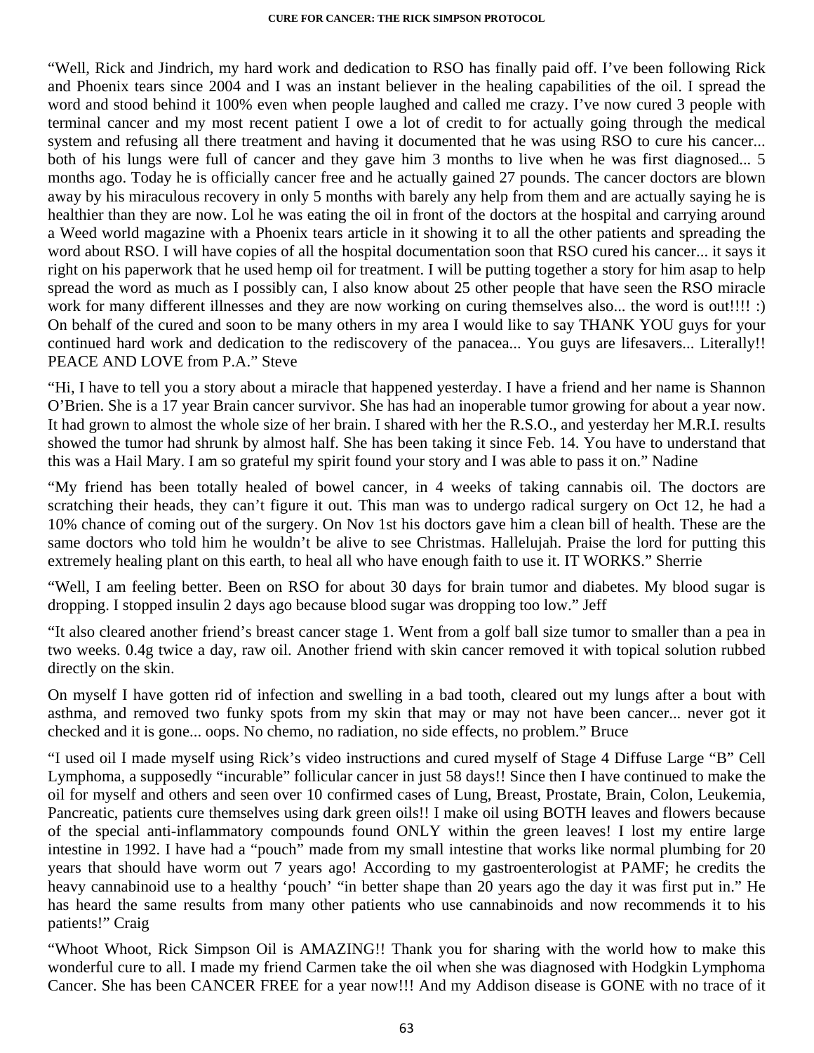"Well, Rick and Jindrich, my hard work and dedication to RSO has finally paid off. I've been following Rick and Phoenix tears since 2004 and I was an instant believer in the healing capabilities of the oil. I spread the word and stood behind it 100% even when people laughed and called me crazy. I've now cured 3 people with terminal cancer and my most recent patient I owe a lot of credit to for actually going through the medical system and refusing all there treatment and having it documented that he was using RSO to cure his cancer... both of his lungs were full of cancer and they gave him 3 months to live when he was first diagnosed... 5 months ago. Today he is officially cancer free and he actually gained 27 pounds. The cancer doctors are blown away by his miraculous recovery in only 5 months with barely any help from them and are actually saying he is healthier than they are now. Lol he was eating the oil in front of the doctors at the hospital and carrying around a Weed world magazine with a Phoenix tears article in it showing it to all the other patients and spreading the word about RSO. I will have copies of all the hospital documentation soon that RSO cured his cancer... it says it right on his paperwork that he used hemp oil for treatment. I will be putting together a story for him asap to help spread the word as much as I possibly can, I also know about 25 other people that have seen the RSO miracle work for many different illnesses and they are now working on curing themselves also... the word is out!!!! :) On behalf of the cured and soon to be many others in my area I would like to say THANK YOU guys for your continued hard work and dedication to the rediscovery of the panacea... You guys are lifesavers... Literally!! PEACE AND LOVE from P.A." Steve

"Hi, I have to tell you a story about a miracle that happened yesterday. I have a friend and her name is Shannon O'Brien. She is a 17 year Brain cancer survivor. She has had an inoperable tumor growing for about a year now. It had grown to almost the whole size of her brain. I shared with her the R.S.O., and yesterday her M.R.I. results showed the tumor had shrunk by almost half. She has been taking it since Feb. 14. You have to understand that this was a Hail Mary. I am so grateful my spirit found your story and I was able to pass it on." Nadine

"My friend has been totally healed of bowel cancer, in 4 weeks of taking cannabis oil. The doctors are scratching their heads, they can't figure it out. This man was to undergo radical surgery on Oct 12, he had a 10% chance of coming out of the surgery. On Nov 1st his doctors gave him a clean bill of health. These are the same doctors who told him he wouldn't be alive to see Christmas. Hallelujah. Praise the lord for putting this extremely healing plant on this earth, to heal all who have enough faith to use it. IT WORKS." Sherrie

"Well, I am feeling better. Been on RSO for about 30 days for brain tumor and diabetes. My blood sugar is dropping. I stopped insulin 2 days ago because blood sugar was dropping too low." Jeff

"It also cleared another friend's breast cancer stage 1. Went from a golf ball size tumor to smaller than a pea in two weeks. 0.4g twice a day, raw oil. Another friend with skin cancer removed it with topical solution rubbed directly on the skin.

On myself I have gotten rid of infection and swelling in a bad tooth, cleared out my lungs after a bout with asthma, and removed two funky spots from my skin that may or may not have been cancer... never got it checked and it is gone... oops. No chemo, no radiation, no side effects, no problem." Bruce

"I used oil I made myself using Rick's video instructions and cured myself of Stage 4 Diffuse Large "B" Cell Lymphoma, a supposedly "incurable" follicular cancer in just 58 days!! Since then I have continued to make the oil for myself and others and seen over 10 confirmed cases of Lung, Breast, Prostate, Brain, Colon, Leukemia, Pancreatic, patients cure themselves using dark green oils!! I make oil using BOTH leaves and flowers because of the special anti-inflammatory compounds found ONLY within the green leaves! I lost my entire large intestine in 1992. I have had a "pouch" made from my small intestine that works like normal plumbing for 20 years that should have worm out 7 years ago! According to my gastroenterologist at PAMF; he credits the heavy cannabinoid use to a healthy 'pouch' "in better shape than 20 years ago the day it was first put in." He has heard the same results from many other patients who use cannabinoids and now recommends it to his patients!" Craig

"Whoot Whoot, Rick Simpson Oil is AMAZING!! Thank you for sharing with the world how to make this wonderful cure to all. I made my friend Carmen take the oil when she was diagnosed with Hodgkin Lymphoma Cancer. She has been CANCER FREE for a year now!!! And my Addison disease is GONE with no trace of it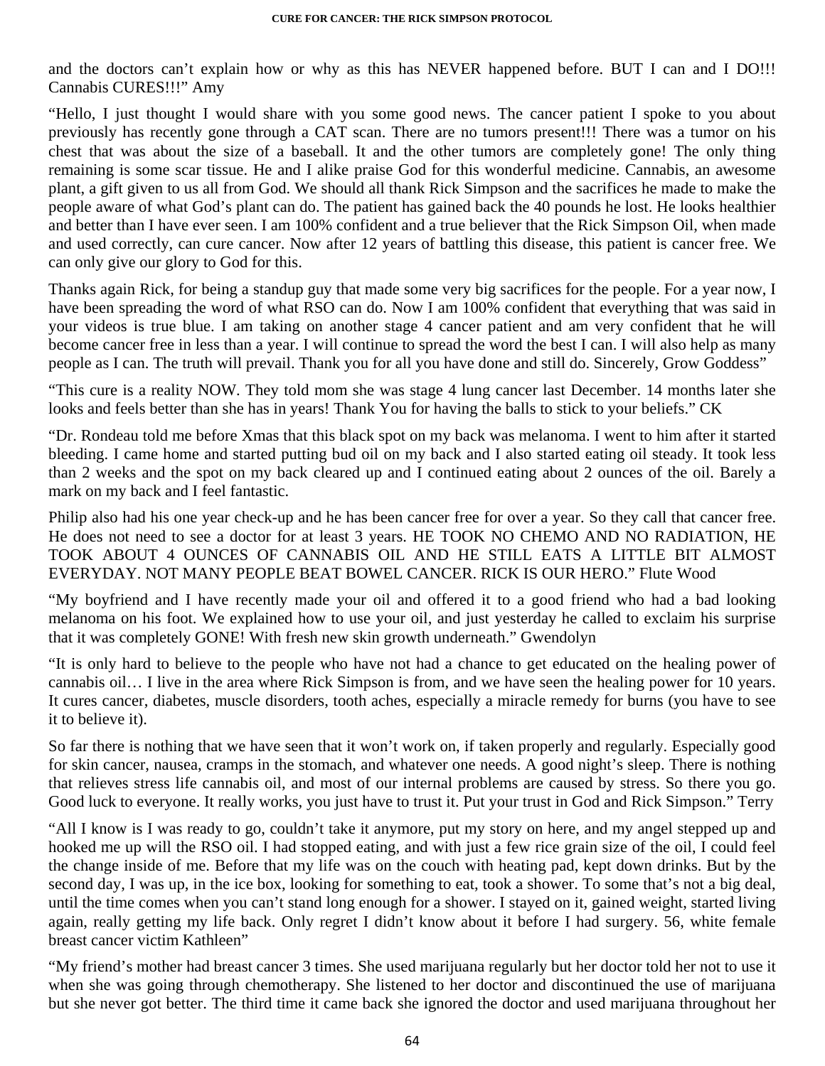and the doctors can't explain how or why as this has NEVER happened before. BUT I can and I DO!!! Cannabis CURES!!!" Amy

"Hello, I just thought I would share with you some good news. The cancer patient I spoke to you about previously has recently gone through a CAT scan. There are no tumors present!!! There was a tumor on his chest that was about the size of a baseball. It and the other tumors are completely gone! The only thing remaining is some scar tissue. He and I alike praise God for this wonderful medicine. Cannabis, an awesome plant, a gift given to us all from God. We should all thank Rick Simpson and the sacrifices he made to make the people aware of what God's plant can do. The patient has gained back the 40 pounds he lost. He looks healthier and better than I have ever seen. I am 100% confident and a true believer that the Rick Simpson Oil, when made and used correctly, can cure cancer. Now after 12 years of battling this disease, this patient is cancer free. We can only give our glory to God for this.

Thanks again Rick, for being a standup guy that made some very big sacrifices for the people. For a year now, I have been spreading the word of what RSO can do. Now I am 100% confident that everything that was said in your videos is true blue. I am taking on another stage 4 cancer patient and am very confident that he will become cancer free in less than a year. I will continue to spread the word the best I can. I will also help as many people as I can. The truth will prevail. Thank you for all you have done and still do. Sincerely, Grow Goddess"

"This cure is a reality NOW. They told mom she was stage 4 lung cancer last December. 14 months later she looks and feels better than she has in years! Thank You for having the balls to stick to your beliefs." CK

"Dr. Rondeau told me before Xmas that this black spot on my back was melanoma. I went to him after it started bleeding. I came home and started putting bud oil on my back and I also started eating oil steady. It took less than 2 weeks and the spot on my back cleared up and I continued eating about 2 ounces of the oil. Barely a mark on my back and I feel fantastic.

Philip also had his one year check-up and he has been cancer free for over a year. So they call that cancer free. He does not need to see a doctor for at least 3 years. HE TOOK NO CHEMO AND NO RADIATION, HE TOOK ABOUT 4 OUNCES OF CANNABIS OIL AND HE STILL EATS A LITTLE BIT ALMOST EVERYDAY. NOT MANY PEOPLE BEAT BOWEL CANCER. RICK IS OUR HERO." Flute Wood

"My boyfriend and I have recently made your oil and offered it to a good friend who had a bad looking melanoma on his foot. We explained how to use your oil, and just yesterday he called to exclaim his surprise that it was completely GONE! With fresh new skin growth underneath." Gwendolyn

"It is only hard to believe to the people who have not had a chance to get educated on the healing power of cannabis oil… I live in the area where Rick Simpson is from, and we have seen the healing power for 10 years. It cures cancer, diabetes, muscle disorders, tooth aches, especially a miracle remedy for burns (you have to see it to believe it).

So far there is nothing that we have seen that it won't work on, if taken properly and regularly. Especially good for skin cancer, nausea, cramps in the stomach, and whatever one needs. A good night's sleep. There is nothing that relieves stress life cannabis oil, and most of our internal problems are caused by stress. So there you go. Good luck to everyone. It really works, you just have to trust it. Put your trust in God and Rick Simpson." Terry

"All I know is I was ready to go, couldn't take it anymore, put my story on here, and my angel stepped up and hooked me up will the RSO oil. I had stopped eating, and with just a few rice grain size of the oil, I could feel the change inside of me. Before that my life was on the couch with heating pad, kept down drinks. But by the second day, I was up, in the ice box, looking for something to eat, took a shower. To some that's not a big deal, until the time comes when you can't stand long enough for a shower. I stayed on it, gained weight, started living again, really getting my life back. Only regret I didn't know about it before I had surgery. 56, white female breast cancer victim Kathleen"

"My friend's mother had breast cancer 3 times. She used marijuana regularly but her doctor told her not to use it when she was going through chemotherapy. She listened to her doctor and discontinued the use of marijuana but she never got better. The third time it came back she ignored the doctor and used marijuana throughout her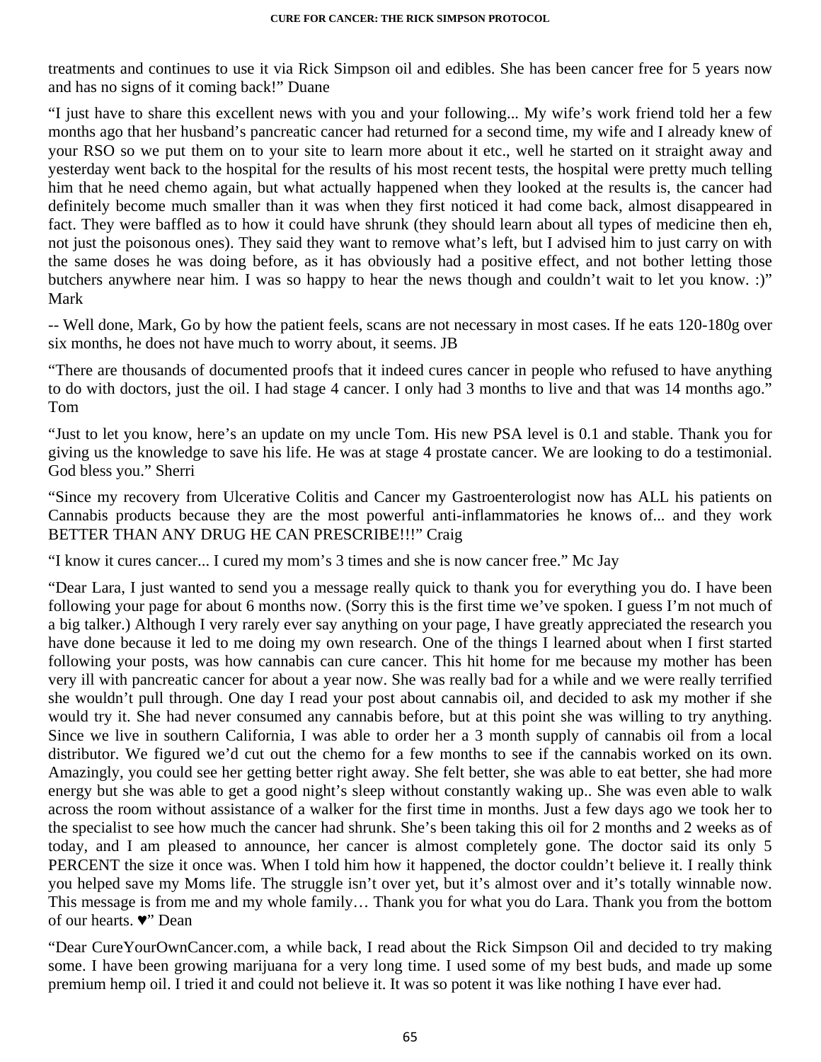treatments and continues to use it via Rick Simpson oil and edibles. She has been cancer free for 5 years now and has no signs of it coming back!" Duane

"I just have to share this excellent news with you and your following... My wife's work friend told her a few months ago that her husband's pancreatic cancer had returned for a second time, my wife and I already knew of your RSO so we put them on to your site to learn more about it etc., well he started on it straight away and yesterday went back to the hospital for the results of his most recent tests, the hospital were pretty much telling him that he need chemo again, but what actually happened when they looked at the results is, the cancer had definitely become much smaller than it was when they first noticed it had come back, almost disappeared in fact. They were baffled as to how it could have shrunk (they should learn about all types of medicine then eh, not just the poisonous ones). They said they want to remove what's left, but I advised him to just carry on with the same doses he was doing before, as it has obviously had a positive effect, and not bother letting those butchers anywhere near him. I was so happy to hear the news though and couldn't wait to let you know. :)" Mark

-- Well done, Mark, Go by how the patient feels, scans are not necessary in most cases. If he eats 120-180g over six months, he does not have much to worry about, it seems. JB

"There are thousands of documented proofs that it indeed cures cancer in people who refused to have anything to do with doctors, just the oil. I had stage 4 cancer. I only had 3 months to live and that was 14 months ago." Tom

"Just to let you know, here's an update on my uncle Tom. His new PSA level is 0.1 and stable. Thank you for giving us the knowledge to save his life. He was at stage 4 prostate cancer. We are looking to do a testimonial. God bless you." Sherri

"Since my recovery from Ulcerative Colitis and Cancer my Gastroenterologist now has ALL his patients on Cannabis products because they are the most powerful anti-inflammatories he knows of... and they work BETTER THAN ANY DRUG HE CAN PRESCRIBE!!!" Craig

"I know it cures cancer... I cured my mom's 3 times and she is now cancer free." Mc Jay

"Dear Lara, I just wanted to send you a message really quick to thank you for everything you do. I have been following your page for about 6 months now. (Sorry this is the first time we've spoken. I guess I'm not much of a big talker.) Although I very rarely ever say anything on your page, I have greatly appreciated the research you have done because it led to me doing my own research. One of the things I learned about when I first started following your posts, was how cannabis can cure cancer. This hit home for me because my mother has been very ill with pancreatic cancer for about a year now. She was really bad for a while and we were really terrified she wouldn't pull through. One day I read your post about cannabis oil, and decided to ask my mother if she would try it. She had never consumed any cannabis before, but at this point she was willing to try anything. Since we live in southern California, I was able to order her a 3 month supply of cannabis oil from a local distributor. We figured we'd cut out the chemo for a few months to see if the cannabis worked on its own. Amazingly, you could see her getting better right away. She felt better, she was able to eat better, she had more energy but she was able to get a good night's sleep without constantly waking up.. She was even able to walk across the room without assistance of a walker for the first time in months. Just a few days ago we took her to the specialist to see how much the cancer had shrunk. She's been taking this oil for 2 months and 2 weeks as of today, and I am pleased to announce, her cancer is almost completely gone. The doctor said its only 5 PERCENT the size it once was. When I told him how it happened, the doctor couldn't believe it. I really think you helped save my Moms life. The struggle isn't over yet, but it's almost over and it's totally winnable now. This message is from me and my whole family… Thank you for what you do Lara. Thank you from the bottom of our hearts. ♥" Dean

"Dear CureYourOwnCancer.com, a while back, I read about the Rick Simpson Oil and decided to try making some. I have been growing marijuana for a very long time. I used some of my best buds, and made up some premium hemp oil. I tried it and could not believe it. It was so potent it was like nothing I have ever had.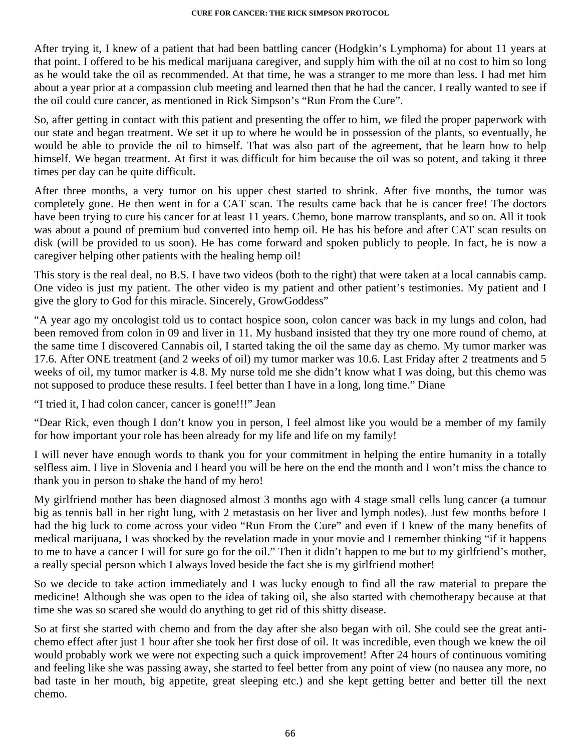After trying it, I knew of a patient that had been battling cancer (Hodgkin's Lymphoma) for about 11 years at that point. I offered to be his medical marijuana caregiver, and supply him with the oil at no cost to him so long as he would take the oil as recommended. At that time, he was a stranger to me more than less. I had met him about a year prior at a compassion club meeting and learned then that he had the cancer. I really wanted to see if the oil could cure cancer, as mentioned in Rick Simpson's "Run From the Cure".

So, after getting in contact with this patient and presenting the offer to him, we filed the proper paperwork with our state and began treatment. We set it up to where he would be in possession of the plants, so eventually, he would be able to provide the oil to himself. That was also part of the agreement, that he learn how to help himself. We began treatment. At first it was difficult for him because the oil was so potent, and taking it three times per day can be quite difficult.

After three months, a very tumor on his upper chest started to shrink. After five months, the tumor was completely gone. He then went in for a CAT scan. The results came back that he is cancer free! The doctors have been trying to cure his cancer for at least 11 years. Chemo, bone marrow transplants, and so on. All it took was about a pound of premium bud converted into hemp oil. He has his before and after CAT scan results on disk (will be provided to us soon). He has come forward and spoken publicly to people. In fact, he is now a caregiver helping other patients with the healing hemp oil!

This story is the real deal, no B.S. I have two videos (both to the right) that were taken at a local cannabis camp. One video is just my patient. The other video is my patient and other patient's testimonies. My patient and I give the glory to God for this miracle. Sincerely, GrowGoddess"

"A year ago my oncologist told us to contact hospice soon, colon cancer was back in my lungs and colon, had been removed from colon in 09 and liver in 11. My husband insisted that they try one more round of chemo, at the same time I discovered Cannabis oil, I started taking the oil the same day as chemo. My tumor marker was 17.6. After ONE treatment (and 2 weeks of oil) my tumor marker was 10.6. Last Friday after 2 treatments and 5 weeks of oil, my tumor marker is 4.8. My nurse told me she didn't know what I was doing, but this chemo was not supposed to produce these results. I feel better than I have in a long, long time." Diane

"I tried it, I had colon cancer, cancer is gone!!!" Jean

"Dear Rick, even though I don't know you in person, I feel almost like you would be a member of my family for how important your role has been already for my life and life on my family!

I will never have enough words to thank you for your commitment in helping the entire humanity in a totally selfless aim. I live in Slovenia and I heard you will be here on the end the month and I won't miss the chance to thank you in person to shake the hand of my hero!

My girlfriend mother has been diagnosed almost 3 months ago with 4 stage small cells lung cancer (a tumour big as tennis ball in her right lung, with 2 metastasis on her liver and lymph nodes). Just few months before I had the big luck to come across your video "Run From the Cure" and even if I knew of the many benefits of medical marijuana, I was shocked by the revelation made in your movie and I remember thinking "if it happens to me to have a cancer I will for sure go for the oil." Then it didn't happen to me but to my girlfriend's mother, a really special person which I always loved beside the fact she is my girlfriend mother!

So we decide to take action immediately and I was lucky enough to find all the raw material to prepare the medicine! Although she was open to the idea of taking oil, she also started with chemotherapy because at that time she was so scared she would do anything to get rid of this shitty disease.

So at first she started with chemo and from the day after she also began with oil. She could see the great anti-chemo effect after just 1 hour after she took her first dose of oil. It was incredible, even though we knew the oil would probably work we were not expecting such a quick improvement! After 24 hours of continuous vomiting and feeling like she was passing away, she started to feel better from any point of view (no nausea any more, no bad taste in her mouth, big appetite, great sleeping etc.) and she kept getting better and better till the next chemo.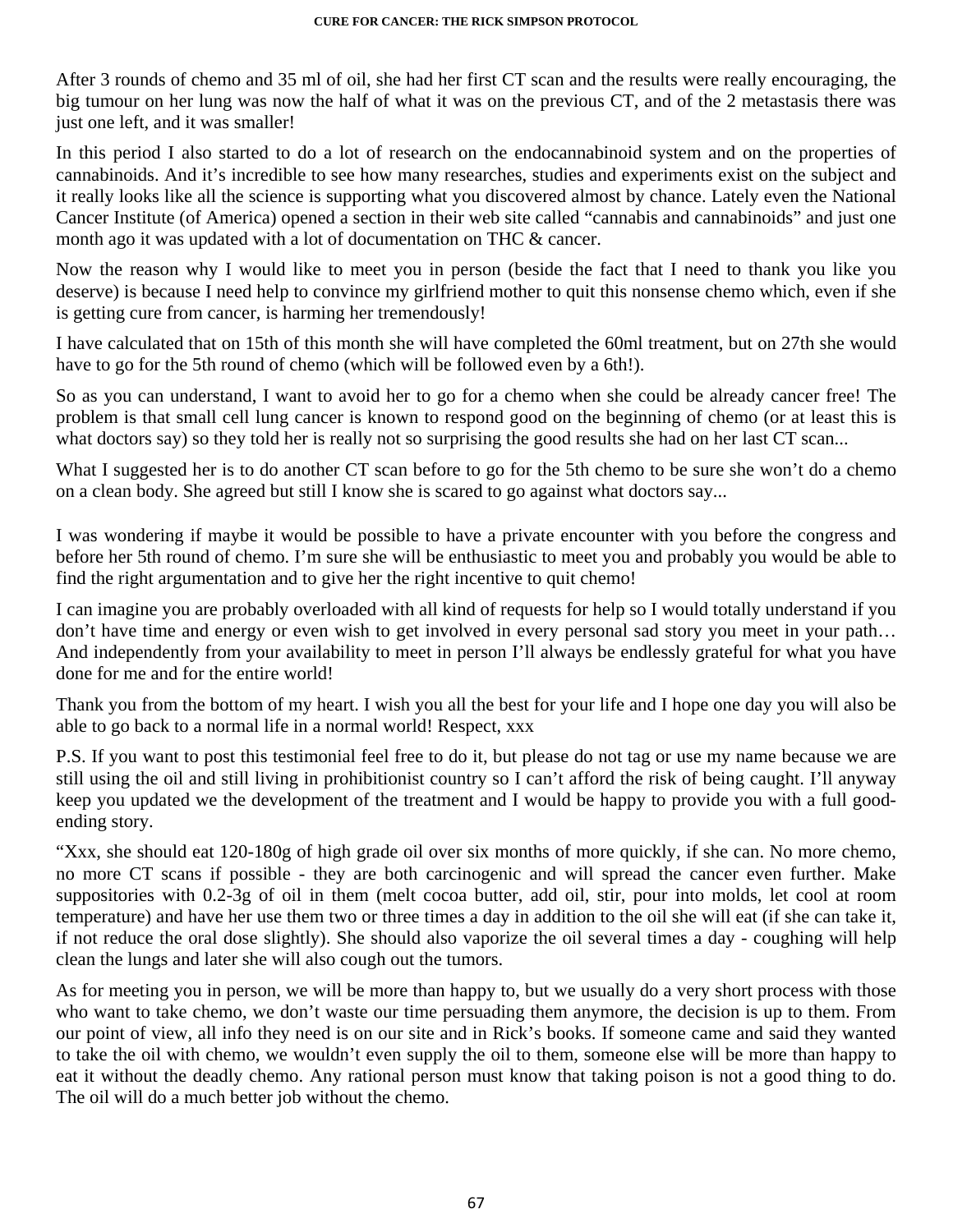After 3 rounds of chemo and 35 ml of oil, she had her first CT scan and the results were really encouraging, the big tumour on her lung was now the half of what it was on the previous CT, and of the 2 metastasis there was just one left, and it was smaller!

In this period I also started to do a lot of research on the endocannabinoid system and on the properties of cannabinoids. And it's incredible to see how many researches, studies and experiments exist on the subject and it really looks like all the science is supporting what you discovered almost by chance. Lately even the National Cancer Institute (of America) opened a section in their web site called "cannabis and cannabinoids" and just one month ago it was updated with a lot of documentation on THC & cancer.

Now the reason why I would like to meet you in person (beside the fact that I need to thank you like you deserve) is because I need help to convince my girlfriend mother to quit this nonsense chemo which, even if she is getting cure from cancer, is harming her tremendously!

I have calculated that on 15th of this month she will have completed the 60ml treatment, but on 27th she would have to go for the 5th round of chemo (which will be followed even by a 6th!).

So as you can understand, I want to avoid her to go for a chemo when she could be already cancer free! The problem is that small cell lung cancer is known to respond good on the beginning of chemo (or at least this is what doctors say) so they told her is really not so surprising the good results she had on her last CT scan...

What I suggested her is to do another CT scan before to go for the 5th chemo to be sure she won't do a chemo on a clean body. She agreed but still I know she is scared to go against what doctors say...

I was wondering if maybe it would be possible to have a private encounter with you before the congress and before her 5th round of chemo. I'm sure she will be enthusiastic to meet you and probably you would be able to find the right argumentation and to give her the right incentive to quit chemo!

I can imagine you are probably overloaded with all kind of requests for help so I would totally understand if you don't have time and energy or even wish to get involved in every personal sad story you meet in your path… And independently from your availability to meet in person I'll always be endlessly grateful for what you have done for me and for the entire world!

Thank you from the bottom of my heart. I wish you all the best for your life and I hope one day you will also be able to go back to a normal life in a normal world! Respect, xxx

P.S. If you want to post this testimonial feel free to do it, but please do not tag or use my name because we are still using the oil and still living in prohibitionist country so I can't afford the risk of being caught. I'll anyway keep you updated we the development of the treatment and I would be happy to provide you with a full good-ending story.

"Xxx, she should eat 120-180g of high grade oil over six months of more quickly, if she can. No more chemo, no more CT scans if possible - they are both carcinogenic and will spread the cancer even further. Make suppositories with 0.2-3g of oil in them (melt cocoa butter, add oil, stir, pour into molds, let cool at room temperature) and have her use them two or three times a day in addition to the oil she will eat (if she can take it, if not reduce the oral dose slightly). She should also vaporize the oil several times a day - coughing will help clean the lungs and later she will also cough out the tumors.

As for meeting you in person, we will be more than happy to, but we usually do a very short process with those who want to take chemo, we don't waste our time persuading them anymore, the decision is up to them. From our point of view, all info they need is on our site and in Rick's books. If someone came and said they wanted to take the oil with chemo, we wouldn't even supply the oil to them, someone else will be more than happy to eat it without the deadly chemo. Any rational person must know that taking poison is not a good thing to do. The oil will do a much better job without the chemo.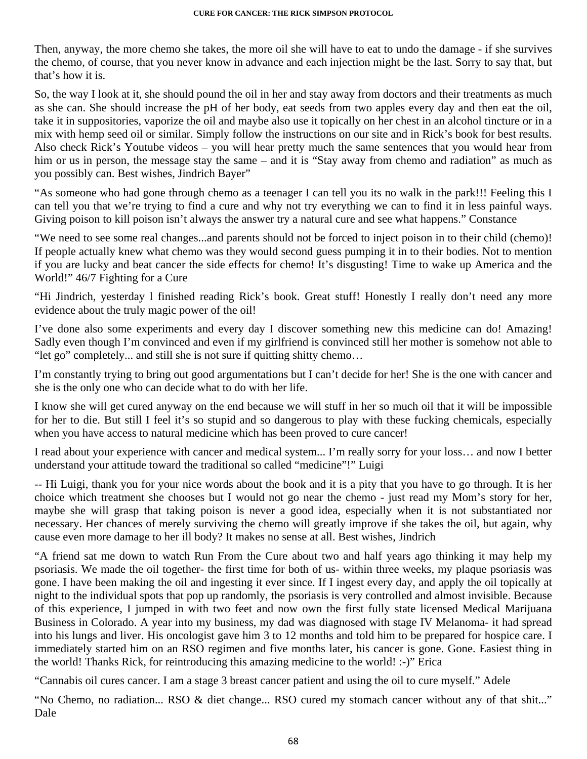Then, anyway, the more chemo she takes, the more oil she will have to eat to undo the damage - if she survives the chemo, of course, that you never know in advance and each injection might be the last. Sorry to say that, but that's how it is.

So, the way I look at it, she should pound the oil in her and stay away from doctors and their treatments as much as she can. She should increase the pH of her body, eat seeds from two apples every day and then eat the oil, take it in suppositories, vaporize the oil and maybe also use it topically on her chest in an alcohol tincture or in a mix with hemp seed oil or similar. Simply follow the instructions on our site and in Rick's book for best results. Also check Rick's Youtube videos – you will hear pretty much the same sentences that you would hear from him or us in person, the message stay the same – and it is "Stay away from chemo and radiation" as much as you possibly can. Best wishes, Jindrich Bayer"

"As someone who had gone through chemo as a teenager I can tell you its no walk in the park!!! Feeling this I can tell you that we're trying to find a cure and why not try everything we can to find it in less painful ways. Giving poison to kill poison isn't always the answer try a natural cure and see what happens." Constance

"We need to see some real changes...and parents should not be forced to inject poison in to their child (chemo)! If people actually knew what chemo was they would second guess pumping it in to their bodies. Not to mention if you are lucky and beat cancer the side effects for chemo! It's disgusting! Time to wake up America and the World!" 46/7 Fighting for a Cure

"Hi Jindrich, yesterday l finished reading Rick's book. Great stuff! Honestly I really don't need any more evidence about the truly magic power of the oil!

I've done also some experiments and every day I discover something new this medicine can do! Amazing! Sadly even though I'm convinced and even if my girlfriend is convinced still her mother is somehow not able to "let go" completely... and still she is not sure if quitting shitty chemo…

I'm constantly trying to bring out good argumentations but I can't decide for her! She is the one with cancer and she is the only one who can decide what to do with her life.

I know she will get cured anyway on the end because we will stuff in her so much oil that it will be impossible for her to die. But still I feel it's so stupid and so dangerous to play with these fucking chemicals, especially when you have access to natural medicine which has been proved to cure cancer!

I read about your experience with cancer and medical system... I'm really sorry for your loss… and now I better understand your attitude toward the traditional so called "medicine"!" Luigi

-- Hi Luigi, thank you for your nice words about the book and it is a pity that you have to go through. It is her choice which treatment she chooses but I would not go near the chemo - just read my Mom's story for her, maybe she will grasp that taking poison is never a good idea, especially when it is not substantiated nor necessary. Her chances of merely surviving the chemo will greatly improve if she takes the oil, but again, why cause even more damage to her ill body? It makes no sense at all. Best wishes, Jindrich

"A friend sat me down to watch Run From the Cure about two and half years ago thinking it may help my psoriasis. We made the oil together- the first time for both of us- within three weeks, my plaque psoriasis was gone. I have been making the oil and ingesting it ever since. If I ingest every day, and apply the oil topically at night to the individual spots that pop up randomly, the psoriasis is very controlled and almost invisible. Because of this experience, I jumped in with two feet and now own the first fully state licensed Medical Marijuana Business in Colorado. A year into my business, my dad was diagnosed with stage IV Melanoma- it had spread into his lungs and liver. His oncologist gave him 3 to 12 months and told him to be prepared for hospice care. I immediately started him on an RSO regimen and five months later, his cancer is gone. Gone. Easiest thing in the world! Thanks Rick, for reintroducing this amazing medicine to the world! :-)" Erica

"Cannabis oil cures cancer. I am a stage 3 breast cancer patient and using the oil to cure myself." Adele

"No Chemo, no radiation... RSO & diet change... RSO cured my stomach cancer without any of that shit..." Dale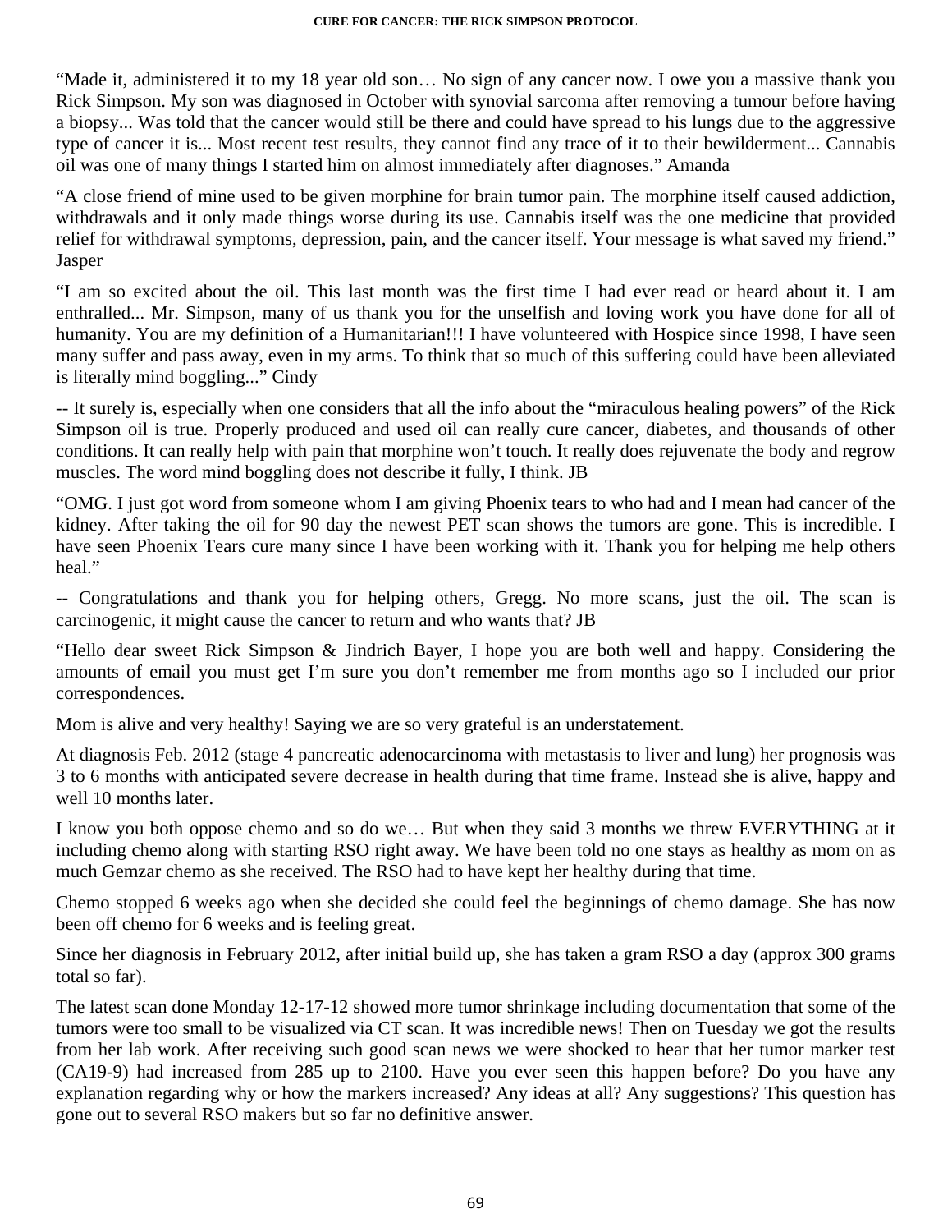"Made it, administered it to my 18 year old son… No sign of any cancer now. I owe you a massive thank you Rick Simpson. My son was diagnosed in October with synovial sarcoma after removing a tumour before having a biopsy... Was told that the cancer would still be there and could have spread to his lungs due to the aggressive type of cancer it is... Most recent test results, they cannot find any trace of it to their bewilderment... Cannabis oil was one of many things I started him on almost immediately after diagnoses." Amanda

"A close friend of mine used to be given morphine for brain tumor pain. The morphine itself caused addiction, withdrawals and it only made things worse during its use. Cannabis itself was the one medicine that provided relief for withdrawal symptoms, depression, pain, and the cancer itself. Your message is what saved my friend." Jasper

"I am so excited about the oil. This last month was the first time I had ever read or heard about it. I am enthralled... Mr. Simpson, many of us thank you for the unselfish and loving work you have done for all of humanity. You are my definition of a Humanitarian!!! I have volunteered with Hospice since 1998, I have seen many suffer and pass away, even in my arms. To think that so much of this suffering could have been alleviated is literally mind boggling..." Cindy

-- It surely is, especially when one considers that all the info about the "miraculous healing powers" of the Rick Simpson oil is true. Properly produced and used oil can really cure cancer, diabetes, and thousands of other conditions. It can really help with pain that morphine won't touch. It really does rejuvenate the body and regrow muscles. The word mind boggling does not describe it fully, I think. JB

"OMG. I just got word from someone whom I am giving Phoenix tears to who had and I mean had cancer of the kidney. After taking the oil for 90 day the newest PET scan shows the tumors are gone. This is incredible. I have seen Phoenix Tears cure many since I have been working with it. Thank you for helping me help others heal."

-- Congratulations and thank you for helping others, Gregg. No more scans, just the oil. The scan is carcinogenic, it might cause the cancer to return and who wants that? JB

"Hello dear sweet Rick Simpson & Jindrich Bayer, I hope you are both well and happy. Considering the amounts of email you must get I'm sure you don't remember me from months ago so I included our prior correspondences.

Mom is alive and very healthy! Saying we are so very grateful is an understatement.

At diagnosis Feb. 2012 (stage 4 pancreatic adenocarcinoma with metastasis to liver and lung) her prognosis was 3 to 6 months with anticipated severe decrease in health during that time frame. Instead she is alive, happy and well 10 months later.

I know you both oppose chemo and so do we… But when they said 3 months we threw EVERYTHING at it including chemo along with starting RSO right away. We have been told no one stays as healthy as mom on as much Gemzar chemo as she received. The RSO had to have kept her healthy during that time.

Chemo stopped 6 weeks ago when she decided she could feel the beginnings of chemo damage. She has now been off chemo for 6 weeks and is feeling great.

Since her diagnosis in February 2012, after initial build up, she has taken a gram RSO a day (approx 300 grams total so far).

The latest scan done Monday 12-17-12 showed more tumor shrinkage including documentation that some of the tumors were too small to be visualized via CT scan. It was incredible news! Then on Tuesday we got the results from her lab work. After receiving such good scan news we were shocked to hear that her tumor marker test (CA19-9) had increased from 285 up to 2100. Have you ever seen this happen before? Do you have any explanation regarding why or how the markers increased? Any ideas at all? Any suggestions? This question has gone out to several RSO makers but so far no definitive answer.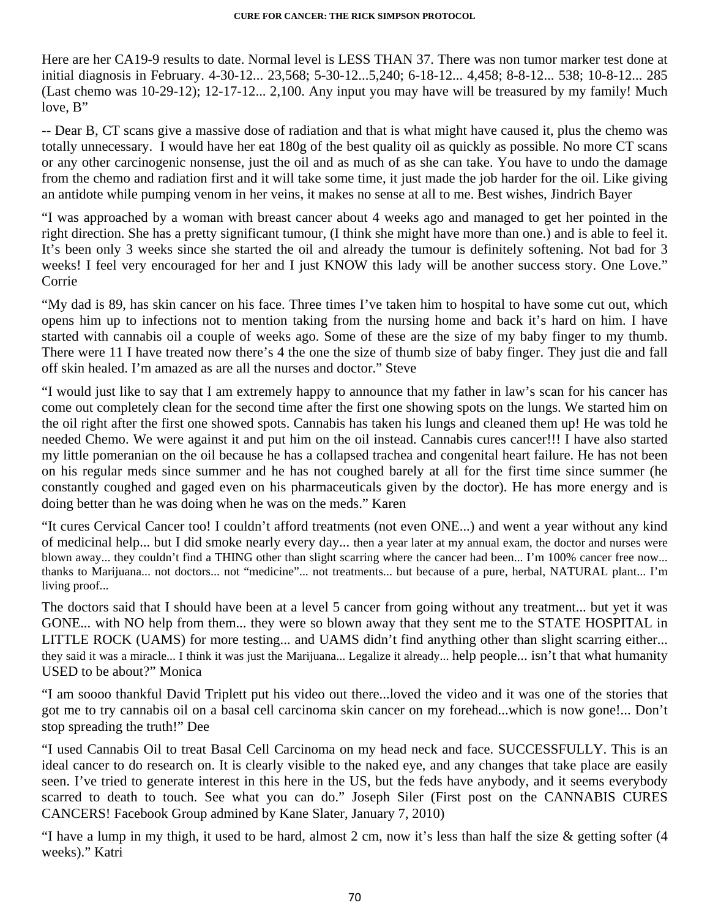Here are her CA19-9 results to date. Normal level is LESS THAN 37. There was non tumor marker test done at initial diagnosis in February. 4-30-12... 23,568; 5-30-12...5,240; 6-18-12... 4,458; 8-8-12... 538; 10-8-12... 285 (Last chemo was 10-29-12); 12-17-12... 2,100. Any input you may have will be treasured by my family! Much love, B"

-- Dear B, CT scans give a massive dose of radiation and that is what might have caused it, plus the chemo was totally unnecessary. I would have her eat 180g of the best quality oil as quickly as possible. No more CT scans or any other carcinogenic nonsense, just the oil and as much of as she can take. You have to undo the damage from the chemo and radiation first and it will take some time, it just made the job harder for the oil. Like giving an antidote while pumping venom in her veins, it makes no sense at all to me. Best wishes, Jindrich Bayer

"I was approached by a woman with breast cancer about 4 weeks ago and managed to get her pointed in the right direction. She has a pretty significant tumour, (I think she might have more than one.) and is able to feel it. It's been only 3 weeks since she started the oil and already the tumour is definitely softening. Not bad for 3 weeks! I feel very encouraged for her and I just KNOW this lady will be another success story. One Love." Corrie

"My dad is 89, has skin cancer on his face. Three times I've taken him to hospital to have some cut out, which opens him up to infections not to mention taking from the nursing home and back it's hard on him. I have started with cannabis oil a couple of weeks ago. Some of these are the size of my baby finger to my thumb. There were 11 I have treated now there's 4 the one the size of thumb size of baby finger. They just die and fall off skin healed. I'm amazed as are all the nurses and doctor." Steve

"I would just like to say that I am extremely happy to announce that my father in law's scan for his cancer has come out completely clean for the second time after the first one showing spots on the lungs. We started him on the oil right after the first one showed spots. Cannabis has taken his lungs and cleaned them up! He was told he needed Chemo. We were against it and put him on the oil instead. Cannabis cures cancer!!! I have also started my little pomeranian on the oil because he has a collapsed trachea and congenital heart failure. He has not been on his regular meds since summer and he has not coughed barely at all for the first time since summer (he constantly coughed and gaged even on his pharmaceuticals given by the doctor). He has more energy and is doing better than he was doing when he was on the meds." Karen

"It cures Cervical Cancer too! I couldn't afford treatments (not even ONE...) and went a year without any kind of medicinal help... but I did smoke nearly every day... then a year later at my annual exam, the doctor and nurses were blown away... they couldn't find a THING other than slight scarring where the cancer had been... I'm 100% cancer free now... thanks to Marijuana... not doctors... not "medicine"... not treatments... but because of a pure, herbal, NATURAL plant... I'm living proof...

The doctors said that I should have been at a level 5 cancer from going without any treatment... but yet it was GONE... with NO help from them... they were so blown away that they sent me to the STATE HOSPITAL in LITTLE ROCK (UAMS) for more testing... and UAMS didn't find anything other than slight scarring either... they said it was a miracle... I think it was just the Marijuana... Legalize it already... help people... isn't that what humanity USED to be about?" Monica

"I am soooo thankful David Triplett put his video out there...loved the video and it was one of the stories that got me to try cannabis oil on a basal cell carcinoma skin cancer on my forehead...which is now gone!... Don't stop spreading the truth!" Dee

"I used Cannabis Oil to treat Basal Cell Carcinoma on my head neck and face. SUCCESSFULLY. This is an ideal cancer to do research on. It is clearly visible to the naked eye, and any changes that take place are easily seen. I've tried to generate interest in this here in the US, but the feds have anybody, and it seems everybody scarred to death to touch. See what you can do." Joseph Siler (First post on the CANNABIS CURES CANCERS! Facebook Group admined by Kane Slater, January 7, 2010)

"I have a lump in my thigh, it used to be hard, almost 2 cm, now it's less than half the size & getting softer (4 weeks)." Katri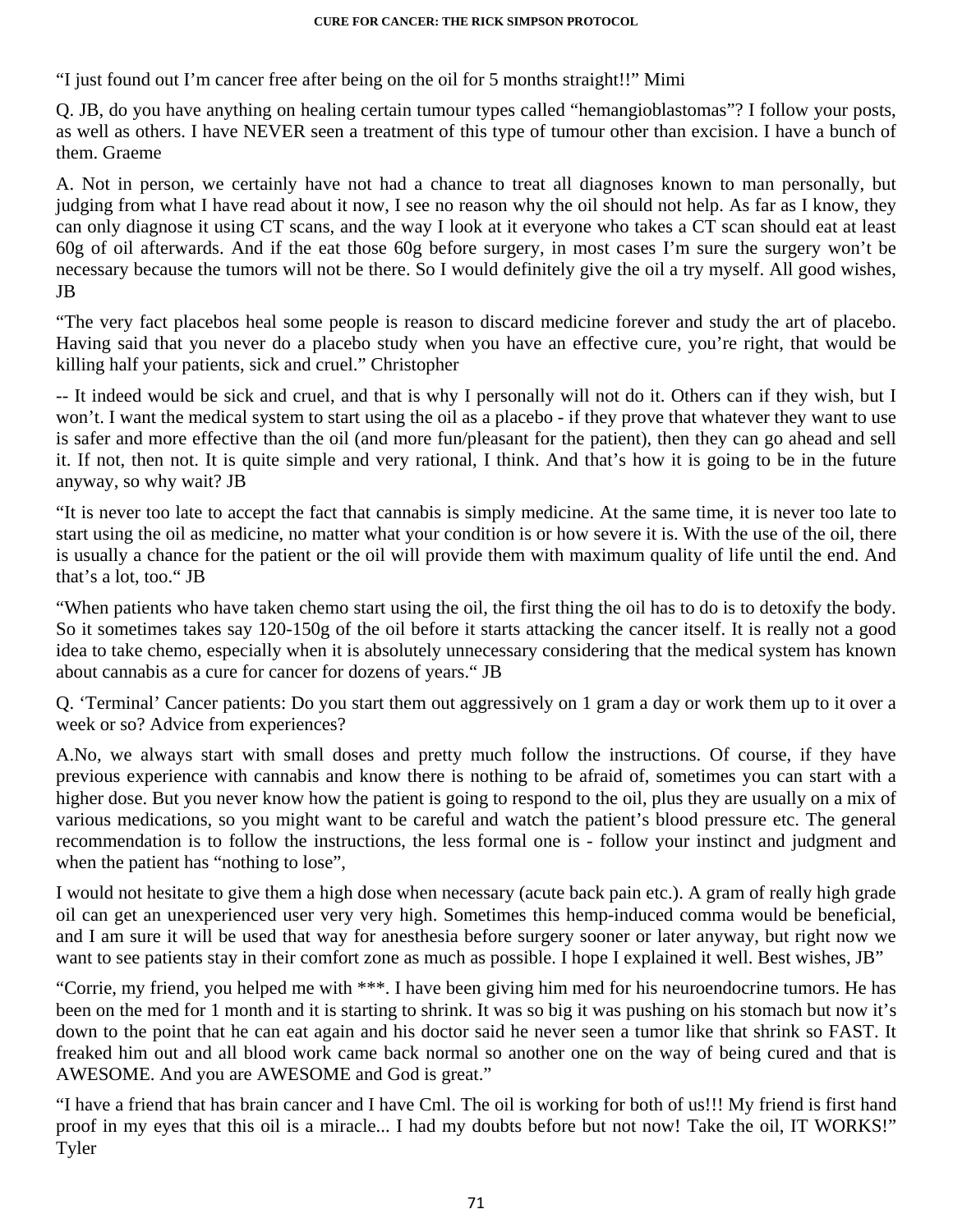"I just found out I'm cancer free after being on the oil for 5 months straight!!" Mimi

Q. JB, do you have anything on healing certain tumour types called "hemangioblastomas"? I follow your posts, as well as others. I have NEVER seen a treatment of this type of tumour other than excision. I have a bunch of them. Graeme

A. Not in person, we certainly have not had a chance to treat all diagnoses known to man personally, but judging from what I have read about it now, I see no reason why the oil should not help. As far as I know, they can only diagnose it using CT scans, and the way I look at it everyone who takes a CT scan should eat at least 60g of oil afterwards. And if the eat those 60g before surgery, in most cases I'm sure the surgery won't be necessary because the tumors will not be there. So I would definitely give the oil a try myself. All good wishes, JB

"The very fact placebos heal some people is reason to discard medicine forever and study the art of placebo. Having said that you never do a placebo study when you have an effective cure, you're right, that would be killing half your patients, sick and cruel." Christopher

-- It indeed would be sick and cruel, and that is why I personally will not do it. Others can if they wish, but I won't. I want the medical system to start using the oil as a placebo - if they prove that whatever they want to use is safer and more effective than the oil (and more fun/pleasant for the patient), then they can go ahead and sell it. If not, then not. It is quite simple and very rational, I think. And that's how it is going to be in the future anyway, so why wait? JB

"It is never too late to accept the fact that cannabis is simply medicine. At the same time, it is never too late to start using the oil as medicine, no matter what your condition is or how severe it is. With the use of the oil, there is usually a chance for the patient or the oil will provide them with maximum quality of life until the end. And that's a lot, too." JB

"When patients who have taken chemo start using the oil, the first thing the oil has to do is to detoxify the body. So it sometimes takes say 120-150g of the oil before it starts attacking the cancer itself. It is really not a good idea to take chemo, especially when it is absolutely unnecessary considering that the medical system has known about cannabis as a cure for cancer for dozens of years." JB

Q. 'Terminal' Cancer patients: Do you start them out aggressively on 1 gram a day or work them up to it over a week or so? Advice from experiences?

A.No, we always start with small doses and pretty much follow the instructions. Of course, if they have previous experience with cannabis and know there is nothing to be afraid of, sometimes you can start with a higher dose. But you never know how the patient is going to respond to the oil, plus they are usually on a mix of various medications, so you might want to be careful and watch the patient's blood pressure etc. The general recommendation is to follow the instructions, the less formal one is - follow your instinct and judgment and when the patient has "nothing to lose",

I would not hesitate to give them a high dose when necessary (acute back pain etc.). A gram of really high grade oil can get an unexperienced user very very high. Sometimes this hemp-induced comma would be beneficial, and I am sure it will be used that way for anesthesia before surgery sooner or later anyway, but right now we want to see patients stay in their comfort zone as much as possible. I hope I explained it well. Best wishes, JB"

"Corrie, my friend, you helped me with ***. I have been giving him med for his neuroendocrine tumors. He has been on the med for 1 month and it is starting to shrink. It was so big it was pushing on his stomach but now it's down to the point that he can eat again and his doctor said he never seen a tumor like that shrink so FAST. It freaked him out and all blood work came back normal so another one on the way of being cured and that is AWESOME. And you are AWESOME and God is great."

"I have a friend that has brain cancer and I have Cml. The oil is working for both of us!!! My friend is first hand proof in my eyes that this oil is a miracle... I had my doubts before but not now! Take the oil, IT WORKS!" Tyler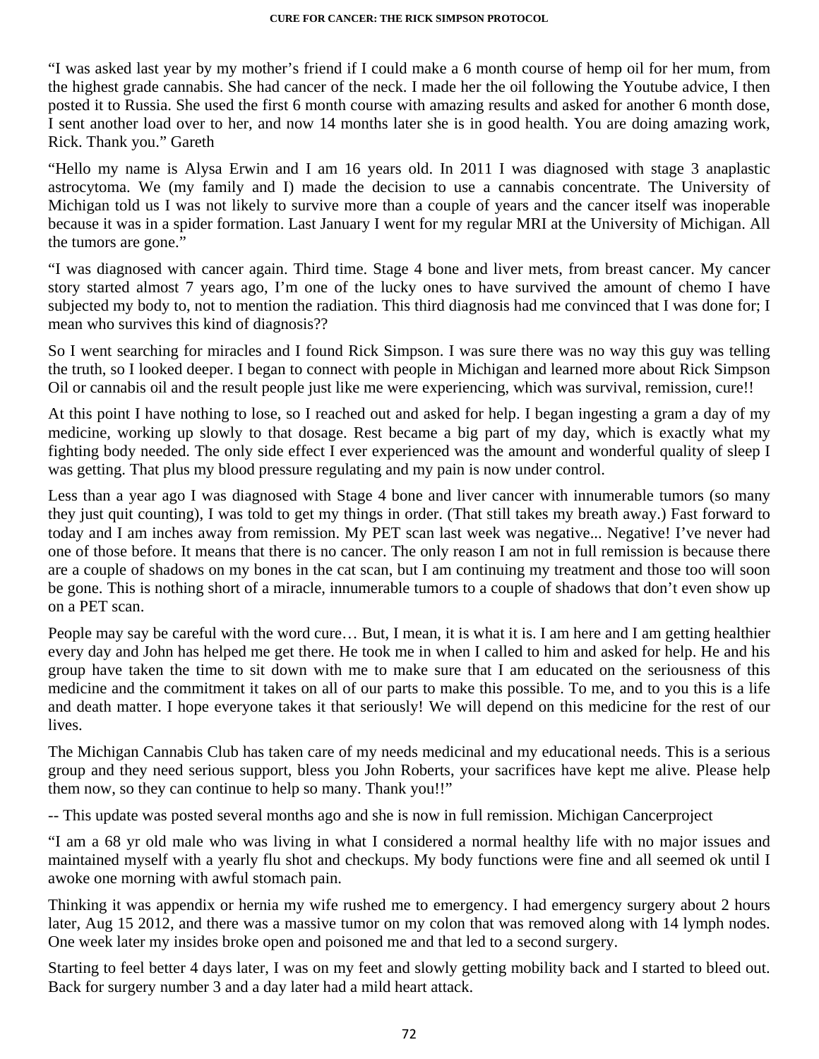"I was asked last year by my mother's friend if I could make a 6 month course of hemp oil for her mum, from the highest grade cannabis. She had cancer of the neck. I made her the oil following the Youtube advice, I then posted it to Russia. She used the first 6 month course with amazing results and asked for another 6 month dose, I sent another load over to her, and now 14 months later she is in good health. You are doing amazing work, Rick. Thank you." Gareth

"Hello my name is Alysa Erwin and I am 16 years old. In 2011 I was diagnosed with stage 3 anaplastic astrocytoma. We (my family and I) made the decision to use a cannabis concentrate. The University of Michigan told us I was not likely to survive more than a couple of years and the cancer itself was inoperable because it was in a spider formation. Last January I went for my regular MRI at the University of Michigan. All the tumors are gone."

"I was diagnosed with cancer again. Third time. Stage 4 bone and liver mets, from breast cancer. My cancer story started almost 7 years ago, I'm one of the lucky ones to have survived the amount of chemo I have subjected my body to, not to mention the radiation. This third diagnosis had me convinced that I was done for; I mean who survives this kind of diagnosis??

So I went searching for miracles and I found Rick Simpson. I was sure there was no way this guy was telling the truth, so I looked deeper. I began to connect with people in Michigan and learned more about Rick Simpson Oil or cannabis oil and the result people just like me were experiencing, which was survival, remission, cure!!

At this point I have nothing to lose, so I reached out and asked for help. I began ingesting a gram a day of my medicine, working up slowly to that dosage. Rest became a big part of my day, which is exactly what my fighting body needed. The only side effect I ever experienced was the amount and wonderful quality of sleep I was getting. That plus my blood pressure regulating and my pain is now under control.

Less than a year ago I was diagnosed with Stage 4 bone and liver cancer with innumerable tumors (so many they just quit counting), I was told to get my things in order. (That still takes my breath away.) Fast forward to today and I am inches away from remission. My PET scan last week was negative... Negative! I've never had one of those before. It means that there is no cancer. The only reason I am not in full remission is because there are a couple of shadows on my bones in the cat scan, but I am continuing my treatment and those too will soon be gone. This is nothing short of a miracle, innumerable tumors to a couple of shadows that don't even show up on a PET scan.

People may say be careful with the word cure… But, I mean, it is what it is. I am here and I am getting healthier every day and John has helped me get there. He took me in when I called to him and asked for help. He and his group have taken the time to sit down with me to make sure that I am educated on the seriousness of this medicine and the commitment it takes on all of our parts to make this possible. To me, and to you this is a life and death matter. I hope everyone takes it that seriously! We will depend on this medicine for the rest of our lives.

The Michigan Cannabis Club has taken care of my needs medicinal and my educational needs. This is a serious group and they need serious support, bless you John Roberts, your sacrifices have kept me alive. Please help them now, so they can continue to help so many. Thank you!!"

-- This update was posted several months ago and she is now in full remission. Michigan Cancerproject

"I am a 68 yr old male who was living in what I considered a normal healthy life with no major issues and maintained myself with a yearly flu shot and checkups. My body functions were fine and all seemed ok until I awoke one morning with awful stomach pain.

Thinking it was appendix or hernia my wife rushed me to emergency. I had emergency surgery about 2 hours later, Aug 15 2012, and there was a massive tumor on my colon that was removed along with 14 lymph nodes. One week later my insides broke open and poisoned me and that led to a second surgery.

Starting to feel better 4 days later, I was on my feet and slowly getting mobility back and I started to bleed out. Back for surgery number 3 and a day later had a mild heart attack.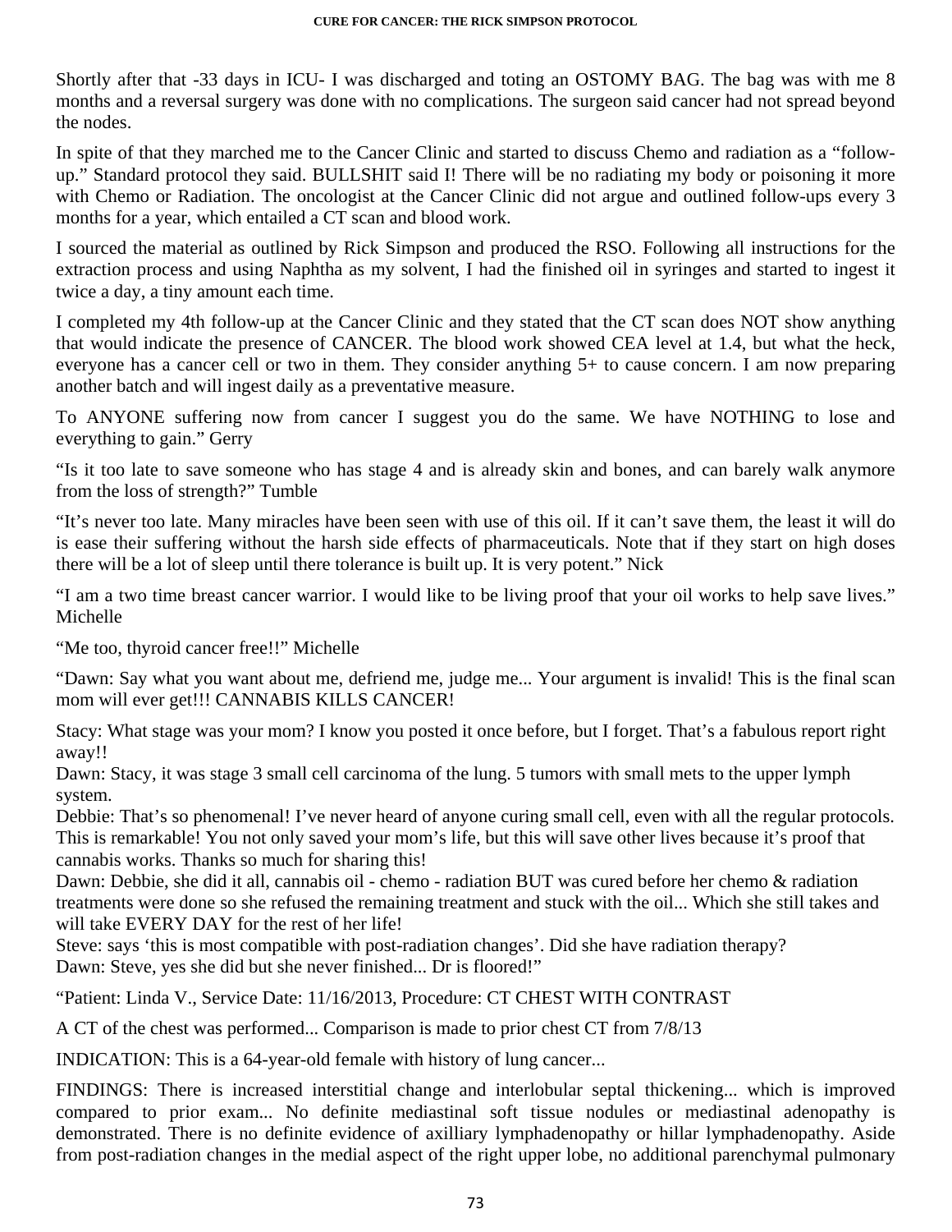Shortly after that -33 days in ICU- I was discharged and toting an OSTOMY BAG. The bag was with me 8 months and a reversal surgery was done with no complications. The surgeon said cancer had not spread beyond the nodes.

In spite of that they marched me to the Cancer Clinic and started to discuss Chemo and radiation as a "follow-up." Standard protocol they said. BULLSHIT said I! There will be no radiating my body or poisoning it more with Chemo or Radiation. The oncologist at the Cancer Clinic did not argue and outlined follow-ups every 3 months for a year, which entailed a CT scan and blood work.

I sourced the material as outlined by Rick Simpson and produced the RSO. Following all instructions for the extraction process and using Naphtha as my solvent, I had the finished oil in syringes and started to ingest it twice a day, a tiny amount each time.

I completed my 4th follow-up at the Cancer Clinic and they stated that the CT scan does NOT show anything that would indicate the presence of CANCER. The blood work showed CEA level at 1.4, but what the heck, everyone has a cancer cell or two in them. They consider anything 5+ to cause concern. I am now preparing another batch and will ingest daily as a preventative measure.

To ANYONE suffering now from cancer I suggest you do the same. We have NOTHING to lose and everything to gain." Gerry

"Is it too late to save someone who has stage 4 and is already skin and bones, and can barely walk anymore from the loss of strength?" Tumble

"It's never too late. Many miracles have been seen with use of this oil. If it can't save them, the least it will do is ease their suffering without the harsh side effects of pharmaceuticals. Note that if they start on high doses there will be a lot of sleep until there tolerance is built up. It is very potent." Nick

"I am a two time breast cancer warrior. I would like to be living proof that your oil works to help save lives." Michelle

"Me too, thyroid cancer free!!" Michelle

"Dawn: Say what you want about me, defriend me, judge me... Your argument is invalid! This is the final scan mom will ever get!!! CANNABIS KILLS CANCER!

Stacy: What stage was your mom? I know you posted it once before, but I forget. That's a fabulous report right away!!
Dawn: Stacy, it was stage 3 small cell carcinoma of the lung. 5 tumors with small mets to the upper lymph system.
Debbie: That's so phenomenal! I've never heard of anyone curing small cell, even with all the regular protocols. This is remarkable! You not only saved your mom's life, but this will save other lives because it's proof that cannabis works. Thanks so much for sharing this!
Dawn: Debbie, she did it all, cannabis oil - chemo - radiation BUT was cured before her chemo & radiation treatments were done so she refused the remaining treatment and stuck with the oil... Which she still takes and will take EVERY DAY for the rest of her life!
Steve: says 'this is most compatible with post-radiation changes'. Did she have radiation therapy?
Dawn: Steve, yes she did but she never finished... Dr is floored!"

"Patient: Linda V., Service Date: 11/16/2013, Procedure: CT CHEST WITH CONTRAST

A CT of the chest was performed... Comparison is made to prior chest CT from 7/8/13

INDICATION: This is a 64-year-old female with history of lung cancer...

FINDINGS: There is increased interstitial change and interlobular septal thickening... which is improved compared to prior exam... No definite mediastinal soft tissue nodules or mediastinal adenopathy is demonstrated. There is no definite evidence of axilliary lymphadenopathy or hillar lymphadenopathy. Aside from post-radiation changes in the medial aspect of the right upper lobe, no additional parenchymal pulmonary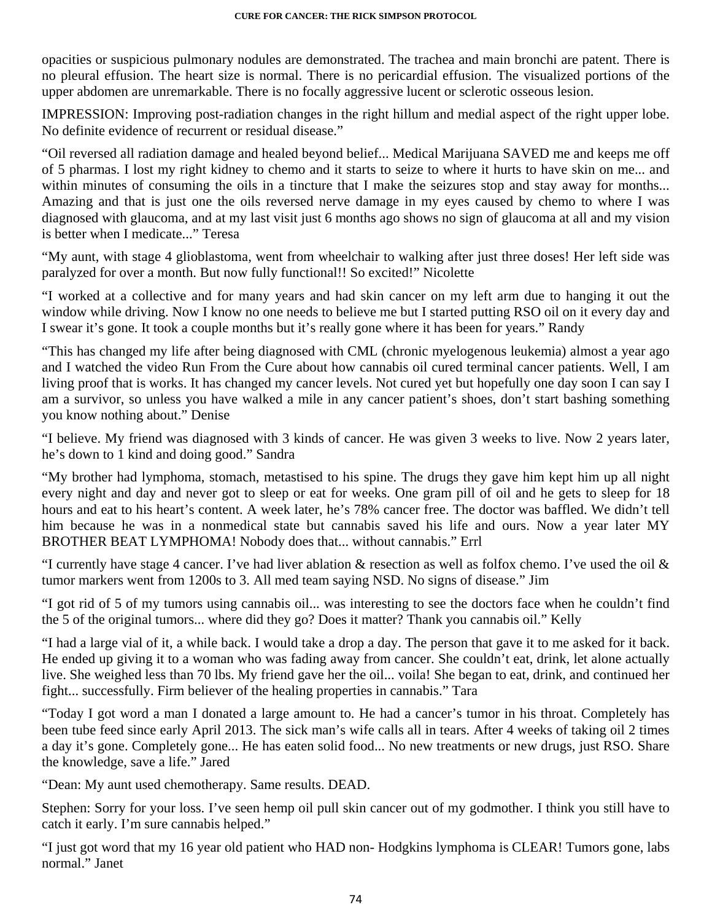opacities or suspicious pulmonary nodules are demonstrated. The trachea and main bronchi are patent. There is no pleural effusion. The heart size is normal. There is no pericardial effusion. The visualized portions of the upper abdomen are unremarkable. There is no focally aggressive lucent or sclerotic osseous lesion.

IMPRESSION: Improving post-radiation changes in the right hillum and medial aspect of the right upper lobe. No definite evidence of recurrent or residual disease."

"Oil reversed all radiation damage and healed beyond belief... Medical Marijuana SAVED me and keeps me off of 5 pharmas. I lost my right kidney to chemo and it starts to seize to where it hurts to have skin on me... and within minutes of consuming the oils in a tincture that I make the seizures stop and stay away for months... Amazing and that is just one the oils reversed nerve damage in my eyes caused by chemo to where I was diagnosed with glaucoma, and at my last visit just 6 months ago shows no sign of glaucoma at all and my vision is better when I medicate..." Teresa

"My aunt, with stage 4 glioblastoma, went from wheelchair to walking after just three doses! Her left side was paralyzed for over a month. But now fully functional!! So excited!" Nicolette

"I worked at a collective and for many years and had skin cancer on my left arm due to hanging it out the window while driving. Now I know no one needs to believe me but I started putting RSO oil on it every day and I swear it's gone. It took a couple months but it's really gone where it has been for years." Randy

"This has changed my life after being diagnosed with CML (chronic myelogenous leukemia) almost a year ago and I watched the video Run From the Cure about how cannabis oil cured terminal cancer patients. Well, I am living proof that is works. It has changed my cancer levels. Not cured yet but hopefully one day soon I can say I am a survivor, so unless you have walked a mile in any cancer patient's shoes, don't start bashing something you know nothing about." Denise

"I believe. My friend was diagnosed with 3 kinds of cancer. He was given 3 weeks to live. Now 2 years later, he's down to 1 kind and doing good." Sandra

"My brother had lymphoma, stomach, metastised to his spine. The drugs they gave him kept him up all night every night and day and never got to sleep or eat for weeks. One gram pill of oil and he gets to sleep for 18 hours and eat to his heart's content. A week later, he's 78% cancer free. The doctor was baffled. We didn't tell him because he was in a nonmedical state but cannabis saved his life and ours. Now a year later MY BROTHER BEAT LYMPHOMA! Nobody does that... without cannabis." Errl

"I currently have stage 4 cancer. I've had liver ablation & resection as well as folfox chemo. I've used the oil & tumor markers went from 1200s to 3. All med team saying NSD. No signs of disease." Jim

"I got rid of 5 of my tumors using cannabis oil... was interesting to see the doctors face when he couldn't find the 5 of the original tumors... where did they go? Does it matter? Thank you cannabis oil." Kelly

"I had a large vial of it, a while back. I would take a drop a day. The person that gave it to me asked for it back. He ended up giving it to a woman who was fading away from cancer. She couldn't eat, drink, let alone actually live. She weighed less than 70 lbs. My friend gave her the oil... voila! She began to eat, drink, and continued her fight... successfully. Firm believer of the healing properties in cannabis." Tara

"Today I got word a man I donated a large amount to. He had a cancer's tumor in his throat. Completely has been tube feed since early April 2013. The sick man's wife calls all in tears. After 4 weeks of taking oil 2 times a day it's gone. Completely gone... He has eaten solid food... No new treatments or new drugs, just RSO. Share the knowledge, save a life." Jared

"Dean: My aunt used chemotherapy. Same results. DEAD.

Stephen: Sorry for your loss. I've seen hemp oil pull skin cancer out of my godmother. I think you still have to catch it early. I'm sure cannabis helped."

"I just got word that my 16 year old patient who HAD non- Hodgkins lymphoma is CLEAR! Tumors gone, labs normal." Janet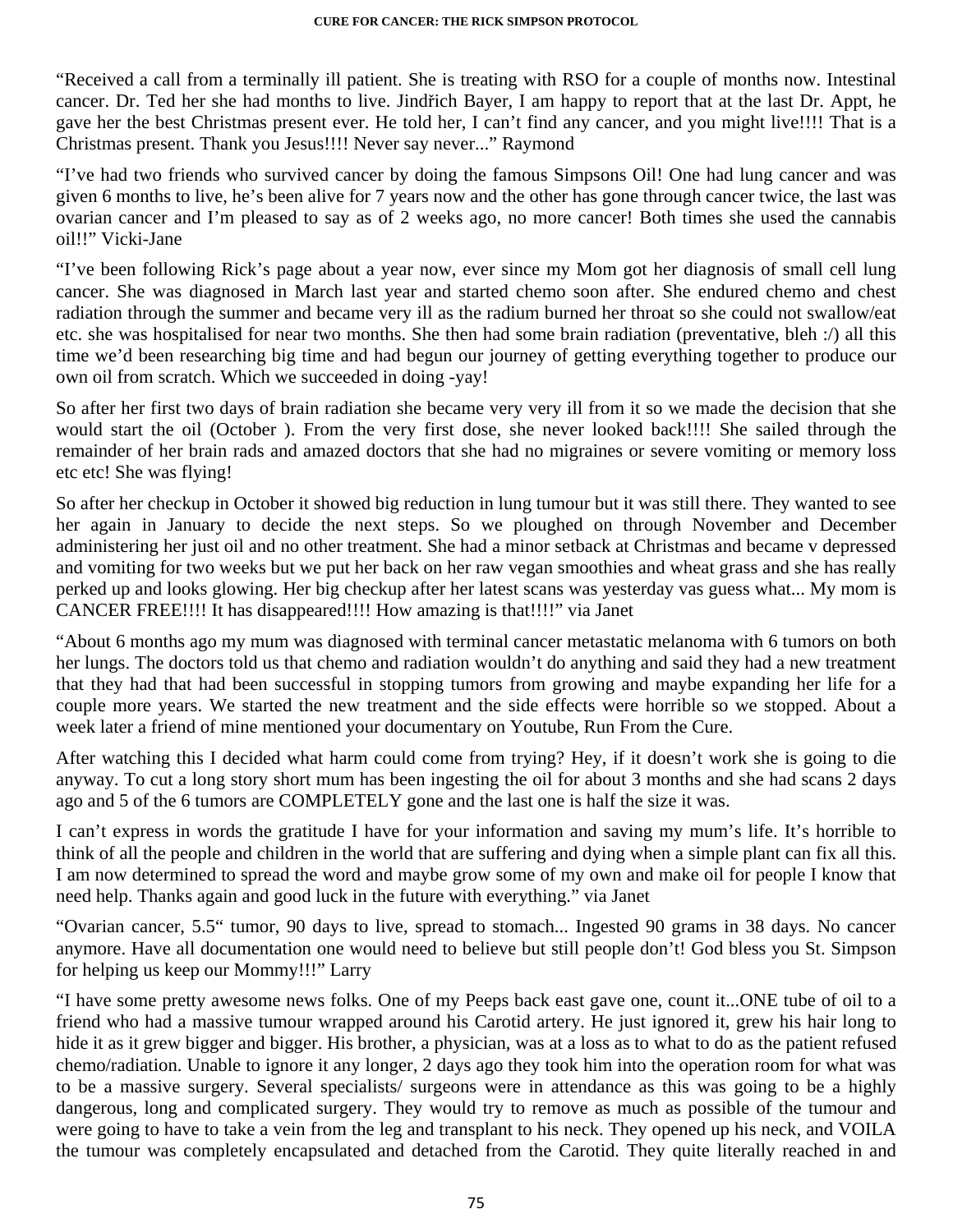"Received a call from a terminally ill patient. She is treating with RSO for a couple of months now. Intestinal cancer. Dr. Ted her she had months to live. Jindřich Bayer, I am happy to report that at the last Dr. Appt, he gave her the best Christmas present ever. He told her, I can't find any cancer, and you might live!!!! That is a Christmas present. Thank you Jesus!!!! Never say never..." Raymond

"I've had two friends who survived cancer by doing the famous Simpsons Oil! One had lung cancer and was given 6 months to live, he's been alive for 7 years now and the other has gone through cancer twice, the last was ovarian cancer and I'm pleased to say as of 2 weeks ago, no more cancer! Both times she used the cannabis oil!!" Vicki-Jane

"I've been following Rick's page about a year now, ever since my Mom got her diagnosis of small cell lung cancer. She was diagnosed in March last year and started chemo soon after. She endured chemo and chest radiation through the summer and became very ill as the radium burned her throat so she could not swallow/eat etc. she was hospitalised for near two months. She then had some brain radiation (preventative, bleh :/) all this time we'd been researching big time and had begun our journey of getting everything together to produce our own oil from scratch. Which we succeeded in doing -yay!

So after her first two days of brain radiation she became very very ill from it so we made the decision that she would start the oil (October ). From the very first dose, she never looked back!!!! She sailed through the remainder of her brain rads and amazed doctors that she had no migraines or severe vomiting or memory loss etc etc! She was flying!

So after her checkup in October it showed big reduction in lung tumour but it was still there. They wanted to see her again in January to decide the next steps. So we ploughed on through November and December administering her just oil and no other treatment. She had a minor setback at Christmas and became v depressed and vomiting for two weeks but we put her back on her raw vegan smoothies and wheat grass and she has really perked up and looks glowing. Her big checkup after her latest scans was yesterday vas guess what... My mom is CANCER FREE!!!! It has disappeared!!!! How amazing is that!!!!" via Janet

"About 6 months ago my mum was diagnosed with terminal cancer metastatic melanoma with 6 tumors on both her lungs. The doctors told us that chemo and radiation wouldn't do anything and said they had a new treatment that they had that had been successful in stopping tumors from growing and maybe expanding her life for a couple more years. We started the new treatment and the side effects were horrible so we stopped. About a week later a friend of mine mentioned your documentary on Youtube, Run From the Cure.

After watching this I decided what harm could come from trying? Hey, if it doesn't work she is going to die anyway. To cut a long story short mum has been ingesting the oil for about 3 months and she had scans 2 days ago and 5 of the 6 tumors are COMPLETELY gone and the last one is half the size it was.

I can't express in words the gratitude I have for your information and saving my mum's life. It's horrible to think of all the people and children in the world that are suffering and dying when a simple plant can fix all this. I am now determined to spread the word and maybe grow some of my own and make oil for people I know that need help. Thanks again and good luck in the future with everything." via Janet

"Ovarian cancer, 5.5" tumor, 90 days to live, spread to stomach... Ingested 90 grams in 38 days. No cancer anymore. Have all documentation one would need to believe but still people don't! God bless you St. Simpson for helping us keep our Mommy!!!" Larry

"I have some pretty awesome news folks. One of my Peeps back east gave one, count it...ONE tube of oil to a friend who had a massive tumour wrapped around his Carotid artery. He just ignored it, grew his hair long to hide it as it grew bigger and bigger. His brother, a physician, was at a loss as to what to do as the patient refused chemo/radiation. Unable to ignore it any longer, 2 days ago they took him into the operation room for what was to be a massive surgery. Several specialists/ surgeons were in attendance as this was going to be a highly dangerous, long and complicated surgery. They would try to remove as much as possible of the tumour and were going to have to take a vein from the leg and transplant to his neck. They opened up his neck, and VOILA the tumour was completely encapsulated and detached from the Carotid. They quite literally reached in and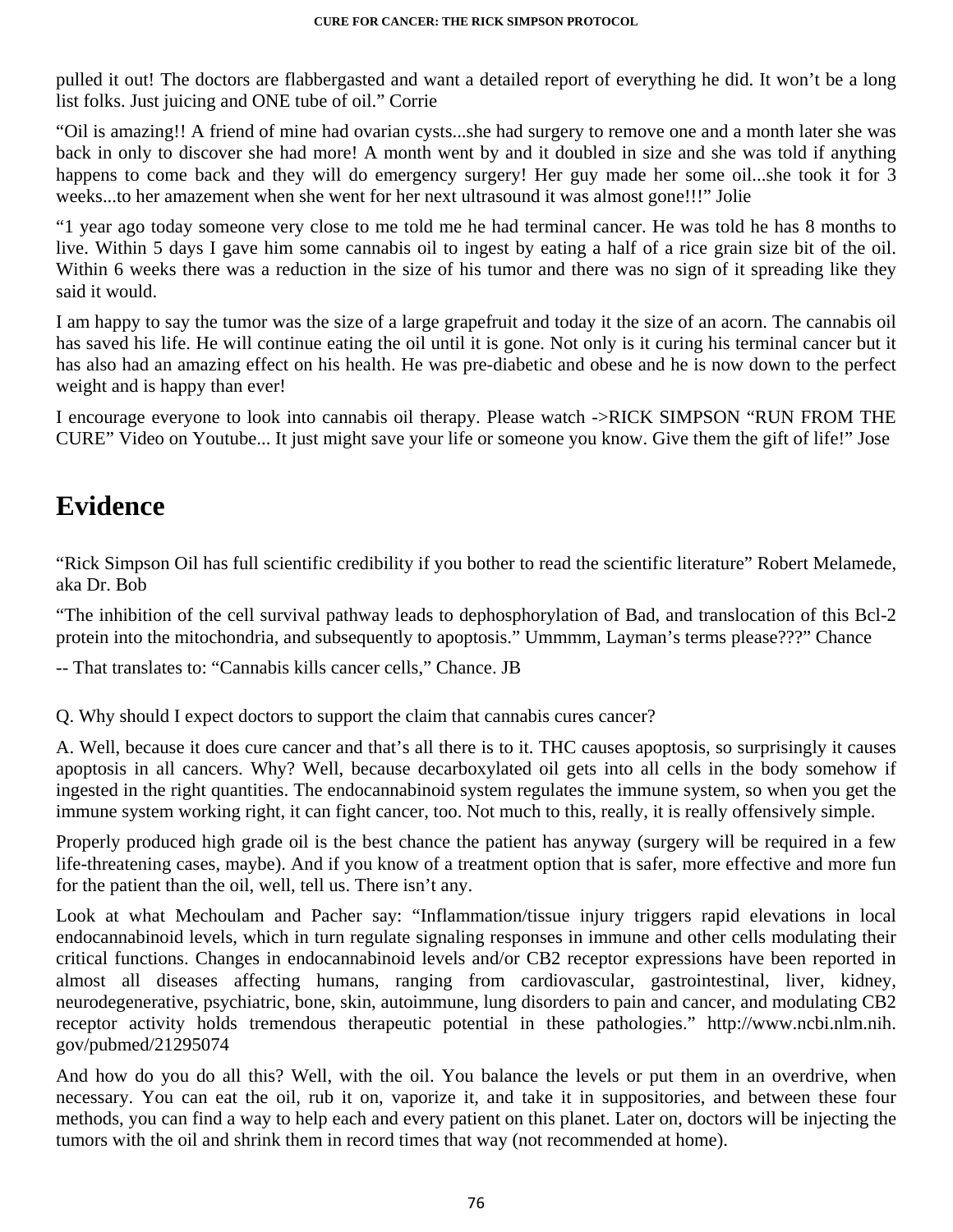pulled it out! The doctors are flabbergasted and want a detailed report of everything he did. It won't be a long list folks. Just juicing and ONE tube of oil." Corrie

"Oil is amazing!! A friend of mine had ovarian cysts...she had surgery to remove one and a month later she was back in only to discover she had more! A month went by and it doubled in size and she was told if anything happens to come back and they will do emergency surgery! Her guy made her some oil...she took it for 3 weeks...to her amazement when she went for her next ultrasound it was almost gone!!!" Jolie

"1 year ago today someone very close to me told me he had terminal cancer. He was told he has 8 months to live. Within 5 days I gave him some cannabis oil to ingest by eating a half of a rice grain size bit of the oil. Within 6 weeks there was a reduction in the size of his tumor and there was no sign of it spreading like they said it would.

I am happy to say the tumor was the size of a large grapefruit and today it the size of an acorn. The cannabis oil has saved his life. He will continue eating the oil until it is gone. Not only is it curing his terminal cancer but it has also had an amazing effect on his health. He was pre-diabetic and obese and he is now down to the perfect weight and is happy than ever!

I encourage everyone to look into cannabis oil therapy. Please watch ->RICK SIMPSON "RUN FROM THE CURE" Video on Youtube... It just might save your life or someone you know. Give them the gift of life!" Jose

## Evidence

"Rick Simpson Oil has full scientific credibility if you bother to read the scientific literature" Robert Melamede, aka Dr. Bob

"The inhibition of the cell survival pathway leads to dephosphorylation of Bad, and translocation of this Bcl-2 protein into the mitochondria, and subsequently to apoptosis." Ummmm, Layman's terms please???" Chance

-- That translates to: "Cannabis kills cancer cells," Chance. JB

Q. Why should I expect doctors to support the claim that cannabis cures cancer?

A. Well, because it does cure cancer and that's all there is to it. THC causes apoptosis, so surprisingly it causes apoptosis in all cancers. Why? Well, because decarboxylated oil gets into all cells in the body somehow if ingested in the right quantities. The endocannabinoid system regulates the immune system, so when you get the immune system working right, it can fight cancer, too. Not much to this, really, it is really offensively simple.

Properly produced high grade oil is the best chance the patient has anyway (surgery will be required in a few life-threatening cases, maybe). And if you know of a treatment option that is safer, more effective and more fun for the patient than the oil, well, tell us. There isn't any.

Look at what Mechoulam and Pacher say: "Inflammation/tissue injury triggers rapid elevations in local endocannabinoid levels, which in turn regulate signaling responses in immune and other cells modulating their critical functions. Changes in endocannabinoid levels and/or CB2 receptor expressions have been reported in almost all diseases affecting humans, ranging from cardiovascular, gastrointestinal, liver, kidney, neurodegenerative, psychiatric, bone, skin, autoimmune, lung disorders to pain and cancer, and modulating CB2 receptor activity holds tremendous therapeutic potential in these pathologies." http://www.ncbi.nlm.nih.gov/pubmed/21295074

And how do you do all this? Well, with the oil. You balance the levels or put them in an overdrive, when necessary. You can eat the oil, rub it on, vaporize it, and take it in suppositories, and between these four methods, you can find a way to help each and every patient on this planet. Later on, doctors will be injecting the tumors with the oil and shrink them in record times that way (not recommended at home).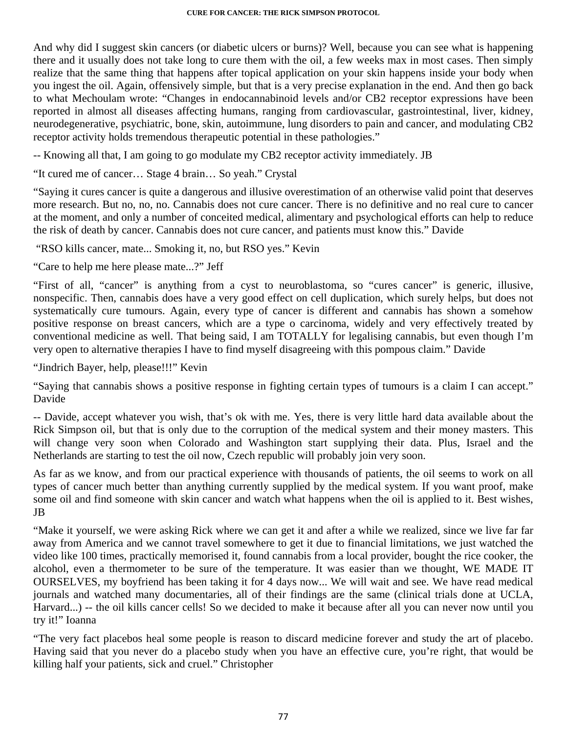And why did I suggest skin cancers (or diabetic ulcers or burns)? Well, because you can see what is happening there and it usually does not take long to cure them with the oil, a few weeks max in most cases. Then simply realize that the same thing that happens after topical application on your skin happens inside your body when you ingest the oil. Again, offensively simple, but that is a very precise explanation in the end. And then go back to what Mechoulam wrote: "Changes in endocannabinoid levels and/or CB2 receptor expressions have been reported in almost all diseases affecting humans, ranging from cardiovascular, gastrointestinal, liver, kidney, neurodegenerative, psychiatric, bone, skin, autoimmune, lung disorders to pain and cancer, and modulating CB2 receptor activity holds tremendous therapeutic potential in these pathologies."

-- Knowing all that, I am going to go modulate my CB2 receptor activity immediately. JB

"It cured me of cancer… Stage 4 brain… So yeah." Crystal

"Saying it cures cancer is quite a dangerous and illusive overestimation of an otherwise valid point that deserves more research. But no, no, no. Cannabis does not cure cancer. There is no definitive and no real cure to cancer at the moment, and only a number of conceited medical, alimentary and psychological efforts can help to reduce the risk of death by cancer. Cannabis does not cure cancer, and patients must know this." Davide

"RSO kills cancer, mate... Smoking it, no, but RSO yes." Kevin

"Care to help me here please mate...?" Jeff

"First of all, "cancer" is anything from a cyst to neuroblastoma, so "cures cancer" is generic, illusive, nonspecific. Then, cannabis does have a very good effect on cell duplication, which surely helps, but does not systematically cure tumours. Again, every type of cancer is different and cannabis has shown a somehow positive response on breast cancers, which are a type o carcinoma, widely and very effectively treated by conventional medicine as well. That being said, I am TOTALLY for legalising cannabis, but even though I'm very open to alternative therapies I have to find myself disagreeing with this pompous claim." Davide

"Jindrich Bayer, help, please!!!" Kevin

"Saying that cannabis shows a positive response in fighting certain types of tumours is a claim I can accept." Davide

-- Davide, accept whatever you wish, that's ok with me. Yes, there is very little hard data available about the Rick Simpson oil, but that is only due to the corruption of the medical system and their money masters. This will change very soon when Colorado and Washington start supplying their data. Plus, Israel and the Netherlands are starting to test the oil now, Czech republic will probably join very soon.

As far as we know, and from our practical experience with thousands of patients, the oil seems to work on all types of cancer much better than anything currently supplied by the medical system. If you want proof, make some oil and find someone with skin cancer and watch what happens when the oil is applied to it. Best wishes, JB

"Make it yourself, we were asking Rick where we can get it and after a while we realized, since we live far far away from America and we cannot travel somewhere to get it due to financial limitations, we just watched the video like 100 times, practically memorised it, found cannabis from a local provider, bought the rice cooker, the alcohol, even a thermometer to be sure of the temperature. It was easier than we thought, WE MADE IT OURSELVES, my boyfriend has been taking it for 4 days now... We will wait and see. We have read medical journals and watched many documentaries, all of their findings are the same (clinical trials done at UCLA, Harvard...) -- the oil kills cancer cells! So we decided to make it because after all you can never now until you try it!" Ioanna

"The very fact placebos heal some people is reason to discard medicine forever and study the art of placebo. Having said that you never do a placebo study when you have an effective cure, you're right, that would be killing half your patients, sick and cruel." Christopher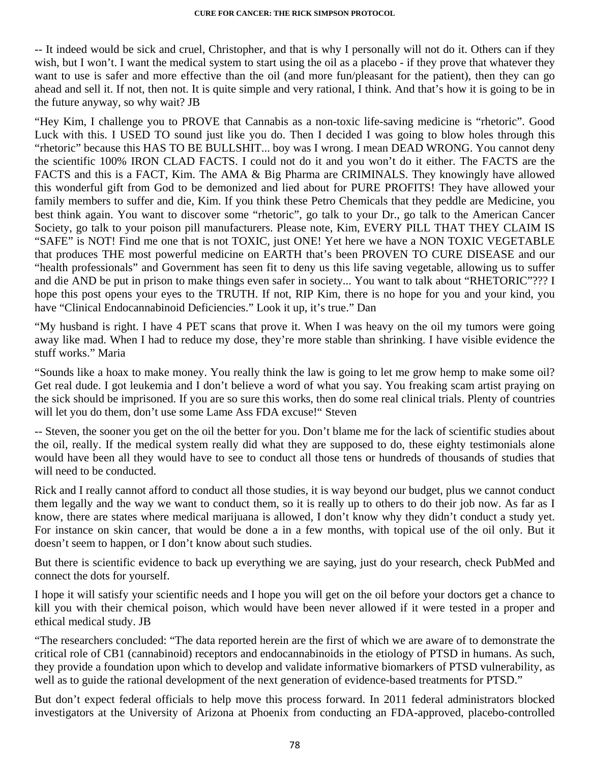-- It indeed would be sick and cruel, Christopher, and that is why I personally will not do it. Others can if they wish, but I won't. I want the medical system to start using the oil as a placebo - if they prove that whatever they want to use is safer and more effective than the oil (and more fun/pleasant for the patient), then they can go ahead and sell it. If not, then not. It is quite simple and very rational, I think. And that's how it is going to be in the future anyway, so why wait? JB

"Hey Kim, I challenge you to PROVE that Cannabis as a non-toxic life-saving medicine is "rhetoric". Good Luck with this. I USED TO sound just like you do. Then I decided I was going to blow holes through this "rhetoric" because this HAS TO BE BULLSHIT... boy was I wrong. I mean DEAD WRONG. You cannot deny the scientific 100% IRON CLAD FACTS. I could not do it and you won't do it either. The FACTS are the FACTS and this is a FACT, Kim. The AMA & Big Pharma are CRIMINALS. They knowingly have allowed this wonderful gift from God to be demonized and lied about for PURE PROFITS! They have allowed your family members to suffer and die, Kim. If you think these Petro Chemicals that they peddle are Medicine, you best think again. You want to discover some "rhetoric", go talk to your Dr., go talk to the American Cancer Society, go talk to your poison pill manufacturers. Please note, Kim, EVERY PILL THAT THEY CLAIM IS "SAFE" is NOT! Find me one that is not TOXIC, just ONE! Yet here we have a NON TOXIC VEGETABLE that produces THE most powerful medicine on EARTH that's been PROVEN TO CURE DISEASE and our "health professionals" and Government has seen fit to deny us this life saving vegetable, allowing us to suffer and die AND be put in prison to make things even safer in society... You want to talk about "RHETORIC"??? I hope this post opens your eyes to the TRUTH. If not, RIP Kim, there is no hope for you and your kind, you have "Clinical Endocannabinoid Deficiencies." Look it up, it's true." Dan

"My husband is right. I have 4 PET scans that prove it. When I was heavy on the oil my tumors were going away like mad. When I had to reduce my dose, they're more stable than shrinking. I have visible evidence the stuff works." Maria

"Sounds like a hoax to make money. You really think the law is going to let me grow hemp to make some oil? Get real dude. I got leukemia and I don't believe a word of what you say. You freaking scam artist praying on the sick should be imprisoned. If you are so sure this works, then do some real clinical trials. Plenty of countries will let you do them, don't use some Lame Ass FDA excuse!" Steven

-- Steven, the sooner you get on the oil the better for you. Don't blame me for the lack of scientific studies about the oil, really. If the medical system really did what they are supposed to do, these eighty testimonials alone would have been all they would have to see to conduct all those tens or hundreds of thousands of studies that will need to be conducted.

Rick and I really cannot afford to conduct all those studies, it is way beyond our budget, plus we cannot conduct them legally and the way we want to conduct them, so it is really up to others to do their job now. As far as I know, there are states where medical marijuana is allowed, I don't know why they didn't conduct a study yet. For instance on skin cancer, that would be done a in a few months, with topical use of the oil only. But it doesn't seem to happen, or I don't know about such studies.

But there is scientific evidence to back up everything we are saying, just do your research, check PubMed and connect the dots for yourself.

I hope it will satisfy your scientific needs and I hope you will get on the oil before your doctors get a chance to kill you with their chemical poison, which would have been never allowed if it were tested in a proper and ethical medical study. JB

"The researchers concluded: "The data reported herein are the first of which we are aware of to demonstrate the critical role of CB1 (cannabinoid) receptors and endocannabinoids in the etiology of PTSD in humans. As such, they provide a foundation upon which to develop and validate informative biomarkers of PTSD vulnerability, as well as to guide the rational development of the next generation of evidence-based treatments for PTSD."

But don't expect federal officials to help move this process forward. In 2011 federal administrators blocked investigators at the University of Arizona at Phoenix from conducting an FDA-approved, placebo-controlled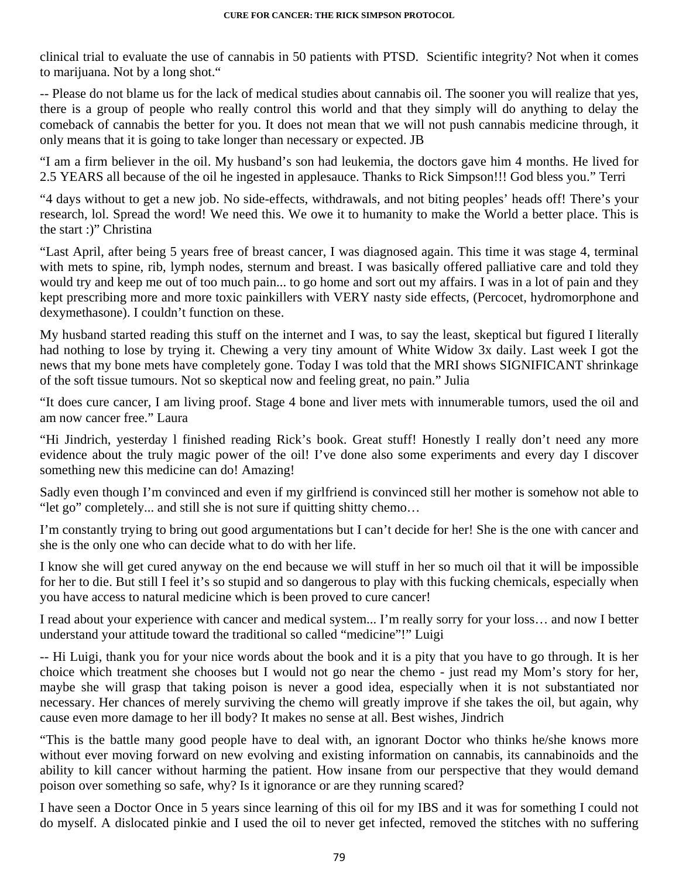clinical trial to evaluate the use of cannabis in 50 patients with PTSD.  Scientific integrity? Not when it comes to marijuana. Not by a long shot."

-- Please do not blame us for the lack of medical studies about cannabis oil. The sooner you will realize that yes, there is a group of people who really control this world and that they simply will do anything to delay the comeback of cannabis the better for you. It does not mean that we will not push cannabis medicine through, it only means that it is going to take longer than necessary or expected. JB

"I am a firm believer in the oil. My husband's son had leukemia, the doctors gave him 4 months. He lived for 2.5 YEARS all because of the oil he ingested in applesauce. Thanks to Rick Simpson!!! God bless you." Terri

"4 days without to get a new job. No side-effects, withdrawals, and not biting peoples' heads off! There's your research, lol. Spread the word! We need this. We owe it to humanity to make the World a better place. This is the start :)" Christina

"Last April, after being 5 years free of breast cancer, I was diagnosed again. This time it was stage 4, terminal with mets to spine, rib, lymph nodes, sternum and breast. I was basically offered palliative care and told they would try and keep me out of too much pain... to go home and sort out my affairs. I was in a lot of pain and they kept prescribing more and more toxic painkillers with VERY nasty side effects, (Percocet, hydromorphone and dexymethasone). I couldn't function on these.

My husband started reading this stuff on the internet and I was, to say the least, skeptical but figured I literally had nothing to lose by trying it. Chewing a very tiny amount of White Widow 3x daily. Last week I got the news that my bone mets have completely gone. Today I was told that the MRI shows SIGNIFICANT shrinkage of the soft tissue tumours. Not so skeptical now and feeling great, no pain." Julia

"It does cure cancer, I am living proof. Stage 4 bone and liver mets with innumerable tumors, used the oil and am now cancer free." Laura

"Hi Jindrich, yesterday l finished reading Rick's book. Great stuff! Honestly I really don't need any more evidence about the truly magic power of the oil! I've done also some experiments and every day I discover something new this medicine can do! Amazing!

Sadly even though I'm convinced and even if my girlfriend is convinced still her mother is somehow not able to "let go" completely... and still she is not sure if quitting shitty chemo…

I'm constantly trying to bring out good argumentations but I can't decide for her! She is the one with cancer and she is the only one who can decide what to do with her life.

I know she will get cured anyway on the end because we will stuff in her so much oil that it will be impossible for her to die. But still I feel it's so stupid and so dangerous to play with this fucking chemicals, especially when you have access to natural medicine which is been proved to cure cancer!

I read about your experience with cancer and medical system... I'm really sorry for your loss… and now I better understand your attitude toward the traditional so called "medicine"!" Luigi

-- Hi Luigi, thank you for your nice words about the book and it is a pity that you have to go through. It is her choice which treatment she chooses but I would not go near the chemo - just read my Mom's story for her, maybe she will grasp that taking poison is never a good idea, especially when it is not substantiated nor necessary. Her chances of merely surviving the chemo will greatly improve if she takes the oil, but again, why cause even more damage to her ill body? It makes no sense at all. Best wishes, Jindrich

"This is the battle many good people have to deal with, an ignorant Doctor who thinks he/she knows more without ever moving forward on new evolving and existing information on cannabis, its cannabinoids and the ability to kill cancer without harming the patient. How insane from our perspective that they would demand poison over something so safe, why? Is it ignorance or are they running scared?

I have seen a Doctor Once in 5 years since learning of this oil for my IBS and it was for something I could not do myself. A dislocated pinkie and I used the oil to never get infected, removed the stitches with no suffering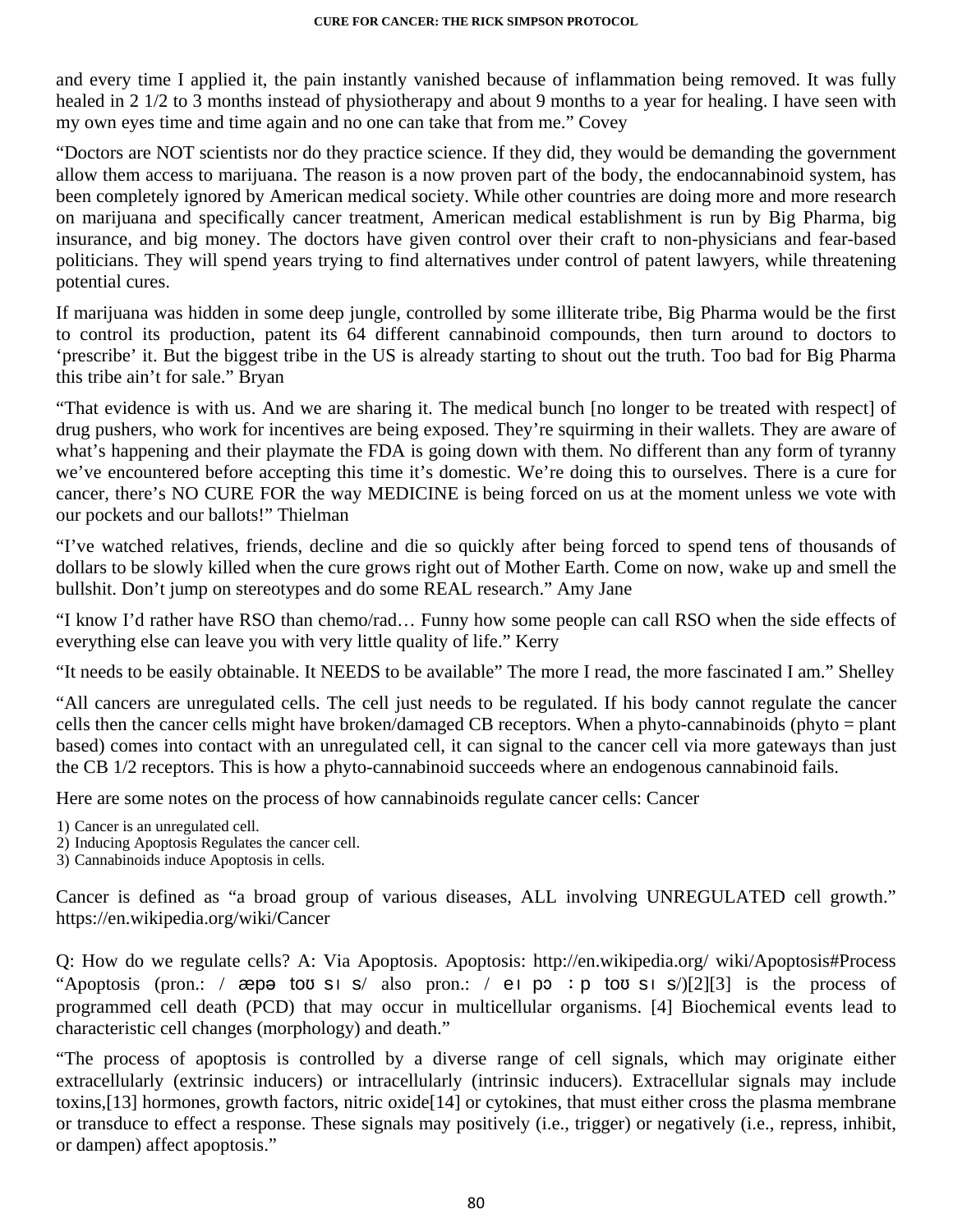and every time I applied it, the pain instantly vanished because of inflammation being removed. It was fully healed in 2 1/2 to 3 months instead of physiotherapy and about 9 months to a year for healing. I have seen with my own eyes time and time again and no one can take that from me." Covey

"Doctors are NOT scientists nor do they practice science. If they did, they would be demanding the government allow them access to marijuana. The reason is a now proven part of the body, the endocannabinoid system, has been completely ignored by American medical society. While other countries are doing more and more research on marijuana and specifically cancer treatment, American medical establishment is run by Big Pharma, big insurance, and big money. The doctors have given control over their craft to non-physicians and fear-based politicians. They will spend years trying to find alternatives under control of patent lawyers, while threatening potential cures.

If marijuana was hidden in some deep jungle, controlled by some illiterate tribe, Big Pharma would be the first to control its production, patent its 64 different cannabinoid compounds, then turn around to doctors to 'prescribe' it. But the biggest tribe in the US is already starting to shout out the truth. Too bad for Big Pharma this tribe ain't for sale." Bryan

"That evidence is with us. And we are sharing it. The medical bunch [no longer to be treated with respect] of drug pushers, who work for incentives are being exposed. They're squirming in their wallets. They are aware of what's happening and their playmate the FDA is going down with them. No different than any form of tyranny we've encountered before accepting this time it's domestic. We're doing this to ourselves. There is a cure for cancer, there's NO CURE FOR the way MEDICINE is being forced on us at the moment unless we vote with our pockets and our ballots!" Thielman

"I've watched relatives, friends, decline and die so quickly after being forced to spend tens of thousands of dollars to be slowly killed when the cure grows right out of Mother Earth. Come on now, wake up and smell the bullshit. Don't jump on stereotypes and do some REAL research." Amy Jane

"I know I'd rather have RSO than chemo/rad… Funny how some people can call RSO when the side effects of everything else can leave you with very little quality of life." Kerry

"It needs to be easily obtainable. It NEEDS to be available" The more I read, the more fascinated I am." Shelley

"All cancers are unregulated cells. The cell just needs to be regulated. If his body cannot regulate the cancer cells then the cancer cells might have broken/damaged CB receptors. When a phyto-cannabinoids (phyto = plant based) comes into contact with an unregulated cell, it can signal to the cancer cell via more gateways than just the CB 1/2 receptors. This is how a phyto-cannabinoid succeeds where an endogenous cannabinoid fails.

Here are some notes on the process of how cannabinoids regulate cancer cells: Cancer

1) Cancer is an unregulated cell.
2) Inducing Apoptosis Regulates the cancer cell.
3) Cannabinoids induce Apoptosis in cells.

Cancer is defined as "a broad group of various diseases, ALL involving UNREGULATED cell growth." https://en.wikipedia.org/wiki/Cancer

Q: How do we regulate cells? A: Via Apoptosis. Apoptosis: http://en.wikipedia.org/ wiki/Apoptosis#Process "Apoptosis (pron.: / æpə toʊ sɪ s/ also pron.: / eɪ pɔ ːp toʊ sɪ s/)[2][3] is the process of programmed cell death (PCD) that may occur in multicellular organisms. [4] Biochemical events lead to characteristic cell changes (morphology) and death."

"The process of apoptosis is controlled by a diverse range of cell signals, which may originate either extracellularly (extrinsic inducers) or intracellularly (intrinsic inducers). Extracellular signals may include toxins,[13] hormones, growth factors, nitric oxide[14] or cytokines, that must either cross the plasma membrane or transduce to effect a response. These signals may positively (i.e., trigger) or negatively (i.e., repress, inhibit, or dampen) affect apoptosis."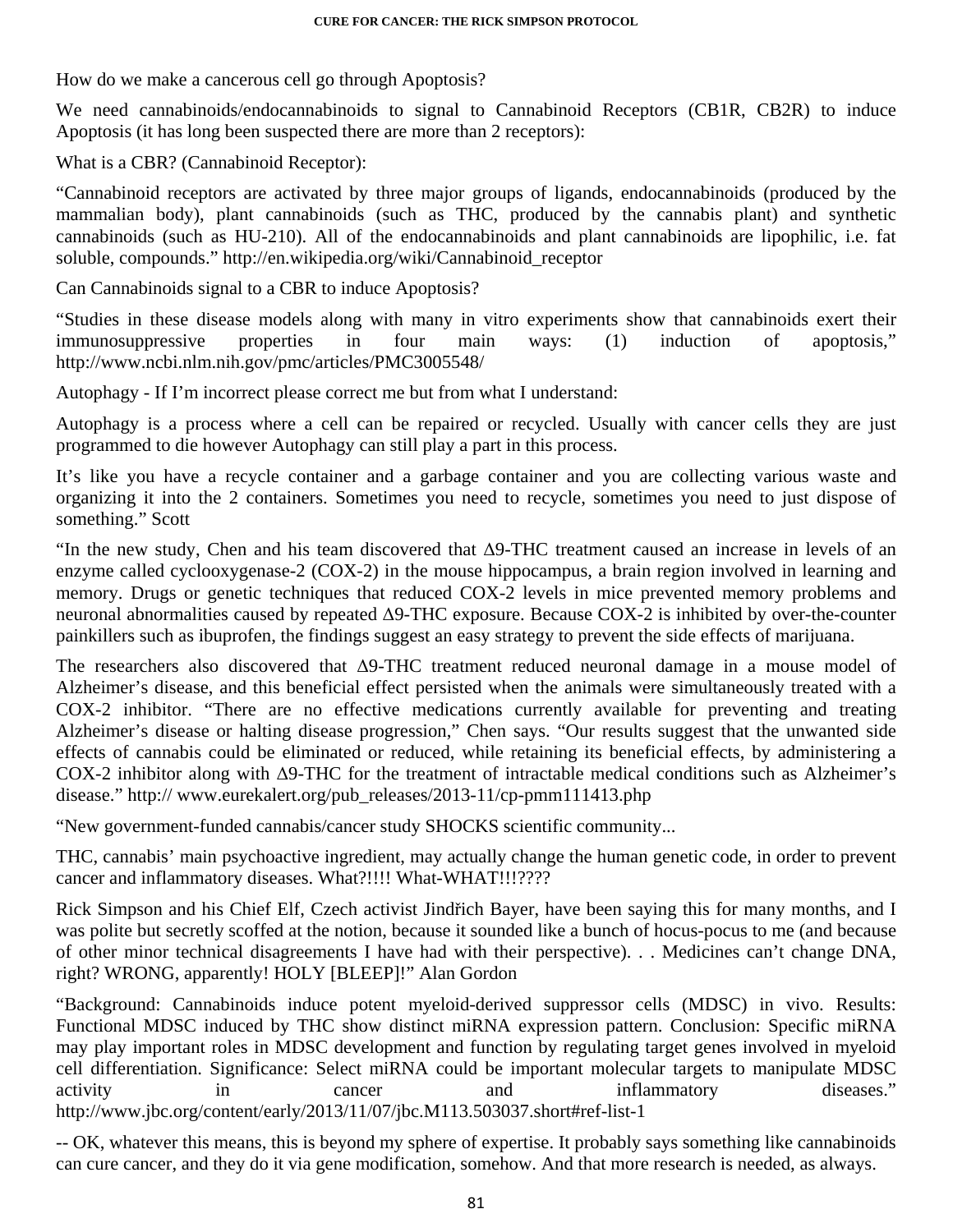How do we make a cancerous cell go through Apoptosis?

We need cannabinoids/endocannabinoids to signal to Cannabinoid Receptors (CB1R, CB2R) to induce Apoptosis (it has long been suspected there are more than 2 receptors):

What is a CBR? (Cannabinoid Receptor):

“Cannabinoid receptors are activated by three major groups of ligands, endocannabinoids (produced by the mammalian body), plant cannabinoids (such as THC, produced by the cannabis plant) and synthetic cannabinoids (such as HU-210). All of the endocannabinoids and plant cannabinoids are lipophilic, i.e. fat soluble, compounds.” http://en.wikipedia.org/wiki/Cannabinoid_receptor

Can Cannabinoids signal to a CBR to induce Apoptosis?

“Studies in these disease models along with many in vitro experiments show that cannabinoids exert their immunosuppressive properties in four main ways: (1) induction of apoptosis,” http://www.ncbi.nlm.nih.gov/pmc/articles/PMC3005548/

Autophagy - If I’m incorrect please correct me but from what I understand:

Autophagy is a process where a cell can be repaired or recycled. Usually with cancer cells they are just programmed to die however Autophagy can still play a part in this process.

It’s like you have a recycle container and a garbage container and you are collecting various waste and organizing it into the 2 containers. Sometimes you need to recycle, sometimes you need to just dispose of something.” Scott

“In the new study, Chen and his team discovered that Δ9-THC treatment caused an increase in levels of an enzyme called cyclooxygenase-2 (COX-2) in the mouse hippocampus, a brain region involved in learning and memory. Drugs or genetic techniques that reduced COX-2 levels in mice prevented memory problems and neuronal abnormalities caused by repeated Δ9-THC exposure. Because COX-2 is inhibited by over-the-counter painkillers such as ibuprofen, the findings suggest an easy strategy to prevent the side effects of marijuana.

The researchers also discovered that Δ9-THC treatment reduced neuronal damage in a mouse model of Alzheimer’s disease, and this beneficial effect persisted when the animals were simultaneously treated with a COX-2 inhibitor. “There are no effective medications currently available for preventing and treating Alzheimer’s disease or halting disease progression,” Chen says. “Our results suggest that the unwanted side effects of cannabis could be eliminated or reduced, while retaining its beneficial effects, by administering a COX-2 inhibitor along with Δ9-THC for the treatment of intractable medical conditions such as Alzheimer’s disease.” http:// www.eurekalert.org/pub_releases/2013-11/cp-pmm111413.php

“New government-funded cannabis/cancer study SHOCKS scientific community...

THC, cannabis’ main psychoactive ingredient, may actually change the human genetic code, in order to prevent cancer and inflammatory diseases. What?!!!! What-WHAT!!!????

Rick Simpson and his Chief Elf, Czech activist Jindřich Bayer, have been saying this for many months, and I was polite but secretly scoffed at the notion, because it sounded like a bunch of hocus-pocus to me (and because of other minor technical disagreements I have had with their perspective). . . Medicines can’t change DNA, right? WRONG, apparently! HOLY [BLEEP]!” Alan Gordon

“Background: Cannabinoids induce potent myeloid-derived suppressor cells (MDSC) in vivo. Results: Functional MDSC induced by THC show distinct miRNA expression pattern. Conclusion: Specific miRNA may play important roles in MDSC development and function by regulating target genes involved in myeloid cell differentiation. Significance: Select miRNA could be important molecular targets to manipulate MDSC activity in cancer and inflammatory diseases.” http://www.jbc.org/content/early/2013/11/07/jbc.M113.503037.short#ref-list-1

-- OK, whatever this means, this is beyond my sphere of expertise. It probably says something like cannabinoids can cure cancer, and they do it via gene modification, somehow. And that more research is needed, as always.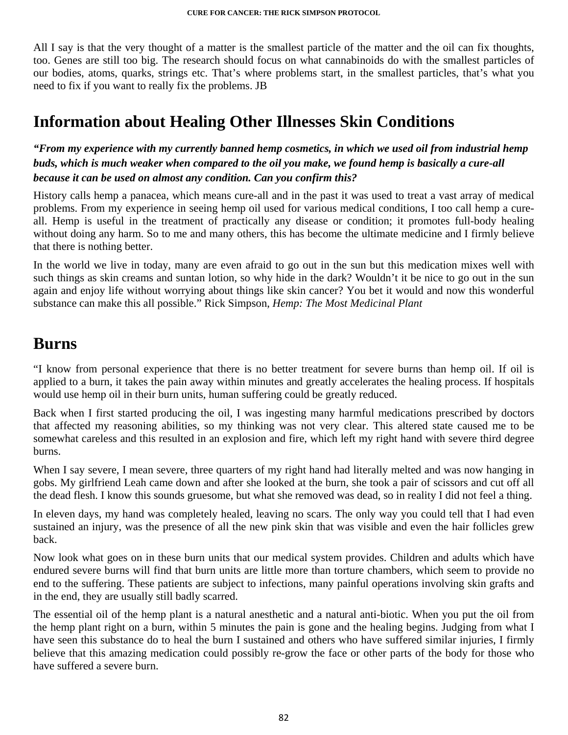All I say is that the very thought of a matter is the smallest particle of the matter and the oil can fix thoughts, too. Genes are still too big. The research should focus on what cannabinoids do with the smallest particles of our bodies, atoms, quarks, strings etc. That's where problems start, in the smallest particles, that's what you need to fix if you want to really fix the problems. JB

## Information about Healing Other Illnesses Skin Conditions

***"From my experience with my currently banned hemp cosmetics, in which we used oil from industrial hemp buds, which is much weaker when compared to the oil you make, we found hemp is basically a cure-all because it can be used on almost any condition. Can you confirm this?***

History calls hemp a panacea, which means cure-all and in the past it was used to treat a vast array of medical problems. From my experience in seeing hemp oil used for various medical conditions, I too call hemp a cure-all. Hemp is useful in the treatment of practically any disease or condition; it promotes full-body healing without doing any harm. So to me and many others, this has become the ultimate medicine and I firmly believe that there is nothing better.

In the world we live in today, many are even afraid to go out in the sun but this medication mixes well with such things as skin creams and suntan lotion, so why hide in the dark? Wouldn't it be nice to go out in the sun again and enjoy life without worrying about things like skin cancer? You bet it would and now this wonderful substance can make this all possible." Rick Simpson, *Hemp: The Most Medicinal Plant*

## Burns

"I know from personal experience that there is no better treatment for severe burns than hemp oil. If oil is applied to a burn, it takes the pain away within minutes and greatly accelerates the healing process. If hospitals would use hemp oil in their burn units, human suffering could be greatly reduced.

Back when I first started producing the oil, I was ingesting many harmful medications prescribed by doctors that affected my reasoning abilities, so my thinking was not very clear. This altered state caused me to be somewhat careless and this resulted in an explosion and fire, which left my right hand with severe third degree burns.

When I say severe, I mean severe, three quarters of my right hand had literally melted and was now hanging in gobs. My girlfriend Leah came down and after she looked at the burn, she took a pair of scissors and cut off all the dead flesh. I know this sounds gruesome, but what she removed was dead, so in reality I did not feel a thing.

In eleven days, my hand was completely healed, leaving no scars. The only way you could tell that I had even sustained an injury, was the presence of all the new pink skin that was visible and even the hair follicles grew back.

Now look what goes on in these burn units that our medical system provides. Children and adults which have endured severe burns will find that burn units are little more than torture chambers, which seem to provide no end to the suffering. These patients are subject to infections, many painful operations involving skin grafts and in the end, they are usually still badly scarred.

The essential oil of the hemp plant is a natural anesthetic and a natural anti-biotic. When you put the oil from the hemp plant right on a burn, within 5 minutes the pain is gone and the healing begins. Judging from what I have seen this substance do to heal the burn I sustained and others who have suffered similar injuries, I firmly believe that this amazing medication could possibly re-grow the face or other parts of the body for those who have suffered a severe burn.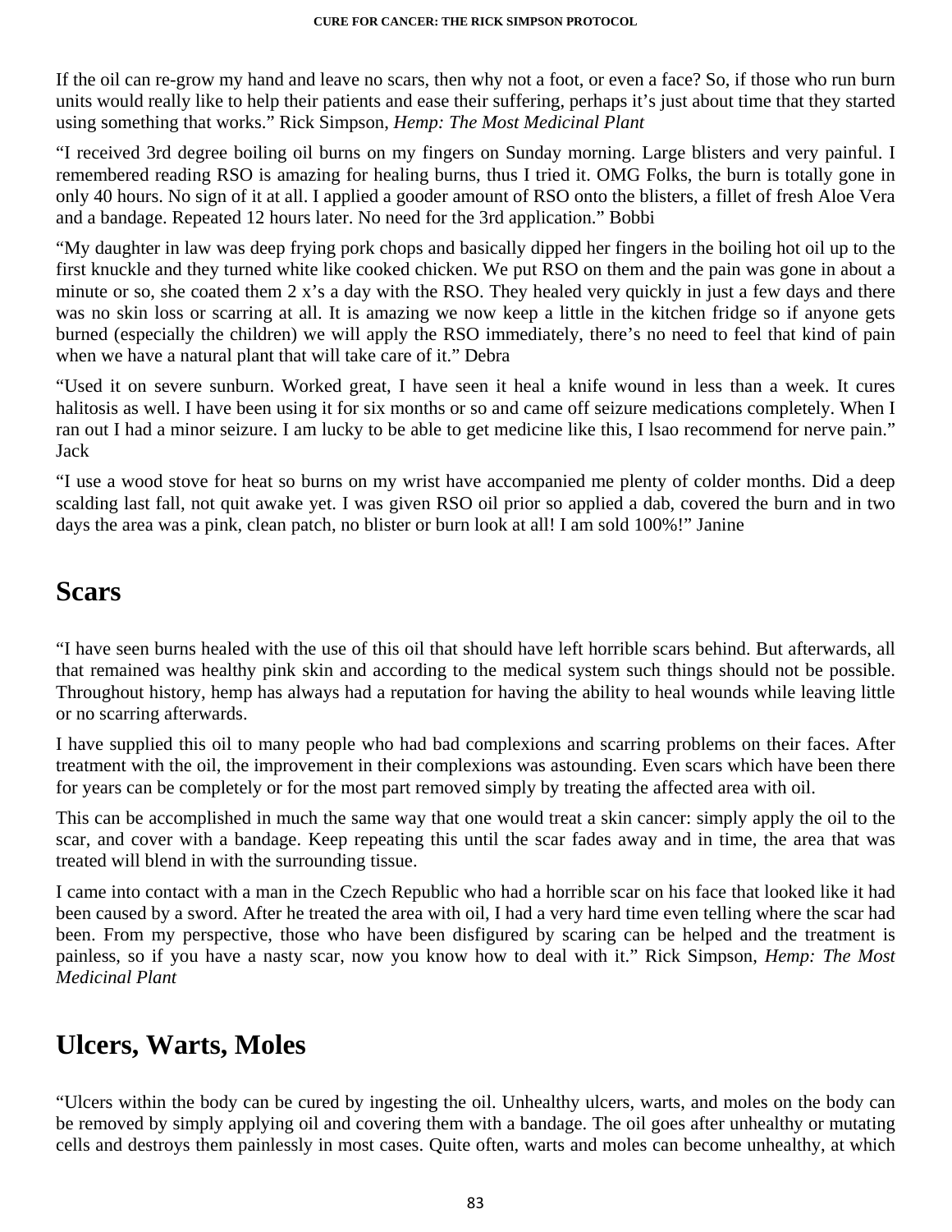If the oil can re-grow my hand and leave no scars, then why not a foot, or even a face? So, if those who run burn units would really like to help their patients and ease their suffering, perhaps it's just about time that they started using something that works." Rick Simpson, *Hemp: The Most Medicinal Plant*

"I received 3rd degree boiling oil burns on my fingers on Sunday morning. Large blisters and very painful. I remembered reading RSO is amazing for healing burns, thus I tried it. OMG Folks, the burn is totally gone in only 40 hours. No sign of it at all. I applied a gooder amount of RSO onto the blisters, a fillet of fresh Aloe Vera and a bandage. Repeated 12 hours later. No need for the 3rd application." Bobbi

"My daughter in law was deep frying pork chops and basically dipped her fingers in the boiling hot oil up to the first knuckle and they turned white like cooked chicken. We put RSO on them and the pain was gone in about a minute or so, she coated them 2 x's a day with the RSO. They healed very quickly in just a few days and there was no skin loss or scarring at all. It is amazing we now keep a little in the kitchen fridge so if anyone gets burned (especially the children) we will apply the RSO immediately, there's no need to feel that kind of pain when we have a natural plant that will take care of it." Debra

"Used it on severe sunburn. Worked great, I have seen it heal a knife wound in less than a week. It cures halitosis as well. I have been using it for six months or so and came off seizure medications completely. When I ran out I had a minor seizure. I am lucky to be able to get medicine like this, I lsao recommend for nerve pain." Jack

"I use a wood stove for heat so burns on my wrist have accompanied me plenty of colder months. Did a deep scalding last fall, not quit awake yet. I was given RSO oil prior so applied a dab, covered the burn and in two days the area was a pink, clean patch, no blister or burn look at all! I am sold 100%!" Janine

## Scars

"I have seen burns healed with the use of this oil that should have left horrible scars behind. But afterwards, all that remained was healthy pink skin and according to the medical system such things should not be possible. Throughout history, hemp has always had a reputation for having the ability to heal wounds while leaving little or no scarring afterwards.

I have supplied this oil to many people who had bad complexions and scarring problems on their faces. After treatment with the oil, the improvement in their complexions was astounding. Even scars which have been there for years can be completely or for the most part removed simply by treating the affected area with oil.

This can be accomplished in much the same way that one would treat a skin cancer: simply apply the oil to the scar, and cover with a bandage. Keep repeating this until the scar fades away and in time, the area that was treated will blend in with the surrounding tissue.

I came into contact with a man in the Czech Republic who had a horrible scar on his face that looked like it had been caused by a sword. After he treated the area with oil, I had a very hard time even telling where the scar had been. From my perspective, those who have been disfigured by scaring can be helped and the treatment is painless, so if you have a nasty scar, now you know how to deal with it." Rick Simpson, *Hemp: The Most Medicinal Plant*

## Ulcers, Warts, Moles

"Ulcers within the body can be cured by ingesting the oil. Unhealthy ulcers, warts, and moles on the body can be removed by simply applying oil and covering them with a bandage. The oil goes after unhealthy or mutating cells and destroys them painlessly in most cases. Quite often, warts and moles can become unhealthy, at which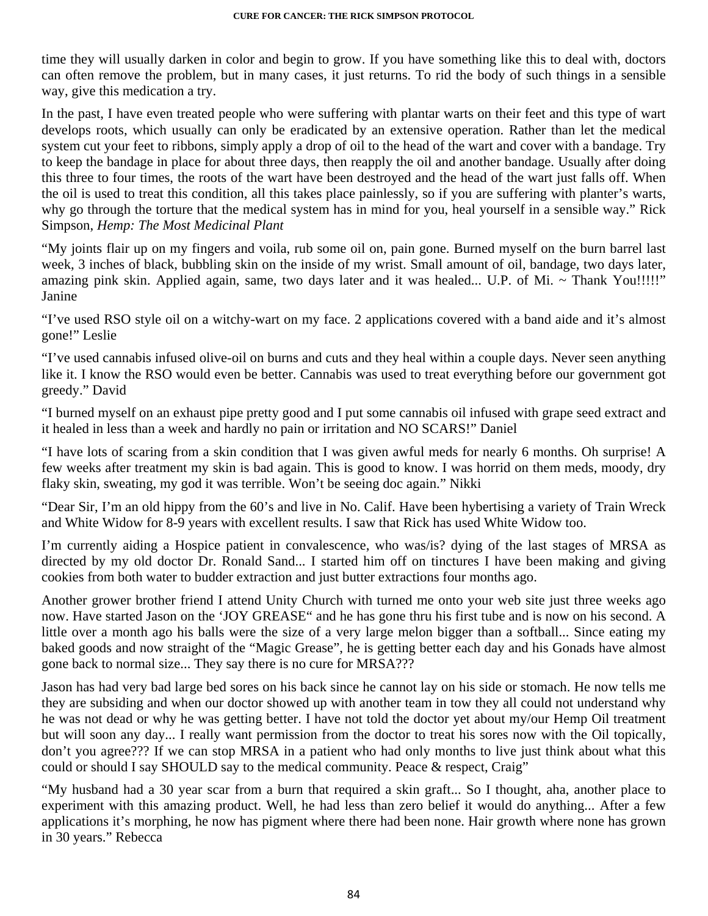time they will usually darken in color and begin to grow. If you have something like this to deal with, doctors can often remove the problem, but in many cases, it just returns. To rid the body of such things in a sensible way, give this medication a try.

In the past, I have even treated people who were suffering with plantar warts on their feet and this type of wart develops roots, which usually can only be eradicated by an extensive operation. Rather than let the medical system cut your feet to ribbons, simply apply a drop of oil to the head of the wart and cover with a bandage. Try to keep the bandage in place for about three days, then reapply the oil and another bandage. Usually after doing this three to four times, the roots of the wart have been destroyed and the head of the wart just falls off. When the oil is used to treat this condition, all this takes place painlessly, so if you are suffering with planter's warts, why go through the torture that the medical system has in mind for you, heal yourself in a sensible way." Rick Simpson, *Hemp: The Most Medicinal Plant*

"My joints flair up on my fingers and voila, rub some oil on, pain gone. Burned myself on the burn barrel last week, 3 inches of black, bubbling skin on the inside of my wrist. Small amount of oil, bandage, two days later, amazing pink skin. Applied again, same, two days later and it was healed... U.P. of Mi. ~ Thank You!!!!!" Janine

"I've used RSO style oil on a witchy-wart on my face. 2 applications covered with a band aide and it's almost gone!" Leslie

"I've used cannabis infused olive-oil on burns and cuts and they heal within a couple days. Never seen anything like it. I know the RSO would even be better. Cannabis was used to treat everything before our government got greedy." David

"I burned myself on an exhaust pipe pretty good and I put some cannabis oil infused with grape seed extract and it healed in less than a week and hardly no pain or irritation and NO SCARS!" Daniel

"I have lots of scaring from a skin condition that I was given awful meds for nearly 6 months. Oh surprise! A few weeks after treatment my skin is bad again. This is good to know. I was horrid on them meds, moody, dry flaky skin, sweating, my god it was terrible. Won't be seeing doc again." Nikki

"Dear Sir, I'm an old hippy from the 60's and live in No. Calif. Have been hybertising a variety of Train Wreck and White Widow for 8-9 years with excellent results. I saw that Rick has used White Widow too.

I'm currently aiding a Hospice patient in convalescence, who was/is? dying of the last stages of MRSA as directed by my old doctor Dr. Ronald Sand... I started him off on tinctures I have been making and giving cookies from both water to budder extraction and just butter extractions four months ago.

Another grower brother friend I attend Unity Church with turned me onto your web site just three weeks ago now. Have started Jason on the 'JOY GREASE" and he has gone thru his first tube and is now on his second. A little over a month ago his balls were the size of a very large melon bigger than a softball... Since eating my baked goods and now straight of the "Magic Grease", he is getting better each day and his Gonads have almost gone back to normal size... They say there is no cure for MRSA???

Jason has had very bad large bed sores on his back since he cannot lay on his side or stomach. He now tells me they are subsiding and when our doctor showed up with another team in tow they all could not understand why he was not dead or why he was getting better. I have not told the doctor yet about my/our Hemp Oil treatment but will soon any day... I really want permission from the doctor to treat his sores now with the Oil topically, don't you agree??? If we can stop MRSA in a patient who had only months to live just think about what this could or should I say SHOULD say to the medical community. Peace & respect, Craig"

"My husband had a 30 year scar from a burn that required a skin graft... So I thought, aha, another place to experiment with this amazing product. Well, he had less than zero belief it would do anything... After a few applications it's morphing, he now has pigment where there had been none. Hair growth where none has grown in 30 years." Rebecca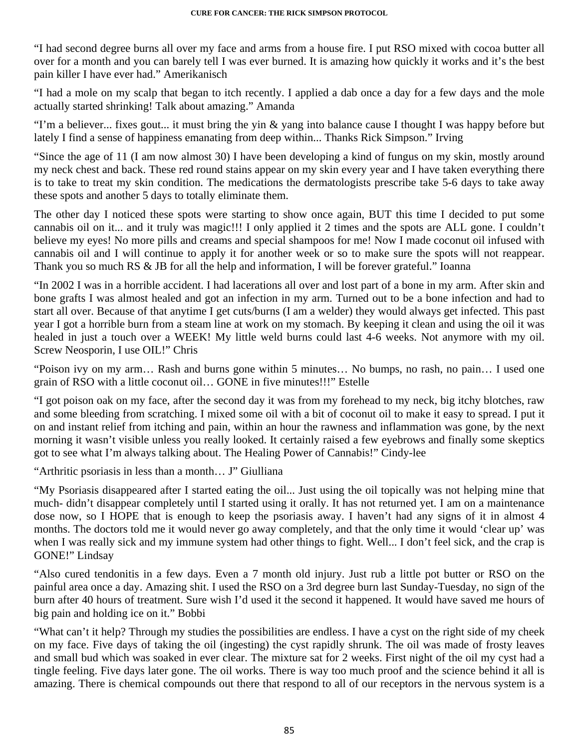"I had second degree burns all over my face and arms from a house fire. I put RSO mixed with cocoa butter all over for a month and you can barely tell I was ever burned. It is amazing how quickly it works and it's the best pain killer I have ever had." Amerikanisch

"I had a mole on my scalp that began to itch recently. I applied a dab once a day for a few days and the mole actually started shrinking! Talk about amazing." Amanda

"I'm a believer... fixes gout... it must bring the yin & yang into balance cause I thought I was happy before but lately I find a sense of happiness emanating from deep within... Thanks Rick Simpson." Irving

"Since the age of 11 (I am now almost 30) I have been developing a kind of fungus on my skin, mostly around my neck chest and back. These red round stains appear on my skin every year and I have taken everything there is to take to treat my skin condition. The medications the dermatologists prescribe take 5-6 days to take away these spots and another 5 days to totally eliminate them.

The other day I noticed these spots were starting to show once again, BUT this time I decided to put some cannabis oil on it... and it truly was magic!!! I only applied it 2 times and the spots are ALL gone. I couldn't believe my eyes! No more pills and creams and special shampoos for me! Now I made coconut oil infused with cannabis oil and I will continue to apply it for another week or so to make sure the spots will not reappear. Thank you so much RS & JB for all the help and information, I will be forever grateful." Ioanna

"In 2002 I was in a horrible accident. I had lacerations all over and lost part of a bone in my arm. After skin and bone grafts I was almost healed and got an infection in my arm. Turned out to be a bone infection and had to start all over. Because of that anytime I get cuts/burns (I am a welder) they would always get infected. This past year I got a horrible burn from a steam line at work on my stomach. By keeping it clean and using the oil it was healed in just a touch over a WEEK! My little weld burns could last 4-6 weeks. Not anymore with my oil. Screw Neosporin, I use OIL!" Chris

"Poison ivy on my arm… Rash and burns gone within 5 minutes… No bumps, no rash, no pain… I used one grain of RSO with a little coconut oil… GONE in five minutes!!!" Estelle

"I got poison oak on my face, after the second day it was from my forehead to my neck, big itchy blotches, raw and some bleeding from scratching. I mixed some oil with a bit of coconut oil to make it easy to spread. I put it on and instant relief from itching and pain, within an hour the rawness and inflammation was gone, by the next morning it wasn't visible unless you really looked. It certainly raised a few eyebrows and finally some skeptics got to see what I'm always talking about. The Healing Power of Cannabis!" Cindy-lee

"Arthritic psoriasis in less than a month… J" Giulliana

"My Psoriasis disappeared after I started eating the oil... Just using the oil topically was not helping mine that much- didn't disappear completely until I started using it orally. It has not returned yet. I am on a maintenance dose now, so I HOPE that is enough to keep the psoriasis away. I haven't had any signs of it in almost 4 months. The doctors told me it would never go away completely, and that the only time it would 'clear up' was when I was really sick and my immune system had other things to fight. Well... I don't feel sick, and the crap is GONE!" Lindsay

"Also cured tendonitis in a few days. Even a 7 month old injury. Just rub a little pot butter or RSO on the painful area once a day. Amazing shit. I used the RSO on a 3rd degree burn last Sunday-Tuesday, no sign of the burn after 40 hours of treatment. Sure wish I'd used it the second it happened. It would have saved me hours of big pain and holding ice on it." Bobbi

"What can't it help? Through my studies the possibilities are endless. I have a cyst on the right side of my cheek on my face. Five days of taking the oil (ingesting) the cyst rapidly shrunk. The oil was made of frosty leaves and small bud which was soaked in ever clear. The mixture sat for 2 weeks. First night of the oil my cyst had a tingle feeling. Five days later gone. The oil works. There is way too much proof and the science behind it all is amazing. There is chemical compounds out there that respond to all of our receptors in the nervous system is a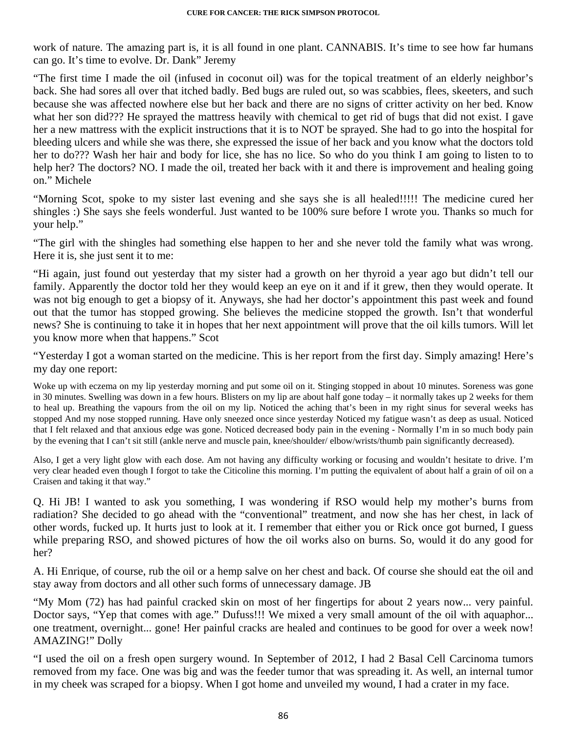work of nature. The amazing part is, it is all found in one plant. CANNABIS. It's time to see how far humans can go. It's time to evolve. Dr. Dank" Jeremy

"The first time I made the oil (infused in coconut oil) was for the topical treatment of an elderly neighbor's back. She had sores all over that itched badly. Bed bugs are ruled out, so was scabbies, flees, skeeters, and such because she was affected nowhere else but her back and there are no signs of critter activity on her bed. Know what her son did??? He sprayed the mattress heavily with chemical to get rid of bugs that did not exist. I gave her a new mattress with the explicit instructions that it is to NOT be sprayed. She had to go into the hospital for bleeding ulcers and while she was there, she expressed the issue of her back and you know what the doctors told her to do??? Wash her hair and body for lice, she has no lice. So who do you think I am going to listen to to help her? The doctors? NO. I made the oil, treated her back with it and there is improvement and healing going on." Michele

"Morning Scot, spoke to my sister last evening and she says she is all healed!!!!! The medicine cured her shingles :) She says she feels wonderful. Just wanted to be 100% sure before I wrote you. Thanks so much for your help."

"The girl with the shingles had something else happen to her and she never told the family what was wrong. Here it is, she just sent it to me:

"Hi again, just found out yesterday that my sister had a growth on her thyroid a year ago but didn't tell our family. Apparently the doctor told her they would keep an eye on it and if it grew, then they would operate. It was not big enough to get a biopsy of it. Anyways, she had her doctor's appointment this past week and found out that the tumor has stopped growing. She believes the medicine stopped the growth. Isn't that wonderful news? She is continuing to take it in hopes that her next appointment will prove that the oil kills tumors. Will let you know more when that happens." Scot

"Yesterday I got a woman started on the medicine. This is her report from the first day. Simply amazing! Here's my day one report:

Woke up with eczema on my lip yesterday morning and put some oil on it. Stinging stopped in about 10 minutes. Soreness was gone in 30 minutes. Swelling was down in a few hours. Blisters on my lip are about half gone today – it normally takes up 2 weeks for them to heal up. Breathing the vapours from the oil on my lip. Noticed the aching that's been in my right sinus for several weeks has stopped And my nose stopped running. Have only sneezed once since yesterday Noticed my fatigue wasn't as deep as usual. Noticed that I felt relaxed and that anxious edge was gone. Noticed decreased body pain in the evening - Normally I'm in so much body pain by the evening that I can't sit still (ankle nerve and muscle pain, knee/shoulder/ elbow/wrists/thumb pain significantly decreased).

Also, I get a very light glow with each dose. Am not having any difficulty working or focusing and wouldn't hesitate to drive. I'm very clear headed even though I forgot to take the Citicoline this morning. I'm putting the equivalent of about half a grain of oil on a Craisen and taking it that way."

Q. Hi JB! I wanted to ask you something, I was wondering if RSO would help my mother's burns from radiation? She decided to go ahead with the "conventional" treatment, and now she has her chest, in lack of other words, fucked up. It hurts just to look at it. I remember that either you or Rick once got burned, I guess while preparing RSO, and showed pictures of how the oil works also on burns. So, would it do any good for her?

A. Hi Enrique, of course, rub the oil or a hemp salve on her chest and back. Of course she should eat the oil and stay away from doctors and all other such forms of unnecessary damage. JB

"My Mom (72) has had painful cracked skin on most of her fingertips for about 2 years now... very painful. Doctor says, "Yep that comes with age." Dufuss!!! We mixed a very small amount of the oil with aquaphor... one treatment, overnight... gone! Her painful cracks are healed and continues to be good for over a week now! AMAZING!" Dolly

"I used the oil on a fresh open surgery wound. In September of 2012, I had 2 Basal Cell Carcinoma tumors removed from my face. One was big and was the feeder tumor that was spreading it. As well, an internal tumor in my cheek was scraped for a biopsy. When I got home and unveiled my wound, I had a crater in my face.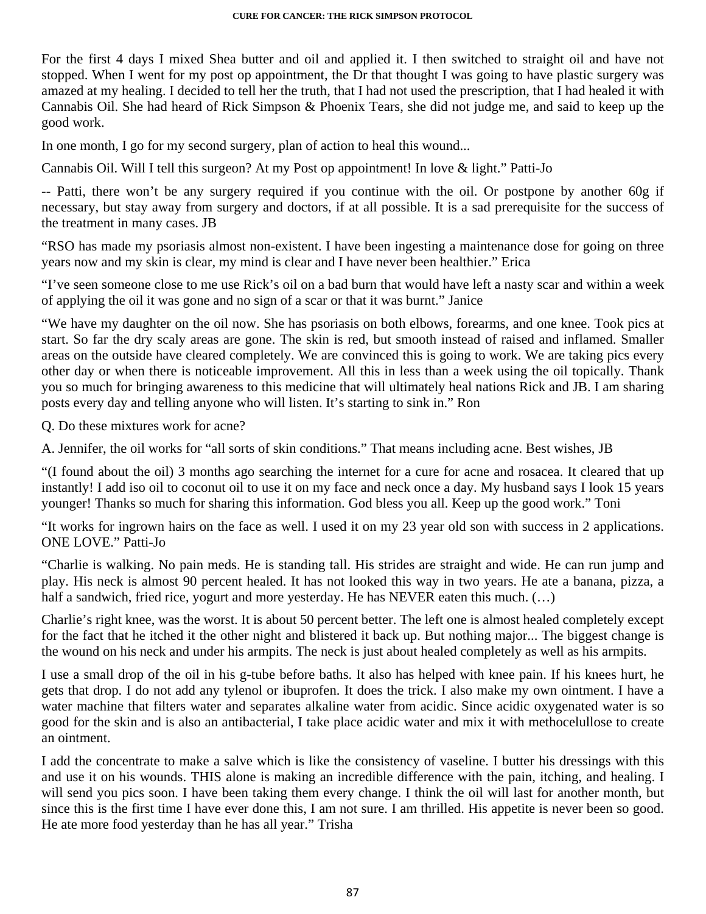For the first 4 days I mixed Shea butter and oil and applied it. I then switched to straight oil and have not stopped. When I went for my post op appointment, the Dr that thought I was going to have plastic surgery was amazed at my healing. I decided to tell her the truth, that I had not used the prescription, that I had healed it with Cannabis Oil. She had heard of Rick Simpson & Phoenix Tears, she did not judge me, and said to keep up the good work.

In one month, I go for my second surgery, plan of action to heal this wound...

Cannabis Oil. Will I tell this surgeon? At my Post op appointment! In love & light." Patti-Jo

-- Patti, there won't be any surgery required if you continue with the oil. Or postpone by another 60g if necessary, but stay away from surgery and doctors, if at all possible. It is a sad prerequisite for the success of the treatment in many cases. JB

"RSO has made my psoriasis almost non-existent. I have been ingesting a maintenance dose for going on three years now and my skin is clear, my mind is clear and I have never been healthier." Erica

"I've seen someone close to me use Rick's oil on a bad burn that would have left a nasty scar and within a week of applying the oil it was gone and no sign of a scar or that it was burnt." Janice

"We have my daughter on the oil now. She has psoriasis on both elbows, forearms, and one knee. Took pics at start. So far the dry scaly areas are gone. The skin is red, but smooth instead of raised and inflamed. Smaller areas on the outside have cleared completely. We are convinced this is going to work. We are taking pics every other day or when there is noticeable improvement. All this in less than a week using the oil topically. Thank you so much for bringing awareness to this medicine that will ultimately heal nations Rick and JB. I am sharing posts every day and telling anyone who will listen. It's starting to sink in." Ron

Q. Do these mixtures work for acne?

A. Jennifer, the oil works for "all sorts of skin conditions." That means including acne. Best wishes, JB

"(I found about the oil) 3 months ago searching the internet for a cure for acne and rosacea. It cleared that up instantly! I add iso oil to coconut oil to use it on my face and neck once a day. My husband says I look 15 years younger! Thanks so much for sharing this information. God bless you all. Keep up the good work." Toni

"It works for ingrown hairs on the face as well. I used it on my 23 year old son with success in 2 applications. ONE LOVE." Patti-Jo

"Charlie is walking. No pain meds. He is standing tall. His strides are straight and wide. He can run jump and play. His neck is almost 90 percent healed. It has not looked this way in two years. He ate a banana, pizza, a half a sandwich, fried rice, yogurt and more yesterday. He has NEVER eaten this much. (…)

Charlie's right knee, was the worst. It is about 50 percent better. The left one is almost healed completely except for the fact that he itched it the other night and blistered it back up. But nothing major... The biggest change is the wound on his neck and under his armpits. The neck is just about healed completely as well as his armpits.

I use a small drop of the oil in his g-tube before baths. It also has helped with knee pain. If his knees hurt, he gets that drop. I do not add any tylenol or ibuprofen. It does the trick. I also make my own ointment. I have a water machine that filters water and separates alkaline water from acidic. Since acidic oxygenated water is so good for the skin and is also an antibacterial, I take place acidic water and mix it with methocelullose to create an ointment.

I add the concentrate to make a salve which is like the consistency of vaseline. I butter his dressings with this and use it on his wounds. THIS alone is making an incredible difference with the pain, itching, and healing. I will send you pics soon. I have been taking them every change. I think the oil will last for another month, but since this is the first time I have ever done this, I am not sure. I am thrilled. His appetite is never been so good. He ate more food yesterday than he has all year." Trisha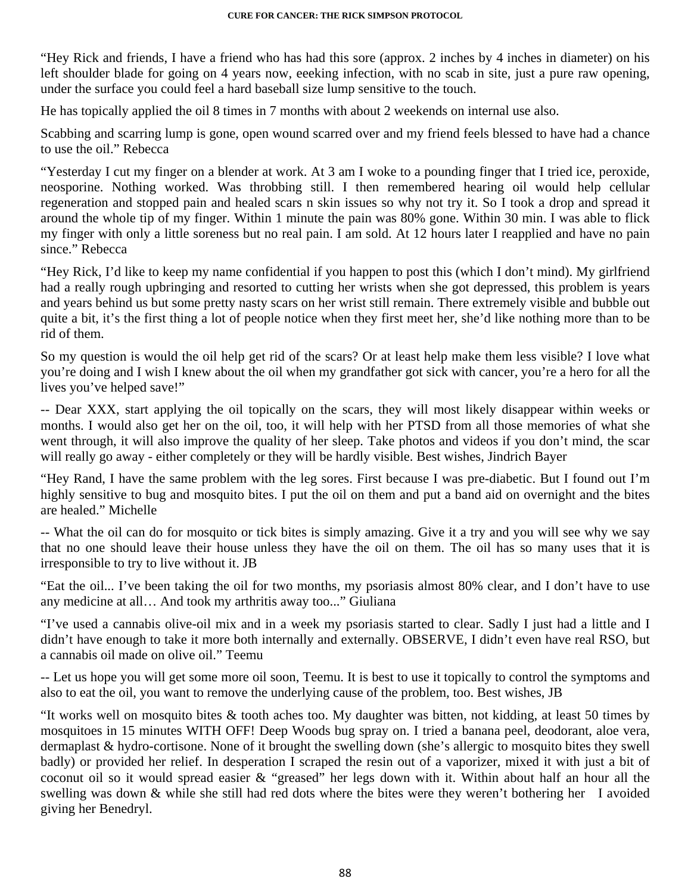"Hey Rick and friends, I have a friend who has had this sore (approx. 2 inches by 4 inches in diameter) on his left shoulder blade for going on 4 years now, eeeking infection, with no scab in site, just a pure raw opening, under the surface you could feel a hard baseball size lump sensitive to the touch.

He has topically applied the oil 8 times in 7 months with about 2 weekends on internal use also.

Scabbing and scarring lump is gone, open wound scarred over and my friend feels blessed to have had a chance to use the oil." Rebecca

"Yesterday I cut my finger on a blender at work. At 3 am I woke to a pounding finger that I tried ice, peroxide, neosporine. Nothing worked. Was throbbing still. I then remembered hearing oil would help cellular regeneration and stopped pain and healed scars n skin issues so why not try it. So I took a drop and spread it around the whole tip of my finger. Within 1 minute the pain was 80% gone. Within 30 min. I was able to flick my finger with only a little soreness but no real pain. I am sold. At 12 hours later I reapplied and have no pain since." Rebecca

"Hey Rick, I'd like to keep my name confidential if you happen to post this (which I don't mind). My girlfriend had a really rough upbringing and resorted to cutting her wrists when she got depressed, this problem is years and years behind us but some pretty nasty scars on her wrist still remain. There extremely visible and bubble out quite a bit, it's the first thing a lot of people notice when they first meet her, she'd like nothing more than to be rid of them.

So my question is would the oil help get rid of the scars? Or at least help make them less visible? I love what you're doing and I wish I knew about the oil when my grandfather got sick with cancer, you're a hero for all the lives you've helped save!"

-- Dear XXX, start applying the oil topically on the scars, they will most likely disappear within weeks or months. I would also get her on the oil, too, it will help with her PTSD from all those memories of what she went through, it will also improve the quality of her sleep. Take photos and videos if you don't mind, the scar will really go away - either completely or they will be hardly visible. Best wishes, Jindrich Bayer

"Hey Rand, I have the same problem with the leg sores. First because I was pre-diabetic. But I found out I'm highly sensitive to bug and mosquito bites. I put the oil on them and put a band aid on overnight and the bites are healed." Michelle

-- What the oil can do for mosquito or tick bites is simply amazing. Give it a try and you will see why we say that no one should leave their house unless they have the oil on them. The oil has so many uses that it is irresponsible to try to live without it. JB

"Eat the oil... I've been taking the oil for two months, my psoriasis almost 80% clear, and I don't have to use any medicine at all… And took my arthritis away too..." Giuliana

"I've used a cannabis olive-oil mix and in a week my psoriasis started to clear. Sadly I just had a little and I didn't have enough to take it more both internally and externally. OBSERVE, I didn't even have real RSO, but a cannabis oil made on olive oil." Teemu

-- Let us hope you will get some more oil soon, Teemu. It is best to use it topically to control the symptoms and also to eat the oil, you want to remove the underlying cause of the problem, too. Best wishes, JB

"It works well on mosquito bites & tooth aches too. My daughter was bitten, not kidding, at least 50 times by mosquitoes in 15 minutes WITH OFF! Deep Woods bug spray on. I tried a banana peel, deodorant, aloe vera, dermaplast & hydro-cortisone. None of it brought the swelling down (she's allergic to mosquito bites they swell badly) or provided her relief. In desperation I scraped the resin out of a vaporizer, mixed it with just a bit of coconut oil so it would spread easier & "greased" her legs down with it. Within about half an hour all the swelling was down & while she still had red dots where the bites were they weren't bothering her I avoided giving her Benedryl.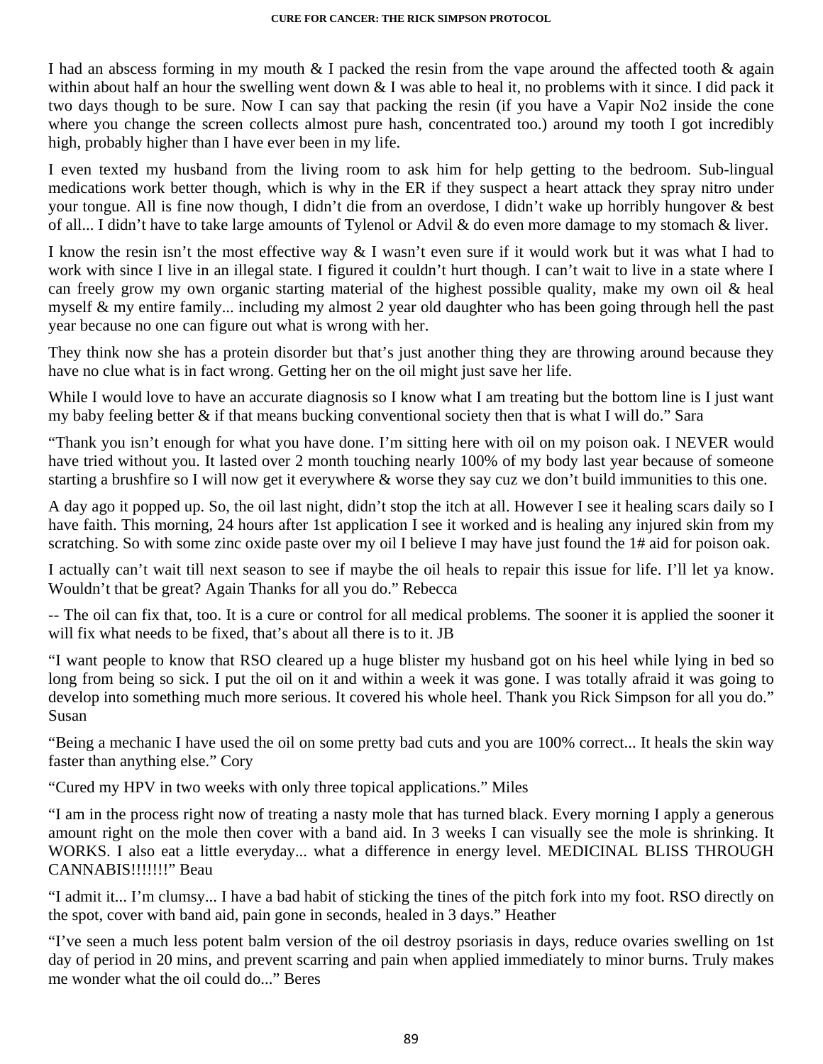I had an abscess forming in my mouth & I packed the resin from the vape around the affected tooth & again within about half an hour the swelling went down & I was able to heal it, no problems with it since. I did pack it two days though to be sure. Now I can say that packing the resin (if you have a Vapir No2 inside the cone where you change the screen collects almost pure hash, concentrated too.) around my tooth I got incredibly high, probably higher than I have ever been in my life.

I even texted my husband from the living room to ask him for help getting to the bedroom. Sub-lingual medications work better though, which is why in the ER if they suspect a heart attack they spray nitro under your tongue. All is fine now though, I didn't die from an overdose, I didn't wake up horribly hungover & best of all... I didn't have to take large amounts of Tylenol or Advil & do even more damage to my stomach & liver.

I know the resin isn't the most effective way & I wasn't even sure if it would work but it was what I had to work with since I live in an illegal state. I figured it couldn't hurt though. I can't wait to live in a state where I can freely grow my own organic starting material of the highest possible quality, make my own oil & heal myself & my entire family... including my almost 2 year old daughter who has been going through hell the past year because no one can figure out what is wrong with her.

They think now she has a protein disorder but that's just another thing they are throwing around because they have no clue what is in fact wrong. Getting her on the oil might just save her life.

While I would love to have an accurate diagnosis so I know what I am treating but the bottom line is I just want my baby feeling better & if that means bucking conventional society then that is what I will do." Sara

"Thank you isn't enough for what you have done. I'm sitting here with oil on my poison oak. I NEVER would have tried without you. It lasted over 2 month touching nearly 100% of my body last year because of someone starting a brushfire so I will now get it everywhere & worse they say cuz we don't build immunities to this one.

A day ago it popped up. So, the oil last night, didn't stop the itch at all. However I see it healing scars daily so I have faith. This morning, 24 hours after 1st application I see it worked and is healing any injured skin from my scratching. So with some zinc oxide paste over my oil I believe I may have just found the 1# aid for poison oak.

I actually can't wait till next season to see if maybe the oil heals to repair this issue for life. I'll let ya know. Wouldn't that be great? Again Thanks for all you do." Rebecca

-- The oil can fix that, too. It is a cure or control for all medical problems. The sooner it is applied the sooner it will fix what needs to be fixed, that's about all there is to it. JB

"I want people to know that RSO cleared up a huge blister my husband got on his heel while lying in bed so long from being so sick. I put the oil on it and within a week it was gone. I was totally afraid it was going to develop into something much more serious. It covered his whole heel. Thank you Rick Simpson for all you do." Susan

"Being a mechanic I have used the oil on some pretty bad cuts and you are 100% correct... It heals the skin way faster than anything else." Cory

"Cured my HPV in two weeks with only three topical applications." Miles

"I am in the process right now of treating a nasty mole that has turned black. Every morning I apply a generous amount right on the mole then cover with a band aid. In 3 weeks I can visually see the mole is shrinking. It WORKS. I also eat a little everyday... what a difference in energy level. MEDICINAL BLISS THROUGH CANNABIS!!!!!!!" Beau

"I admit it... I'm clumsy... I have a bad habit of sticking the tines of the pitch fork into my foot. RSO directly on the spot, cover with band aid, pain gone in seconds, healed in 3 days." Heather

"I've seen a much less potent balm version of the oil destroy psoriasis in days, reduce ovaries swelling on 1st day of period in 20 mins, and prevent scarring and pain when applied immediately to minor burns. Truly makes me wonder what the oil could do..." Beres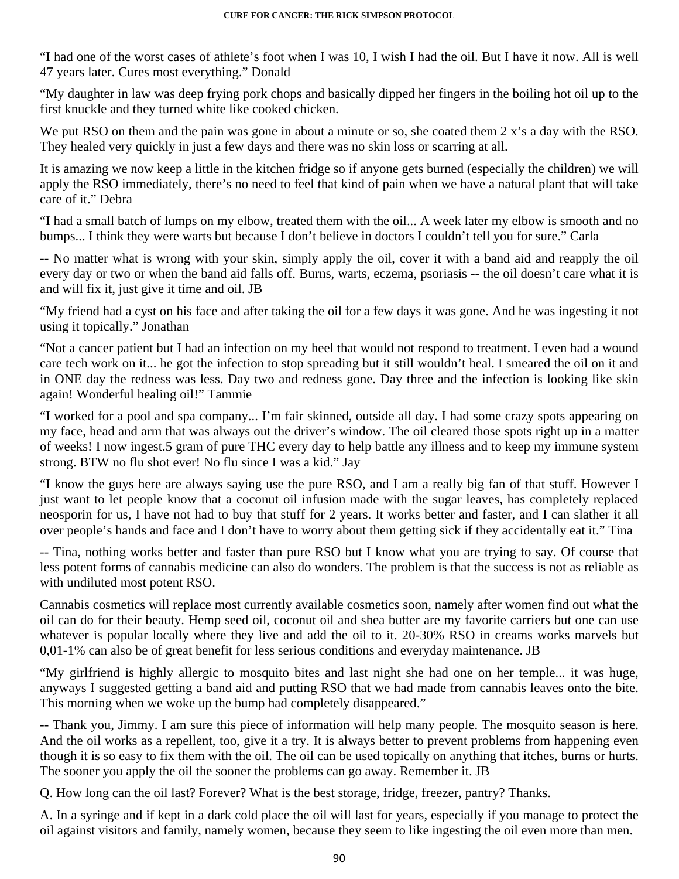"I had one of the worst cases of athlete's foot when I was 10, I wish I had the oil. But I have it now. All is well 47 years later. Cures most everything." Donald

"My daughter in law was deep frying pork chops and basically dipped her fingers in the boiling hot oil up to the first knuckle and they turned white like cooked chicken.

We put RSO on them and the pain was gone in about a minute or so, she coated them 2 x's a day with the RSO. They healed very quickly in just a few days and there was no skin loss or scarring at all.

It is amazing we now keep a little in the kitchen fridge so if anyone gets burned (especially the children) we will apply the RSO immediately, there's no need to feel that kind of pain when we have a natural plant that will take care of it." Debra

"I had a small batch of lumps on my elbow, treated them with the oil... A week later my elbow is smooth and no bumps... I think they were warts but because I don't believe in doctors I couldn't tell you for sure." Carla

-- No matter what is wrong with your skin, simply apply the oil, cover it with a band aid and reapply the oil every day or two or when the band aid falls off. Burns, warts, eczema, psoriasis -- the oil doesn't care what it is and will fix it, just give it time and oil. JB

"My friend had a cyst on his face and after taking the oil for a few days it was gone. And he was ingesting it not using it topically." Jonathan

"Not a cancer patient but I had an infection on my heel that would not respond to treatment. I even had a wound care tech work on it... he got the infection to stop spreading but it still wouldn't heal. I smeared the oil on it and in ONE day the redness was less. Day two and redness gone. Day three and the infection is looking like skin again! Wonderful healing oil!" Tammie

"I worked for a pool and spa company... I'm fair skinned, outside all day. I had some crazy spots appearing on my face, head and arm that was always out the driver's window. The oil cleared those spots right up in a matter of weeks! I now ingest.5 gram of pure THC every day to help battle any illness and to keep my immune system strong. BTW no flu shot ever! No flu since I was a kid." Jay

"I know the guys here are always saying use the pure RSO, and I am a really big fan of that stuff. However I just want to let people know that a coconut oil infusion made with the sugar leaves, has completely replaced neosporin for us, I have not had to buy that stuff for 2 years. It works better and faster, and I can slather it all over people's hands and face and I don't have to worry about them getting sick if they accidentally eat it." Tina

-- Tina, nothing works better and faster than pure RSO but I know what you are trying to say. Of course that less potent forms of cannabis medicine can also do wonders. The problem is that the success is not as reliable as with undiluted most potent RSO.

Cannabis cosmetics will replace most currently available cosmetics soon, namely after women find out what the oil can do for their beauty. Hemp seed oil, coconut oil and shea butter are my favorite carriers but one can use whatever is popular locally where they live and add the oil to it. 20-30% RSO in creams works marvels but 0,01-1% can also be of great benefit for less serious conditions and everyday maintenance. JB

"My girlfriend is highly allergic to mosquito bites and last night she had one on her temple... it was huge, anyways I suggested getting a band aid and putting RSO that we had made from cannabis leaves onto the bite. This morning when we woke up the bump had completely disappeared."

-- Thank you, Jimmy. I am sure this piece of information will help many people. The mosquito season is here. And the oil works as a repellent, too, give it a try. It is always better to prevent problems from happening even though it is so easy to fix them with the oil. The oil can be used topically on anything that itches, burns or hurts. The sooner you apply the oil the sooner the problems can go away. Remember it. JB

Q. How long can the oil last? Forever? What is the best storage, fridge, freezer, pantry? Thanks.

A. In a syringe and if kept in a dark cold place the oil will last for years, especially if you manage to protect the oil against visitors and family, namely women, because they seem to like ingesting the oil even more than men.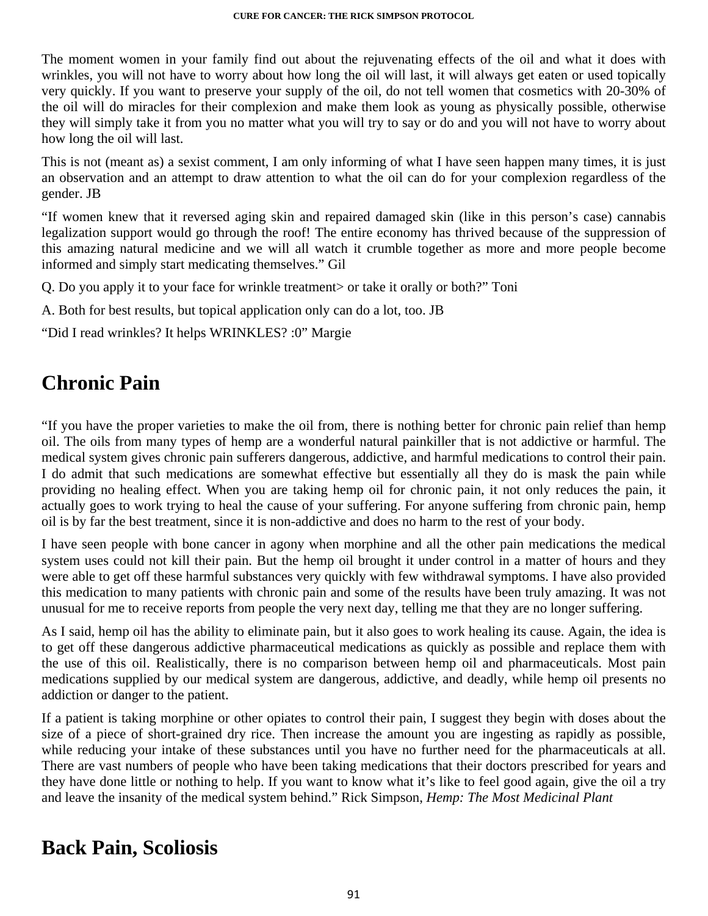The moment women in your family find out about the rejuvenating effects of the oil and what it does with wrinkles, you will not have to worry about how long the oil will last, it will always get eaten or used topically very quickly. If you want to preserve your supply of the oil, do not tell women that cosmetics with 20-30% of the oil will do miracles for their complexion and make them look as young as physically possible, otherwise they will simply take it from you no matter what you will try to say or do and you will not have to worry about how long the oil will last.

This is not (meant as) a sexist comment, I am only informing of what I have seen happen many times, it is just an observation and an attempt to draw attention to what the oil can do for your complexion regardless of the gender. JB

“If women knew that it reversed aging skin and repaired damaged skin (like in this person’s case) cannabis legalization support would go through the roof! The entire economy has thrived because of the suppression of this amazing natural medicine and we will all watch it crumble together as more and more people become informed and simply start medicating themselves.” Gil

Q. Do you apply it to your face for wrinkle treatment> or take it orally or both?” Toni

A. Both for best results, but topical application only can do a lot, too. JB

“Did I read wrinkles? It helps WRINKLES? :0” Margie

## Chronic Pain

“If you have the proper varieties to make the oil from, there is nothing better for chronic pain relief than hemp oil. The oils from many types of hemp are a wonderful natural painkiller that is not addictive or harmful. The medical system gives chronic pain sufferers dangerous, addictive, and harmful medications to control their pain. I do admit that such medications are somewhat effective but essentially all they do is mask the pain while providing no healing effect. When you are taking hemp oil for chronic pain, it not only reduces the pain, it actually goes to work trying to heal the cause of your suffering. For anyone suffering from chronic pain, hemp oil is by far the best treatment, since it is non-addictive and does no harm to the rest of your body.

I have seen people with bone cancer in agony when morphine and all the other pain medications the medical system uses could not kill their pain. But the hemp oil brought it under control in a matter of hours and they were able to get off these harmful substances very quickly with few withdrawal symptoms. I have also provided this medication to many patients with chronic pain and some of the results have been truly amazing. It was not unusual for me to receive reports from people the very next day, telling me that they are no longer suffering.

As I said, hemp oil has the ability to eliminate pain, but it also goes to work healing its cause. Again, the idea is to get off these dangerous addictive pharmaceutical medications as quickly as possible and replace them with the use of this oil. Realistically, there is no comparison between hemp oil and pharmaceuticals. Most pain medications supplied by our medical system are dangerous, addictive, and deadly, while hemp oil presents no addiction or danger to the patient.

If a patient is taking morphine or other opiates to control their pain, I suggest they begin with doses about the size of a piece of short-grained dry rice. Then increase the amount you are ingesting as rapidly as possible, while reducing your intake of these substances until you have no further need for the pharmaceuticals at all. There are vast numbers of people who have been taking medications that their doctors prescribed for years and they have done little or nothing to help. If you want to know what it’s like to feel good again, give the oil a try and leave the insanity of the medical system behind.” Rick Simpson, *Hemp: The Most Medicinal Plant*

## Back Pain, Scoliosis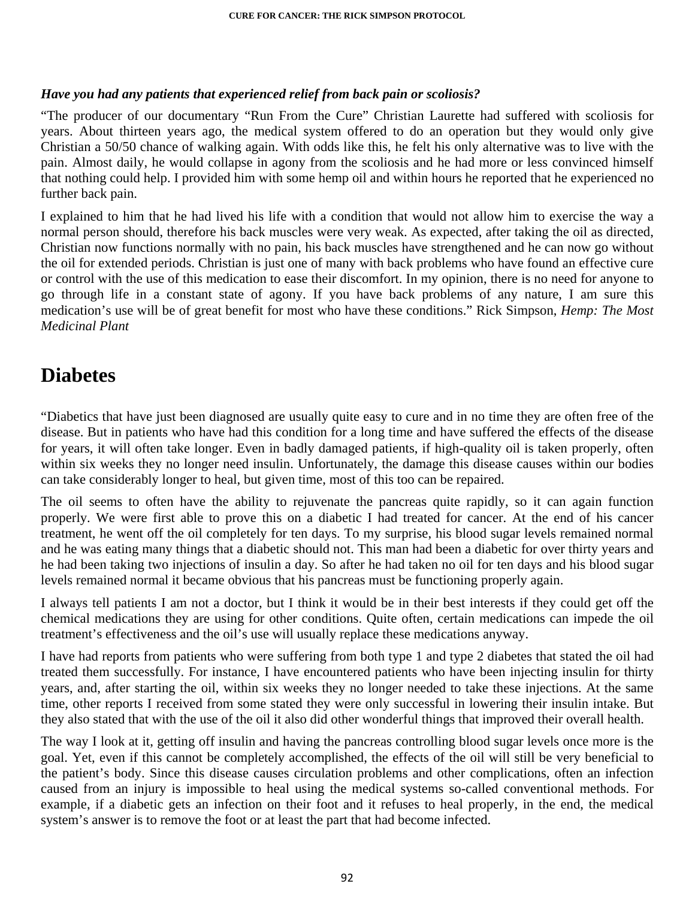***Have you had any patients that experienced relief from back pain or scoliosis?***

"The producer of our documentary "Run From the Cure" Christian Laurette had suffered with scoliosis for years. About thirteen years ago, the medical system offered to do an operation but they would only give Christian a 50/50 chance of walking again. With odds like this, he felt his only alternative was to live with the pain. Almost daily, he would collapse in agony from the scoliosis and he had more or less convinced himself that nothing could help. I provided him with some hemp oil and within hours he reported that he experienced no further back pain.

I explained to him that he had lived his life with a condition that would not allow him to exercise the way a normal person should, therefore his back muscles were very weak. As expected, after taking the oil as directed, Christian now functions normally with no pain, his back muscles have strengthened and he can now go without the oil for extended periods. Christian is just one of many with back problems who have found an effective cure or control with the use of this medication to ease their discomfort. In my opinion, there is no need for anyone to go through life in a constant state of agony. If you have back problems of any nature, I am sure this medication's use will be of great benefit for most who have these conditions." Rick Simpson, *Hemp: The Most Medicinal Plant*

# Diabetes

"Diabetics that have just been diagnosed are usually quite easy to cure and in no time they are often free of the disease. But in patients who have had this condition for a long time and have suffered the effects of the disease for years, it will often take longer. Even in badly damaged patients, if high-quality oil is taken properly, often within six weeks they no longer need insulin. Unfortunately, the damage this disease causes within our bodies can take considerably longer to heal, but given time, most of this too can be repaired.

The oil seems to often have the ability to rejuvenate the pancreas quite rapidly, so it can again function properly. We were first able to prove this on a diabetic I had treated for cancer. At the end of his cancer treatment, he went off the oil completely for ten days. To my surprise, his blood sugar levels remained normal and he was eating many things that a diabetic should not. This man had been a diabetic for over thirty years and he had been taking two injections of insulin a day. So after he had taken no oil for ten days and his blood sugar levels remained normal it became obvious that his pancreas must be functioning properly again.

I always tell patients I am not a doctor, but I think it would be in their best interests if they could get off the chemical medications they are using for other conditions. Quite often, certain medications can impede the oil treatment's effectiveness and the oil's use will usually replace these medications anyway.

I have had reports from patients who were suffering from both type 1 and type 2 diabetes that stated the oil had treated them successfully. For instance, I have encountered patients who have been injecting insulin for thirty years, and, after starting the oil, within six weeks they no longer needed to take these injections. At the same time, other reports I received from some stated they were only successful in lowering their insulin intake. But they also stated that with the use of the oil it also did other wonderful things that improved their overall health.

The way I look at it, getting off insulin and having the pancreas controlling blood sugar levels once more is the goal. Yet, even if this cannot be completely accomplished, the effects of the oil will still be very beneficial to the patient's body. Since this disease causes circulation problems and other complications, often an infection caused from an injury is impossible to heal using the medical systems so-called conventional methods. For example, if a diabetic gets an infection on their foot and it refuses to heal properly, in the end, the medical system's answer is to remove the foot or at least the part that had become infected.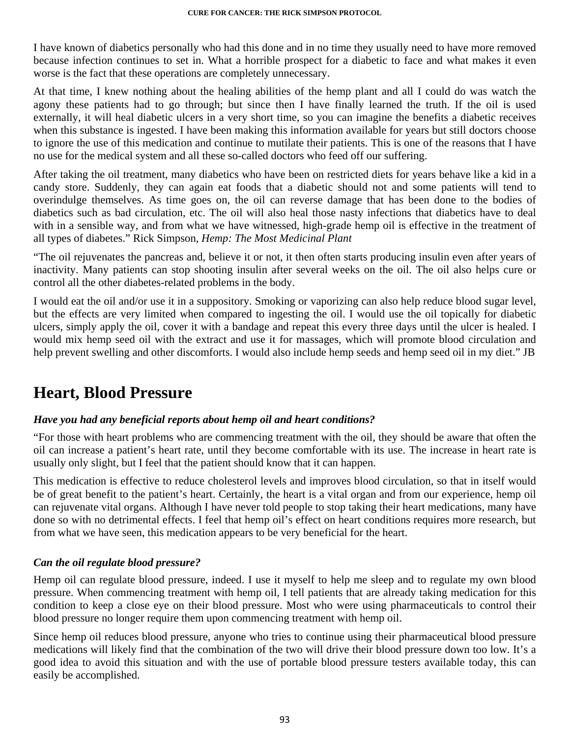I have known of diabetics personally who had this done and in no time they usually need to have more removed because infection continues to set in. What a horrible prospect for a diabetic to face and what makes it even worse is the fact that these operations are completely unnecessary.

At that time, I knew nothing about the healing abilities of the hemp plant and all I could do was watch the agony these patients had to go through; but since then I have finally learned the truth. If the oil is used externally, it will heal diabetic ulcers in a very short time, so you can imagine the benefits a diabetic receives when this substance is ingested. I have been making this information available for years but still doctors choose to ignore the use of this medication and continue to mutilate their patients. This is one of the reasons that I have no use for the medical system and all these so-called doctors who feed off our suffering.

After taking the oil treatment, many diabetics who have been on restricted diets for years behave like a kid in a candy store. Suddenly, they can again eat foods that a diabetic should not and some patients will tend to overindulge themselves. As time goes on, the oil can reverse damage that has been done to the bodies of diabetics such as bad circulation, etc. The oil will also heal those nasty infections that diabetics have to deal with in a sensible way, and from what we have witnessed, high-grade hemp oil is effective in the treatment of all types of diabetes." Rick Simpson, *Hemp: The Most Medicinal Plant*

"The oil rejuvenates the pancreas and, believe it or not, it then often starts producing insulin even after years of inactivity. Many patients can stop shooting insulin after several weeks on the oil. The oil also helps cure or control all the other diabetes-related problems in the body.

I would eat the oil and/or use it in a suppository. Smoking or vaporizing can also help reduce blood sugar level, but the effects are very limited when compared to ingesting the oil. I would use the oil topically for diabetic ulcers, simply apply the oil, cover it with a bandage and repeat this every three days until the ulcer is healed. I would mix hemp seed oil with the extract and use it for massages, which will promote blood circulation and help prevent swelling and other discomforts. I would also include hemp seeds and hemp seed oil in my diet." JB

## Heart, Blood Pressure

***Have you had any beneficial reports about hemp oil and heart conditions?***

"For those with heart problems who are commencing treatment with the oil, they should be aware that often the oil can increase a patient's heart rate, until they become comfortable with its use. The increase in heart rate is usually only slight, but I feel that the patient should know that it can happen.

This medication is effective to reduce cholesterol levels and improves blood circulation, so that in itself would be of great benefit to the patient's heart. Certainly, the heart is a vital organ and from our experience, hemp oil can rejuvenate vital organs. Although I have never told people to stop taking their heart medications, many have done so with no detrimental effects. I feel that hemp oil's effect on heart conditions requires more research, but from what we have seen, this medication appears to be very beneficial for the heart.

***Can the oil regulate blood pressure?***

Hemp oil can regulate blood pressure, indeed. I use it myself to help me sleep and to regulate my own blood pressure. When commencing treatment with hemp oil, I tell patients that are already taking medication for this condition to keep a close eye on their blood pressure. Most who were using pharmaceuticals to control their blood pressure no longer require them upon commencing treatment with hemp oil.

Since hemp oil reduces blood pressure, anyone who tries to continue using their pharmaceutical blood pressure medications will likely find that the combination of the two will drive their blood pressure down too low. It's a good idea to avoid this situation and with the use of portable blood pressure testers available today, this can easily be accomplished.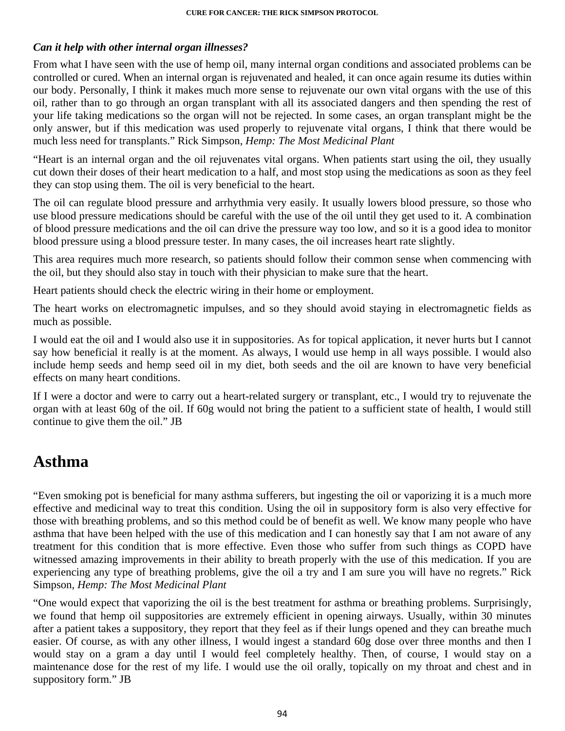***Can it help with other internal organ illnesses?***

From what I have seen with the use of hemp oil, many internal organ conditions and associated problems can be controlled or cured. When an internal organ is rejuvenated and healed, it can once again resume its duties within our body. Personally, I think it makes much more sense to rejuvenate our own vital organs with the use of this oil, rather than to go through an organ transplant with all its associated dangers and then spending the rest of your life taking medications so the organ will not be rejected. In some cases, an organ transplant might be the only answer, but if this medication was used properly to rejuvenate vital organs, I think that there would be much less need for transplants." Rick Simpson, *Hemp: The Most Medicinal Plant*

"Heart is an internal organ and the oil rejuvenates vital organs. When patients start using the oil, they usually cut down their doses of their heart medication to a half, and most stop using the medications as soon as they feel they can stop using them. The oil is very beneficial to the heart.

The oil can regulate blood pressure and arrhythmia very easily. It usually lowers blood pressure, so those who use blood pressure medications should be careful with the use of the oil until they get used to it. A combination of blood pressure medications and the oil can drive the pressure way too low, and so it is a good idea to monitor blood pressure using a blood pressure tester. In many cases, the oil increases heart rate slightly.

This area requires much more research, so patients should follow their common sense when commencing with the oil, but they should also stay in touch with their physician to make sure that the heart.

Heart patients should check the electric wiring in their home or employment.

The heart works on electromagnetic impulses, and so they should avoid staying in electromagnetic fields as much as possible.

I would eat the oil and I would also use it in suppositories. As for topical application, it never hurts but I cannot say how beneficial it really is at the moment. As always, I would use hemp in all ways possible. I would also include hemp seeds and hemp seed oil in my diet, both seeds and the oil are known to have very beneficial effects on many heart conditions.

If I were a doctor and were to carry out a heart-related surgery or transplant, etc., I would try to rejuvenate the organ with at least 60g of the oil. If 60g would not bring the patient to a sufficient state of health, I would still continue to give them the oil." JB

# Asthma

"Even smoking pot is beneficial for many asthma sufferers, but ingesting the oil or vaporizing it is a much more effective and medicinal way to treat this condition. Using the oil in suppository form is also very effective for those with breathing problems, and so this method could be of benefit as well. We know many people who have asthma that have been helped with the use of this medication and I can honestly say that I am not aware of any treatment for this condition that is more effective. Even those who suffer from such things as COPD have witnessed amazing improvements in their ability to breath properly with the use of this medication. If you are experiencing any type of breathing problems, give the oil a try and I am sure you will have no regrets." Rick Simpson, *Hemp: The Most Medicinal Plant*

"One would expect that vaporizing the oil is the best treatment for asthma or breathing problems. Surprisingly, we found that hemp oil suppositories are extremely efficient in opening airways. Usually, within 30 minutes after a patient takes a suppository, they report that they feel as if their lungs opened and they can breathe much easier. Of course, as with any other illness, I would ingest a standard 60g dose over three months and then I would stay on a gram a day until I would feel completely healthy. Then, of course, I would stay on a maintenance dose for the rest of my life. I would use the oil orally, topically on my throat and chest and in suppository form." JB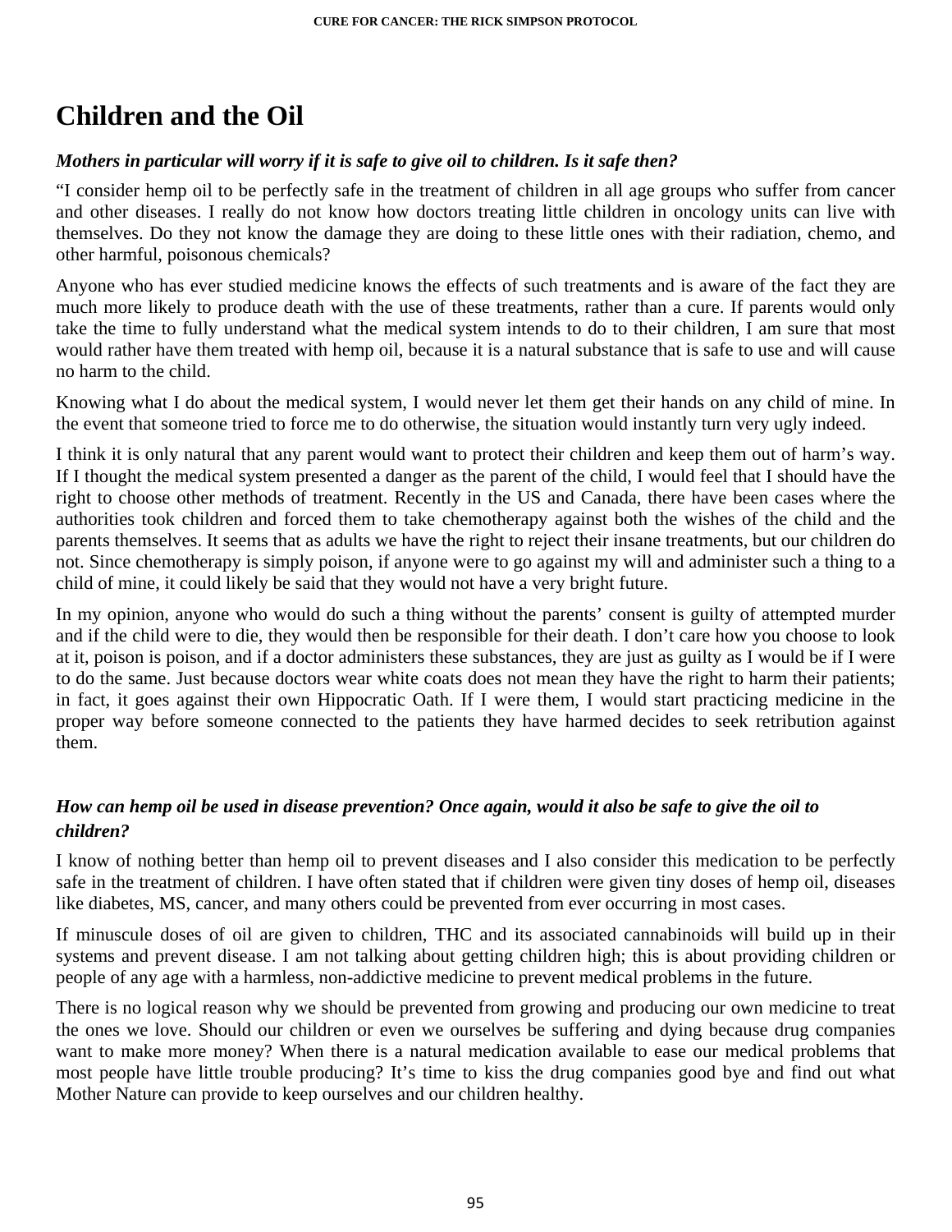# Children and the Oil

***Mothers in particular will worry if it is safe to give oil to children. Is it safe then?***

"I consider hemp oil to be perfectly safe in the treatment of children in all age groups who suffer from cancer and other diseases. I really do not know how doctors treating little children in oncology units can live with themselves. Do they not know the damage they are doing to these little ones with their radiation, chemo, and other harmful, poisonous chemicals?

Anyone who has ever studied medicine knows the effects of such treatments and is aware of the fact they are much more likely to produce death with the use of these treatments, rather than a cure. If parents would only take the time to fully understand what the medical system intends to do to their children, I am sure that most would rather have them treated with hemp oil, because it is a natural substance that is safe to use and will cause no harm to the child.

Knowing what I do about the medical system, I would never let them get their hands on any child of mine. In the event that someone tried to force me to do otherwise, the situation would instantly turn very ugly indeed.

I think it is only natural that any parent would want to protect their children and keep them out of harm's way. If I thought the medical system presented a danger as the parent of the child, I would feel that I should have the right to choose other methods of treatment. Recently in the US and Canada, there have been cases where the authorities took children and forced them to take chemotherapy against both the wishes of the child and the parents themselves. It seems that as adults we have the right to reject their insane treatments, but our children do not. Since chemotherapy is simply poison, if anyone were to go against my will and administer such a thing to a child of mine, it could likely be said that they would not have a very bright future.

In my opinion, anyone who would do such a thing without the parents' consent is guilty of attempted murder and if the child were to die, they would then be responsible for their death. I don't care how you choose to look at it, poison is poison, and if a doctor administers these substances, they are just as guilty as I would be if I were to do the same. Just because doctors wear white coats does not mean they have the right to harm their patients; in fact, it goes against their own Hippocratic Oath. If I were them, I would start practicing medicine in the proper way before someone connected to the patients they have harmed decides to seek retribution against them.

***How can hemp oil be used in disease prevention? Once again, would it also be safe to give the oil to children?***

I know of nothing better than hemp oil to prevent diseases and I also consider this medication to be perfectly safe in the treatment of children. I have often stated that if children were given tiny doses of hemp oil, diseases like diabetes, MS, cancer, and many others could be prevented from ever occurring in most cases.

If minuscule doses of oil are given to children, THC and its associated cannabinoids will build up in their systems and prevent disease. I am not talking about getting children high; this is about providing children or people of any age with a harmless, non-addictive medicine to prevent medical problems in the future.

There is no logical reason why we should be prevented from growing and producing our own medicine to treat the ones we love. Should our children or even we ourselves be suffering and dying because drug companies want to make more money? When there is a natural medication available to ease our medical problems that most people have little trouble producing? It's time to kiss the drug companies good bye and find out what Mother Nature can provide to keep ourselves and our children healthy.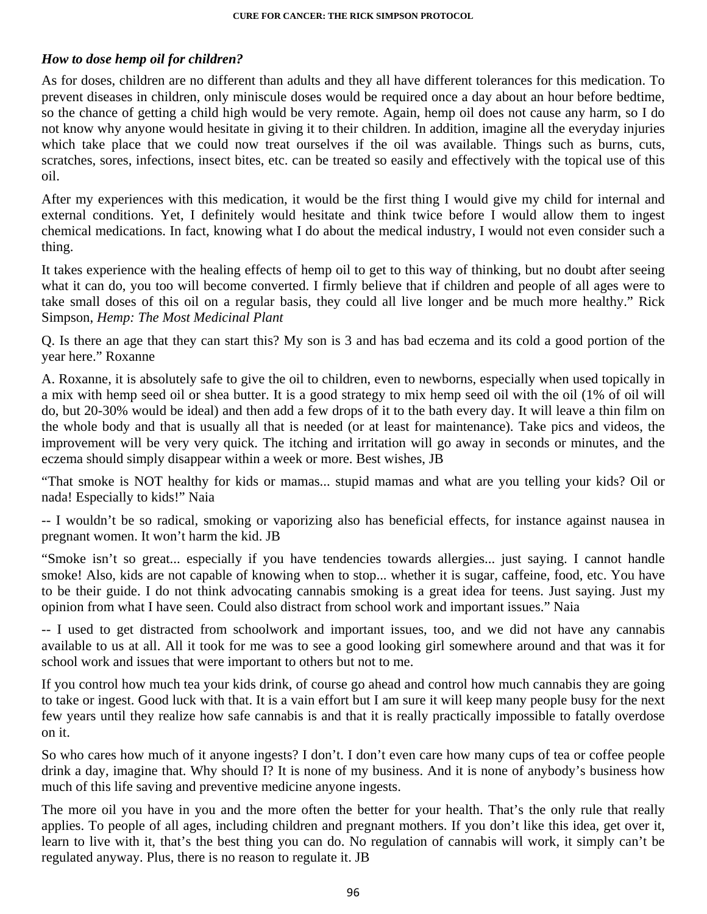### *How to dose hemp oil for children?*

As for doses, children are no different than adults and they all have different tolerances for this medication. To prevent diseases in children, only miniscule doses would be required once a day about an hour before bedtime, so the chance of getting a child high would be very remote. Again, hemp oil does not cause any harm, so I do not know why anyone would hesitate in giving it to their children. In addition, imagine all the everyday injuries which take place that we could now treat ourselves if the oil was available. Things such as burns, cuts, scratches, sores, infections, insect bites, etc. can be treated so easily and effectively with the topical use of this oil.

After my experiences with this medication, it would be the first thing I would give my child for internal and external conditions. Yet, I definitely would hesitate and think twice before I would allow them to ingest chemical medications. In fact, knowing what I do about the medical industry, I would not even consider such a thing.

It takes experience with the healing effects of hemp oil to get to this way of thinking, but no doubt after seeing what it can do, you too will become converted. I firmly believe that if children and people of all ages were to take small doses of this oil on a regular basis, they could all live longer and be much more healthy." Rick Simpson, *Hemp: The Most Medicinal Plant*

Q. Is there an age that they can start this? My son is 3 and has bad eczema and its cold a good portion of the year here." Roxanne

A. Roxanne, it is absolutely safe to give the oil to children, even to newborns, especially when used topically in a mix with hemp seed oil or shea butter. It is a good strategy to mix hemp seed oil with the oil (1% of oil will do, but 20-30% would be ideal) and then add a few drops of it to the bath every day. It will leave a thin film on the whole body and that is usually all that is needed (or at least for maintenance). Take pics and videos, the improvement will be very very quick. The itching and irritation will go away in seconds or minutes, and the eczema should simply disappear within a week or more. Best wishes, JB

"That smoke is NOT healthy for kids or mamas... stupid mamas and what are you telling your kids? Oil or nada! Especially to kids!" Naia

-- I wouldn't be so radical, smoking or vaporizing also has beneficial effects, for instance against nausea in pregnant women. It won't harm the kid. JB

"Smoke isn't so great... especially if you have tendencies towards allergies... just saying. I cannot handle smoke! Also, kids are not capable of knowing when to stop... whether it is sugar, caffeine, food, etc. You have to be their guide. I do not think advocating cannabis smoking is a great idea for teens. Just saying. Just my opinion from what I have seen. Could also distract from school work and important issues." Naia

-- I used to get distracted from schoolwork and important issues, too, and we did not have any cannabis available to us at all. All it took for me was to see a good looking girl somewhere around and that was it for school work and issues that were important to others but not to me.

If you control how much tea your kids drink, of course go ahead and control how much cannabis they are going to take or ingest. Good luck with that. It is a vain effort but I am sure it will keep many people busy for the next few years until they realize how safe cannabis is and that it is really practically impossible to fatally overdose on it.

So who cares how much of it anyone ingests? I don't. I don't even care how many cups of tea or coffee people drink a day, imagine that. Why should I? It is none of my business. And it is none of anybody's business how much of this life saving and preventive medicine anyone ingests.

The more oil you have in you and the more often the better for your health. That's the only rule that really applies. To people of all ages, including children and pregnant mothers. If you don't like this idea, get over it, learn to live with it, that's the best thing you can do. No regulation of cannabis will work, it simply can't be regulated anyway. Plus, there is no reason to regulate it. JB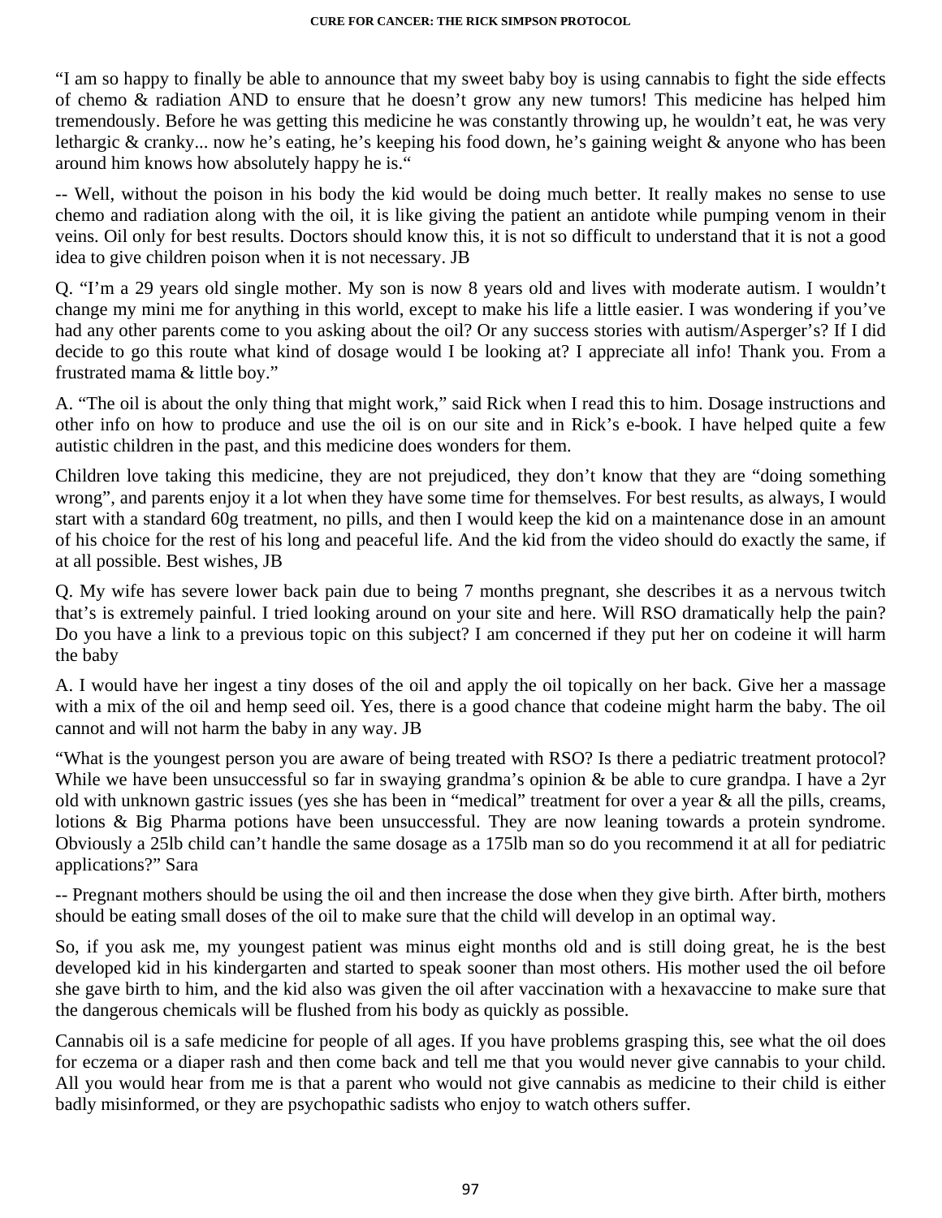"I am so happy to finally be able to announce that my sweet baby boy is using cannabis to fight the side effects of chemo & radiation AND to ensure that he doesn't grow any new tumors! This medicine has helped him tremendously. Before he was getting this medicine he was constantly throwing up, he wouldn't eat, he was very lethargic & cranky... now he's eating, he's keeping his food down, he's gaining weight & anyone who has been around him knows how absolutely happy he is."

-- Well, without the poison in his body the kid would be doing much better. It really makes no sense to use chemo and radiation along with the oil, it is like giving the patient an antidote while pumping venom in their veins. Oil only for best results. Doctors should know this, it is not so difficult to understand that it is not a good idea to give children poison when it is not necessary. JB

Q. "I'm a 29 years old single mother. My son is now 8 years old and lives with moderate autism. I wouldn't change my mini me for anything in this world, except to make his life a little easier. I was wondering if you've had any other parents come to you asking about the oil? Or any success stories with autism/Asperger's? If I did decide to go this route what kind of dosage would I be looking at? I appreciate all info! Thank you. From a frustrated mama & little boy."

A. "The oil is about the only thing that might work," said Rick when I read this to him. Dosage instructions and other info on how to produce and use the oil is on our site and in Rick's e-book. I have helped quite a few autistic children in the past, and this medicine does wonders for them.

Children love taking this medicine, they are not prejudiced, they don't know that they are "doing something wrong", and parents enjoy it a lot when they have some time for themselves. For best results, as always, I would start with a standard 60g treatment, no pills, and then I would keep the kid on a maintenance dose in an amount of his choice for the rest of his long and peaceful life. And the kid from the video should do exactly the same, if at all possible. Best wishes, JB

Q. My wife has severe lower back pain due to being 7 months pregnant, she describes it as a nervous twitch that's is extremely painful. I tried looking around on your site and here. Will RSO dramatically help the pain? Do you have a link to a previous topic on this subject? I am concerned if they put her on codeine it will harm the baby

A. I would have her ingest a tiny doses of the oil and apply the oil topically on her back. Give her a massage with a mix of the oil and hemp seed oil. Yes, there is a good chance that codeine might harm the baby. The oil cannot and will not harm the baby in any way. JB

"What is the youngest person you are aware of being treated with RSO? Is there a pediatric treatment protocol? While we have been unsuccessful so far in swaying grandma's opinion & be able to cure grandpa. I have a 2yr old with unknown gastric issues (yes she has been in "medical" treatment for over a year & all the pills, creams, lotions & Big Pharma potions have been unsuccessful. They are now leaning towards a protein syndrome. Obviously a 25lb child can't handle the same dosage as a 175lb man so do you recommend it at all for pediatric applications?" Sara

-- Pregnant mothers should be using the oil and then increase the dose when they give birth. After birth, mothers should be eating small doses of the oil to make sure that the child will develop in an optimal way.

So, if you ask me, my youngest patient was minus eight months old and is still doing great, he is the best developed kid in his kindergarten and started to speak sooner than most others. His mother used the oil before she gave birth to him, and the kid also was given the oil after vaccination with a hexavaccine to make sure that the dangerous chemicals will be flushed from his body as quickly as possible.

Cannabis oil is a safe medicine for people of all ages. If you have problems grasping this, see what the oil does for eczema or a diaper rash and then come back and tell me that you would never give cannabis to your child. All you would hear from me is that a parent who would not give cannabis as medicine to their child is either badly misinformed, or they are psychopathic sadists who enjoy to watch others suffer.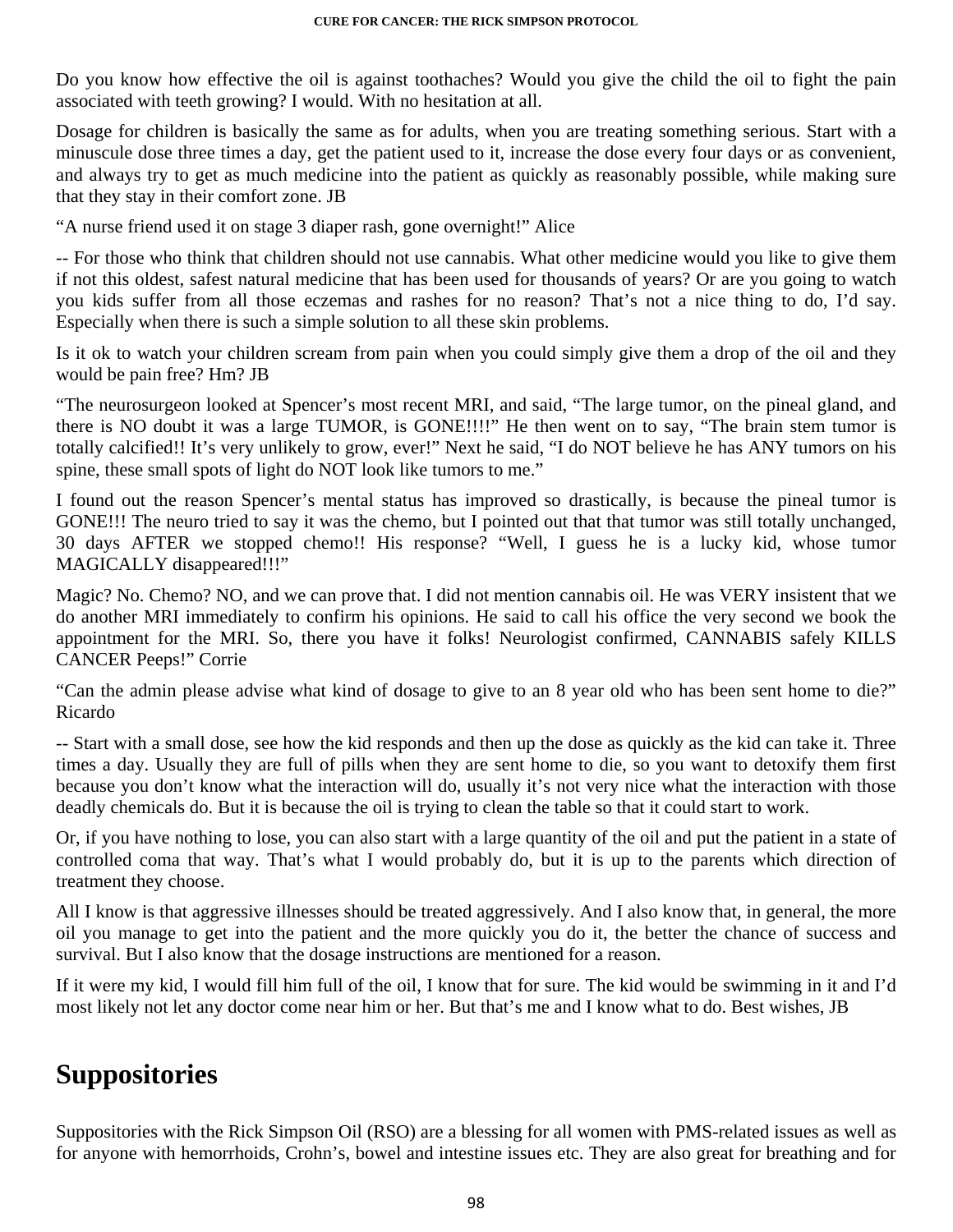Do you know how effective the oil is against toothaches? Would you give the child the oil to fight the pain associated with teeth growing? I would. With no hesitation at all.

Dosage for children is basically the same as for adults, when you are treating something serious. Start with a minuscule dose three times a day, get the patient used to it, increase the dose every four days or as convenient, and always try to get as much medicine into the patient as quickly as reasonably possible, while making sure that they stay in their comfort zone. JB

“A nurse friend used it on stage 3 diaper rash, gone overnight!” Alice

-- For those who think that children should not use cannabis. What other medicine would you like to give them if not this oldest, safest natural medicine that has been used for thousands of years? Or are you going to watch you kids suffer from all those eczemas and rashes for no reason? That’s not a nice thing to do, I’d say. Especially when there is such a simple solution to all these skin problems.

Is it ok to watch your children scream from pain when you could simply give them a drop of the oil and they would be pain free? Hm? JB

“The neurosurgeon looked at Spencer’s most recent MRI, and said, “The large tumor, on the pineal gland, and there is NO doubt it was a large TUMOR, is GONE!!!!” He then went on to say, “The brain stem tumor is totally calcified!! It’s very unlikely to grow, ever!” Next he said, “I do NOT believe he has ANY tumors on his spine, these small spots of light do NOT look like tumors to me.”

I found out the reason Spencer’s mental status has improved so drastically, is because the pineal tumor is GONE!!! The neuro tried to say it was the chemo, but I pointed out that that tumor was still totally unchanged, 30 days AFTER we stopped chemo!! His response? “Well, I guess he is a lucky kid, whose tumor MAGICALLY disappeared!!!”

Magic? No. Chemo? NO, and we can prove that. I did not mention cannabis oil. He was VERY insistent that we do another MRI immediately to confirm his opinions. He said to call his office the very second we book the appointment for the MRI. So, there you have it folks! Neurologist confirmed, CANNABIS safely KILLS CANCER Peeps!” Corrie

“Can the admin please advise what kind of dosage to give to an 8 year old who has been sent home to die?” Ricardo

-- Start with a small dose, see how the kid responds and then up the dose as quickly as the kid can take it. Three times a day. Usually they are full of pills when they are sent home to die, so you want to detoxify them first because you don’t know what the interaction will do, usually it’s not very nice what the interaction with those deadly chemicals do. But it is because the oil is trying to clean the table so that it could start to work.

Or, if you have nothing to lose, you can also start with a large quantity of the oil and put the patient in a state of controlled coma that way. That’s what I would probably do, but it is up to the parents which direction of treatment they choose.

All I know is that aggressive illnesses should be treated aggressively. And I also know that, in general, the more oil you manage to get into the patient and the more quickly you do it, the better the chance of success and survival. But I also know that the dosage instructions are mentioned for a reason.

If it were my kid, I would fill him full of the oil, I know that for sure. The kid would be swimming in it and I’d most likely not let any doctor come near him or her. But that’s me and I know what to do. Best wishes, JB

## Suppositories

Suppositories with the Rick Simpson Oil (RSO) are a blessing for all women with PMS-related issues as well as for anyone with hemorrhoids, Crohn’s, bowel and intestine issues etc. They are also great for breathing and for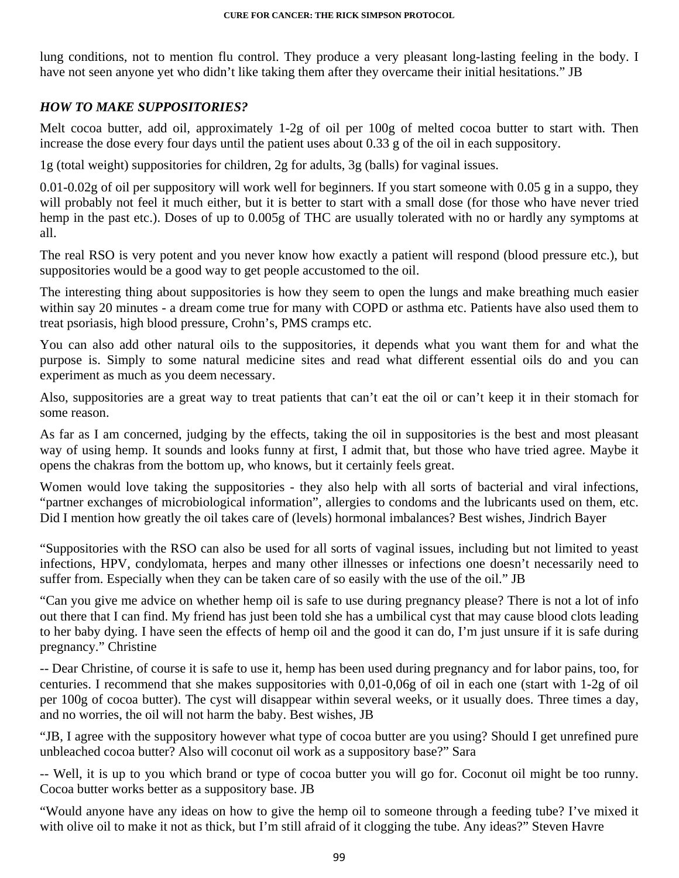lung conditions, not to mention flu control. They produce a very pleasant long-lasting feeling in the body. I have not seen anyone yet who didn't like taking them after they overcame their initial hesitations." JB

### *HOW TO MAKE SUPPOSITORIES?*

Melt cocoa butter, add oil, approximately 1-2g of oil per 100g of melted cocoa butter to start with. Then increase the dose every four days until the patient uses about 0.33 g of the oil in each suppository.

1g (total weight) suppositories for children, 2g for adults, 3g (balls) for vaginal issues.

0.01-0.02g of oil per suppository will work well for beginners. If you start someone with 0.05 g in a suppo, they will probably not feel it much either, but it is better to start with a small dose (for those who have never tried hemp in the past etc.). Doses of up to 0.005g of THC are usually tolerated with no or hardly any symptoms at all.

The real RSO is very potent and you never know how exactly a patient will respond (blood pressure etc.), but suppositories would be a good way to get people accustomed to the oil.

The interesting thing about suppositories is how they seem to open the lungs and make breathing much easier within say 20 minutes - a dream come true for many with COPD or asthma etc. Patients have also used them to treat psoriasis, high blood pressure, Crohn's, PMS cramps etc.

You can also add other natural oils to the suppositories, it depends what you want them for and what the purpose is. Simply to some natural medicine sites and read what different essential oils do and you can experiment as much as you deem necessary.

Also, suppositories are a great way to treat patients that can't eat the oil or can't keep it in their stomach for some reason.

As far as I am concerned, judging by the effects, taking the oil in suppositories is the best and most pleasant way of using hemp. It sounds and looks funny at first, I admit that, but those who have tried agree. Maybe it opens the chakras from the bottom up, who knows, but it certainly feels great.

Women would love taking the suppositories - they also help with all sorts of bacterial and viral infections, "partner exchanges of microbiological information", allergies to condoms and the lubricants used on them, etc. Did I mention how greatly the oil takes care of (levels) hormonal imbalances? Best wishes, Jindrich Bayer

"Suppositories with the RSO can also be used for all sorts of vaginal issues, including but not limited to yeast infections, HPV, condylomata, herpes and many other illnesses or infections one doesn't necessarily need to suffer from. Especially when they can be taken care of so easily with the use of the oil." JB

"Can you give me advice on whether hemp oil is safe to use during pregnancy please? There is not a lot of info out there that I can find. My friend has just been told she has a umbilical cyst that may cause blood clots leading to her baby dying. I have seen the effects of hemp oil and the good it can do, I'm just unsure if it is safe during pregnancy." Christine

-- Dear Christine, of course it is safe to use it, hemp has been used during pregnancy and for labor pains, too, for centuries. I recommend that she makes suppositories with 0,01-0,06g of oil in each one (start with 1-2g of oil per 100g of cocoa butter). The cyst will disappear within several weeks, or it usually does. Three times a day, and no worries, the oil will not harm the baby. Best wishes, JB

"JB, I agree with the suppository however what type of cocoa butter are you using? Should I get unrefined pure unbleached cocoa butter? Also will coconut oil work as a suppository base?" Sara

-- Well, it is up to you which brand or type of cocoa butter you will go for. Coconut oil might be too runny. Cocoa butter works better as a suppository base. JB

"Would anyone have any ideas on how to give the hemp oil to someone through a feeding tube? I've mixed it with olive oil to make it not as thick, but I'm still afraid of it clogging the tube. Any ideas?" Steven Havre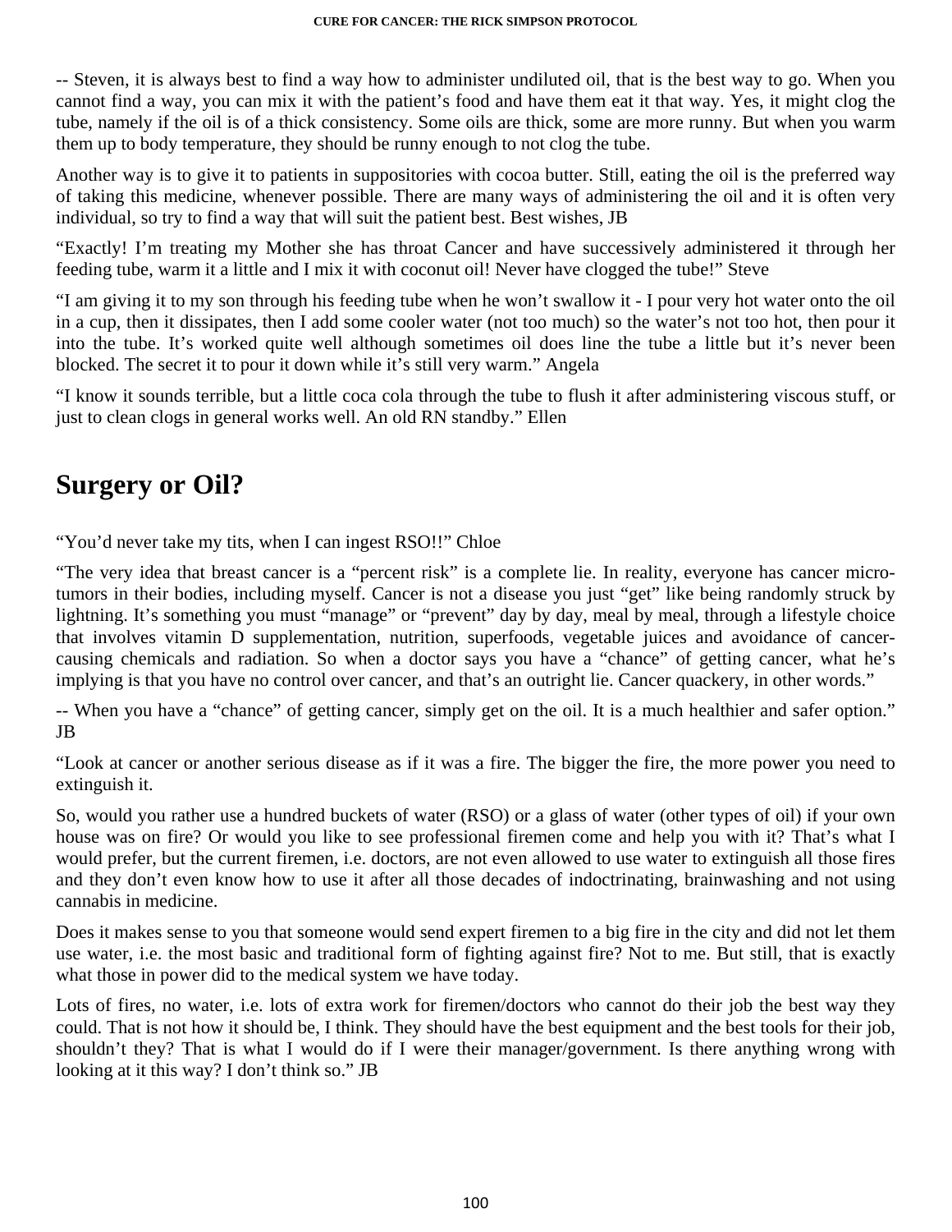-- Steven, it is always best to find a way how to administer undiluted oil, that is the best way to go. When you cannot find a way, you can mix it with the patient's food and have them eat it that way. Yes, it might clog the tube, namely if the oil is of a thick consistency. Some oils are thick, some are more runny. But when you warm them up to body temperature, they should be runny enough to not clog the tube.

Another way is to give it to patients in suppositories with cocoa butter. Still, eating the oil is the preferred way of taking this medicine, whenever possible. There are many ways of administering the oil and it is often very individual, so try to find a way that will suit the patient best. Best wishes, JB

"Exactly! I'm treating my Mother she has throat Cancer and have successively administered it through her feeding tube, warm it a little and I mix it with coconut oil! Never have clogged the tube!" Steve

"I am giving it to my son through his feeding tube when he won't swallow it - I pour very hot water onto the oil in a cup, then it dissipates, then I add some cooler water (not too much) so the water's not too hot, then pour it into the tube. It's worked quite well although sometimes oil does line the tube a little but it's never been blocked. The secret it to pour it down while it's still very warm." Angela

"I know it sounds terrible, but a little coca cola through the tube to flush it after administering viscous stuff, or just to clean clogs in general works well. An old RN standby." Ellen

## Surgery or Oil?

"You'd never take my tits, when I can ingest RSO!!" Chloe

"The very idea that breast cancer is a "percent risk" is a complete lie. In reality, everyone has cancer micro-tumors in their bodies, including myself. Cancer is not a disease you just "get" like being randomly struck by lightning. It's something you must "manage" or "prevent" day by day, meal by meal, through a lifestyle choice that involves vitamin D supplementation, nutrition, superfoods, vegetable juices and avoidance of cancer-causing chemicals and radiation. So when a doctor says you have a "chance" of getting cancer, what he's implying is that you have no control over cancer, and that's an outright lie. Cancer quackery, in other words."

-- When you have a "chance" of getting cancer, simply get on the oil. It is a much healthier and safer option." JB

"Look at cancer or another serious disease as if it was a fire. The bigger the fire, the more power you need to extinguish it.

So, would you rather use a hundred buckets of water (RSO) or a glass of water (other types of oil) if your own house was on fire? Or would you like to see professional firemen come and help you with it? That's what I would prefer, but the current firemen, i.e. doctors, are not even allowed to use water to extinguish all those fires and they don't even know how to use it after all those decades of indoctrinating, brainwashing and not using cannabis in medicine.

Does it makes sense to you that someone would send expert firemen to a big fire in the city and did not let them use water, i.e. the most basic and traditional form of fighting against fire? Not to me. But still, that is exactly what those in power did to the medical system we have today.

Lots of fires, no water, i.e. lots of extra work for firemen/doctors who cannot do their job the best way they could. That is not how it should be, I think. They should have the best equipment and the best tools for their job, shouldn't they? That is what I would do if I were their manager/government. Is there anything wrong with looking at it this way? I don't think so." JB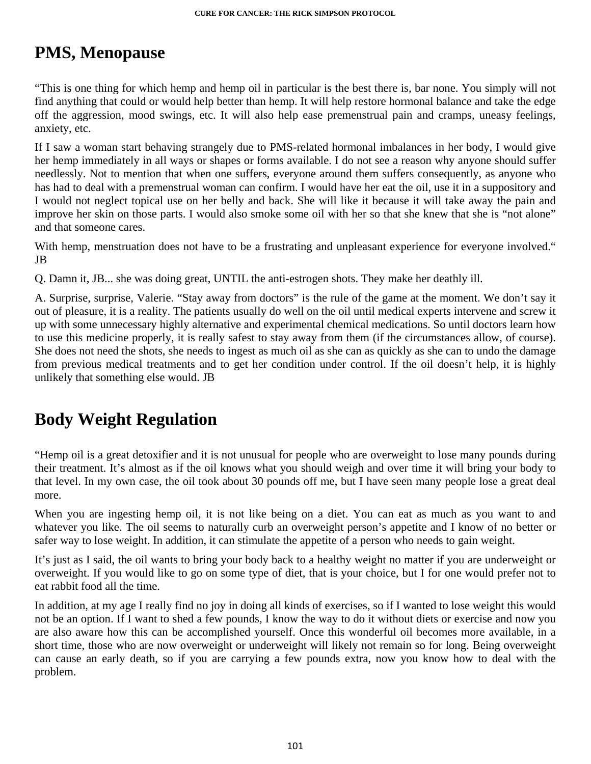## PMS, Menopause

“This is one thing for which hemp and hemp oil in particular is the best there is, bar none. You simply will not find anything that could or would help better than hemp. It will help restore hormonal balance and take the edge off the aggression, mood swings, etc. It will also help ease premenstrual pain and cramps, uneasy feelings, anxiety, etc.

If I saw a woman start behaving strangely due to PMS-related hormonal imbalances in her body, I would give her hemp immediately in all ways or shapes or forms available. I do not see a reason why anyone should suffer needlessly. Not to mention that when one suffers, everyone around them suffers consequently, as anyone who has had to deal with a premenstrual woman can confirm. I would have her eat the oil, use it in a suppository and I would not neglect topical use on her belly and back. She will like it because it will take away the pain and improve her skin on those parts. I would also smoke some oil with her so that she knew that she is “not alone” and that someone cares.

With hemp, menstruation does not have to be a frustrating and unpleasant experience for everyone involved.“ JB

Q. Damn it, JB... she was doing great, UNTIL the anti-estrogen shots. They make her deathly ill.

A. Surprise, surprise, Valerie. “Stay away from doctors” is the rule of the game at the moment. We don’t say it out of pleasure, it is a reality. The patients usually do well on the oil until medical experts intervene and screw it up with some unnecessary highly alternative and experimental chemical medications. So until doctors learn how to use this medicine properly, it is really safest to stay away from them (if the circumstances allow, of course). She does not need the shots, she needs to ingest as much oil as she can as quickly as she can to undo the damage from previous medical treatments and to get her condition under control. If the oil doesn’t help, it is highly unlikely that something else would. JB

## Body Weight Regulation

“Hemp oil is a great detoxifier and it is not unusual for people who are overweight to lose many pounds during their treatment. It’s almost as if the oil knows what you should weigh and over time it will bring your body to that level. In my own case, the oil took about 30 pounds off me, but I have seen many people lose a great deal more.

When you are ingesting hemp oil, it is not like being on a diet. You can eat as much as you want to and whatever you like. The oil seems to naturally curb an overweight person’s appetite and I know of no better or safer way to lose weight. In addition, it can stimulate the appetite of a person who needs to gain weight.

It’s just as I said, the oil wants to bring your body back to a healthy weight no matter if you are underweight or overweight. If you would like to go on some type of diet, that is your choice, but I for one would prefer not to eat rabbit food all the time.

In addition, at my age I really find no joy in doing all kinds of exercises, so if I wanted to lose weight this would not be an option. If I want to shed a few pounds, I know the way to do it without diets or exercise and now you are also aware how this can be accomplished yourself. Once this wonderful oil becomes more available, in a short time, those who are now overweight or underweight will likely not remain so for long. Being overweight can cause an early death, so if you are carrying a few pounds extra, now you know how to deal with the problem.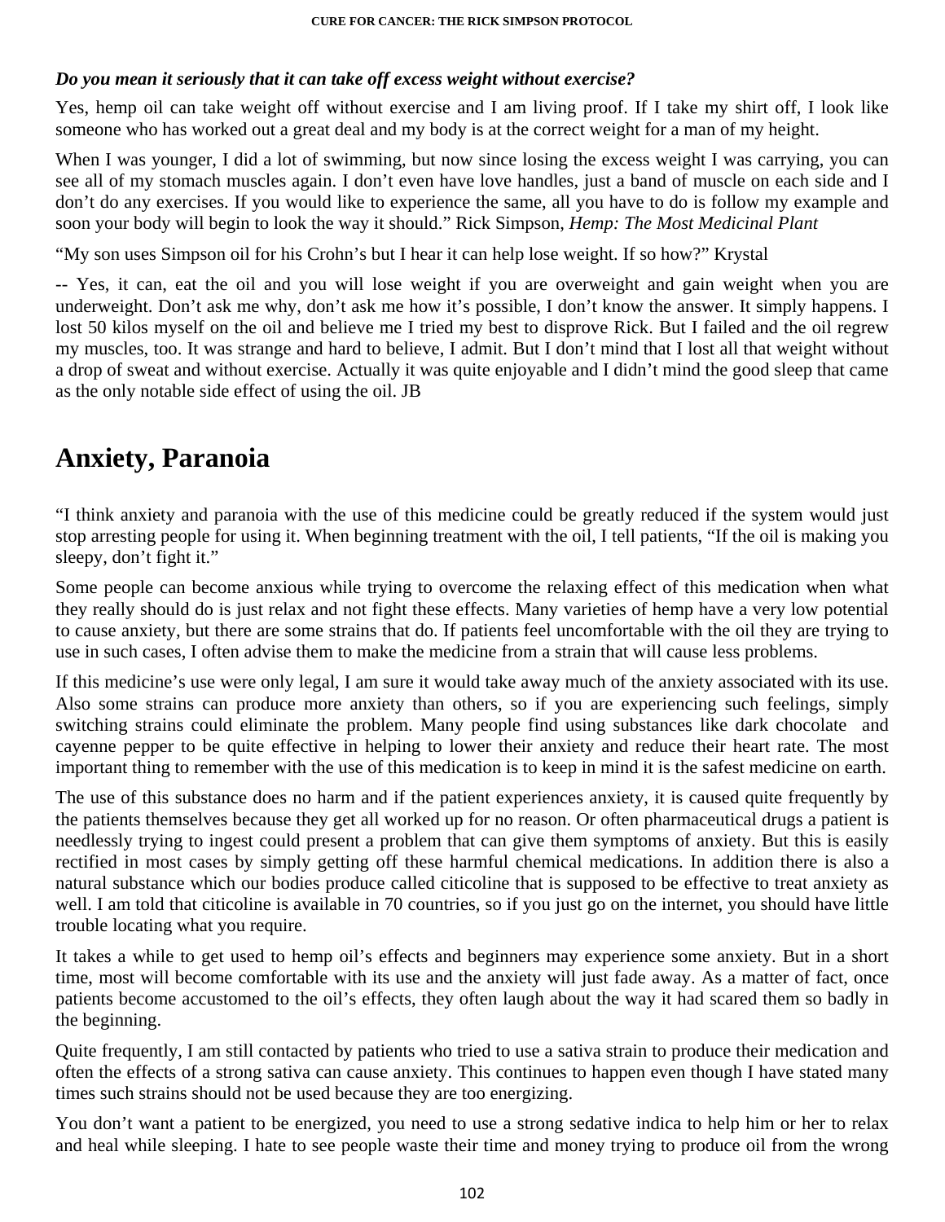***Do you mean it seriously that it can take off excess weight without exercise?***

Yes, hemp oil can take weight off without exercise and I am living proof. If I take my shirt off, I look like someone who has worked out a great deal and my body is at the correct weight for a man of my height.

When I was younger, I did a lot of swimming, but now since losing the excess weight I was carrying, you can see all of my stomach muscles again. I don't even have love handles, just a band of muscle on each side and I don't do any exercises. If you would like to experience the same, all you have to do is follow my example and soon your body will begin to look the way it should." Rick Simpson, *Hemp: The Most Medicinal Plant*

"My son uses Simpson oil for his Crohn's but I hear it can help lose weight. If so how?" Krystal

-- Yes, it can, eat the oil and you will lose weight if you are overweight and gain weight when you are underweight. Don't ask me why, don't ask me how it's possible, I don't know the answer. It simply happens. I lost 50 kilos myself on the oil and believe me I tried my best to disprove Rick. But I failed and the oil regrew my muscles, too. It was strange and hard to believe, I admit. But I don't mind that I lost all that weight without a drop of sweat and without exercise. Actually it was quite enjoyable and I didn't mind the good sleep that came as the only notable side effect of using the oil. JB

# Anxiety, Paranoia

"I think anxiety and paranoia with the use of this medicine could be greatly reduced if the system would just stop arresting people for using it. When beginning treatment with the oil, I tell patients, "If the oil is making you sleepy, don't fight it."

Some people can become anxious while trying to overcome the relaxing effect of this medication when what they really should do is just relax and not fight these effects. Many varieties of hemp have a very low potential to cause anxiety, but there are some strains that do. If patients feel uncomfortable with the oil they are trying to use in such cases, I often advise them to make the medicine from a strain that will cause less problems.

If this medicine's use were only legal, I am sure it would take away much of the anxiety associated with its use. Also some strains can produce more anxiety than others, so if you are experiencing such feelings, simply switching strains could eliminate the problem. Many people find using substances like dark chocolate and cayenne pepper to be quite effective in helping to lower their anxiety and reduce their heart rate. The most important thing to remember with the use of this medication is to keep in mind it is the safest medicine on earth.

The use of this substance does no harm and if the patient experiences anxiety, it is caused quite frequently by the patients themselves because they get all worked up for no reason. Or often pharmaceutical drugs a patient is needlessly trying to ingest could present a problem that can give them symptoms of anxiety. But this is easily rectified in most cases by simply getting off these harmful chemical medications. In addition there is also a natural substance which our bodies produce called citicoline that is supposed to be effective to treat anxiety as well. I am told that citicoline is available in 70 countries, so if you just go on the internet, you should have little trouble locating what you require.

It takes a while to get used to hemp oil's effects and beginners may experience some anxiety. But in a short time, most will become comfortable with its use and the anxiety will just fade away. As a matter of fact, once patients become accustomed to the oil's effects, they often laugh about the way it had scared them so badly in the beginning.

Quite frequently, I am still contacted by patients who tried to use a sativa strain to produce their medication and often the effects of a strong sativa can cause anxiety. This continues to happen even though I have stated many times such strains should not be used because they are too energizing.

You don't want a patient to be energized, you need to use a strong sedative indica to help him or her to relax and heal while sleeping. I hate to see people waste their time and money trying to produce oil from the wrong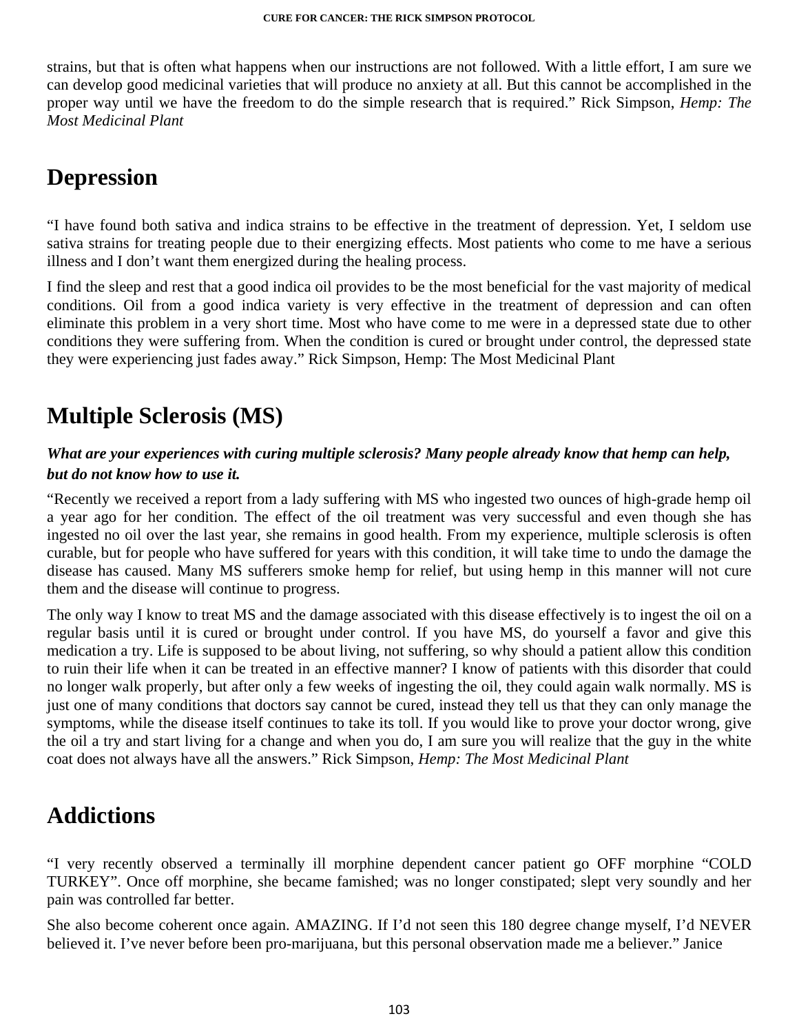strains, but that is often what happens when our instructions are not followed. With a little effort, I am sure we can develop good medicinal varieties that will produce no anxiety at all. But this cannot be accomplished in the proper way until we have the freedom to do the simple research that is required." Rick Simpson, *Hemp: The Most Medicinal Plant*

## Depression

"I have found both sativa and indica strains to be effective in the treatment of depression. Yet, I seldom use sativa strains for treating people due to their energizing effects. Most patients who come to me have a serious illness and I don't want them energized during the healing process.

I find the sleep and rest that a good indica oil provides to be the most beneficial for the vast majority of medical conditions. Oil from a good indica variety is very effective in the treatment of depression and can often eliminate this problem in a very short time. Most who have come to me were in a depressed state due to other conditions they were suffering from. When the condition is cured or brought under control, the depressed state they were experiencing just fades away." Rick Simpson, Hemp: The Most Medicinal Plant

## Multiple Sclerosis (MS)

***What are your experiences with curing multiple sclerosis? Many people already know that hemp can help, but do not know how to use it.***

"Recently we received a report from a lady suffering with MS who ingested two ounces of high-grade hemp oil a year ago for her condition. The effect of the oil treatment was very successful and even though she has ingested no oil over the last year, she remains in good health. From my experience, multiple sclerosis is often curable, but for people who have suffered for years with this condition, it will take time to undo the damage the disease has caused. Many MS sufferers smoke hemp for relief, but using hemp in this manner will not cure them and the disease will continue to progress.

The only way I know to treat MS and the damage associated with this disease effectively is to ingest the oil on a regular basis until it is cured or brought under control. If you have MS, do yourself a favor and give this medication a try. Life is supposed to be about living, not suffering, so why should a patient allow this condition to ruin their life when it can be treated in an effective manner? I know of patients with this disorder that could no longer walk properly, but after only a few weeks of ingesting the oil, they could again walk normally. MS is just one of many conditions that doctors say cannot be cured, instead they tell us that they can only manage the symptoms, while the disease itself continues to take its toll. If you would like to prove your doctor wrong, give the oil a try and start living for a change and when you do, I am sure you will realize that the guy in the white coat does not always have all the answers." Rick Simpson, *Hemp: The Most Medicinal Plant*

## Addictions

"I very recently observed a terminally ill morphine dependent cancer patient go OFF morphine "COLD TURKEY". Once off morphine, she became famished; was no longer constipated; slept very soundly and her pain was controlled far better.

She also become coherent once again. AMAZING. If I'd not seen this 180 degree change myself, I'd NEVER believed it. I've never before been pro-marijuana, but this personal observation made me a believer." Janice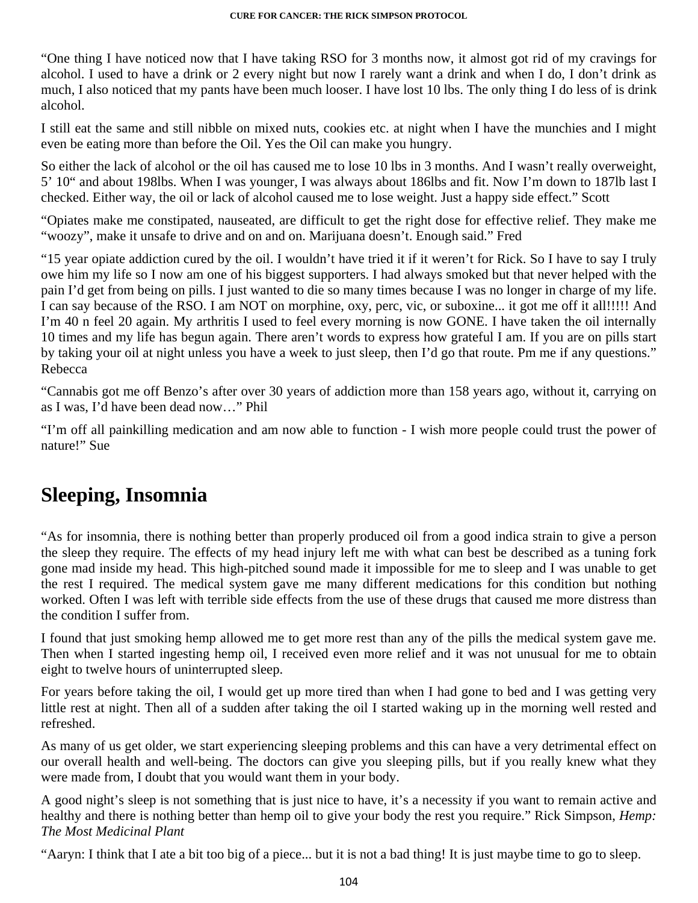“One thing I have noticed now that I have taking RSO for 3 months now, it almost got rid of my cravings for alcohol. I used to have a drink or 2 every night but now I rarely want a drink and when I do, I don’t drink as much, I also noticed that my pants have been much looser. I have lost 10 lbs. The only thing I do less of is drink alcohol.

I still eat the same and still nibble on mixed nuts, cookies etc. at night when I have the munchies and I might even be eating more than before the Oil. Yes the Oil can make you hungry.

So either the lack of alcohol or the oil has caused me to lose 10 lbs in 3 months. And I wasn’t really overweight, 5’ 10“ and about 198lbs. When I was younger, I was always about 186lbs and fit. Now I’m down to 187lb last I checked. Either way, the oil or lack of alcohol caused me to lose weight. Just a happy side effect.” Scott

“Opiates make me constipated, nauseated, are difficult to get the right dose for effective relief. They make me “woozy”, make it unsafe to drive and on and on. Marijuana doesn’t. Enough said.” Fred

“15 year opiate addiction cured by the oil. I wouldn’t have tried it if it weren’t for Rick. So I have to say I truly owe him my life so I now am one of his biggest supporters. I had always smoked but that never helped with the pain I’d get from being on pills. I just wanted to die so many times because I was no longer in charge of my life. I can say because of the RSO. I am NOT on morphine, oxy, perc, vic, or suboxine... it got me off it all!!!!! And I’m 40 n feel 20 again. My arthritis I used to feel every morning is now GONE. I have taken the oil internally 10 times and my life has begun again. There aren’t words to express how grateful I am. If you are on pills start by taking your oil at night unless you have a week to just sleep, then I’d go that route. Pm me if any questions.” Rebecca

“Cannabis got me off Benzo’s after over 30 years of addiction more than 158 years ago, without it, carrying on as I was, I’d have been dead now…” Phil

“I’m off all painkilling medication and am now able to function - I wish more people could trust the power of nature!” Sue

## Sleeping, Insomnia

“As for insomnia, there is nothing better than properly produced oil from a good indica strain to give a person the sleep they require. The effects of my head injury left me with what can best be described as a tuning fork gone mad inside my head. This high-pitched sound made it impossible for me to sleep and I was unable to get the rest I required. The medical system gave me many different medications for this condition but nothing worked. Often I was left with terrible side effects from the use of these drugs that caused me more distress than the condition I suffer from.

I found that just smoking hemp allowed me to get more rest than any of the pills the medical system gave me. Then when I started ingesting hemp oil, I received even more relief and it was not unusual for me to obtain eight to twelve hours of uninterrupted sleep.

For years before taking the oil, I would get up more tired than when I had gone to bed and I was getting very little rest at night. Then all of a sudden after taking the oil I started waking up in the morning well rested and refreshed.

As many of us get older, we start experiencing sleeping problems and this can have a very detrimental effect on our overall health and well-being. The doctors can give you sleeping pills, but if you really knew what they were made from, I doubt that you would want them in your body.

A good night’s sleep is not something that is just nice to have, it’s a necessity if you want to remain active and healthy and there is nothing better than hemp oil to give your body the rest you require.” Rick Simpson, *Hemp: The Most Medicinal Plant*

“Aaryn: I think that I ate a bit too big of a piece... but it is not a bad thing! It is just maybe time to go to sleep.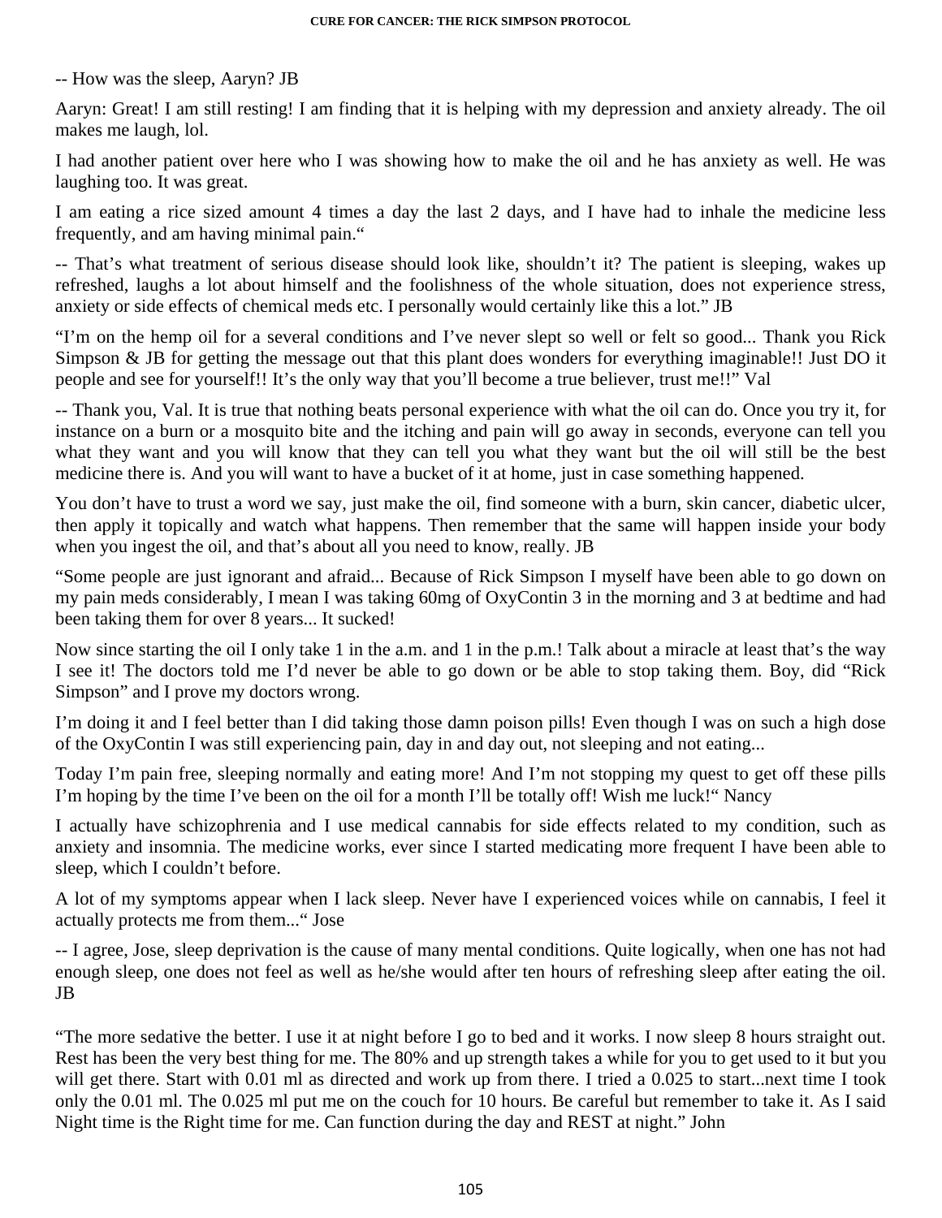-- How was the sleep, Aaryn? JB

Aaryn: Great! I am still resting! I am finding that it is helping with my depression and anxiety already. The oil makes me laugh, lol.

I had another patient over here who I was showing how to make the oil and he has anxiety as well. He was laughing too. It was great.

I am eating a rice sized amount 4 times a day the last 2 days, and I have had to inhale the medicine less frequently, and am having minimal pain."

-- That's what treatment of serious disease should look like, shouldn't it? The patient is sleeping, wakes up refreshed, laughs a lot about himself and the foolishness of the whole situation, does not experience stress, anxiety or side effects of chemical meds etc. I personally would certainly like this a lot." JB

"I'm on the hemp oil for a several conditions and I've never slept so well or felt so good... Thank you Rick Simpson & JB for getting the message out that this plant does wonders for everything imaginable!! Just DO it people and see for yourself!! It's the only way that you'll become a true believer, trust me!!" Val

-- Thank you, Val. It is true that nothing beats personal experience with what the oil can do. Once you try it, for instance on a burn or a mosquito bite and the itching and pain will go away in seconds, everyone can tell you what they want and you will know that they can tell you what they want but the oil will still be the best medicine there is. And you will want to have a bucket of it at home, just in case something happened.

You don't have to trust a word we say, just make the oil, find someone with a burn, skin cancer, diabetic ulcer, then apply it topically and watch what happens. Then remember that the same will happen inside your body when you ingest the oil, and that's about all you need to know, really. JB

"Some people are just ignorant and afraid... Because of Rick Simpson I myself have been able to go down on my pain meds considerably, I mean I was taking 60mg of OxyContin 3 in the morning and 3 at bedtime and had been taking them for over 8 years... It sucked!

Now since starting the oil I only take 1 in the a.m. and 1 in the p.m.! Talk about a miracle at least that's the way I see it! The doctors told me I'd never be able to go down or be able to stop taking them. Boy, did "Rick Simpson" and I prove my doctors wrong.

I'm doing it and I feel better than I did taking those damn poison pills! Even though I was on such a high dose of the OxyContin I was still experiencing pain, day in and day out, not sleeping and not eating...

Today I'm pain free, sleeping normally and eating more! And I'm not stopping my quest to get off these pills I'm hoping by the time I've been on the oil for a month I'll be totally off! Wish me luck!" Nancy

I actually have schizophrenia and I use medical cannabis for side effects related to my condition, such as anxiety and insomnia. The medicine works, ever since I started medicating more frequent I have been able to sleep, which I couldn't before.

A lot of my symptoms appear when I lack sleep. Never have I experienced voices while on cannabis, I feel it actually protects me from them..." Jose

-- I agree, Jose, sleep deprivation is the cause of many mental conditions. Quite logically, when one has not had enough sleep, one does not feel as well as he/she would after ten hours of refreshing sleep after eating the oil. JB

"The more sedative the better. I use it at night before I go to bed and it works. I now sleep 8 hours straight out. Rest has been the very best thing for me. The 80% and up strength takes a while for you to get used to it but you will get there. Start with 0.01 ml as directed and work up from there. I tried a 0.025 to start...next time I took only the 0.01 ml. The 0.025 ml put me on the couch for 10 hours. Be careful but remember to take it. As I said Night time is the Right time for me. Can function during the day and REST at night." John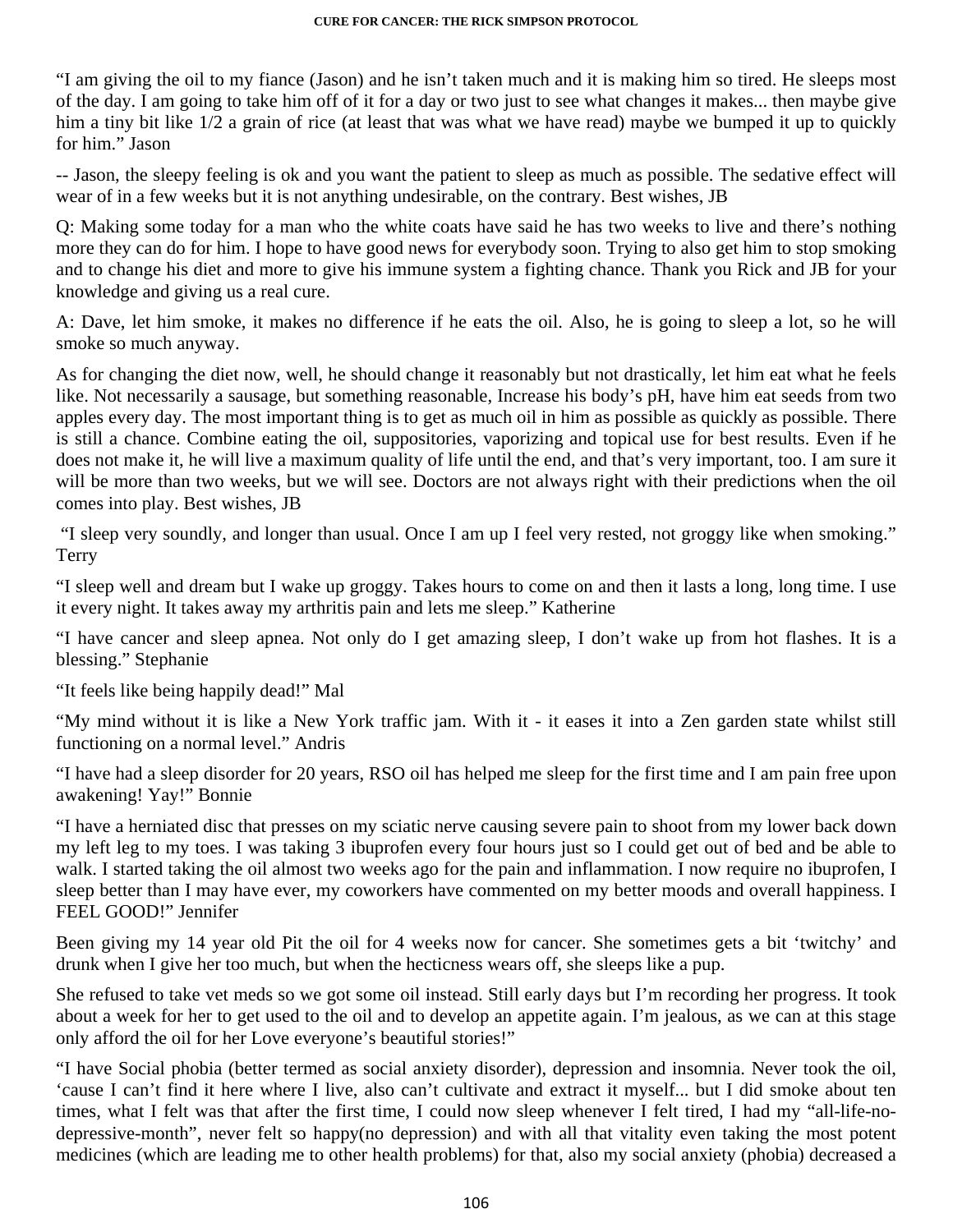"I am giving the oil to my fiance (Jason) and he isn't taken much and it is making him so tired. He sleeps most of the day. I am going to take him off of it for a day or two just to see what changes it makes... then maybe give him a tiny bit like 1/2 a grain of rice (at least that was what we have read) maybe we bumped it up to quickly for him." Jason

-- Jason, the sleepy feeling is ok and you want the patient to sleep as much as possible. The sedative effect will wear of in a few weeks but it is not anything undesirable, on the contrary. Best wishes, JB

Q: Making some today for a man who the white coats have said he has two weeks to live and there's nothing more they can do for him. I hope to have good news for everybody soon. Trying to also get him to stop smoking and to change his diet and more to give his immune system a fighting chance. Thank you Rick and JB for your knowledge and giving us a real cure.

A: Dave, let him smoke, it makes no difference if he eats the oil. Also, he is going to sleep a lot, so he will smoke so much anyway.

As for changing the diet now, well, he should change it reasonably but not drastically, let him eat what he feels like. Not necessarily a sausage, but something reasonable, Increase his body's pH, have him eat seeds from two apples every day. The most important thing is to get as much oil in him as possible as quickly as possible. There is still a chance. Combine eating the oil, suppositories, vaporizing and topical use for best results. Even if he does not make it, he will live a maximum quality of life until the end, and that's very important, too. I am sure it will be more than two weeks, but we will see. Doctors are not always right with their predictions when the oil comes into play. Best wishes, JB

"I sleep very soundly, and longer than usual. Once I am up I feel very rested, not groggy like when smoking." Terry

"I sleep well and dream but I wake up groggy. Takes hours to come on and then it lasts a long, long time. I use it every night. It takes away my arthritis pain and lets me sleep." Katherine

"I have cancer and sleep apnea. Not only do I get amazing sleep, I don't wake up from hot flashes. It is a blessing." Stephanie

"It feels like being happily dead!" Mal

"My mind without it is like a New York traffic jam. With it - it eases it into a Zen garden state whilst still functioning on a normal level." Andris

"I have had a sleep disorder for 20 years, RSO oil has helped me sleep for the first time and I am pain free upon awakening! Yay!" Bonnie

"I have a herniated disc that presses on my sciatic nerve causing severe pain to shoot from my lower back down my left leg to my toes. I was taking 3 ibuprofen every four hours just so I could get out of bed and be able to walk. I started taking the oil almost two weeks ago for the pain and inflammation. I now require no ibuprofen, I sleep better than I may have ever, my coworkers have commented on my better moods and overall happiness. I FEEL GOOD!" Jennifer

Been giving my 14 year old Pit the oil for 4 weeks now for cancer. She sometimes gets a bit 'twitchy' and drunk when I give her too much, but when the hecticness wears off, she sleeps like a pup.

She refused to take vet meds so we got some oil instead. Still early days but I'm recording her progress. It took about a week for her to get used to the oil and to develop an appetite again. I'm jealous, as we can at this stage only afford the oil for her Love everyone's beautiful stories!"

"I have Social phobia (better termed as social anxiety disorder), depression and insomnia. Never took the oil, 'cause I can't find it here where I live, also can't cultivate and extract it myself... but I did smoke about ten times, what I felt was that after the first time, I could now sleep whenever I felt tired, I had my "all-life-no-depressive-month", never felt so happy(no depression) and with all that vitality even taking the most potent medicines (which are leading me to other health problems) for that, also my social anxiety (phobia) decreased a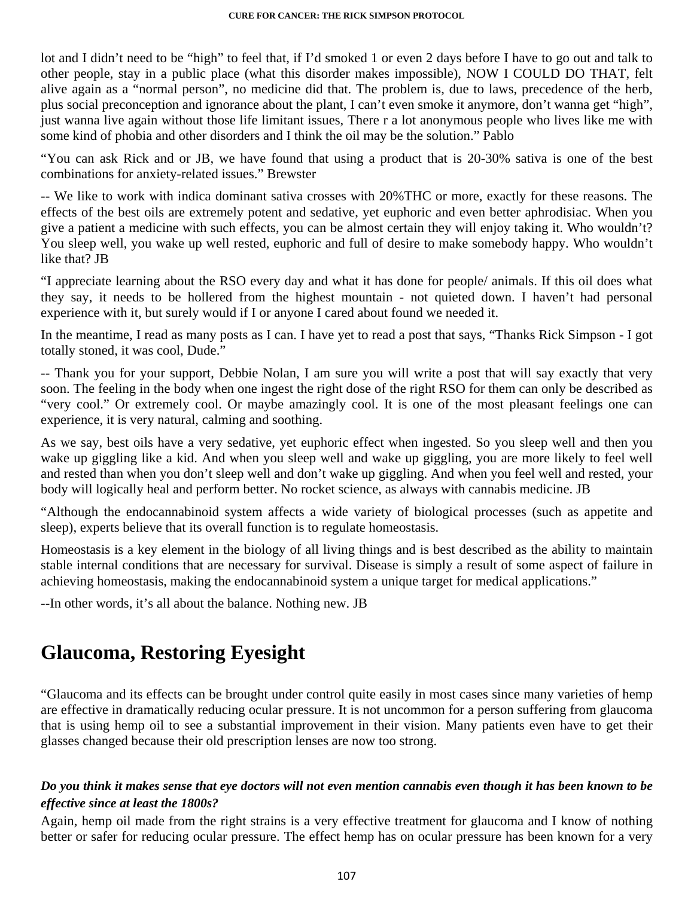lot and I didn't need to be "high" to feel that, if I'd smoked 1 or even 2 days before I have to go out and talk to other people, stay in a public place (what this disorder makes impossible), NOW I COULD DO THAT, felt alive again as a "normal person", no medicine did that. The problem is, due to laws, precedence of the herb, plus social preconception and ignorance about the plant, I can't even smoke it anymore, don't wanna get "high", just wanna live again without those life limitant issues, There r a lot anonymous people who lives like me with some kind of phobia and other disorders and I think the oil may be the solution." Pablo

"You can ask Rick and or JB, we have found that using a product that is 20-30% sativa is one of the best combinations for anxiety-related issues." Brewster

-- We like to work with indica dominant sativa crosses with 20%THC or more, exactly for these reasons. The effects of the best oils are extremely potent and sedative, yet euphoric and even better aphrodisiac. When you give a patient a medicine with such effects, you can be almost certain they will enjoy taking it. Who wouldn't? You sleep well, you wake up well rested, euphoric and full of desire to make somebody happy. Who wouldn't like that? JB

"I appreciate learning about the RSO every day and what it has done for people/ animals. If this oil does what they say, it needs to be hollered from the highest mountain - not quieted down. I haven't had personal experience with it, but surely would if I or anyone I cared about found we needed it.

In the meantime, I read as many posts as I can. I have yet to read a post that says, "Thanks Rick Simpson - I got totally stoned, it was cool, Dude."

-- Thank you for your support, Debbie Nolan, I am sure you will write a post that will say exactly that very soon. The feeling in the body when one ingest the right dose of the right RSO for them can only be described as "very cool." Or extremely cool. Or maybe amazingly cool. It is one of the most pleasant feelings one can experience, it is very natural, calming and soothing.

As we say, best oils have a very sedative, yet euphoric effect when ingested. So you sleep well and then you wake up giggling like a kid. And when you sleep well and wake up giggling, you are more likely to feel well and rested than when you don't sleep well and don't wake up giggling. And when you feel well and rested, your body will logically heal and perform better. No rocket science, as always with cannabis medicine. JB

"Although the endocannabinoid system affects a wide variety of biological processes (such as appetite and sleep), experts believe that its overall function is to regulate homeostasis.

Homeostasis is a key element in the biology of all living things and is best described as the ability to maintain stable internal conditions that are necessary for survival. Disease is simply a result of some aspect of failure in achieving homeostasis, making the endocannabinoid system a unique target for medical applications."

--In other words, it's all about the balance. Nothing new. JB

## Glaucoma, Restoring Eyesight

"Glaucoma and its effects can be brought under control quite easily in most cases since many varieties of hemp are effective in dramatically reducing ocular pressure. It is not uncommon for a person suffering from glaucoma that is using hemp oil to see a substantial improvement in their vision. Many patients even have to get their glasses changed because their old prescription lenses are now too strong.

***Do you think it makes sense that eye doctors will not even mention cannabis even though it has been known to be effective since at least the 1800s?***

Again, hemp oil made from the right strains is a very effective treatment for glaucoma and I know of nothing better or safer for reducing ocular pressure. The effect hemp has on ocular pressure has been known for a very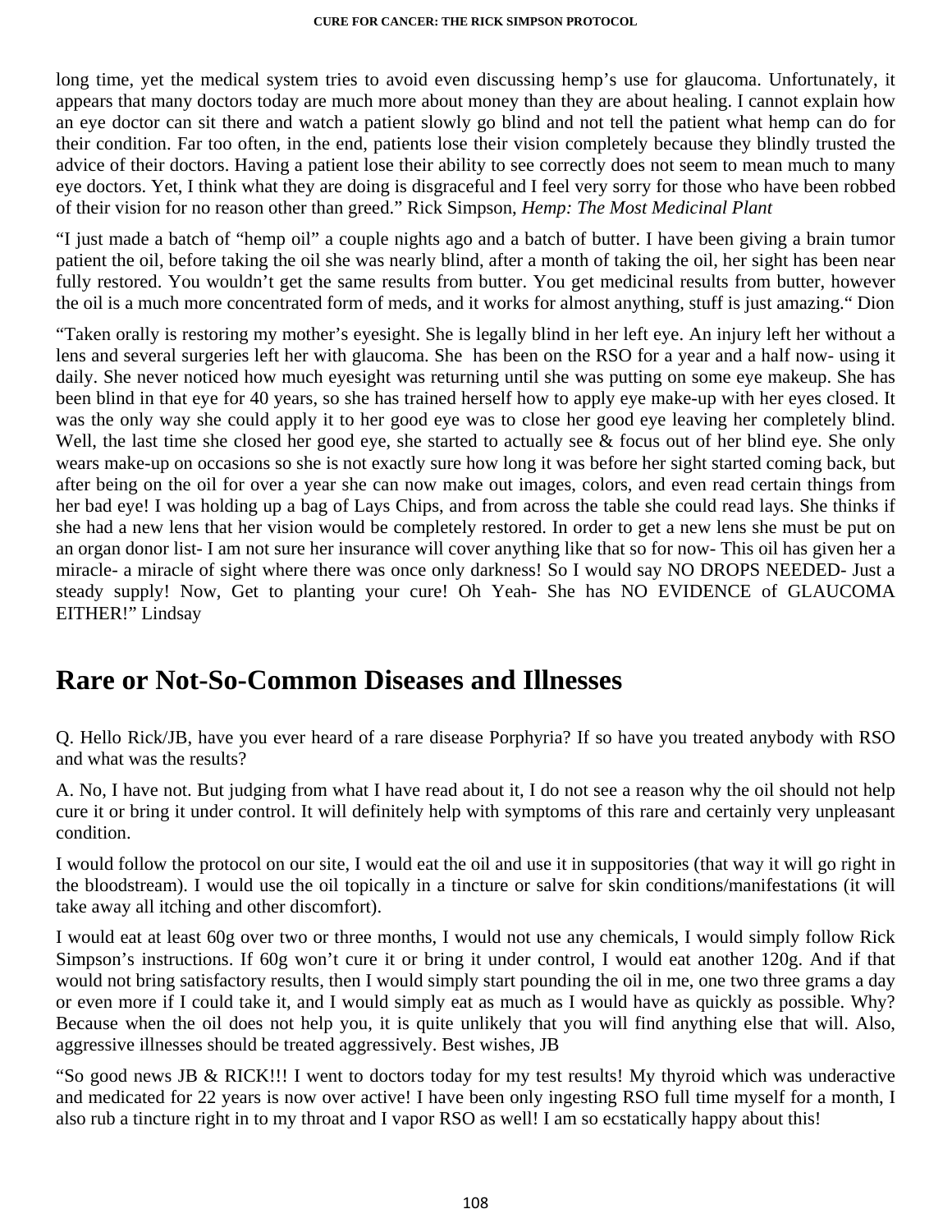long time, yet the medical system tries to avoid even discussing hemp's use for glaucoma. Unfortunately, it appears that many doctors today are much more about money than they are about healing. I cannot explain how an eye doctor can sit there and watch a patient slowly go blind and not tell the patient what hemp can do for their condition. Far too often, in the end, patients lose their vision completely because they blindly trusted the advice of their doctors. Having a patient lose their ability to see correctly does not seem to mean much to many eye doctors. Yet, I think what they are doing is disgraceful and I feel very sorry for those who have been robbed of their vision for no reason other than greed." Rick Simpson, *Hemp: The Most Medicinal Plant*

"I just made a batch of "hemp oil" a couple nights ago and a batch of butter. I have been giving a brain tumor patient the oil, before taking the oil she was nearly blind, after a month of taking the oil, her sight has been near fully restored. You wouldn't get the same results from butter. You get medicinal results from butter, however the oil is a much more concentrated form of meds, and it works for almost anything, stuff is just amazing." Dion

"Taken orally is restoring my mother's eyesight. She is legally blind in her left eye. An injury left her without a lens and several surgeries left her with glaucoma. She has been on the RSO for a year and a half now- using it daily. She never noticed how much eyesight was returning until she was putting on some eye makeup. She has been blind in that eye for 40 years, so she has trained herself how to apply eye make-up with her eyes closed. It was the only way she could apply it to her good eye was to close her good eye leaving her completely blind. Well, the last time she closed her good eye, she started to actually see & focus out of her blind eye. She only wears make-up on occasions so she is not exactly sure how long it was before her sight started coming back, but after being on the oil for over a year she can now make out images, colors, and even read certain things from her bad eye! I was holding up a bag of Lays Chips, and from across the table she could read lays. She thinks if she had a new lens that her vision would be completely restored. In order to get a new lens she must be put on an organ donor list- I am not sure her insurance will cover anything like that so for now- This oil has given her a miracle- a miracle of sight where there was once only darkness! So I would say NO DROPS NEEDED- Just a steady supply! Now, Get to planting your cure! Oh Yeah- She has NO EVIDENCE of GLAUCOMA EITHER!" Lindsay

## Rare or Not-So-Common Diseases and Illnesses

Q. Hello Rick/JB, have you ever heard of a rare disease Porphyria? If so have you treated anybody with RSO and what was the results?

A. No, I have not. But judging from what I have read about it, I do not see a reason why the oil should not help cure it or bring it under control. It will definitely help with symptoms of this rare and certainly very unpleasant condition.

I would follow the protocol on our site, I would eat the oil and use it in suppositories (that way it will go right in the bloodstream). I would use the oil topically in a tincture or salve for skin conditions/manifestations (it will take away all itching and other discomfort).

I would eat at least 60g over two or three months, I would not use any chemicals, I would simply follow Rick Simpson's instructions. If 60g won't cure it or bring it under control, I would eat another 120g. And if that would not bring satisfactory results, then I would simply start pounding the oil in me, one two three grams a day or even more if I could take it, and I would simply eat as much as I would have as quickly as possible. Why? Because when the oil does not help you, it is quite unlikely that you will find anything else that will. Also, aggressive illnesses should be treated aggressively. Best wishes, JB

"So good news JB & RICK!!! I went to doctors today for my test results! My thyroid which was underactive and medicated for 22 years is now over active! I have been only ingesting RSO full time myself for a month, I also rub a tincture right in to my throat and I vapor RSO as well! I am so ecstatically happy about this!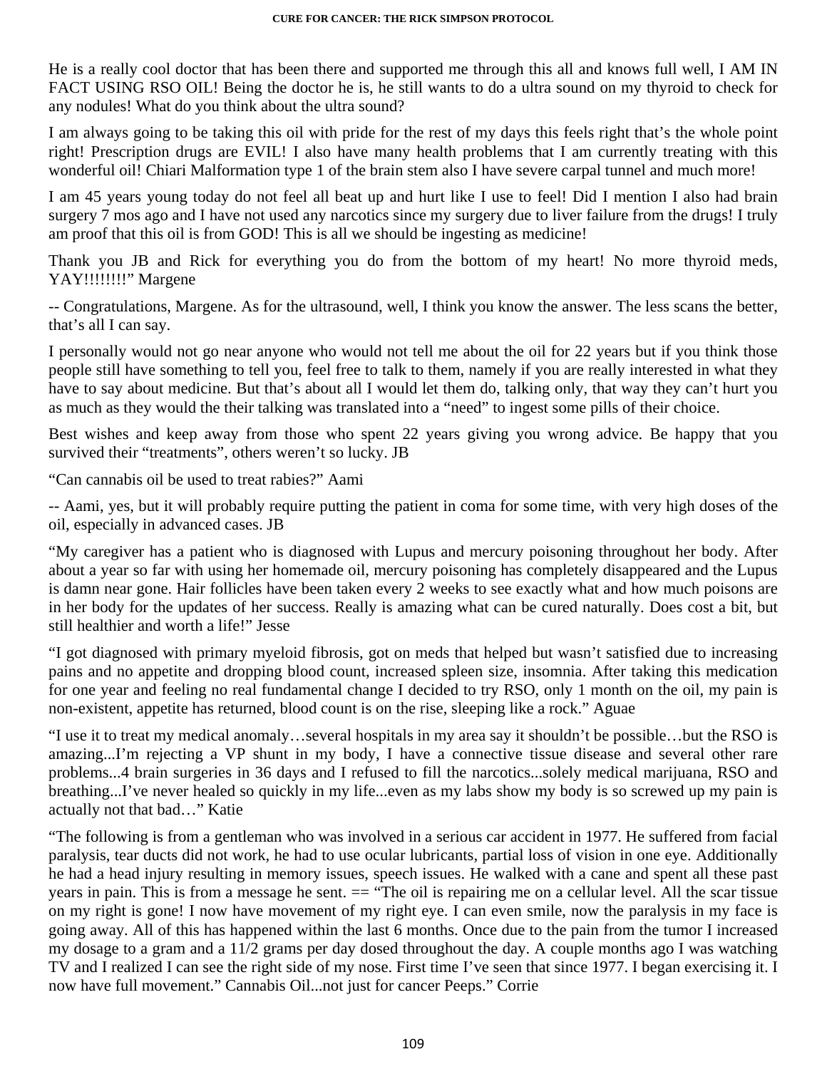He is a really cool doctor that has been there and supported me through this all and knows full well, I AM IN FACT USING RSO OIL! Being the doctor he is, he still wants to do a ultra sound on my thyroid to check for any nodules! What do you think about the ultra sound?

I am always going to be taking this oil with pride for the rest of my days this feels right that's the whole point right! Prescription drugs are EVIL! I also have many health problems that I am currently treating with this wonderful oil! Chiari Malformation type 1 of the brain stem also I have severe carpal tunnel and much more!

I am 45 years young today do not feel all beat up and hurt like I use to feel! Did I mention I also had brain surgery 7 mos ago and I have not used any narcotics since my surgery due to liver failure from the drugs! I truly am proof that this oil is from GOD! This is all we should be ingesting as medicine!

Thank you JB and Rick for everything you do from the bottom of my heart! No more thyroid meds, YAY!!!!!!!!" Margene

-- Congratulations, Margene. As for the ultrasound, well, I think you know the answer. The less scans the better, that's all I can say.

I personally would not go near anyone who would not tell me about the oil for 22 years but if you think those people still have something to tell you, feel free to talk to them, namely if you are really interested in what they have to say about medicine. But that's about all I would let them do, talking only, that way they can't hurt you as much as they would the their talking was translated into a "need" to ingest some pills of their choice.

Best wishes and keep away from those who spent 22 years giving you wrong advice. Be happy that you survived their "treatments", others weren't so lucky. JB

"Can cannabis oil be used to treat rabies?" Aami

-- Aami, yes, but it will probably require putting the patient in coma for some time, with very high doses of the oil, especially in advanced cases. JB

"My caregiver has a patient who is diagnosed with Lupus and mercury poisoning throughout her body. After about a year so far with using her homemade oil, mercury poisoning has completely disappeared and the Lupus is damn near gone. Hair follicles have been taken every 2 weeks to see exactly what and how much poisons are in her body for the updates of her success. Really is amazing what can be cured naturally. Does cost a bit, but still healthier and worth a life!" Jesse

"I got diagnosed with primary myeloid fibrosis, got on meds that helped but wasn't satisfied due to increasing pains and no appetite and dropping blood count, increased spleen size, insomnia. After taking this medication for one year and feeling no real fundamental change I decided to try RSO, only 1 month on the oil, my pain is non-existent, appetite has returned, blood count is on the rise, sleeping like a rock." Aguae

"I use it to treat my medical anomaly…several hospitals in my area say it shouldn't be possible…but the RSO is amazing...I'm rejecting a VP shunt in my body, I have a connective tissue disease and several other rare problems...4 brain surgeries in 36 days and I refused to fill the narcotics...solely medical marijuana, RSO and breathing...I've never healed so quickly in my life...even as my labs show my body is so screwed up my pain is actually not that bad…" Katie

"The following is from a gentleman who was involved in a serious car accident in 1977. He suffered from facial paralysis, tear ducts did not work, he had to use ocular lubricants, partial loss of vision in one eye. Additionally he had a head injury resulting in memory issues, speech issues. He walked with a cane and spent all these past years in pain. This is from a message he sent. == "The oil is repairing me on a cellular level. All the scar tissue on my right is gone! I now have movement of my right eye. I can even smile, now the paralysis in my face is going away. All of this has happened within the last 6 months. Once due to the pain from the tumor I increased my dosage to a gram and a 11/2 grams per day dosed throughout the day. A couple months ago I was watching TV and I realized I can see the right side of my nose. First time I've seen that since 1977. I began exercising it. I now have full movement." Cannabis Oil...not just for cancer Peeps." Corrie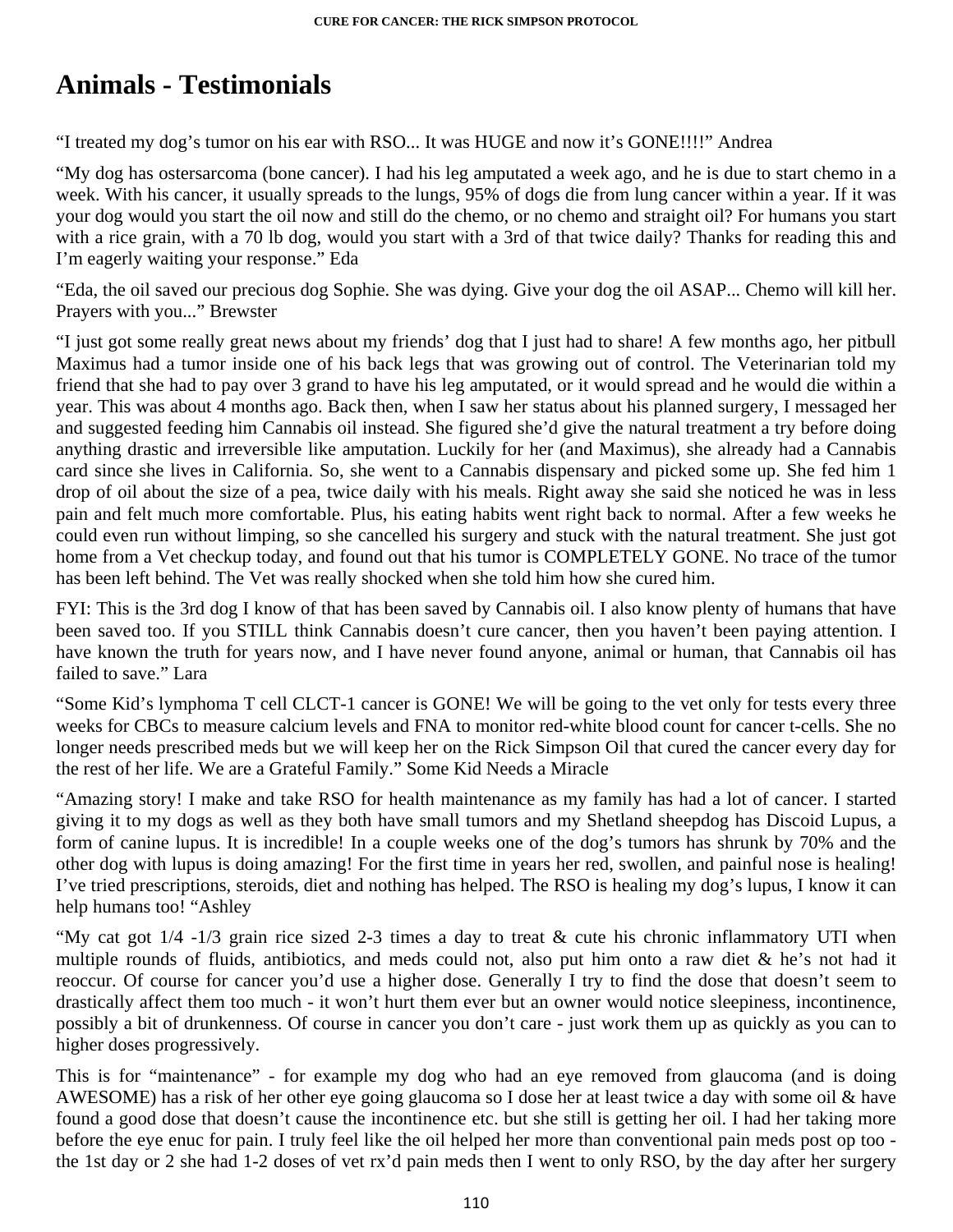# Animals - Testimonials

"I treated my dog's tumor on his ear with RSO... It was HUGE and now it's GONE!!!!" Andrea

"My dog has ostersarcoma (bone cancer). I had his leg amputated a week ago, and he is due to start chemo in a week. With his cancer, it usually spreads to the lungs, 95% of dogs die from lung cancer within a year. If it was your dog would you start the oil now and still do the chemo, or no chemo and straight oil? For humans you start with a rice grain, with a 70 lb dog, would you start with a 3rd of that twice daily? Thanks for reading this and I'm eagerly waiting your response." Eda

"Eda, the oil saved our precious dog Sophie. She was dying. Give your dog the oil ASAP... Chemo will kill her. Prayers with you..." Brewster

"I just got some really great news about my friends' dog that I just had to share! A few months ago, her pitbull Maximus had a tumor inside one of his back legs that was growing out of control. The Veterinarian told my friend that she had to pay over 3 grand to have his leg amputated, or it would spread and he would die within a year. This was about 4 months ago. Back then, when I saw her status about his planned surgery, I messaged her and suggested feeding him Cannabis oil instead. She figured she'd give the natural treatment a try before doing anything drastic and irreversible like amputation. Luckily for her (and Maximus), she already had a Cannabis card since she lives in California. So, she went to a Cannabis dispensary and picked some up. She fed him 1 drop of oil about the size of a pea, twice daily with his meals. Right away she said she noticed he was in less pain and felt much more comfortable. Plus, his eating habits went right back to normal. After a few weeks he could even run without limping, so she cancelled his surgery and stuck with the natural treatment. She just got home from a Vet checkup today, and found out that his tumor is COMPLETELY GONE. No trace of the tumor has been left behind. The Vet was really shocked when she told him how she cured him.

FYI: This is the 3rd dog I know of that has been saved by Cannabis oil. I also know plenty of humans that have been saved too. If you STILL think Cannabis doesn't cure cancer, then you haven't been paying attention. I have known the truth for years now, and I have never found anyone, animal or human, that Cannabis oil has failed to save." Lara

"Some Kid's lymphoma T cell CLCT-1 cancer is GONE! We will be going to the vet only for tests every three weeks for CBCs to measure calcium levels and FNA to monitor red-white blood count for cancer t-cells. She no longer needs prescribed meds but we will keep her on the Rick Simpson Oil that cured the cancer every day for the rest of her life. We are a Grateful Family." Some Kid Needs a Miracle

"Amazing story! I make and take RSO for health maintenance as my family has had a lot of cancer. I started giving it to my dogs as well as they both have small tumors and my Shetland sheepdog has Discoid Lupus, a form of canine lupus. It is incredible! In a couple weeks one of the dog's tumors has shrunk by 70% and the other dog with lupus is doing amazing! For the first time in years her red, swollen, and painful nose is healing! I've tried prescriptions, steroids, diet and nothing has helped. The RSO is healing my dog's lupus, I know it can help humans too! "Ashley

"My cat got 1/4 -1/3 grain rice sized 2-3 times a day to treat & cute his chronic inflammatory UTI when multiple rounds of fluids, antibiotics, and meds could not, also put him onto a raw diet & he's not had it reoccur. Of course for cancer you'd use a higher dose. Generally I try to find the dose that doesn't seem to drastically affect them too much - it won't hurt them ever but an owner would notice sleepiness, incontinence, possibly a bit of drunkenness. Of course in cancer you don't care - just work them up as quickly as you can to higher doses progressively.

This is for "maintenance" - for example my dog who had an eye removed from glaucoma (and is doing AWESOME) has a risk of her other eye going glaucoma so I dose her at least twice a day with some oil & have found a good dose that doesn't cause the incontinence etc. but she still is getting her oil. I had her taking more before the eye enuc for pain. I truly feel like the oil helped her more than conventional pain meds post op too - the 1st day or 2 she had 1-2 doses of vet rx'd pain meds then I went to only RSO, by the day after her surgery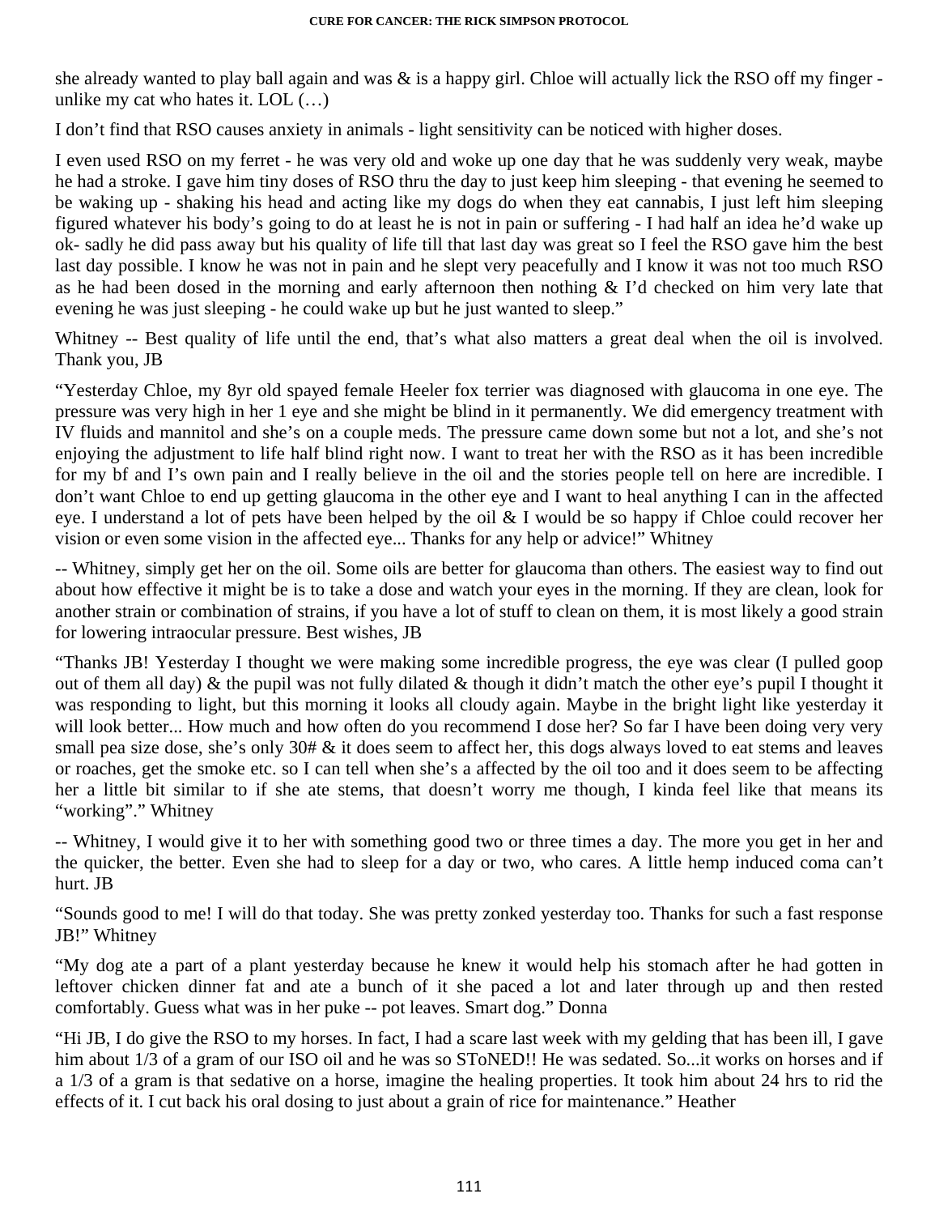she already wanted to play ball again and was & is a happy girl. Chloe will actually lick the RSO off my finger - unlike my cat who hates it. LOL (…)

I don't find that RSO causes anxiety in animals - light sensitivity can be noticed with higher doses.

I even used RSO on my ferret - he was very old and woke up one day that he was suddenly very weak, maybe he had a stroke. I gave him tiny doses of RSO thru the day to just keep him sleeping - that evening he seemed to be waking up - shaking his head and acting like my dogs do when they eat cannabis, I just left him sleeping figured whatever his body's going to do at least he is not in pain or suffering - I had half an idea he'd wake up ok- sadly he did pass away but his quality of life till that last day was great so I feel the RSO gave him the best last day possible. I know he was not in pain and he slept very peacefully and I know it was not too much RSO as he had been dosed in the morning and early afternoon then nothing & I'd checked on him very late that evening he was just sleeping - he could wake up but he just wanted to sleep."

Whitney -- Best quality of life until the end, that's what also matters a great deal when the oil is involved. Thank you, JB

"Yesterday Chloe, my 8yr old spayed female Heeler fox terrier was diagnosed with glaucoma in one eye. The pressure was very high in her 1 eye and she might be blind in it permanently. We did emergency treatment with IV fluids and mannitol and she's on a couple meds. The pressure came down some but not a lot, and she's not enjoying the adjustment to life half blind right now. I want to treat her with the RSO as it has been incredible for my bf and I's own pain and I really believe in the oil and the stories people tell on here are incredible. I don't want Chloe to end up getting glaucoma in the other eye and I want to heal anything I can in the affected eye. I understand a lot of pets have been helped by the oil & I would be so happy if Chloe could recover her vision or even some vision in the affected eye... Thanks for any help or advice!" Whitney

-- Whitney, simply get her on the oil. Some oils are better for glaucoma than others. The easiest way to find out about how effective it might be is to take a dose and watch your eyes in the morning. If they are clean, look for another strain or combination of strains, if you have a lot of stuff to clean on them, it is most likely a good strain for lowering intraocular pressure. Best wishes, JB

"Thanks JB! Yesterday I thought we were making some incredible progress, the eye was clear (I pulled goop out of them all day) & the pupil was not fully dilated & though it didn't match the other eye's pupil I thought it was responding to light, but this morning it looks all cloudy again. Maybe in the bright light like yesterday it will look better... How much and how often do you recommend I dose her? So far I have been doing very very small pea size dose, she's only 30# & it does seem to affect her, this dogs always loved to eat stems and leaves or roaches, get the smoke etc. so I can tell when she's a affected by the oil too and it does seem to be affecting her a little bit similar to if she ate stems, that doesn't worry me though, I kinda feel like that means its "working"." Whitney

-- Whitney, I would give it to her with something good two or three times a day. The more you get in her and the quicker, the better. Even she had to sleep for a day or two, who cares. A little hemp induced coma can't hurt. JB

"Sounds good to me! I will do that today. She was pretty zonked yesterday too. Thanks for such a fast response JB!" Whitney

"My dog ate a part of a plant yesterday because he knew it would help his stomach after he had gotten in leftover chicken dinner fat and ate a bunch of it she paced a lot and later through up and then rested comfortably. Guess what was in her puke -- pot leaves. Smart dog." Donna

"Hi JB, I do give the RSO to my horses. In fact, I had a scare last week with my gelding that has been ill, I gave him about 1/3 of a gram of our ISO oil and he was so SToNED!! He was sedated. So...it works on horses and if a 1/3 of a gram is that sedative on a horse, imagine the healing properties. It took him about 24 hrs to rid the effects of it. I cut back his oral dosing to just about a grain of rice for maintenance." Heather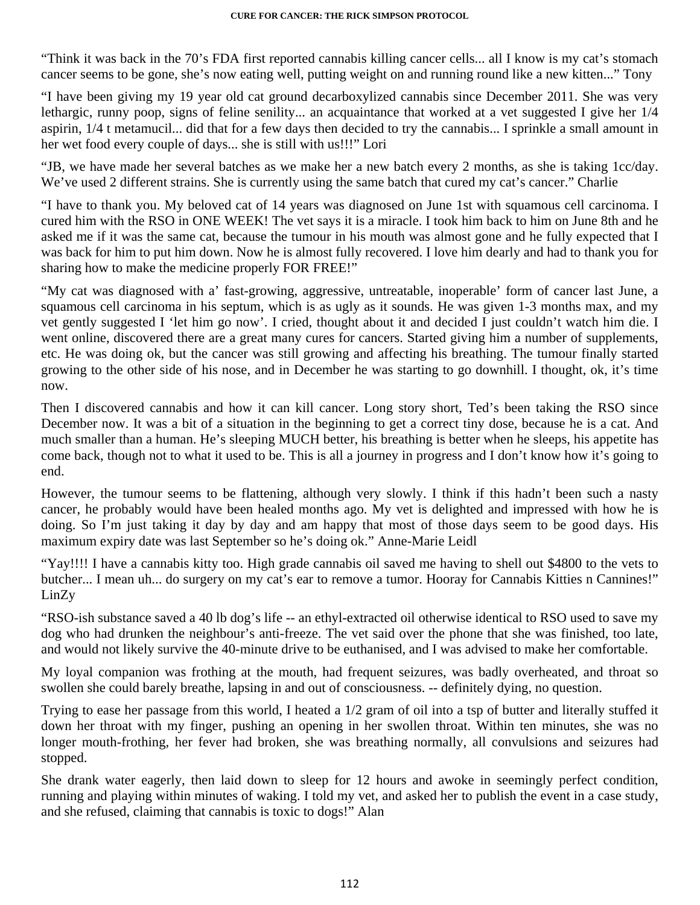"Think it was back in the 70's FDA first reported cannabis killing cancer cells... all I know is my cat's stomach cancer seems to be gone, she's now eating well, putting weight on and running round like a new kitten..." Tony

"I have been giving my 19 year old cat ground decarboxylized cannabis since December 2011. She was very lethargic, runny poop, signs of feline senility... an acquaintance that worked at a vet suggested I give her 1/4 aspirin, 1/4 t metamucil... did that for a few days then decided to try the cannabis... I sprinkle a small amount in her wet food every couple of days... she is still with us!!!" Lori

"JB, we have made her several batches as we make her a new batch every 2 months, as she is taking 1cc/day. We've used 2 different strains. She is currently using the same batch that cured my cat's cancer." Charlie

"I have to thank you. My beloved cat of 14 years was diagnosed on June 1st with squamous cell carcinoma. I cured him with the RSO in ONE WEEK! The vet says it is a miracle. I took him back to him on June 8th and he asked me if it was the same cat, because the tumour in his mouth was almost gone and he fully expected that I was back for him to put him down. Now he is almost fully recovered. I love him dearly and had to thank you for sharing how to make the medicine properly FOR FREE!"

"My cat was diagnosed with a' fast-growing, aggressive, untreatable, inoperable' form of cancer last June, a squamous cell carcinoma in his septum, which is as ugly as it sounds. He was given 1-3 months max, and my vet gently suggested I 'let him go now'. I cried, thought about it and decided I just couldn't watch him die. I went online, discovered there are a great many cures for cancers. Started giving him a number of supplements, etc. He was doing ok, but the cancer was still growing and affecting his breathing. The tumour finally started growing to the other side of his nose, and in December he was starting to go downhill. I thought, ok, it's time now.

Then I discovered cannabis and how it can kill cancer. Long story short, Ted's been taking the RSO since December now. It was a bit of a situation in the beginning to get a correct tiny dose, because he is a cat. And much smaller than a human. He's sleeping MUCH better, his breathing is better when he sleeps, his appetite has come back, though not to what it used to be. This is all a journey in progress and I don't know how it's going to end.

However, the tumour seems to be flattening, although very slowly. I think if this hadn't been such a nasty cancer, he probably would have been healed months ago. My vet is delighted and impressed with how he is doing. So I'm just taking it day by day and am happy that most of those days seem to be good days. His maximum expiry date was last September so he's doing ok." Anne-Marie Leidl

"Yay!!!! I have a cannabis kitty too. High grade cannabis oil saved me having to shell out $4800 to the vets to butcher... I mean uh... do surgery on my cat's ear to remove a tumor. Hooray for Cannabis Kitties n Cannines!" LinZy

"RSO-ish substance saved a 40 lb dog's life -- an ethyl-extracted oil otherwise identical to RSO used to save my dog who had drunken the neighbour's anti-freeze. The vet said over the phone that she was finished, too late, and would not likely survive the 40-minute drive to be euthanised, and I was advised to make her comfortable.

My loyal companion was frothing at the mouth, had frequent seizures, was badly overheated, and throat so swollen she could barely breathe, lapsing in and out of consciousness. -- definitely dying, no question.

Trying to ease her passage from this world, I heated a 1/2 gram of oil into a tsp of butter and literally stuffed it down her throat with my finger, pushing an opening in her swollen throat. Within ten minutes, she was no longer mouth-frothing, her fever had broken, she was breathing normally, all convulsions and seizures had stopped.

She drank water eagerly, then laid down to sleep for 12 hours and awoke in seemingly perfect condition, running and playing within minutes of waking. I told my vet, and asked her to publish the event in a case study, and she refused, claiming that cannabis is toxic to dogs!" Alan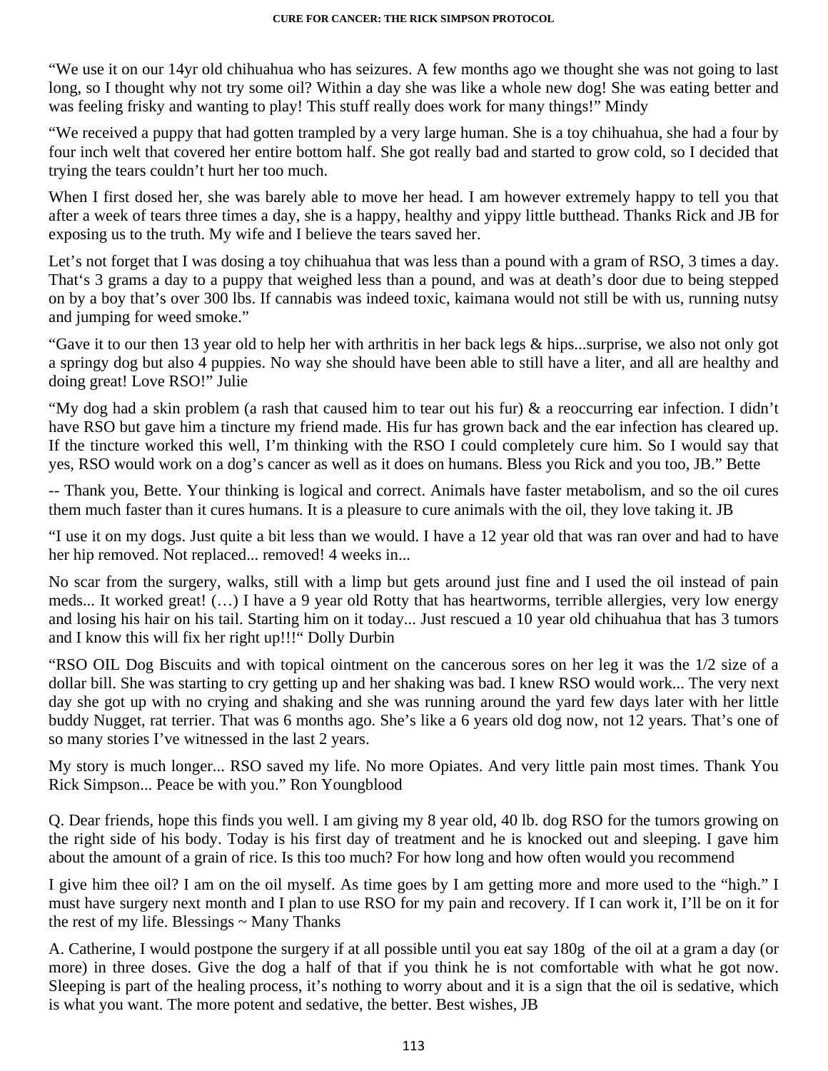"We use it on our 14yr old chihuahua who has seizures. A few months ago we thought she was not going to last long, so I thought why not try some oil? Within a day she was like a whole new dog! She was eating better and was feeling frisky and wanting to play! This stuff really does work for many things!" Mindy

"We received a puppy that had gotten trampled by a very large human. She is a toy chihuahua, she had a four by four inch welt that covered her entire bottom half. She got really bad and started to grow cold, so I decided that trying the tears couldn't hurt her too much.

When I first dosed her, she was barely able to move her head. I am however extremely happy to tell you that after a week of tears three times a day, she is a happy, healthy and yippy little butthead. Thanks Rick and JB for exposing us to the truth. My wife and I believe the tears saved her.

Let's not forget that I was dosing a toy chihuahua that was less than a pound with a gram of RSO, 3 times a day. That's 3 grams a day to a puppy that weighed less than a pound, and was at death's door due to being stepped on by a boy that's over 300 lbs. If cannabis was indeed toxic, kaimana would not still be with us, running nutsy and jumping for weed smoke."

"Gave it to our then 13 year old to help her with arthritis in her back legs & hips...surprise, we also not only got a springy dog but also 4 puppies. No way she should have been able to still have a liter, and all are healthy and doing great! Love RSO!" Julie

"My dog had a skin problem (a rash that caused him to tear out his fur) & a reoccurring ear infection. I didn't have RSO but gave him a tincture my friend made. His fur has grown back and the ear infection has cleared up. If the tincture worked this well, I'm thinking with the RSO I could completely cure him. So I would say that yes, RSO would work on a dog's cancer as well as it does on humans. Bless you Rick and you too, JB." Bette

-- Thank you, Bette. Your thinking is logical and correct. Animals have faster metabolism, and so the oil cures them much faster than it cures humans. It is a pleasure to cure animals with the oil, they love taking it. JB

"I use it on my dogs. Just quite a bit less than we would. I have a 12 year old that was ran over and had to have her hip removed. Not replaced... removed! 4 weeks in...

No scar from the surgery, walks, still with a limp but gets around just fine and I used the oil instead of pain meds... It worked great! (…) I have a 9 year old Rotty that has heartworms, terrible allergies, very low energy and losing his hair on his tail. Starting him on it today... Just rescued a 10 year old chihuahua that has 3 tumors and I know this will fix her right up!!!" Dolly Durbin

"RSO OIL Dog Biscuits and with topical ointment on the cancerous sores on her leg it was the 1/2 size of a dollar bill. She was starting to cry getting up and her shaking was bad. I knew RSO would work... The very next day she got up with no crying and shaking and she was running around the yard few days later with her little buddy Nugget, rat terrier. That was 6 months ago. She's like a 6 years old dog now, not 12 years. That's one of so many stories I've witnessed in the last 2 years.

My story is much longer... RSO saved my life. No more Opiates. And very little pain most times. Thank You Rick Simpson... Peace be with you." Ron Youngblood

Q. Dear friends, hope this finds you well. I am giving my 8 year old, 40 lb. dog RSO for the tumors growing on the right side of his body. Today is his first day of treatment and he is knocked out and sleeping. I gave him about the amount of a grain of rice. Is this too much? For how long and how often would you recommend

I give him thee oil? I am on the oil myself. As time goes by I am getting more and more used to the "high." I must have surgery next month and I plan to use RSO for my pain and recovery. If I can work it, I'll be on it for the rest of my life. Blessings ~ Many Thanks

A. Catherine, I would postpone the surgery if at all possible until you eat say 180g of the oil at a gram a day (or more) in three doses. Give the dog a half of that if you think he is not comfortable with what he got now. Sleeping is part of the healing process, it's nothing to worry about and it is a sign that the oil is sedative, which is what you want. The more potent and sedative, the better. Best wishes, JB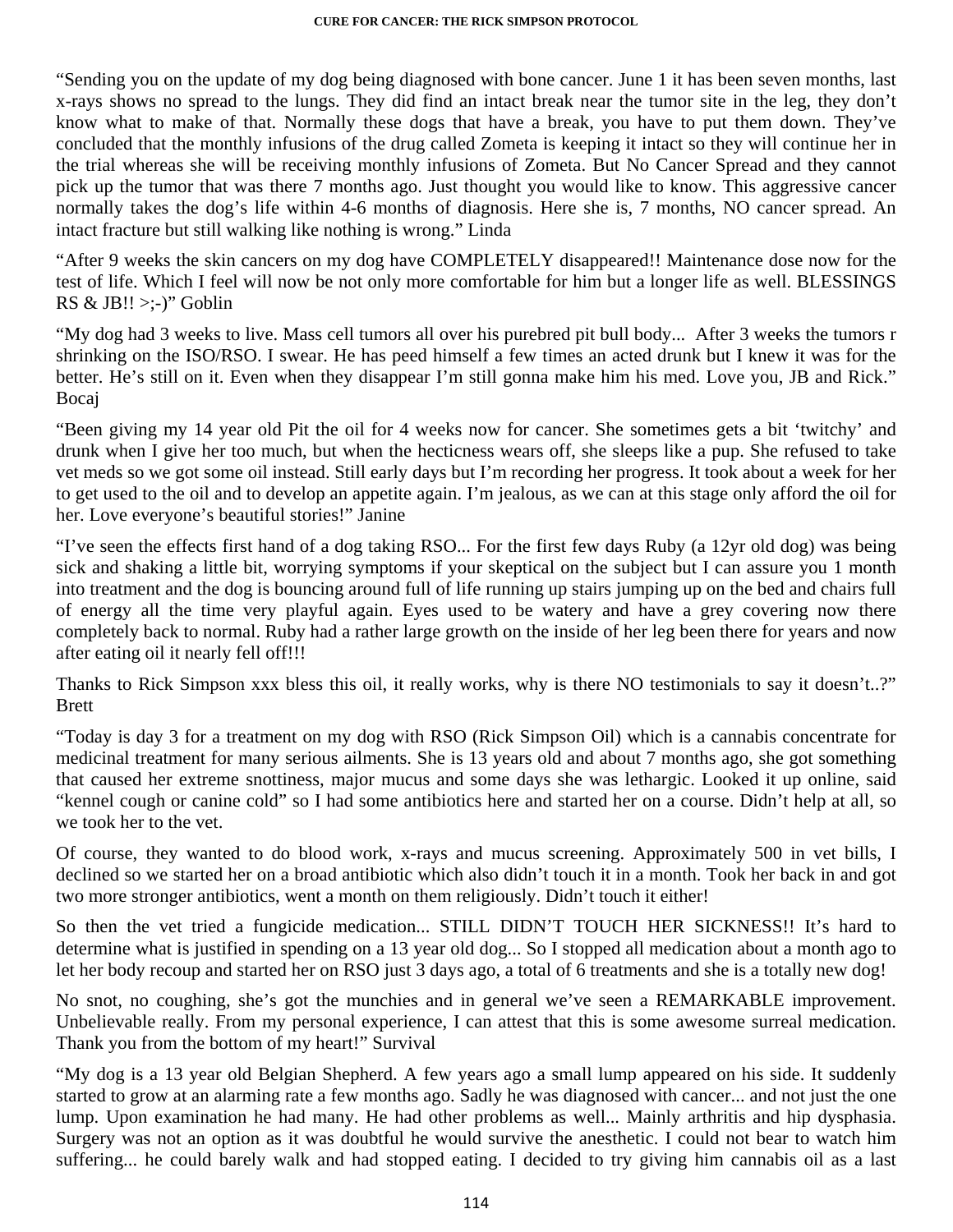"Sending you on the update of my dog being diagnosed with bone cancer. June 1 it has been seven months, last x-rays shows no spread to the lungs. They did find an intact break near the tumor site in the leg, they don't know what to make of that. Normally these dogs that have a break, you have to put them down. They've concluded that the monthly infusions of the drug called Zometa is keeping it intact so they will continue her in the trial whereas she will be receiving monthly infusions of Zometa. But No Cancer Spread and they cannot pick up the tumor that was there 7 months ago. Just thought you would like to know. This aggressive cancer normally takes the dog's life within 4-6 months of diagnosis. Here she is, 7 months, NO cancer spread. An intact fracture but still walking like nothing is wrong." Linda

"After 9 weeks the skin cancers on my dog have COMPLETELY disappeared!! Maintenance dose now for the test of life. Which I feel will now be not only more comfortable for him but a longer life as well. BLESSINGS RS & JB!! >;-)" Goblin

"My dog had 3 weeks to live. Mass cell tumors all over his purebred pit bull body... After 3 weeks the tumors r shrinking on the ISO/RSO. I swear. He has peed himself a few times an acted drunk but I knew it was for the better. He's still on it. Even when they disappear I'm still gonna make him his med. Love you, JB and Rick." Bocaj

"Been giving my 14 year old Pit the oil for 4 weeks now for cancer. She sometimes gets a bit 'twitchy' and drunk when I give her too much, but when the hecticness wears off, she sleeps like a pup. She refused to take vet meds so we got some oil instead. Still early days but I'm recording her progress. It took about a week for her to get used to the oil and to develop an appetite again. I'm jealous, as we can at this stage only afford the oil for her. Love everyone's beautiful stories!" Janine

"I've seen the effects first hand of a dog taking RSO... For the first few days Ruby (a 12yr old dog) was being sick and shaking a little bit, worrying symptoms if your skeptical on the subject but I can assure you 1 month into treatment and the dog is bouncing around full of life running up stairs jumping up on the bed and chairs full of energy all the time very playful again. Eyes used to be watery and have a grey covering now there completely back to normal. Ruby had a rather large growth on the inside of her leg been there for years and now after eating oil it nearly fell off!!!

Thanks to Rick Simpson xxx bless this oil, it really works, why is there NO testimonials to say it doesn't..?" Brett

"Today is day 3 for a treatment on my dog with RSO (Rick Simpson Oil) which is a cannabis concentrate for medicinal treatment for many serious ailments. She is 13 years old and about 7 months ago, she got something that caused her extreme snottiness, major mucus and some days she was lethargic. Looked it up online, said "kennel cough or canine cold" so I had some antibiotics here and started her on a course. Didn't help at all, so we took her to the vet.

Of course, they wanted to do blood work, x-rays and mucus screening. Approximately 500 in vet bills, I declined so we started her on a broad antibiotic which also didn't touch it in a month. Took her back in and got two more stronger antibiotics, went a month on them religiously. Didn't touch it either!

So then the vet tried a fungicide medication... STILL DIDN'T TOUCH HER SICKNESS!! It's hard to determine what is justified in spending on a 13 year old dog... So I stopped all medication about a month ago to let her body recoup and started her on RSO just 3 days ago, a total of 6 treatments and she is a totally new dog!

No snot, no coughing, she's got the munchies and in general we've seen a REMARKABLE improvement. Unbelievable really. From my personal experience, I can attest that this is some awesome surreal medication. Thank you from the bottom of my heart!" Survival

"My dog is a 13 year old Belgian Shepherd. A few years ago a small lump appeared on his side. It suddenly started to grow at an alarming rate a few months ago. Sadly he was diagnosed with cancer... and not just the one lump. Upon examination he had many. He had other problems as well... Mainly arthritis and hip dysphasia. Surgery was not an option as it was doubtful he would survive the anesthetic. I could not bear to watch him suffering... he could barely walk and had stopped eating. I decided to try giving him cannabis oil as a last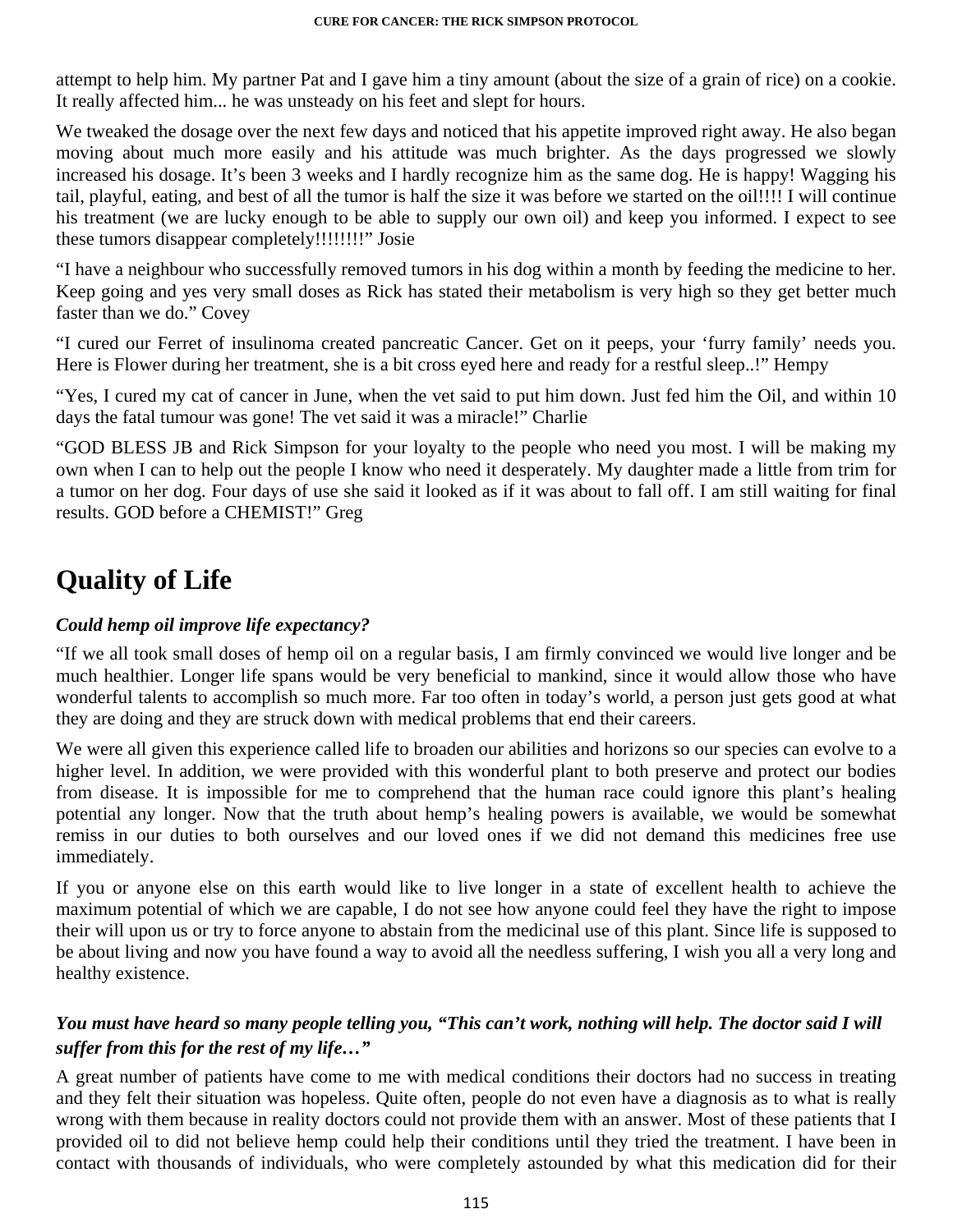attempt to help him. My partner Pat and I gave him a tiny amount (about the size of a grain of rice) on a cookie. It really affected him... he was unsteady on his feet and slept for hours.

We tweaked the dosage over the next few days and noticed that his appetite improved right away. He also began moving about much more easily and his attitude was much brighter. As the days progressed we slowly increased his dosage. It's been 3 weeks and I hardly recognize him as the same dog. He is happy! Wagging his tail, playful, eating, and best of all the tumor is half the size it was before we started on the oil!!!! I will continue his treatment (we are lucky enough to be able to supply our own oil) and keep you informed. I expect to see these tumors disappear completely!!!!!!!!" Josie

"I have a neighbour who successfully removed tumors in his dog within a month by feeding the medicine to her. Keep going and yes very small doses as Rick has stated their metabolism is very high so they get better much faster than we do." Covey

"I cured our Ferret of insulinoma created pancreatic Cancer. Get on it peeps, your 'furry family' needs you. Here is Flower during her treatment, she is a bit cross eyed here and ready for a restful sleep..!" Hempy

"Yes, I cured my cat of cancer in June, when the vet said to put him down. Just fed him the Oil, and within 10 days the fatal tumour was gone! The vet said it was a miracle!" Charlie

"GOD BLESS JB and Rick Simpson for your loyalty to the people who need you most. I will be making my own when I can to help out the people I know who need it desperately. My daughter made a little from trim for a tumor on her dog. Four days of use she said it looked as if it was about to fall off. I am still waiting for final results. GOD before a CHEMIST!" Greg

# Quality of Life

### *Could hemp oil improve life expectancy?*

"If we all took small doses of hemp oil on a regular basis, I am firmly convinced we would live longer and be much healthier. Longer life spans would be very beneficial to mankind, since it would allow those who have wonderful talents to accomplish so much more. Far too often in today's world, a person just gets good at what they are doing and they are struck down with medical problems that end their careers.

We were all given this experience called life to broaden our abilities and horizons so our species can evolve to a higher level. In addition, we were provided with this wonderful plant to both preserve and protect our bodies from disease. It is impossible for me to comprehend that the human race could ignore this plant's healing potential any longer. Now that the truth about hemp's healing powers is available, we would be somewhat remiss in our duties to both ourselves and our loved ones if we did not demand this medicines free use immediately.

If you or anyone else on this earth would like to live longer in a state of excellent health to achieve the maximum potential of which we are capable, I do not see how anyone could feel they have the right to impose their will upon us or try to force anyone to abstain from the medicinal use of this plant. Since life is supposed to be about living and now you have found a way to avoid all the needless suffering, I wish you all a very long and healthy existence.

### *You must have heard so many people telling you, "This can't work, nothing will help. The doctor said I will suffer from this for the rest of my life…"*

A great number of patients have come to me with medical conditions their doctors had no success in treating and they felt their situation was hopeless. Quite often, people do not even have a diagnosis as to what is really wrong with them because in reality doctors could not provide them with an answer. Most of these patients that I provided oil to did not believe hemp could help their conditions until they tried the treatment. I have been in contact with thousands of individuals, who were completely astounded by what this medication did for their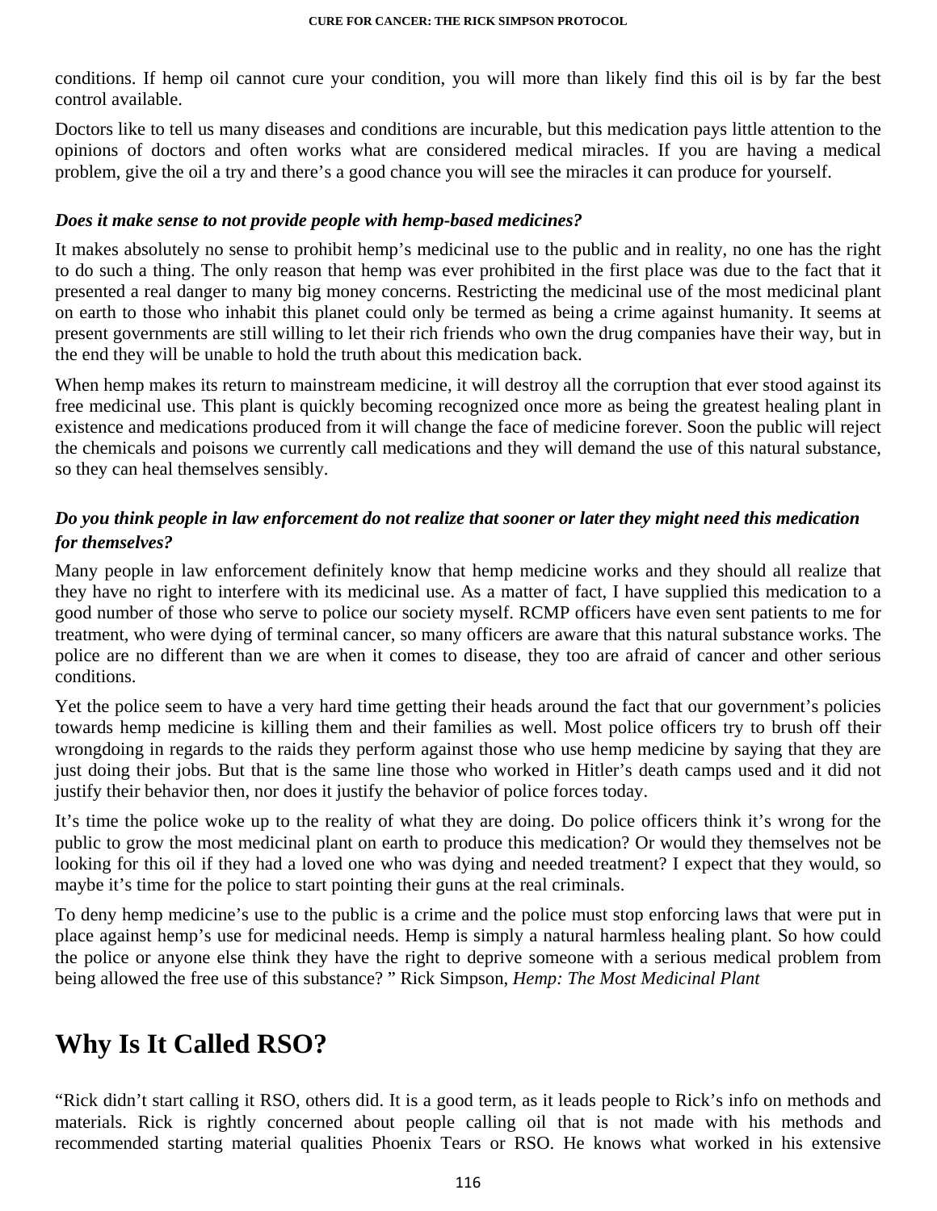conditions. If hemp oil cannot cure your condition, you will more than likely find this oil is by far the best control available.

Doctors like to tell us many diseases and conditions are incurable, but this medication pays little attention to the opinions of doctors and often works what are considered medical miracles. If you are having a medical problem, give the oil a try and there's a good chance you will see the miracles it can produce for yourself.

***Does it make sense to not provide people with hemp-based medicines?***

It makes absolutely no sense to prohibit hemp's medicinal use to the public and in reality, no one has the right to do such a thing. The only reason that hemp was ever prohibited in the first place was due to the fact that it presented a real danger to many big money concerns. Restricting the medicinal use of the most medicinal plant on earth to those who inhabit this planet could only be termed as being a crime against humanity. It seems at present governments are still willing to let their rich friends who own the drug companies have their way, but in the end they will be unable to hold the truth about this medication back.

When hemp makes its return to mainstream medicine, it will destroy all the corruption that ever stood against its free medicinal use. This plant is quickly becoming recognized once more as being the greatest healing plant in existence and medications produced from it will change the face of medicine forever. Soon the public will reject the chemicals and poisons we currently call medications and they will demand the use of this natural substance, so they can heal themselves sensibly.

***Do you think people in law enforcement do not realize that sooner or later they might need this medication for themselves?***

Many people in law enforcement definitely know that hemp medicine works and they should all realize that they have no right to interfere with its medicinal use. As a matter of fact, I have supplied this medication to a good number of those who serve to police our society myself. RCMP officers have even sent patients to me for treatment, who were dying of terminal cancer, so many officers are aware that this natural substance works. The police are no different than we are when it comes to disease, they too are afraid of cancer and other serious conditions.

Yet the police seem to have a very hard time getting their heads around the fact that our government's policies towards hemp medicine is killing them and their families as well. Most police officers try to brush off their wrongdoing in regards to the raids they perform against those who use hemp medicine by saying that they are just doing their jobs. But that is the same line those who worked in Hitler's death camps used and it did not justify their behavior then, nor does it justify the behavior of police forces today.

It's time the police woke up to the reality of what they are doing. Do police officers think it's wrong for the public to grow the most medicinal plant on earth to produce this medication? Or would they themselves not be looking for this oil if they had a loved one who was dying and needed treatment? I expect that they would, so maybe it's time for the police to start pointing their guns at the real criminals.

To deny hemp medicine's use to the public is a crime and the police must stop enforcing laws that were put in place against hemp's use for medicinal needs. Hemp is simply a natural harmless healing plant. So how could the police or anyone else think they have the right to deprive someone with a serious medical problem from being allowed the free use of this substance? " Rick Simpson, *Hemp: The Most Medicinal Plant*

# Why Is It Called RSO?

"Rick didn't start calling it RSO, others did. It is a good term, as it leads people to Rick's info on methods and materials. Rick is rightly concerned about people calling oil that is not made with his methods and recommended starting material qualities Phoenix Tears or RSO. He knows what worked in his extensive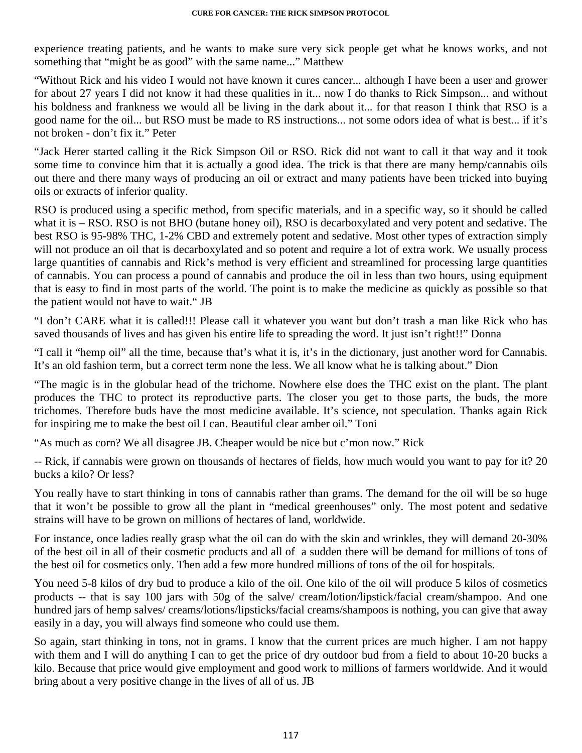experience treating patients, and he wants to make sure very sick people get what he knows works, and not something that "might be as good" with the same name..." Matthew

"Without Rick and his video I would not have known it cures cancer... although I have been a user and grower for about 27 years I did not know it had these qualities in it... now I do thanks to Rick Simpson... and without his boldness and frankness we would all be living in the dark about it... for that reason I think that RSO is a good name for the oil... but RSO must be made to RS instructions... not some odors idea of what is best... if it's not broken - don't fix it." Peter

"Jack Herer started calling it the Rick Simpson Oil or RSO. Rick did not want to call it that way and it took some time to convince him that it is actually a good idea. The trick is that there are many hemp/cannabis oils out there and there many ways of producing an oil or extract and many patients have been tricked into buying oils or extracts of inferior quality.

RSO is produced using a specific method, from specific materials, and in a specific way, so it should be called what it is – RSO. RSO is not BHO (butane honey oil), RSO is decarboxylated and very potent and sedative. The best RSO is 95-98% THC, 1-2% CBD and extremely potent and sedative. Most other types of extraction simply will not produce an oil that is decarboxylated and so potent and require a lot of extra work. We usually process large quantities of cannabis and Rick's method is very efficient and streamlined for processing large quantities of cannabis. You can process a pound of cannabis and produce the oil in less than two hours, using equipment that is easy to find in most parts of the world. The point is to make the medicine as quickly as possible so that the patient would not have to wait." JB

"I don't CARE what it is called!!! Please call it whatever you want but don't trash a man like Rick who has saved thousands of lives and has given his entire life to spreading the word. It just isn't right!!" Donna

"I call it "hemp oil" all the time, because that's what it is, it's in the dictionary, just another word for Cannabis. It's an old fashion term, but a correct term none the less. We all know what he is talking about." Dion

"The magic is in the globular head of the trichome. Nowhere else does the THC exist on the plant. The plant produces the THC to protect its reproductive parts. The closer you get to those parts, the buds, the more trichomes. Therefore buds have the most medicine available. It's science, not speculation. Thanks again Rick for inspiring me to make the best oil I can. Beautiful clear amber oil." Toni

"As much as corn? We all disagree JB. Cheaper would be nice but c'mon now." Rick

-- Rick, if cannabis were grown on thousands of hectares of fields, how much would you want to pay for it? 20 bucks a kilo? Or less?

You really have to start thinking in tons of cannabis rather than grams. The demand for the oil will be so huge that it won't be possible to grow all the plant in "medical greenhouses" only. The most potent and sedative strains will have to be grown on millions of hectares of land, worldwide.

For instance, once ladies really grasp what the oil can do with the skin and wrinkles, they will demand 20-30% of the best oil in all of their cosmetic products and all of a sudden there will be demand for millions of tons of the best oil for cosmetics only. Then add a few more hundred millions of tons of the oil for hospitals.

You need 5-8 kilos of dry bud to produce a kilo of the oil. One kilo of the oil will produce 5 kilos of cosmetics products -- that is say 100 jars with 50g of the salve/ cream/lotion/lipstick/facial cream/shampoo. And one hundred jars of hemp salves/ creams/lotions/lipsticks/facial creams/shampoos is nothing, you can give that away easily in a day, you will always find someone who could use them.

So again, start thinking in tons, not in grams. I know that the current prices are much higher. I am not happy with them and I will do anything I can to get the price of dry outdoor bud from a field to about 10-20 bucks a kilo. Because that price would give employment and good work to millions of farmers worldwide. And it would bring about a very positive change in the lives of all of us. JB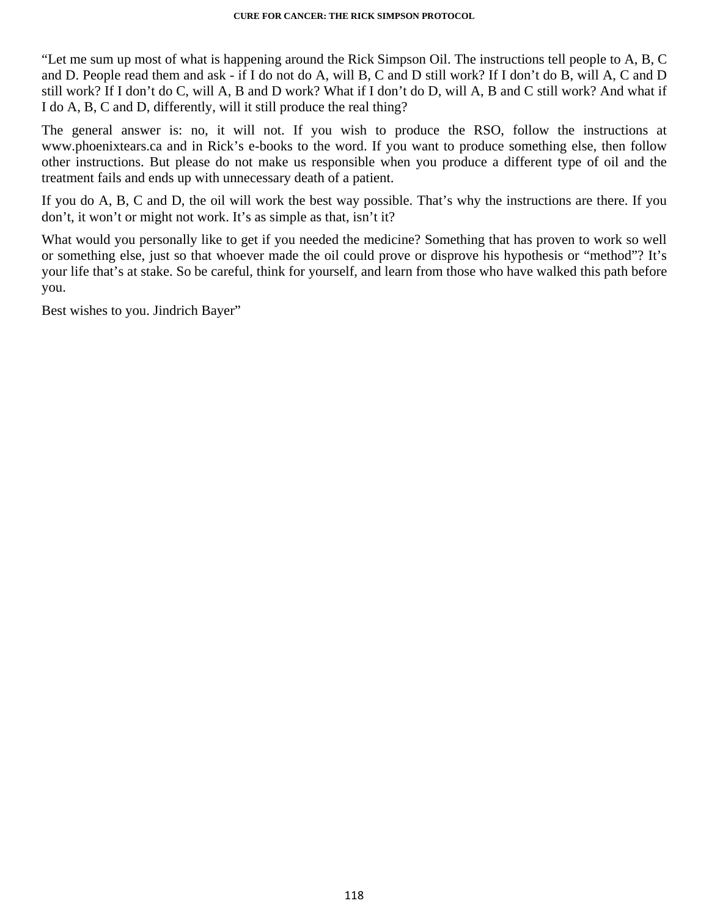"Let me sum up most of what is happening around the Rick Simpson Oil. The instructions tell people to A, B, C and D. People read them and ask - if I do not do A, will B, C and D still work? If I don't do B, will A, C and D still work? If I don't do C, will A, B and D work? What if I don't do D, will A, B and C still work? And what if I do A, B, C and D, differently, will it still produce the real thing?

The general answer is: no, it will not. If you wish to produce the RSO, follow the instructions at www.phoenixtears.ca and in Rick's e-books to the word. If you want to produce something else, then follow other instructions. But please do not make us responsible when you produce a different type of oil and the treatment fails and ends up with unnecessary death of a patient.

If you do A, B, C and D, the oil will work the best way possible. That's why the instructions are there. If you don't, it won't or might not work. It's as simple as that, isn't it?

What would you personally like to get if you needed the medicine? Something that has proven to work so well or something else, just so that whoever made the oil could prove or disprove his hypothesis or "method"? It's your life that's at stake. So be careful, think for yourself, and learn from those who have walked this path before you.

Best wishes to you. Jindrich Bayer"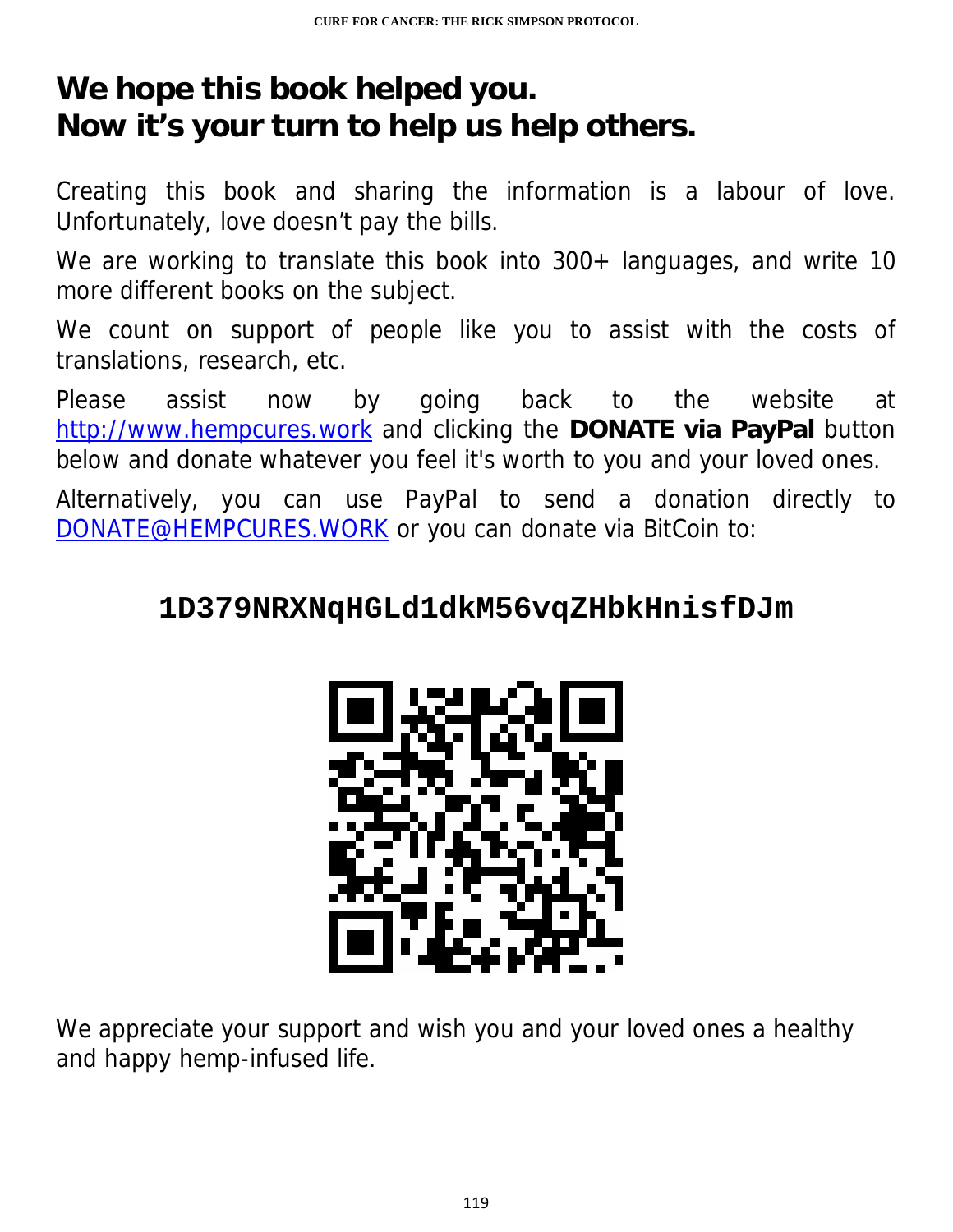# We hope this book helped you.
# Now it's your turn to help us help others.

Creating this book and sharing the information is a labour of love. Unfortunately, love doesn't pay the bills.

We are working to translate this book into 300+ languages, and write 10 more different books on the subject.

We count on support of people like you to assist with the costs of translations, research, etc.

Please assist now by going back to the website at http://www.hempcures.work and clicking the **DONATE via PayPal** button below and donate whatever you feel it's worth to you and your loved ones.

Alternatively, you can use PayPal to send a donation directly to DONATE@HEMPCURES.WORK or you can donate via BitCoin to:

**1D379NRXNqHGLd1dkM56vqZHbkHnisfDJm**

We appreciate your support and wish you and your loved ones a healthy and happy hemp-infused life.